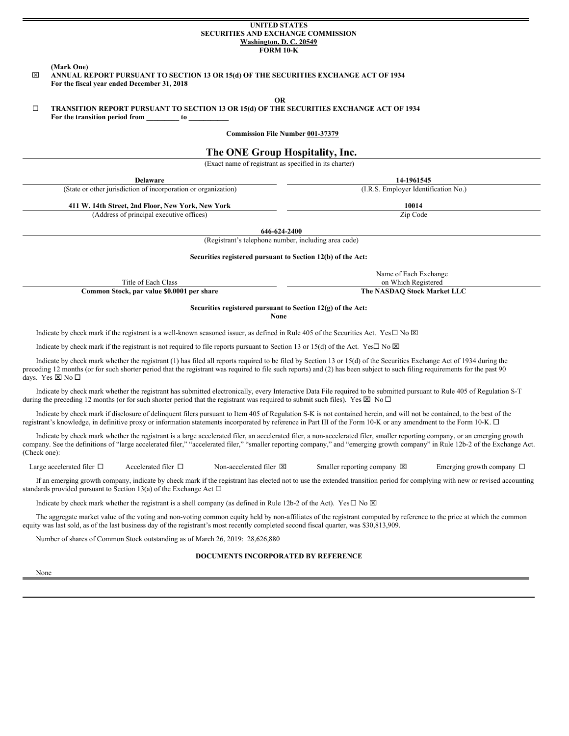**UNITED STATES**
**SECURITIES AND EXCHANGE COMMISSION**
**Washington, D. C. 20549**
**FORM 10-K**

**(Mark One)**

☒ **ANNUAL REPORT PURSUANT TO SECTION 13 OR 15(d) OF THE SECURITIES EXCHANGE ACT OF 1934**
**For the fiscal year ended December 31, 2018**

**OR**

☐ **TRANSITION REPORT PURSUANT TO SECTION 13 OR 15(d) OF THE SECURITIES EXCHANGE ACT OF 1934**
**For the transition period from _________ to ___________**

**Commission File Number 001-37379**

# The ONE Group Hospitality, Inc.

(Exact name of registrant as specified in its charter)

| **Delaware** | **14-1961545** |
|---|---|
| (State or other jurisdiction of incorporation or organization) | (I.R.S. Employer Identification No.) |
| **411 W. 14th Street, 2nd Floor, New York, New York** | **10014** |
| (Address of principal executive offices) | Zip Code |

**646-624-2400**
(Registrant's telephone number, including area code)

**Securities registered pursuant to Section 12(b) of the Act:**

| Title of Each Class | Name of Each Exchange on Which Registered |
|---|---|
| **Common Stock, par value $0.0001 per share** | **The NASDAQ Stock Market LLC** |

**Securities registered pursuant to Section 12(g) of the Act:**
**None**

Indicate by check mark if the registrant is a well-known seasoned issuer, as defined in Rule 405 of the Securities Act. Yes☐ No ☒

Indicate by check mark if the registrant is not required to file reports pursuant to Section 13 or 15(d) of the Act. Yes☐ No ☒

Indicate by check mark whether the registrant (1) has filed all reports required to be filed by Section 13 or 15(d) of the Securities Exchange Act of 1934 during the preceding 12 months (or for such shorter period that the registrant was required to file such reports) and (2) has been subject to such filing requirements for the past 90 days. Yes ☒ No ☐

Indicate by check mark whether the registrant has submitted electronically, every Interactive Data File required to be submitted pursuant to Rule 405 of Regulation S-T during the preceding 12 months (or for such shorter period that the registrant was required to submit such files). Yes ☒ No ☐

Indicate by check mark if disclosure of delinquent filers pursuant to Item 405 of Regulation S-K is not contained herein, and will not be contained, to the best of the registrant's knowledge, in definitive proxy or information statements incorporated by reference in Part III of the Form 10-K or any amendment to the Form 10-K. ☐

Indicate by check mark whether the registrant is a large accelerated filer, an accelerated filer, a non-accelerated filer, smaller reporting company, or an emerging growth company. See the definitions of "large accelerated filer," "accelerated filer," "smaller reporting company," and "emerging growth company" in Rule 12b-2 of the Exchange Act. (Check one):

Large accelerated filer ☐ Accelerated filer ☐ Non-accelerated filer ☒ Smaller reporting company ☒ Emerging growth company ☐

If an emerging growth company, indicate by check mark if the registrant has elected not to use the extended transition period for complying with new or revised accounting standards provided pursuant to Section 13(a) of the Exchange Act ☐

Indicate by check mark whether the registrant is a shell company (as defined in Rule 12b-2 of the Act). Yes☐ No ☒

The aggregate market value of the voting and non-voting common equity held by non-affiliates of the registrant computed by reference to the price at which the common equity was last sold, as of the last business day of the registrant's most recently completed second fiscal quarter, was $30,813,909.

Number of shares of Common Stock outstanding as of March 26, 2019: 28,626,880

**DOCUMENTS INCORPORATED BY REFERENCE**

None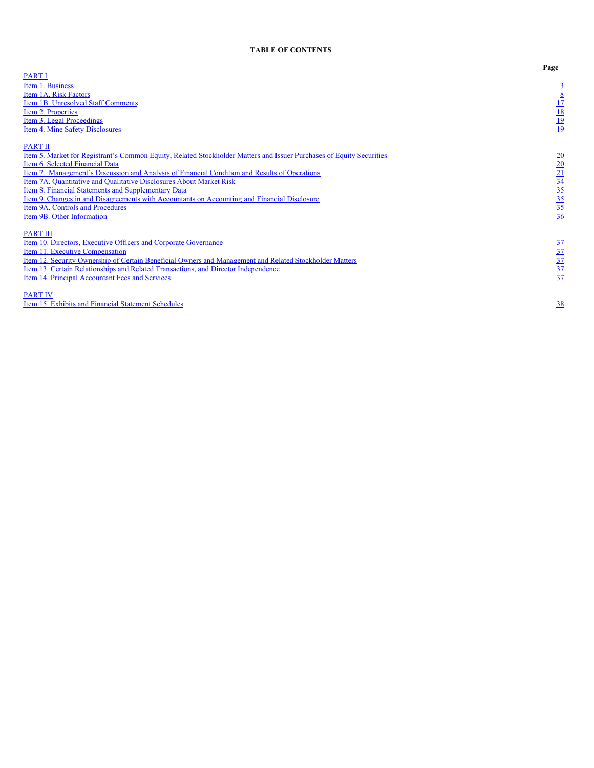**TABLE OF CONTENTS**

| | Page |
|---|---|
| PART I | |
| Item 1. Business | 3 |
| Item 1A. Risk Factors | 8 |
| Item 1B. Unresolved Staff Comments | 17 |
| Item 2. Properties | 18 |
| Item 3. Legal Proceedings | 19 |
| Item 4. Mine Safety Disclosures | 19 |
| | |
| PART II | |
| Item 5. Market for Registrant's Common Equity, Related Stockholder Matters and Issuer Purchases of Equity Securities | 20 |
| Item 6. Selected Financial Data | 20 |
| Item 7. Management's Discussion and Analysis of Financial Condition and Results of Operations | 21 |
| Item 7A. Quantitative and Qualitative Disclosures About Market Risk | 34 |
| Item 8. Financial Statements and Supplementary Data | 35 |
| Item 9. Changes in and Disagreements with Accountants on Accounting and Financial Disclosure | 35 |
| Item 9A. Controls and Procedures | 35 |
| Item 9B. Other Information | 36 |
| | |
| PART III | |
| Item 10. Directors, Executive Officers and Corporate Governance | 37 |
| Item 11. Executive Compensation | 37 |
| Item 12. Security Ownership of Certain Beneficial Owners and Management and Related Stockholder Matters | 37 |
| Item 13. Certain Relationships and Related Transactions, and Director Independence | 37 |
| Item 14. Principal Accountant Fees and Services | 37 |
| | |
| PART IV | |
| Item 15. Exhibits and Financial Statement Schedules | 38 |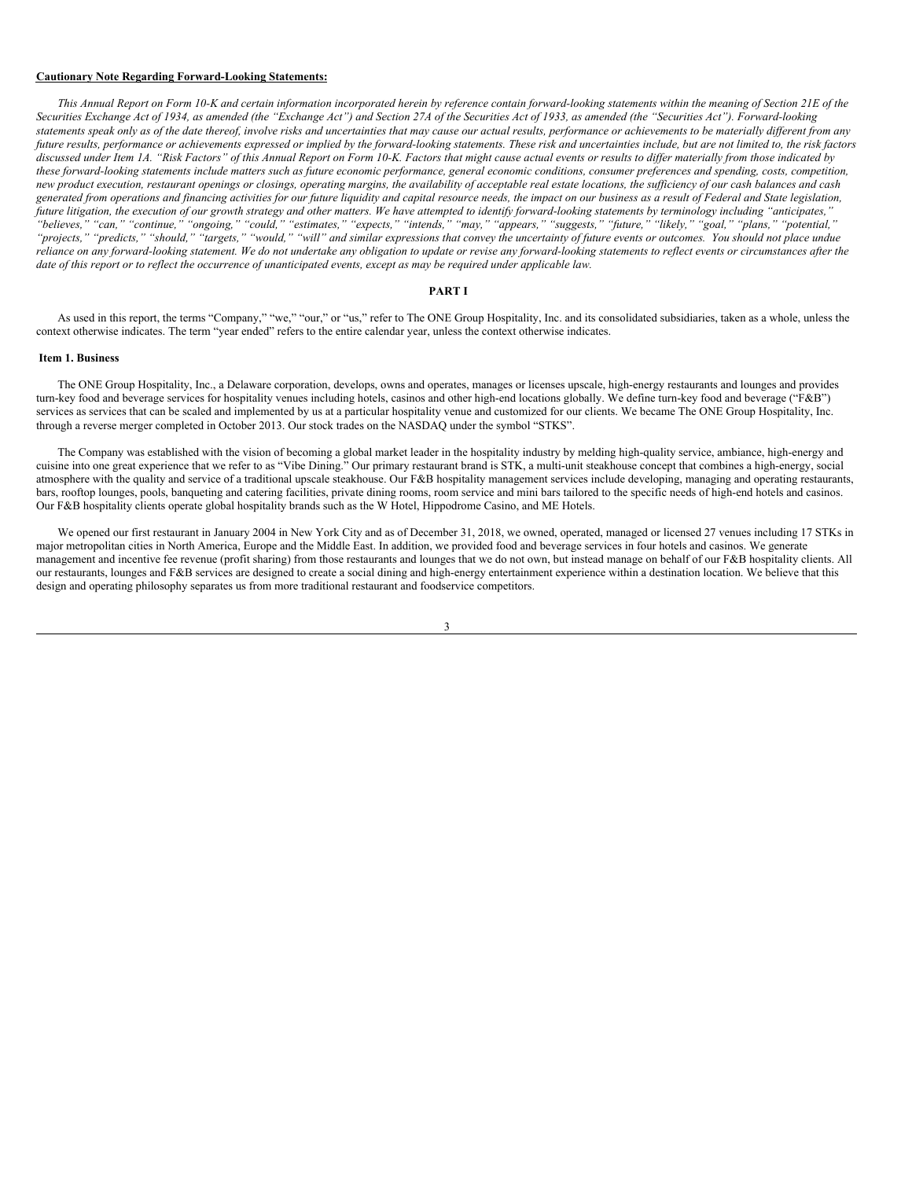**Cautionary Note Regarding Forward-Looking Statements:**

*This Annual Report on Form 10-K and certain information incorporated herein by reference contain forward-looking statements within the meaning of Section 21E of the Securities Exchange Act of 1934, as amended (the "Exchange Act") and Section 27A of the Securities Act of 1933, as amended (the "Securities Act"). Forward-looking statements speak only as of the date thereof, involve risks and uncertainties that may cause our actual results, performance or achievements to be materially different from any future results, performance or achievements expressed or implied by the forward-looking statements. These risk and uncertainties include, but are not limited to, the risk factors discussed under Item 1A. "Risk Factors" of this Annual Report on Form 10-K. Factors that might cause actual events or results to differ materially from those indicated by these forward-looking statements include matters such as future economic performance, general economic conditions, consumer preferences and spending, costs, competition, new product execution, restaurant openings or closings, operating margins, the availability of acceptable real estate locations, the sufficiency of our cash balances and cash generated from operations and financing activities for our future liquidity and capital resource needs, the impact on our business as a result of Federal and State legislation, future litigation, the execution of our growth strategy and other matters. We have attempted to identify forward-looking statements by terminology including "anticipates," "believes," "can," "continue," "ongoing," "could," "estimates," "expects," "intends," "may," "appears," "suggests," "future," "likely," "goal," "plans," "potential," "projects," "predicts," "should," "targets," "would," "will" and similar expressions that convey the uncertainty of future events or outcomes. You should not place undue reliance on any forward-looking statement. We do not undertake any obligation to update or revise any forward-looking statements to reflect events or circumstances after the date of this report or to reflect the occurrence of unanticipated events, except as may be required under applicable law.*

# PART I

As used in this report, the terms "Company," "we," "our," or "us," refer to The ONE Group Hospitality, Inc. and its consolidated subsidiaries, taken as a whole, unless the context otherwise indicates. The term "year ended" refers to the entire calendar year, unless the context otherwise indicates.

## Item 1. Business

The ONE Group Hospitality, Inc., a Delaware corporation, develops, owns and operates, manages or licenses upscale, high-energy restaurants and lounges and provides turn-key food and beverage services for hospitality venues including hotels, casinos and other high-end locations globally. We define turn-key food and beverage ("F&B") services as services that can be scaled and implemented by us at a particular hospitality venue and customized for our clients. We became The ONE Group Hospitality, Inc. through a reverse merger completed in October 2013. Our stock trades on the NASDAQ under the symbol "STKS".

The Company was established with the vision of becoming a global market leader in the hospitality industry by melding high-quality service, ambiance, high-energy and cuisine into one great experience that we refer to as "Vibe Dining." Our primary restaurant brand is STK, a multi-unit steakhouse concept that combines a high-energy, social atmosphere with the quality and service of a traditional upscale steakhouse. Our F&B hospitality management services include developing, managing and operating restaurants, bars, rooftop lounges, pools, banqueting and catering facilities, private dining rooms, room service and mini bars tailored to the specific needs of high-end hotels and casinos. Our F&B hospitality clients operate global hospitality brands such as the W Hotel, Hippodrome Casino, and ME Hotels.

We opened our first restaurant in January 2004 in New York City and as of December 31, 2018, we owned, operated, managed or licensed 27 venues including 17 STKs in major metropolitan cities in North America, Europe and the Middle East. In addition, we provided food and beverage services in four hotels and casinos. We generate management and incentive fee revenue (profit sharing) from those restaurants and lounges that we do not own, but instead manage on behalf of our F&B hospitality clients. All our restaurants, lounges and F&B services are designed to create a social dining and high-energy entertainment experience within a destination location. We believe that this design and operating philosophy separates us from more traditional restaurant and foodservice competitors.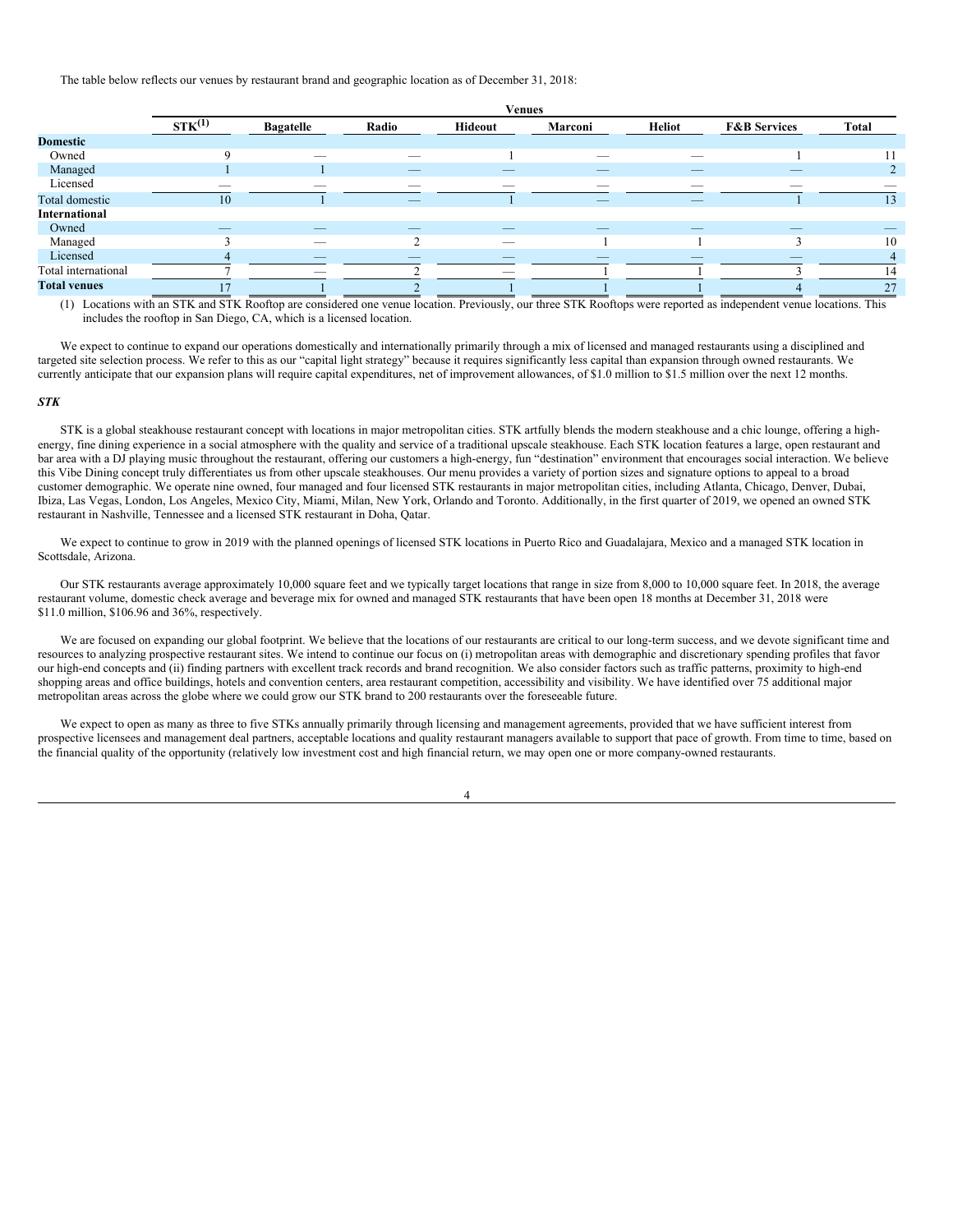The table below reflects our venues by restaurant brand and geographic location as of December 31, 2018:

| | Venues | | | | | | | |
|---|---|---|---|---|---|---|---|---|
| | STK[1] | Bagatelle | Radio | Hideout | Marconi | Heliot | F&B Services | Total |
| **Domestic** | | | | | | | | |
| Owned | 9 | — | — | 1 | — | — | 1 | 11 |
| Managed | 1 | 1 | — | — | — | — | — | 2 |
| Licensed | — | — | — | — | — | — | — | — |
| Total domestic | 10 | 1 | — | 1 | — | — | 1 | 13 |
| **International** | | | | | | | | |
| Owned | — | — | — | — | — | — | — | — |
| Managed | 3 | — | 2 | — | 1 | 1 | 3 | 10 |
| Licensed | 4 | — | — | — | — | — | — | 4 |
| Total international | 7 | — | 2 | — | 1 | 1 | 3 | 14 |
| **Total venues** | 17 | 1 | 2 | 1 | 1 | 1 | 4 | 27 |

(1) Locations with an STK and STK Rooftop are considered one venue location. Previously, our three STK Rooftops were reported as independent venue locations. This includes the rooftop in San Diego, CA, which is a licensed location.

We expect to continue to expand our operations domestically and internationally primarily through a mix of licensed and managed restaurants using a disciplined and targeted site selection process. We refer to this as our "capital light strategy" because it requires significantly less capital than expansion through owned restaurants. We currently anticipate that our expansion plans will require capital expenditures, net of improvement allowances, of $1.0 million to $1.5 million over the next 12 months.

### *STK*

STK is a global steakhouse restaurant concept with locations in major metropolitan cities. STK artfully blends the modern steakhouse and a chic lounge, offering a high-energy, fine dining experience in a social atmosphere with the quality and service of a traditional upscale steakhouse. Each STK location features a large, open restaurant and bar area with a DJ playing music throughout the restaurant, offering our customers a high-energy, fun "destination" environment that encourages social interaction. We believe this Vibe Dining concept truly differentiates us from other upscale steakhouses. Our menu provides a variety of portion sizes and signature options to appeal to a broad customer demographic. We operate nine owned, four managed and four licensed STK restaurants in major metropolitan cities, including Atlanta, Chicago, Denver, Dubai, Ibiza, Las Vegas, London, Los Angeles, Mexico City, Miami, Milan, New York, Orlando and Toronto. Additionally, in the first quarter of 2019, we opened an owned STK restaurant in Nashville, Tennessee and a licensed STK restaurant in Doha, Qatar.

We expect to continue to grow in 2019 with the planned openings of licensed STK locations in Puerto Rico and Guadalajara, Mexico and a managed STK location in Scottsdale, Arizona.

Our STK restaurants average approximately 10,000 square feet and we typically target locations that range in size from 8,000 to 10,000 square feet. In 2018, the average restaurant volume, domestic check average and beverage mix for owned and managed STK restaurants that have been open 18 months at December 31, 2018 were $11.0 million, $106.96 and 36%, respectively.

We are focused on expanding our global footprint. We believe that the locations of our restaurants are critical to our long-term success, and we devote significant time and resources to analyzing prospective restaurant sites. We intend to continue our focus on (i) metropolitan areas with demographic and discretionary spending profiles that favor our high-end concepts and (ii) finding partners with excellent track records and brand recognition. We also consider factors such as traffic patterns, proximity to high-end shopping areas and office buildings, hotels and convention centers, area restaurant competition, accessibility and visibility. We have identified over 75 additional major metropolitan areas across the globe where we could grow our STK brand to 200 restaurants over the foreseeable future.

We expect to open as many as three to five STKs annually primarily through licensing and management agreements, provided that we have sufficient interest from prospective licensees and management deal partners, acceptable locations and quality restaurant managers available to support that pace of growth. From time to time, based on the financial quality of the opportunity (relatively low investment cost and high financial return, we may open one or more company-owned restaurants.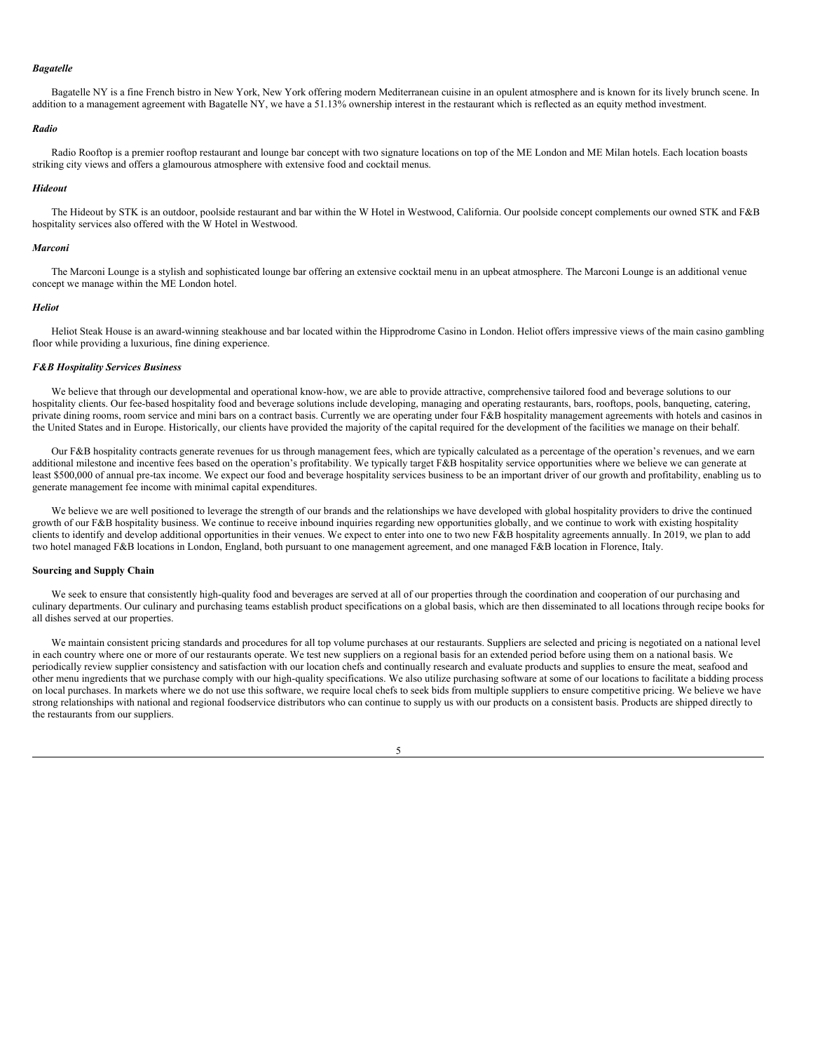*Bagatelle*

Bagatelle NY is a fine French bistro in New York, New York offering modern Mediterranean cuisine in an opulent atmosphere and is known for its lively brunch scene. In addition to a management agreement with Bagatelle NY, we have a 51.13% ownership interest in the restaurant which is reflected as an equity method investment.

*Radio*

Radio Rooftop is a premier rooftop restaurant and lounge bar concept with two signature locations on top of the ME London and ME Milan hotels. Each location boasts striking city views and offers a glamourous atmosphere with extensive food and cocktail menus.

*Hideout*

The Hideout by STK is an outdoor, poolside restaurant and bar within the W Hotel in Westwood, California. Our poolside concept complements our owned STK and F&B hospitality services also offered with the W Hotel in Westwood.

*Marconi*

The Marconi Lounge is a stylish and sophisticated lounge bar offering an extensive cocktail menu in an upbeat atmosphere. The Marconi Lounge is an additional venue concept we manage within the ME London hotel.

*Heliot*

Heliot Steak House is an award-winning steakhouse and bar located within the Hipprodrome Casino in London. Heliot offers impressive views of the main casino gambling floor while providing a luxurious, fine dining experience.

***F&B Hospitality Services Business***

We believe that through our developmental and operational know-how, we are able to provide attractive, comprehensive tailored food and beverage solutions to our hospitality clients. Our fee-based hospitality food and beverage solutions include developing, managing and operating restaurants, bars, rooftops, pools, banqueting, catering, private dining rooms, room service and mini bars on a contract basis. Currently we are operating under four F&B hospitality management agreements with hotels and casinos in the United States and in Europe. Historically, our clients have provided the majority of the capital required for the development of the facilities we manage on their behalf.

Our F&B hospitality contracts generate revenues for us through management fees, which are typically calculated as a percentage of the operation's revenues, and we earn additional milestone and incentive fees based on the operation's profitability. We typically target F&B hospitality service opportunities where we believe we can generate at least $500,000 of annual pre-tax income. We expect our food and beverage hospitality services business to be an important driver of our growth and profitability, enabling us to generate management fee income with minimal capital expenditures.

We believe we are well positioned to leverage the strength of our brands and the relationships we have developed with global hospitality providers to drive the continued growth of our F&B hospitality business. We continue to receive inbound inquiries regarding new opportunities globally, and we continue to work with existing hospitality clients to identify and develop additional opportunities in their venues. We expect to enter into one to two new F&B hospitality agreements annually. In 2019, we plan to add two hotel managed F&B locations in London, England, both pursuant to one management agreement, and one managed F&B location in Florence, Italy.

**Sourcing and Supply Chain**

We seek to ensure that consistently high-quality food and beverages are served at all of our properties through the coordination and cooperation of our purchasing and culinary departments. Our culinary and purchasing teams establish product specifications on a global basis, which are then disseminated to all locations through recipe books for all dishes served at our properties.

We maintain consistent pricing standards and procedures for all top volume purchases at our restaurants. Suppliers are selected and pricing is negotiated on a national level in each country where one or more of our restaurants operate. We test new suppliers on a regional basis for an extended period before using them on a national basis. We periodically review supplier consistency and satisfaction with our location chefs and continually research and evaluate products and supplies to ensure the meat, seafood and other menu ingredients that we purchase comply with our high-quality specifications. We also utilize purchasing software at some of our locations to facilitate a bidding process on local purchases. In markets where we do not use this software, we require local chefs to seek bids from multiple suppliers to ensure competitive pricing. We believe we have strong relationships with national and regional foodservice distributors who can continue to supply us with our products on a consistent basis. Products are shipped directly to the restaurants from our suppliers.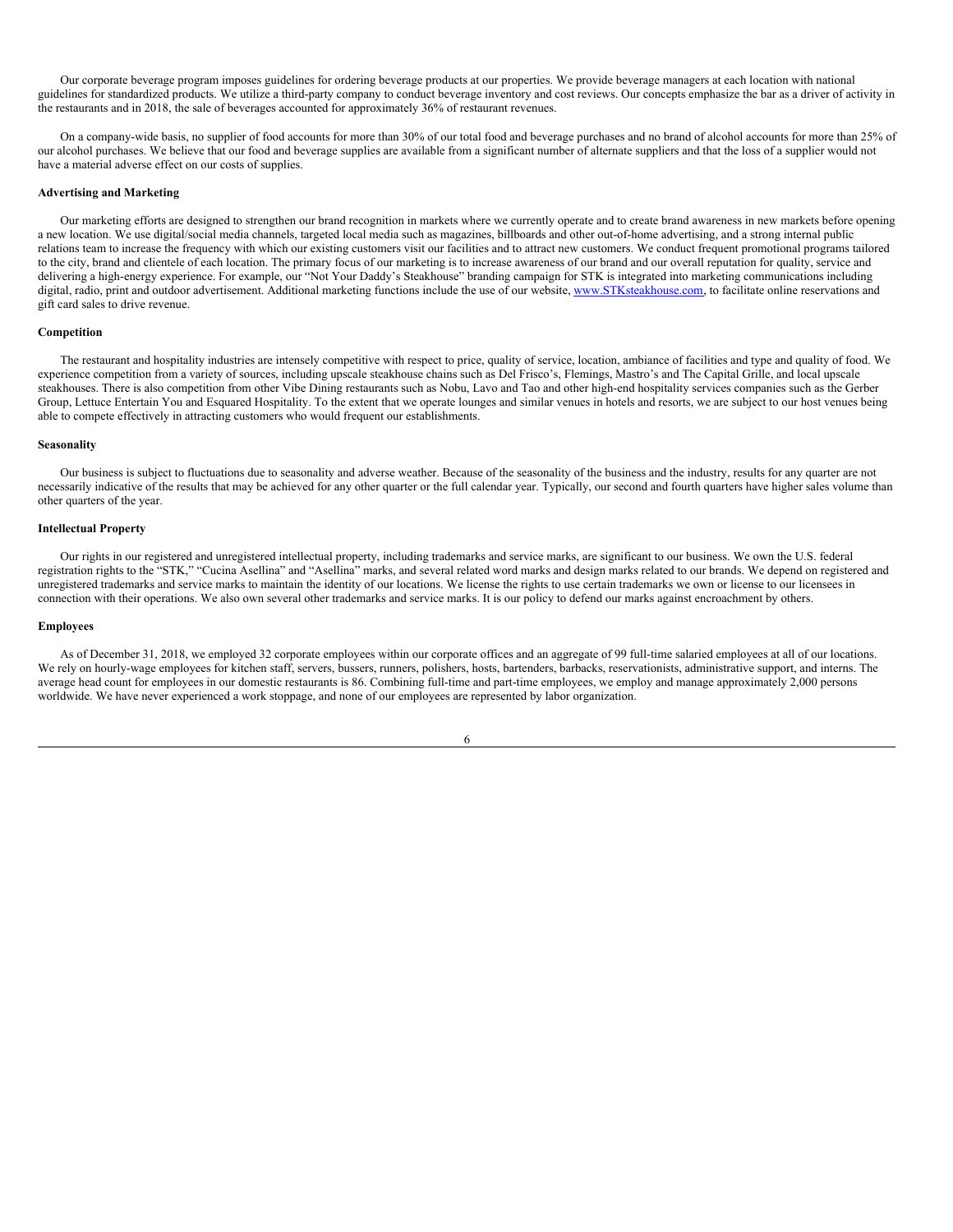Our corporate beverage program imposes guidelines for ordering beverage products at our properties. We provide beverage managers at each location with national guidelines for standardized products. We utilize a third-party company to conduct beverage inventory and cost reviews. Our concepts emphasize the bar as a driver of activity in the restaurants and in 2018, the sale of beverages accounted for approximately 36% of restaurant revenues.

On a company-wide basis, no supplier of food accounts for more than 30% of our total food and beverage purchases and no brand of alcohol accounts for more than 25% of our alcohol purchases. We believe that our food and beverage supplies are available from a significant number of alternate suppliers and that the loss of a supplier would not have a material adverse effect on our costs of supplies.

**Advertising and Marketing**

Our marketing efforts are designed to strengthen our brand recognition in markets where we currently operate and to create brand awareness in new markets before opening a new location. We use digital/social media channels, targeted local media such as magazines, billboards and other out-of-home advertising, and a strong internal public relations team to increase the frequency with which our existing customers visit our facilities and to attract new customers. We conduct frequent promotional programs tailored to the city, brand and clientele of each location. The primary focus of our marketing is to increase awareness of our brand and our overall reputation for quality, service and delivering a high-energy experience. For example, our "Not Your Daddy's Steakhouse" branding campaign for STK is integrated into marketing communications including digital, radio, print and outdoor advertisement. Additional marketing functions include the use of our website, www.STKsteakhouse.com, to facilitate online reservations and gift card sales to drive revenue.

**Competition**

The restaurant and hospitality industries are intensely competitive with respect to price, quality of service, location, ambiance of facilities and type and quality of food. We experience competition from a variety of sources, including upscale steakhouse chains such as Del Frisco's, Flemings, Mastro's and The Capital Grille, and local upscale steakhouses. There is also competition from other Vibe Dining restaurants such as Nobu, Lavo and Tao and other high-end hospitality services companies such as the Gerber Group, Lettuce Entertain You and Esquared Hospitality. To the extent that we operate lounges and similar venues in hotels and resorts, we are subject to our host venues being able to compete effectively in attracting customers who would frequent our establishments.

**Seasonality**

Our business is subject to fluctuations due to seasonality and adverse weather. Because of the seasonality of the business and the industry, results for any quarter are not necessarily indicative of the results that may be achieved for any other quarter or the full calendar year. Typically, our second and fourth quarters have higher sales volume than other quarters of the year.

**Intellectual Property**

Our rights in our registered and unregistered intellectual property, including trademarks and service marks, are significant to our business. We own the U.S. federal registration rights to the "STK," "Cucina Asellina" and "Asellina" marks, and several related word marks and design marks related to our brands. We depend on registered and unregistered trademarks and service marks to maintain the identity of our locations. We license the rights to use certain trademarks we own or license to our licensees in connection with their operations. We also own several other trademarks and service marks. It is our policy to defend our marks against encroachment by others.

**Employees**

As of December 31, 2018, we employed 32 corporate employees within our corporate offices and an aggregate of 99 full-time salaried employees at all of our locations. We rely on hourly-wage employees for kitchen staff, servers, bussers, runners, polishers, hosts, bartenders, barbacks, reservationists, administrative support, and interns. The average head count for employees in our domestic restaurants is 86. Combining full-time and part-time employees, we employ and manage approximately 2,000 persons worldwide. We have never experienced a work stoppage, and none of our employees are represented by labor organization.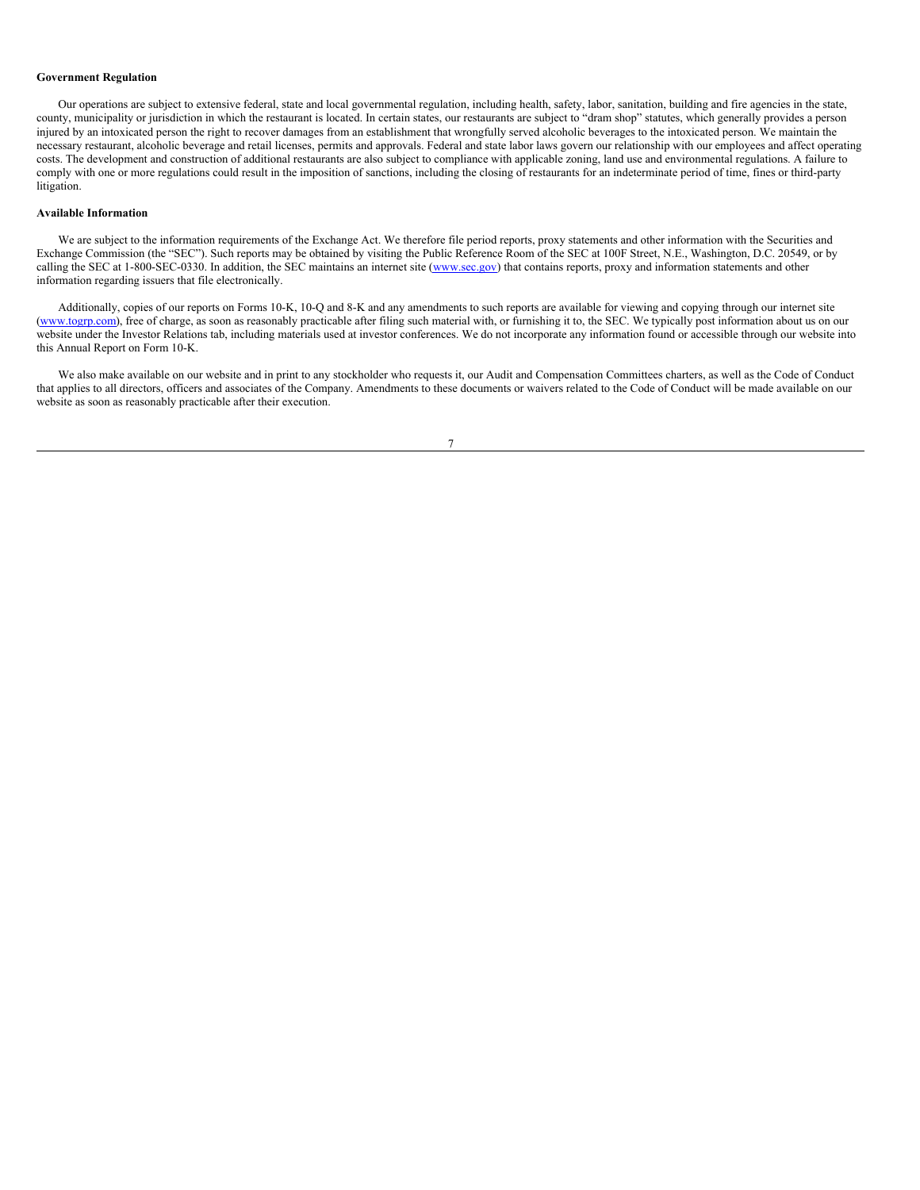### Government Regulation

Our operations are subject to extensive federal, state and local governmental regulation, including health, safety, labor, sanitation, building and fire agencies in the state, county, municipality or jurisdiction in which the restaurant is located. In certain states, our restaurants are subject to "dram shop" statutes, which generally provides a person injured by an intoxicated person the right to recover damages from an establishment that wrongfully served alcoholic beverages to the intoxicated person. We maintain the necessary restaurant, alcoholic beverage and retail licenses, permits and approvals. Federal and state labor laws govern our relationship with our employees and affect operating costs. The development and construction of additional restaurants are also subject to compliance with applicable zoning, land use and environmental regulations. A failure to comply with one or more regulations could result in the imposition of sanctions, including the closing of restaurants for an indeterminate period of time, fines or third-party litigation.

### Available Information

We are subject to the information requirements of the Exchange Act. We therefore file period reports, proxy statements and other information with the Securities and Exchange Commission (the "SEC"). Such reports may be obtained by visiting the Public Reference Room of the SEC at 100F Street, N.E., Washington, D.C. 20549, or by calling the SEC at 1-800-SEC-0330. In addition, the SEC maintains an internet site (www.sec.gov) that contains reports, proxy and information statements and other information regarding issuers that file electronically.

Additionally, copies of our reports on Forms 10-K, 10-Q and 8-K and any amendments to such reports are available for viewing and copying through our internet site (www.togrp.com), free of charge, as soon as reasonably practicable after filing such material with, or furnishing it to, the SEC. We typically post information about us on our website under the Investor Relations tab, including materials used at investor conferences. We do not incorporate any information found or accessible through our website into this Annual Report on Form 10-K.

We also make available on our website and in print to any stockholder who requests it, our Audit and Compensation Committees charters, as well as the Code of Conduct that applies to all directors, officers and associates of the Company. Amendments to these documents or waivers related to the Code of Conduct will be made available on our website as soon as reasonably practicable after their execution.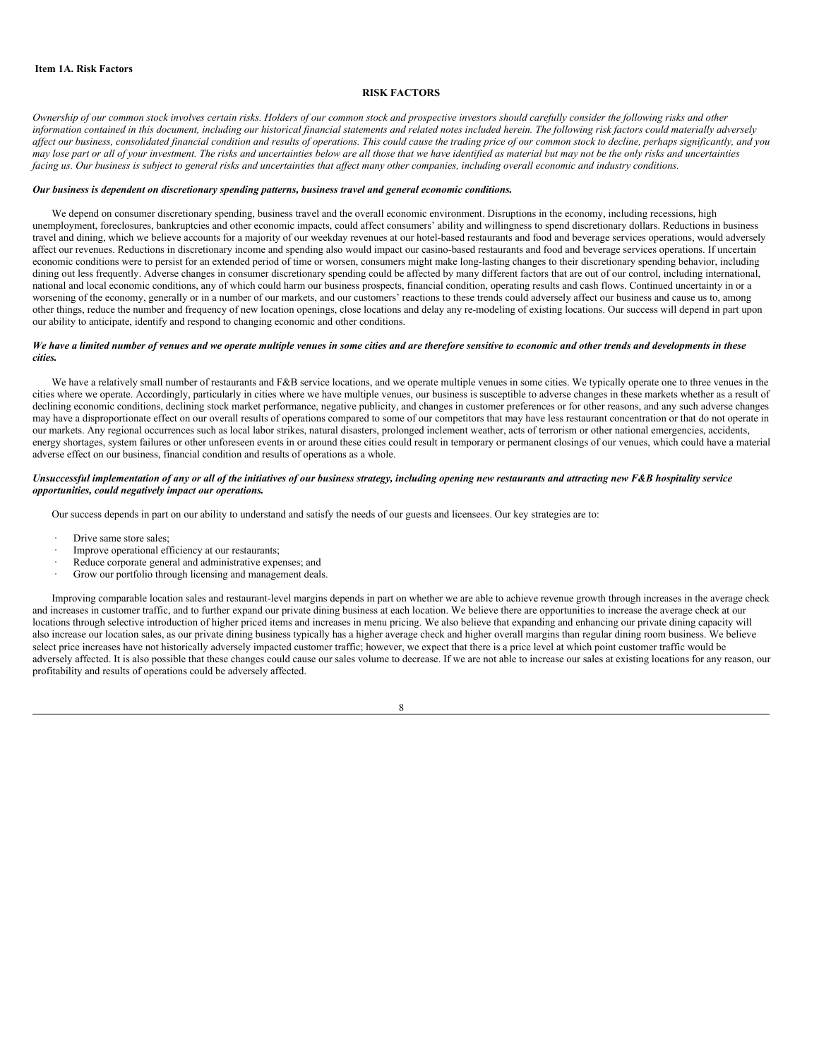**Item 1A. Risk Factors**

## RISK FACTORS

*Ownership of our common stock involves certain risks. Holders of our common stock and prospective investors should carefully consider the following risks and other information contained in this document, including our historical financial statements and related notes included herein. The following risk factors could materially adversely affect our business, consolidated financial condition and results of operations. This could cause the trading price of our common stock to decline, perhaps significantly, and you may lose part or all of your investment. The risks and uncertainties below are all those that we have identified as material but may not be the only risks and uncertainties facing us. Our business is subject to general risks and uncertainties that affect many other companies, including overall economic and industry conditions.*

***Our business is dependent on discretionary spending patterns, business travel and general economic conditions.***

We depend on consumer discretionary spending, business travel and the overall economic environment. Disruptions in the economy, including recessions, high unemployment, foreclosures, bankruptcies and other economic impacts, could affect consumers' ability and willingness to spend discretionary dollars. Reductions in business travel and dining, which we believe accounts for a majority of our weekday revenues at our hotel-based restaurants and food and beverage services operations, would adversely affect our revenues. Reductions in discretionary income and spending also would impact our casino-based restaurants and food and beverage services operations. If uncertain economic conditions were to persist for an extended period of time or worsen, consumers might make long-lasting changes to their discretionary spending behavior, including dining out less frequently. Adverse changes in consumer discretionary spending could be affected by many different factors that are out of our control, including international, national and local economic conditions, any of which could harm our business prospects, financial condition, operating results and cash flows. Continued uncertainty in or a worsening of the economy, generally or in a number of our markets, and our customers' reactions to these trends could adversely affect our business and cause us to, among other things, reduce the number and frequency of new location openings, close locations and delay any re-modeling of existing locations. Our success will depend in part upon our ability to anticipate, identify and respond to changing economic and other conditions.

***We have a limited number of venues and we operate multiple venues in some cities and are therefore sensitive to economic and other trends and developments in these cities.***

We have a relatively small number of restaurants and F&B service locations, and we operate multiple venues in some cities. We typically operate one to three venues in the cities where we operate. Accordingly, particularly in cities where we have multiple venues, our business is susceptible to adverse changes in these markets whether as a result of declining economic conditions, declining stock market performance, negative publicity, and changes in customer preferences or for other reasons, and any such adverse changes may have a disproportionate effect on our overall results of operations compared to some of our competitors that may have less restaurant concentration or that do not operate in our markets. Any regional occurrences such as local labor strikes, natural disasters, prolonged inclement weather, acts of terrorism or other national emergencies, accidents, energy shortages, system failures or other unforeseen events in or around these cities could result in temporary or permanent closings of our venues, which could have a material adverse effect on our business, financial condition and results of operations as a whole.

***Unsuccessful implementation of any or all of the initiatives of our business strategy, including opening new restaurants and attracting new F&B hospitality service opportunities, could negatively impact our operations.***

Our success depends in part on our ability to understand and satisfy the needs of our guests and licensees. Our key strategies are to:

- Drive same store sales;
- Improve operational efficiency at our restaurants;
- Reduce corporate general and administrative expenses; and
- Grow our portfolio through licensing and management deals.

Improving comparable location sales and restaurant-level margins depends in part on whether we are able to achieve revenue growth through increases in the average check and increases in customer traffic, and to further expand our private dining business at each location. We believe there are opportunities to increase the average check at our locations through selective introduction of higher priced items and increases in menu pricing. We also believe that expanding and enhancing our private dining capacity will also increase our location sales, as our private dining business typically has a higher average check and higher overall margins than regular dining room business. We believe select price increases have not historically adversely impacted customer traffic; however, we expect that there is a price level at which point customer traffic would be adversely affected. It is also possible that these changes could cause our sales volume to decrease. If we are not able to increase our sales at existing locations for any reason, our profitability and results of operations could be adversely affected.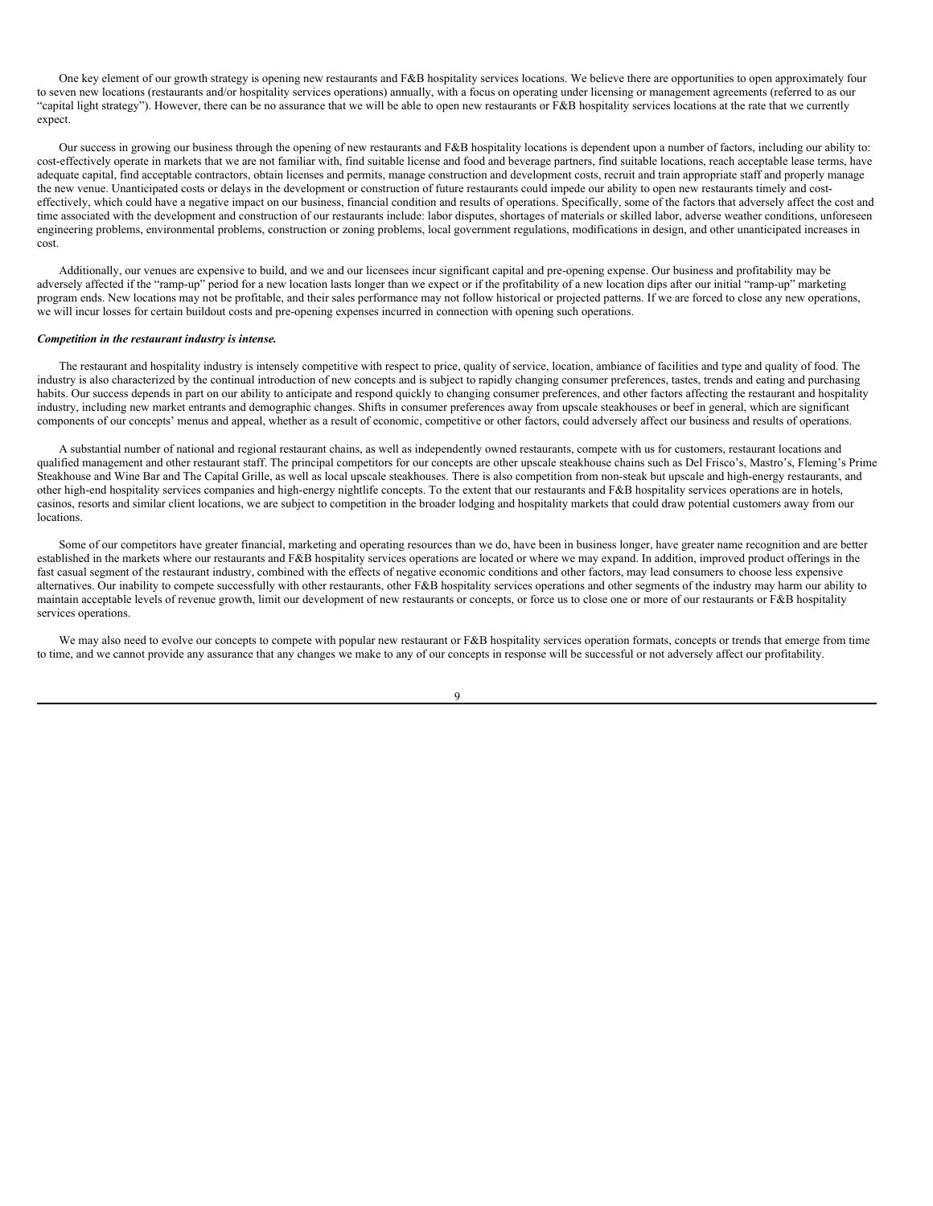One key element of our growth strategy is opening new restaurants and F&B hospitality services locations. We believe there are opportunities to open approximately four to seven new locations (restaurants and/or hospitality services operations) annually, with a focus on operating under licensing or management agreements (referred to as our "capital light strategy"). However, there can be no assurance that we will be able to open new restaurants or F&B hospitality services locations at the rate that we currently expect.

Our success in growing our business through the opening of new restaurants and F&B hospitality locations is dependent upon a number of factors, including our ability to: cost-effectively operate in markets that we are not familiar with, find suitable license and food and beverage partners, find suitable locations, reach acceptable lease terms, have adequate capital, find acceptable contractors, obtain licenses and permits, manage construction and development costs, recruit and train appropriate staff and properly manage the new venue. Unanticipated costs or delays in the development or construction of future restaurants could impede our ability to open new restaurants timely and cost-effectively, which could have a negative impact on our business, financial condition and results of operations. Specifically, some of the factors that adversely affect the cost and time associated with the development and construction of our restaurants include: labor disputes, shortages of materials or skilled labor, adverse weather conditions, unforeseen engineering problems, environmental problems, construction or zoning problems, local government regulations, modifications in design, and other unanticipated increases in cost.

Additionally, our venues are expensive to build, and we and our licensees incur significant capital and pre-opening expense. Our business and profitability may be adversely affected if the "ramp-up" period for a new location lasts longer than we expect or if the profitability of a new location dips after our initial "ramp-up" marketing program ends. New locations may not be profitable, and their sales performance may not follow historical or projected patterns. If we are forced to close any new operations, we will incur losses for certain buildout costs and pre-opening expenses incurred in connection with opening such operations.

***Competition in the restaurant industry is intense.***

The restaurant and hospitality industry is intensely competitive with respect to price, quality of service, location, ambiance of facilities and type and quality of food. The industry is also characterized by the continual introduction of new concepts and is subject to rapidly changing consumer preferences, tastes, trends and eating and purchasing habits. Our success depends in part on our ability to anticipate and respond quickly to changing consumer preferences, and other factors affecting the restaurant and hospitality industry, including new market entrants and demographic changes. Shifts in consumer preferences away from upscale steakhouses or beef in general, which are significant components of our concepts' menus and appeal, whether as a result of economic, competitive or other factors, could adversely affect our business and results of operations.

A substantial number of national and regional restaurant chains, as well as independently owned restaurants, compete with us for customers, restaurant locations and qualified management and other restaurant staff. The principal competitors for our concepts are other upscale steakhouse chains such as Del Frisco's, Mastro's, Fleming's Prime Steakhouse and Wine Bar and The Capital Grille, as well as local upscale steakhouses. There is also competition from non-steak but upscale and high-energy restaurants, and other high-end hospitality services companies and high-energy nightlife concepts. To the extent that our restaurants and F&B hospitality services operations are in hotels, casinos, resorts and similar client locations, we are subject to competition in the broader lodging and hospitality markets that could draw potential customers away from our locations.

Some of our competitors have greater financial, marketing and operating resources than we do, have been in business longer, have greater name recognition and are better established in the markets where our restaurants and F&B hospitality services operations are located or where we may expand. In addition, improved product offerings in the fast casual segment of the restaurant industry, combined with the effects of negative economic conditions and other factors, may lead consumers to choose less expensive alternatives. Our inability to compete successfully with other restaurants, other F&B hospitality services operations and other segments of the industry may harm our ability to maintain acceptable levels of revenue growth, limit our development of new restaurants or concepts, or force us to close one or more of our restaurants or F&B hospitality services operations.

We may also need to evolve our concepts to compete with popular new restaurant or F&B hospitality services operation formats, concepts or trends that emerge from time to time, and we cannot provide any assurance that any changes we make to any of our concepts in response will be successful or not adversely affect our profitability.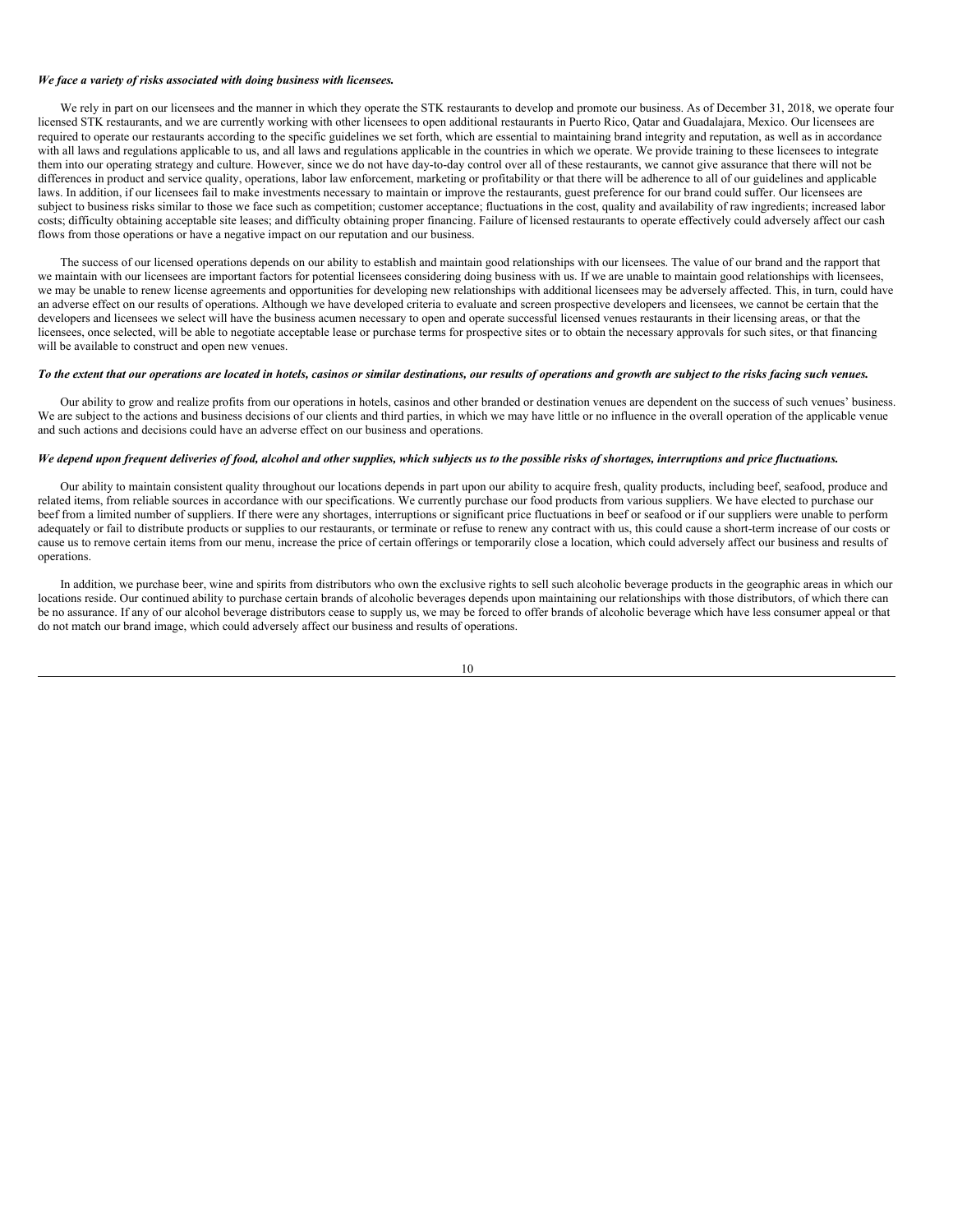***We face a variety of risks associated with doing business with licensees.***

We rely in part on our licensees and the manner in which they operate the STK restaurants to develop and promote our business. As of December 31, 2018, we operate four licensed STK restaurants, and we are currently working with other licensees to open additional restaurants in Puerto Rico, Qatar and Guadalajara, Mexico. Our licensees are required to operate our restaurants according to the specific guidelines we set forth, which are essential to maintaining brand integrity and reputation, as well as in accordance with all laws and regulations applicable to us, and all laws and regulations applicable in the countries in which we operate. We provide training to these licensees to integrate them into our operating strategy and culture. However, since we do not have day-to-day control over all of these restaurants, we cannot give assurance that there will not be differences in product and service quality, operations, labor law enforcement, marketing or profitability or that there will be adherence to all of our guidelines and applicable laws. In addition, if our licensees fail to make investments necessary to maintain or improve the restaurants, guest preference for our brand could suffer. Our licensees are subject to business risks similar to those we face such as competition; customer acceptance; fluctuations in the cost, quality and availability of raw ingredients; increased labor costs; difficulty obtaining acceptable site leases; and difficulty obtaining proper financing. Failure of licensed restaurants to operate effectively could adversely affect our cash flows from those operations or have a negative impact on our reputation and our business.

The success of our licensed operations depends on our ability to establish and maintain good relationships with our licensees. The value of our brand and the rapport that we maintain with our licensees are important factors for potential licensees considering doing business with us. If we are unable to maintain good relationships with licensees, we may be unable to renew license agreements and opportunities for developing new relationships with additional licensees may be adversely affected. This, in turn, could have an adverse effect on our results of operations. Although we have developed criteria to evaluate and screen prospective developers and licensees, we cannot be certain that the developers and licensees we select will have the business acumen necessary to open and operate successful licensed venues restaurants in their licensing areas, or that the licensees, once selected, will be able to negotiate acceptable lease or purchase terms for prospective sites or to obtain the necessary approvals for such sites, or that financing will be available to construct and open new venues.

***To the extent that our operations are located in hotels, casinos or similar destinations, our results of operations and growth are subject to the risks facing such venues.***

Our ability to grow and realize profits from our operations in hotels, casinos and other branded or destination venues are dependent on the success of such venues' business. We are subject to the actions and business decisions of our clients and third parties, in which we may have little or no influence in the overall operation of the applicable venue and such actions and decisions could have an adverse effect on our business and operations.

***We depend upon frequent deliveries of food, alcohol and other supplies, which subjects us to the possible risks of shortages, interruptions and price fluctuations.***

Our ability to maintain consistent quality throughout our locations depends in part upon our ability to acquire fresh, quality products, including beef, seafood, produce and related items, from reliable sources in accordance with our specifications. We currently purchase our food products from various suppliers. We have elected to purchase our beef from a limited number of suppliers. If there were any shortages, interruptions or significant price fluctuations in beef or seafood or if our suppliers were unable to perform adequately or fail to distribute products or supplies to our restaurants, or terminate or refuse to renew any contract with us, this could cause a short-term increase of our costs or cause us to remove certain items from our menu, increase the price of certain offerings or temporarily close a location, which could adversely affect our business and results of operations.

In addition, we purchase beer, wine and spirits from distributors who own the exclusive rights to sell such alcoholic beverage products in the geographic areas in which our locations reside. Our continued ability to purchase certain brands of alcoholic beverages depends upon maintaining our relationships with those distributors, of which there can be no assurance. If any of our alcohol beverage distributors cease to supply us, we may be forced to offer brands of alcoholic beverage which have less consumer appeal or that do not match our brand image, which could adversely affect our business and results of operations.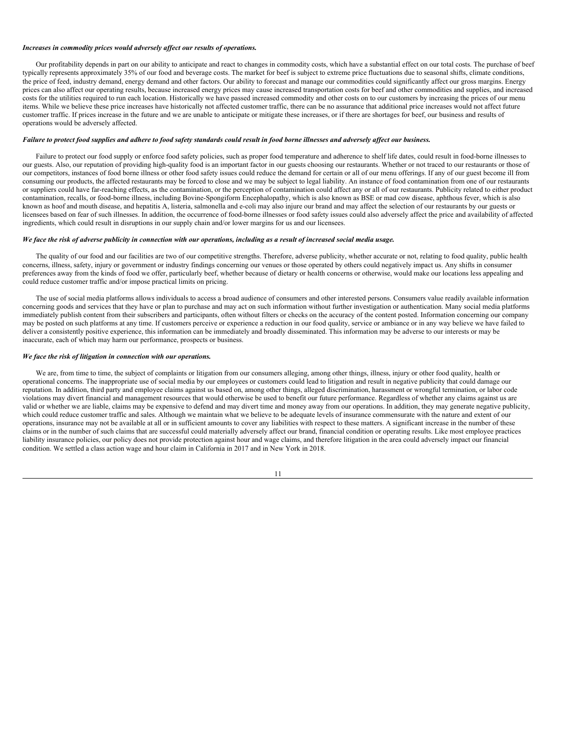***Increases in commodity prices would adversely affect our results of operations.***

Our profitability depends in part on our ability to anticipate and react to changes in commodity costs, which have a substantial effect on our total costs. The purchase of beef typically represents approximately 35% of our food and beverage costs. The market for beef is subject to extreme price fluctuations due to seasonal shifts, climate conditions, the price of feed, industry demand, energy demand and other factors. Our ability to forecast and manage our commodities could significantly affect our gross margins. Energy prices can also affect our operating results, because increased energy prices may cause increased transportation costs for beef and other commodities and supplies, and increased costs for the utilities required to run each location. Historically we have passed increased commodity and other costs on to our customers by increasing the prices of our menu items. While we believe these price increases have historically not affected customer traffic, there can be no assurance that additional price increases would not affect future customer traffic. If prices increase in the future and we are unable to anticipate or mitigate these increases, or if there are shortages for beef, our business and results of operations would be adversely affected.

***Failure to protect food supplies and adhere to food safety standards could result in food borne illnesses and adversely affect our business.***

Failure to protect our food supply or enforce food safety policies, such as proper food temperature and adherence to shelf life dates, could result in food-borne illnesses to our guests. Also, our reputation of providing high-quality food is an important factor in our guests choosing our restaurants. Whether or not traced to our restaurants or those of our competitors, instances of food borne illness or other food safety issues could reduce the demand for certain or all of our menu offerings. If any of our guest become ill from consuming our products, the affected restaurants may be forced to close and we may be subject to legal liability. An instance of food contamination from one of our restaurants or suppliers could have far-reaching effects, as the contamination, or the perception of contamination could affect any or all of our restaurants. Publicity related to either product contamination, recalls, or food-borne illness, including Bovine-Spongiform Encephalopathy, which is also known as BSE or mad cow disease, aphthous fever, which is also known as hoof and mouth disease, and hepatitis A, listeria, salmonella and e-coli may also injure our brand and may affect the selection of our restaurants by our guests or licensees based on fear of such illnesses. In addition, the occurrence of food-borne illnesses or food safety issues could also adversely affect the price and availability of affected ingredients, which could result in disruptions in our supply chain and/or lower margins for us and our licensees.

***We face the risk of adverse publicity in connection with our operations, including as a result of increased social media usage.***

The quality of our food and our facilities are two of our competitive strengths. Therefore, adverse publicity, whether accurate or not, relating to food quality, public health concerns, illness, safety, injury or government or industry findings concerning our venues or those operated by others could negatively impact us. Any shifts in consumer preferences away from the kinds of food we offer, particularly beef, whether because of dietary or health concerns or otherwise, would make our locations less appealing and could reduce customer traffic and/or impose practical limits on pricing.

The use of social media platforms allows individuals to access a broad audience of consumers and other interested persons. Consumers value readily available information concerning goods and services that they have or plan to purchase and may act on such information without further investigation or authentication. Many social media platforms immediately publish content from their subscribers and participants, often without filters or checks on the accuracy of the content posted. Information concerning our company may be posted on such platforms at any time. If customers perceive or experience a reduction in our food quality, service or ambiance or in any way believe we have failed to deliver a consistently positive experience, this information can be immediately and broadly disseminated. This information may be adverse to our interests or may be inaccurate, each of which may harm our performance, prospects or business.

***We face the risk of litigation in connection with our operations.***

We are, from time to time, the subject of complaints or litigation from our consumers alleging, among other things, illness, injury or other food quality, health or operational concerns. The inappropriate use of social media by our employees or customers could lead to litigation and result in negative publicity that could damage our reputation. In addition, third party and employee claims against us based on, among other things, alleged discrimination, harassment or wrongful termination, or labor code violations may divert financial and management resources that would otherwise be used to benefit our future performance. Regardless of whether any claims against us are valid or whether we are liable, claims may be expensive to defend and may divert time and money away from our operations. In addition, they may generate negative publicity, which could reduce customer traffic and sales. Although we maintain what we believe to be adequate levels of insurance commensurate with the nature and extent of our operations, insurance may not be available at all or in sufficient amounts to cover any liabilities with respect to these matters. A significant increase in the number of these claims or in the number of such claims that are successful could materially adversely affect our brand, financial condition or operating results. Like most employee practices liability insurance policies, our policy does not provide protection against hour and wage claims, and therefore litigation in the area could adversely impact our financial condition. We settled a class action wage and hour claim in California in 2017 and in New York in 2018.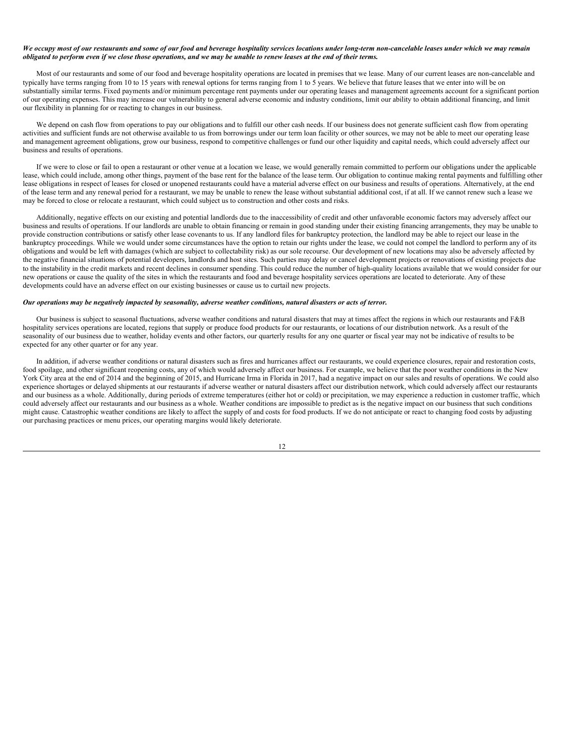***We occupy most of our restaurants and some of our food and beverage hospitality services locations under long-term non-cancelable leases under which we may remain obligated to perform even if we close those operations, and we may be unable to renew leases at the end of their terms.***

Most of our restaurants and some of our food and beverage hospitality operations are located in premises that we lease. Many of our current leases are non-cancelable and typically have terms ranging from 10 to 15 years with renewal options for terms ranging from 1 to 5 years. We believe that future leases that we enter into will be on substantially similar terms. Fixed payments and/or minimum percentage rent payments under our operating leases and management agreements account for a significant portion of our operating expenses. This may increase our vulnerability to general adverse economic and industry conditions, limit our ability to obtain additional financing, and limit our flexibility in planning for or reacting to changes in our business.

We depend on cash flow from operations to pay our obligations and to fulfill our other cash needs. If our business does not generate sufficient cash flow from operating activities and sufficient funds are not otherwise available to us from borrowings under our term loan facility or other sources, we may not be able to meet our operating lease and management agreement obligations, grow our business, respond to competitive challenges or fund our other liquidity and capital needs, which could adversely affect our business and results of operations.

If we were to close or fail to open a restaurant or other venue at a location we lease, we would generally remain committed to perform our obligations under the applicable lease, which could include, among other things, payment of the base rent for the balance of the lease term. Our obligation to continue making rental payments and fulfilling other lease obligations in respect of leases for closed or unopened restaurants could have a material adverse effect on our business and results of operations. Alternatively, at the end of the lease term and any renewal period for a restaurant, we may be unable to renew the lease without substantial additional cost, if at all. If we cannot renew such a lease we may be forced to close or relocate a restaurant, which could subject us to construction and other costs and risks.

Additionally, negative effects on our existing and potential landlords due to the inaccessibility of credit and other unfavorable economic factors may adversely affect our business and results of operations. If our landlords are unable to obtain financing or remain in good standing under their existing financing arrangements, they may be unable to provide construction contributions or satisfy other lease covenants to us. If any landlord files for bankruptcy protection, the landlord may be able to reject our lease in the bankruptcy proceedings. While we would under some circumstances have the option to retain our rights under the lease, we could not compel the landlord to perform any of its obligations and would be left with damages (which are subject to collectability risk) as our sole recourse. Our development of new locations may also be adversely affected by the negative financial situations of potential developers, landlords and host sites. Such parties may delay or cancel development projects or renovations of existing projects due to the instability in the credit markets and recent declines in consumer spending. This could reduce the number of high-quality locations available that we would consider for our new operations or cause the quality of the sites in which the restaurants and food and beverage hospitality services operations are located to deteriorate. Any of these developments could have an adverse effect on our existing businesses or cause us to curtail new projects.

***Our operations may be negatively impacted by seasonality, adverse weather conditions, natural disasters or acts of terror.***

Our business is subject to seasonal fluctuations, adverse weather conditions and natural disasters that may at times affect the regions in which our restaurants and F&B hospitality services operations are located, regions that supply or produce food products for our restaurants, or locations of our distribution network. As a result of the seasonality of our business due to weather, holiday events and other factors, our quarterly results for any one quarter or fiscal year may not be indicative of results to be expected for any other quarter or for any year.

In addition, if adverse weather conditions or natural disasters such as fires and hurricanes affect our restaurants, we could experience closures, repair and restoration costs, food spoilage, and other significant reopening costs, any of which would adversely affect our business. For example, we believe that the poor weather conditions in the New York City area at the end of 2014 and the beginning of 2015, and Hurricane Irma in Florida in 2017, had a negative impact on our sales and results of operations. We could also experience shortages or delayed shipments at our restaurants if adverse weather or natural disasters affect our distribution network, which could adversely affect our restaurants and our business as a whole. Additionally, during periods of extreme temperatures (either hot or cold) or precipitation, we may experience a reduction in customer traffic, which could adversely affect our restaurants and our business as a whole. Weather conditions are impossible to predict as is the negative impact on our business that such conditions might cause. Catastrophic weather conditions are likely to affect the supply of and costs for food products. If we do not anticipate or react to changing food costs by adjusting our purchasing practices or menu prices, our operating margins would likely deteriorate.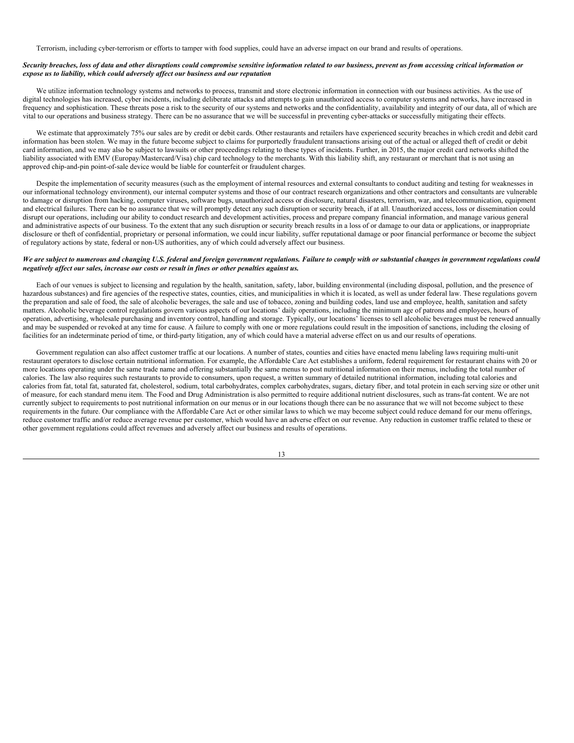Terrorism, including cyber-terrorism or efforts to tamper with food supplies, could have an adverse impact on our brand and results of operations.

***Security breaches, loss of data and other disruptions could compromise sensitive information related to our business, prevent us from accessing critical information or expose us to liability, which could adversely affect our business and our reputation***

We utilize information technology systems and networks to process, transmit and store electronic information in connection with our business activities. As the use of digital technologies has increased, cyber incidents, including deliberate attacks and attempts to gain unauthorized access to computer systems and networks, have increased in frequency and sophistication. These threats pose a risk to the security of our systems and networks and the confidentiality, availability and integrity of our data, all of which are vital to our operations and business strategy. There can be no assurance that we will be successful in preventing cyber-attacks or successfully mitigating their effects.

We estimate that approximately 75% our sales are by credit or debit cards. Other restaurants and retailers have experienced security breaches in which credit and debit card information has been stolen. We may in the future become subject to claims for purportedly fraudulent transactions arising out of the actual or alleged theft of credit or debit card information, and we may also be subject to lawsuits or other proceedings relating to these types of incidents. Further, in 2015, the major credit card networks shifted the liability associated with EMV (Europay/Mastercard/Visa) chip card technology to the merchants. With this liability shift, any restaurant or merchant that is not using an approved chip-and-pin point-of-sale device would be liable for counterfeit or fraudulent charges.

Despite the implementation of security measures (such as the employment of internal resources and external consultants to conduct auditing and testing for weaknesses in our informational technology environment), our internal computer systems and those of our contract research organizations and other contractors and consultants are vulnerable to damage or disruption from hacking, computer viruses, software bugs, unauthorized access or disclosure, natural disasters, terrorism, war, and telecommunication, equipment and electrical failures. There can be no assurance that we will promptly detect any such disruption or security breach, if at all. Unauthorized access, loss or dissemination could disrupt our operations, including our ability to conduct research and development activities, process and prepare company financial information, and manage various general and administrative aspects of our business. To the extent that any such disruption or security breach results in a loss of or damage to our data or applications, or inappropriate disclosure or theft of confidential, proprietary or personal information, we could incur liability, suffer reputational damage or poor financial performance or become the subject of regulatory actions by state, federal or non-US authorities, any of which could adversely affect our business.

***We are subject to numerous and changing U.S. federal and foreign government regulations. Failure to comply with or substantial changes in government regulations could negatively affect our sales, increase our costs or result in fines or other penalties against us.***

Each of our venues is subject to licensing and regulation by the health, sanitation, safety, labor, building environmental (including disposal, pollution, and the presence of hazardous substances) and fire agencies of the respective states, counties, cities, and municipalities in which it is located, as well as under federal law. These regulations govern the preparation and sale of food, the sale of alcoholic beverages, the sale and use of tobacco, zoning and building codes, land use and employee, health, sanitation and safety matters. Alcoholic beverage control regulations govern various aspects of our locations' daily operations, including the minimum age of patrons and employees, hours of operation, advertising, wholesale purchasing and inventory control, handling and storage. Typically, our locations' licenses to sell alcoholic beverages must be renewed annually and may be suspended or revoked at any time for cause. A failure to comply with one or more regulations could result in the imposition of sanctions, including the closing of facilities for an indeterminate period of time, or third-party litigation, any of which could have a material adverse effect on us and our results of operations.

Government regulation can also affect customer traffic at our locations. A number of states, counties and cities have enacted menu labeling laws requiring multi-unit restaurant operators to disclose certain nutritional information. For example, the Affordable Care Act establishes a uniform, federal requirement for restaurant chains with 20 or more locations operating under the same trade name and offering substantially the same menus to post nutritional information on their menus, including the total number of calories. The law also requires such restaurants to provide to consumers, upon request, a written summary of detailed nutritional information, including total calories and calories from fat, total fat, saturated fat, cholesterol, sodium, total carbohydrates, complex carbohydrates, sugars, dietary fiber, and total protein in each serving size or other unit of measure, for each standard menu item. The Food and Drug Administration is also permitted to require additional nutrient disclosures, such as trans-fat content. We are not currently subject to requirements to post nutritional information on our menus or in our locations though there can be no assurance that we will not become subject to these requirements in the future. Our compliance with the Affordable Care Act or other similar laws to which we may become subject could reduce demand for our menu offerings, reduce customer traffic and/or reduce average revenue per customer, which would have an adverse effect on our revenue. Any reduction in customer traffic related to these or other government regulations could affect revenues and adversely affect our business and results of operations.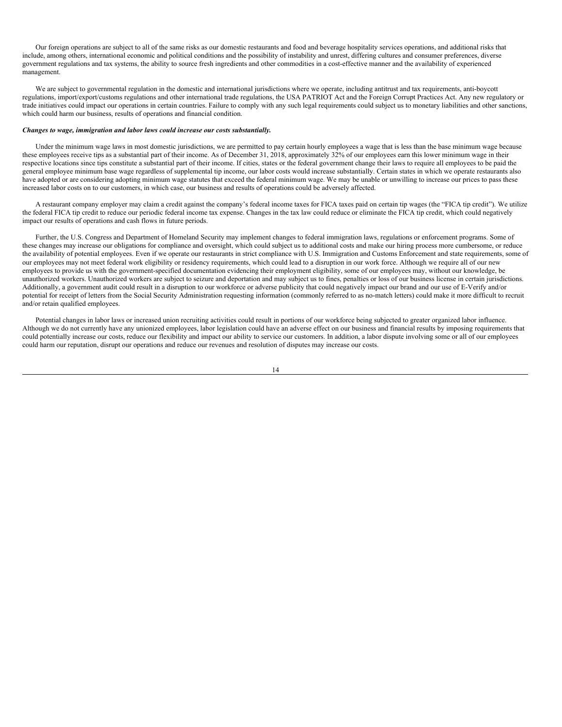Our foreign operations are subject to all of the same risks as our domestic restaurants and food and beverage hospitality services operations, and additional risks that include, among others, international economic and political conditions and the possibility of instability and unrest, differing cultures and consumer preferences, diverse government regulations and tax systems, the ability to source fresh ingredients and other commodities in a cost-effective manner and the availability of experienced management.

We are subject to governmental regulation in the domestic and international jurisdictions where we operate, including antitrust and tax requirements, anti-boycott regulations, import/export/customs regulations and other international trade regulations, the USA PATRIOT Act and the Foreign Corrupt Practices Act. Any new regulatory or trade initiatives could impact our operations in certain countries. Failure to comply with any such legal requirements could subject us to monetary liabilities and other sanctions, which could harm our business, results of operations and financial condition.

***Changes to wage, immigration and labor laws could increase our costs substantially.***

Under the minimum wage laws in most domestic jurisdictions, we are permitted to pay certain hourly employees a wage that is less than the base minimum wage because these employees receive tips as a substantial part of their income. As of December 31, 2018, approximately 32% of our employees earn this lower minimum wage in their respective locations since tips constitute a substantial part of their income. If cities, states or the federal government change their laws to require all employees to be paid the general employee minimum base wage regardless of supplemental tip income, our labor costs would increase substantially. Certain states in which we operate restaurants also have adopted or are considering adopting minimum wage statutes that exceed the federal minimum wage. We may be unable or unwilling to increase our prices to pass these increased labor costs on to our customers, in which case, our business and results of operations could be adversely affected.

A restaurant company employer may claim a credit against the company's federal income taxes for FICA taxes paid on certain tip wages (the "FICA tip credit"). We utilize the federal FICA tip credit to reduce our periodic federal income tax expense. Changes in the tax law could reduce or eliminate the FICA tip credit, which could negatively impact our results of operations and cash flows in future periods.

Further, the U.S. Congress and Department of Homeland Security may implement changes to federal immigration laws, regulations or enforcement programs. Some of these changes may increase our obligations for compliance and oversight, which could subject us to additional costs and make our hiring process more cumbersome, or reduce the availability of potential employees. Even if we operate our restaurants in strict compliance with U.S. Immigration and Customs Enforcement and state requirements, some of our employees may not meet federal work eligibility or residency requirements, which could lead to a disruption in our work force. Although we require all of our new employees to provide us with the government-specified documentation evidencing their employment eligibility, some of our employees may, without our knowledge, be unauthorized workers. Unauthorized workers are subject to seizure and deportation and may subject us to fines, penalties or loss of our business license in certain jurisdictions. Additionally, a government audit could result in a disruption to our workforce or adverse publicity that could negatively impact our brand and our use of E-Verify and/or potential for receipt of letters from the Social Security Administration requesting information (commonly referred to as no-match letters) could make it more difficult to recruit and/or retain qualified employees.

Potential changes in labor laws or increased union recruiting activities could result in portions of our workforce being subjected to greater organized labor influence. Although we do not currently have any unionized employees, labor legislation could have an adverse effect on our business and financial results by imposing requirements that could potentially increase our costs, reduce our flexibility and impact our ability to service our customers. In addition, a labor dispute involving some or all of our employees could harm our reputation, disrupt our operations and reduce our revenues and resolution of disputes may increase our costs.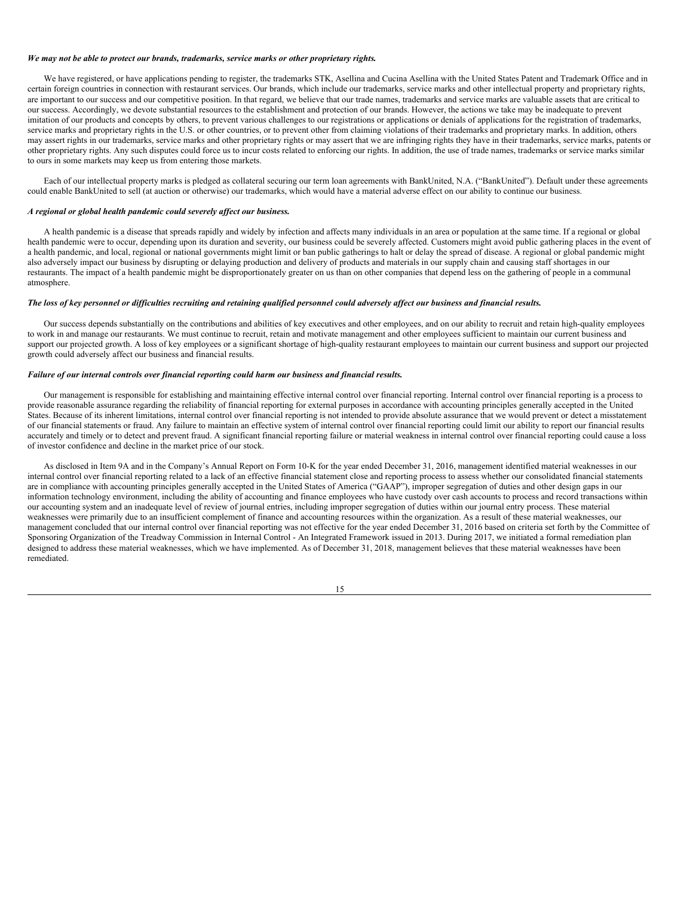***We may not be able to protect our brands, trademarks, service marks or other proprietary rights.***

We have registered, or have applications pending to register, the trademarks STK, Asellina and Cucina Asellina with the United States Patent and Trademark Office and in certain foreign countries in connection with restaurant services. Our brands, which include our trademarks, service marks and other intellectual property and proprietary rights, are important to our success and our competitive position. In that regard, we believe that our trade names, trademarks and service marks are valuable assets that are critical to our success. Accordingly, we devote substantial resources to the establishment and protection of our brands. However, the actions we take may be inadequate to prevent imitation of our products and concepts by others, to prevent various challenges to our registrations or applications or denials of applications for the registration of trademarks, service marks and proprietary rights in the U.S. or other countries, or to prevent other from claiming violations of their trademarks and proprietary marks. In addition, others may assert rights in our trademarks, service marks and other proprietary rights or may assert that we are infringing rights they have in their trademarks, service marks, patents or other proprietary rights. Any such disputes could force us to incur costs related to enforcing our rights. In addition, the use of trade names, trademarks or service marks similar to ours in some markets may keep us from entering those markets.

Each of our intellectual property marks is pledged as collateral securing our term loan agreements with BankUnited, N.A. ("BankUnited"). Default under these agreements could enable BankUnited to sell (at auction or otherwise) our trademarks, which would have a material adverse effect on our ability to continue our business.

***A regional or global health pandemic could severely affect our business.***

A health pandemic is a disease that spreads rapidly and widely by infection and affects many individuals in an area or population at the same time. If a regional or global health pandemic were to occur, depending upon its duration and severity, our business could be severely affected. Customers might avoid public gathering places in the event of a health pandemic, and local, regional or national governments might limit or ban public gatherings to halt or delay the spread of disease. A regional or global pandemic might also adversely impact our business by disrupting or delaying production and delivery of products and materials in our supply chain and causing staff shortages in our restaurants. The impact of a health pandemic might be disproportionately greater on us than on other companies that depend less on the gathering of people in a communal atmosphere.

***The loss of key personnel or difficulties recruiting and retaining qualified personnel could adversely affect our business and financial results.***

Our success depends substantially on the contributions and abilities of key executives and other employees, and on our ability to recruit and retain high-quality employees to work in and manage our restaurants. We must continue to recruit, retain and motivate management and other employees sufficient to maintain our current business and support our projected growth. A loss of key employees or a significant shortage of high-quality restaurant employees to maintain our current business and support our projected growth could adversely affect our business and financial results.

***Failure of our internal controls over financial reporting could harm our business and financial results.***

Our management is responsible for establishing and maintaining effective internal control over financial reporting. Internal control over financial reporting is a process to provide reasonable assurance regarding the reliability of financial reporting for external purposes in accordance with accounting principles generally accepted in the United States. Because of its inherent limitations, internal control over financial reporting is not intended to provide absolute assurance that we would prevent or detect a misstatement of our financial statements or fraud. Any failure to maintain an effective system of internal control over financial reporting could limit our ability to report our financial results accurately and timely or to detect and prevent fraud. A significant financial reporting failure or material weakness in internal control over financial reporting could cause a loss of investor confidence and decline in the market price of our stock.

As disclosed in Item 9A and in the Company's Annual Report on Form 10-K for the year ended December 31, 2016, management identified material weaknesses in our internal control over financial reporting related to a lack of an effective financial statement close and reporting process to assess whether our consolidated financial statements are in compliance with accounting principles generally accepted in the United States of America ("GAAP"), improper segregation of duties and other design gaps in our information technology environment, including the ability of accounting and finance employees who have custody over cash accounts to process and record transactions within our accounting system and an inadequate level of review of journal entries, including improper segregation of duties within our journal entry process. These material weaknesses were primarily due to an insufficient complement of finance and accounting resources within the organization. As a result of these material weaknesses, our management concluded that our internal control over financial reporting was not effective for the year ended December 31, 2016 based on criteria set forth by the Committee of Sponsoring Organization of the Treadway Commission in Internal Control - An Integrated Framework issued in 2013. During 2017, we initiated a formal remediation plan designed to address these material weaknesses, which we have implemented. As of December 31, 2018, management believes that these material weaknesses have been remediated.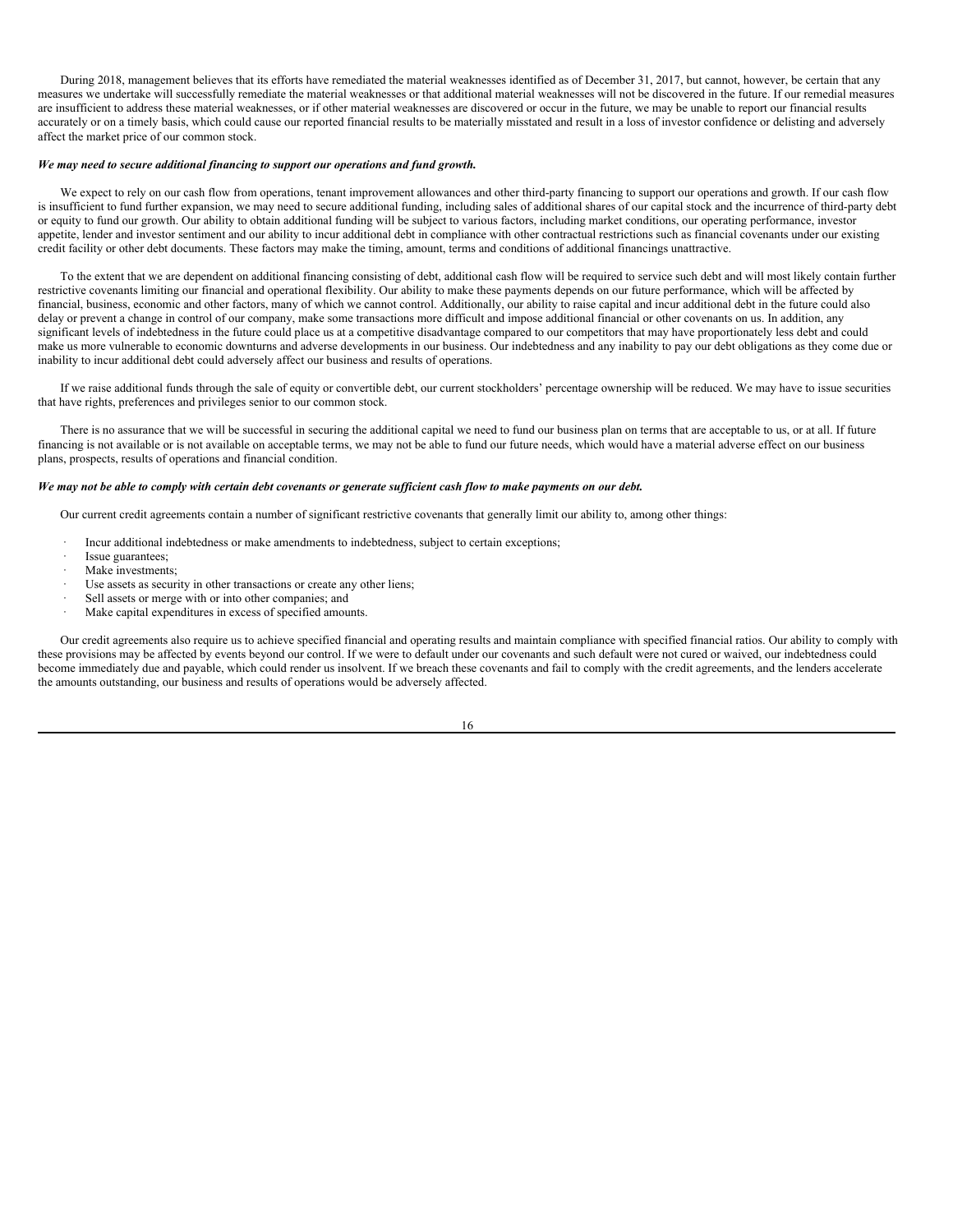During 2018, management believes that its efforts have remediated the material weaknesses identified as of December 31, 2017, but cannot, however, be certain that any measures we undertake will successfully remediate the material weaknesses or that additional material weaknesses will not be discovered in the future. If our remedial measures are insufficient to address these material weaknesses, or if other material weaknesses are discovered or occur in the future, we may be unable to report our financial results accurately or on a timely basis, which could cause our reported financial results to be materially misstated and result in a loss of investor confidence or delisting and adversely affect the market price of our common stock.

***We may need to secure additional financing to support our operations and fund growth.***

We expect to rely on our cash flow from operations, tenant improvement allowances and other third-party financing to support our operations and growth. If our cash flow is insufficient to fund further expansion, we may need to secure additional funding, including sales of additional shares of our capital stock and the incurrence of third-party debt or equity to fund our growth. Our ability to obtain additional funding will be subject to various factors, including market conditions, our operating performance, investor appetite, lender and investor sentiment and our ability to incur additional debt in compliance with other contractual restrictions such as financial covenants under our existing credit facility or other debt documents. These factors may make the timing, amount, terms and conditions of additional financings unattractive.

To the extent that we are dependent on additional financing consisting of debt, additional cash flow will be required to service such debt and will most likely contain further restrictive covenants limiting our financial and operational flexibility. Our ability to make these payments depends on our future performance, which will be affected by financial, business, economic and other factors, many of which we cannot control. Additionally, our ability to raise capital and incur additional debt in the future could also delay or prevent a change in control of our company, make some transactions more difficult and impose additional financial or other covenants on us. In addition, any significant levels of indebtedness in the future could place us at a competitive disadvantage compared to our competitors that may have proportionately less debt and could make us more vulnerable to economic downturns and adverse developments in our business. Our indebtedness and any inability to pay our debt obligations as they come due or inability to incur additional debt could adversely affect our business and results of operations.

If we raise additional funds through the sale of equity or convertible debt, our current stockholders' percentage ownership will be reduced. We may have to issue securities that have rights, preferences and privileges senior to our common stock.

There is no assurance that we will be successful in securing the additional capital we need to fund our business plan on terms that are acceptable to us, or at all. If future financing is not available or is not available on acceptable terms, we may not be able to fund our future needs, which would have a material adverse effect on our business plans, prospects, results of operations and financial condition.

***We may not be able to comply with certain debt covenants or generate sufficient cash flow to make payments on our debt.***

Our current credit agreements contain a number of significant restrictive covenants that generally limit our ability to, among other things:

- Incur additional indebtedness or make amendments to indebtedness, subject to certain exceptions;
- Issue guarantees;
- Make investments;
- Use assets as security in other transactions or create any other liens;
- Sell assets or merge with or into other companies; and
- Make capital expenditures in excess of specified amounts.

Our credit agreements also require us to achieve specified financial and operating results and maintain compliance with specified financial ratios. Our ability to comply with these provisions may be affected by events beyond our control. If we were to default under our covenants and such default were not cured or waived, our indebtedness could become immediately due and payable, which could render us insolvent. If we breach these covenants and fail to comply with the credit agreements, and the lenders accelerate the amounts outstanding, our business and results of operations would be adversely affected.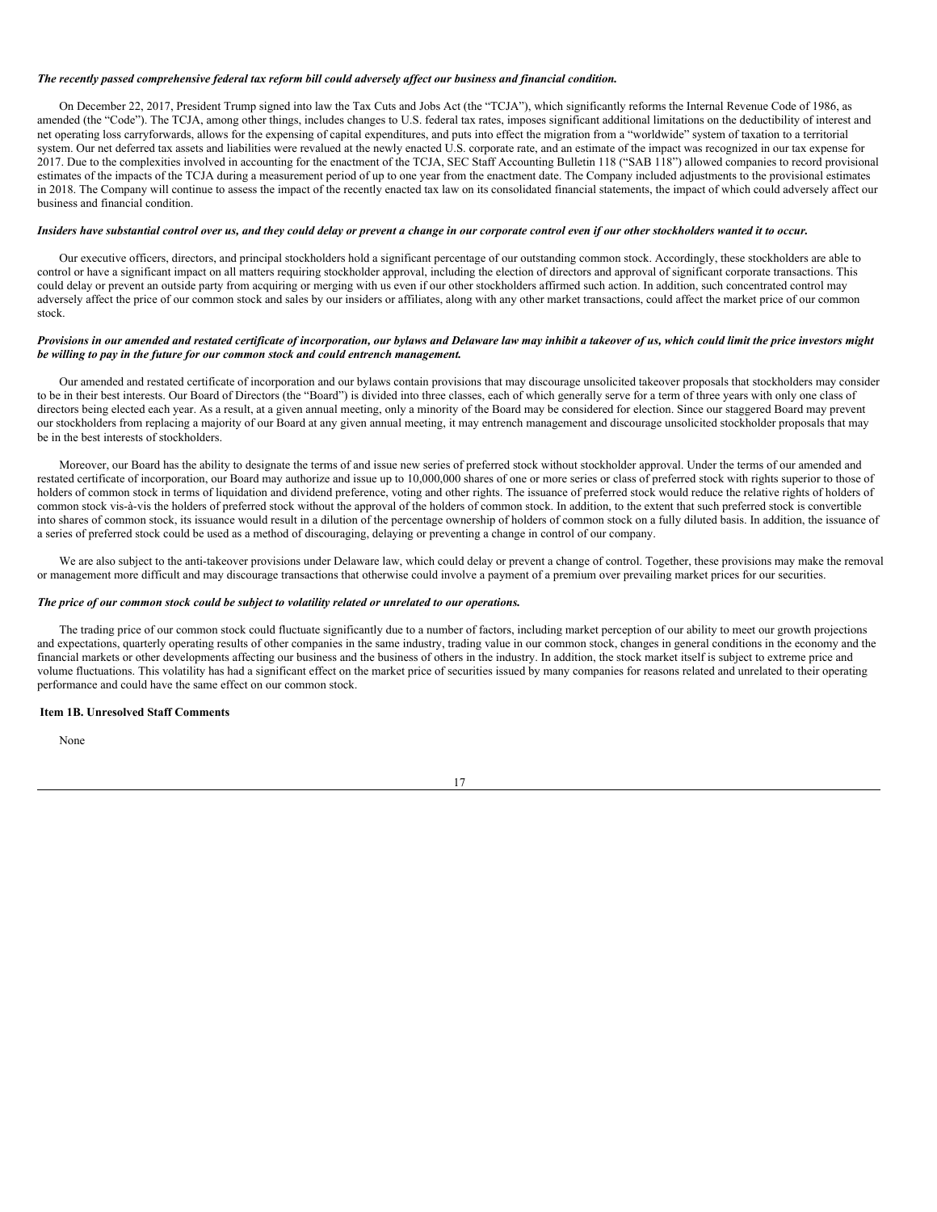***The recently passed comprehensive federal tax reform bill could adversely affect our business and financial condition.***

On December 22, 2017, President Trump signed into law the Tax Cuts and Jobs Act (the "TCJA"), which significantly reforms the Internal Revenue Code of 1986, as amended (the "Code"). The TCJA, among other things, includes changes to U.S. federal tax rates, imposes significant additional limitations on the deductibility of interest and net operating loss carryforwards, allows for the expensing of capital expenditures, and puts into effect the migration from a "worldwide" system of taxation to a territorial system. Our net deferred tax assets and liabilities were revalued at the newly enacted U.S. corporate rate, and an estimate of the impact was recognized in our tax expense for 2017. Due to the complexities involved in accounting for the enactment of the TCJA, SEC Staff Accounting Bulletin 118 ("SAB 118") allowed companies to record provisional estimates of the impacts of the TCJA during a measurement period of up to one year from the enactment date. The Company included adjustments to the provisional estimates in 2018. The Company will continue to assess the impact of the recently enacted tax law on its consolidated financial statements, the impact of which could adversely affect our business and financial condition.

***Insiders have substantial control over us, and they could delay or prevent a change in our corporate control even if our other stockholders wanted it to occur.***

Our executive officers, directors, and principal stockholders hold a significant percentage of our outstanding common stock. Accordingly, these stockholders are able to control or have a significant impact on all matters requiring stockholder approval, including the election of directors and approval of significant corporate transactions. This could delay or prevent an outside party from acquiring or merging with us even if our other stockholders affirmed such action. In addition, such concentrated control may adversely affect the price of our common stock and sales by our insiders or affiliates, along with any other market transactions, could affect the market price of our common stock.

***Provisions in our amended and restated certificate of incorporation, our bylaws and Delaware law may inhibit a takeover of us, which could limit the price investors might be willing to pay in the future for our common stock and could entrench management.***

Our amended and restated certificate of incorporation and our bylaws contain provisions that may discourage unsolicited takeover proposals that stockholders may consider to be in their best interests. Our Board of Directors (the "Board") is divided into three classes, each of which generally serve for a term of three years with only one class of directors being elected each year. As a result, at a given annual meeting, only a minority of the Board may be considered for election. Since our staggered Board may prevent our stockholders from replacing a majority of our Board at any given annual meeting, it may entrench management and discourage unsolicited stockholder proposals that may be in the best interests of stockholders.

Moreover, our Board has the ability to designate the terms of and issue new series of preferred stock without stockholder approval. Under the terms of our amended and restated certificate of incorporation, our Board may authorize and issue up to 10,000,000 shares of one or more series or class of preferred stock with rights superior to those of holders of common stock in terms of liquidation and dividend preference, voting and other rights. The issuance of preferred stock would reduce the relative rights of holders of common stock vis-à-vis the holders of preferred stock without the approval of the holders of common stock. In addition, to the extent that such preferred stock is convertible into shares of common stock, its issuance would result in a dilution of the percentage ownership of holders of common stock on a fully diluted basis. In addition, the issuance of a series of preferred stock could be used as a method of discouraging, delaying or preventing a change in control of our company.

We are also subject to the anti-takeover provisions under Delaware law, which could delay or prevent a change of control. Together, these provisions may make the removal or management more difficult and may discourage transactions that otherwise could involve a payment of a premium over prevailing market prices for our securities.

***The price of our common stock could be subject to volatility related or unrelated to our operations.***

The trading price of our common stock could fluctuate significantly due to a number of factors, including market perception of our ability to meet our growth projections and expectations, quarterly operating results of other companies in the same industry, trading value in our common stock, changes in general conditions in the economy and the financial markets or other developments affecting our business and the business of others in the industry. In addition, the stock market itself is subject to extreme price and volume fluctuations. This volatility has had a significant effect on the market price of securities issued by many companies for reasons related and unrelated to their operating performance and could have the same effect on our common stock.

**Item 1B. Unresolved Staff Comments**

None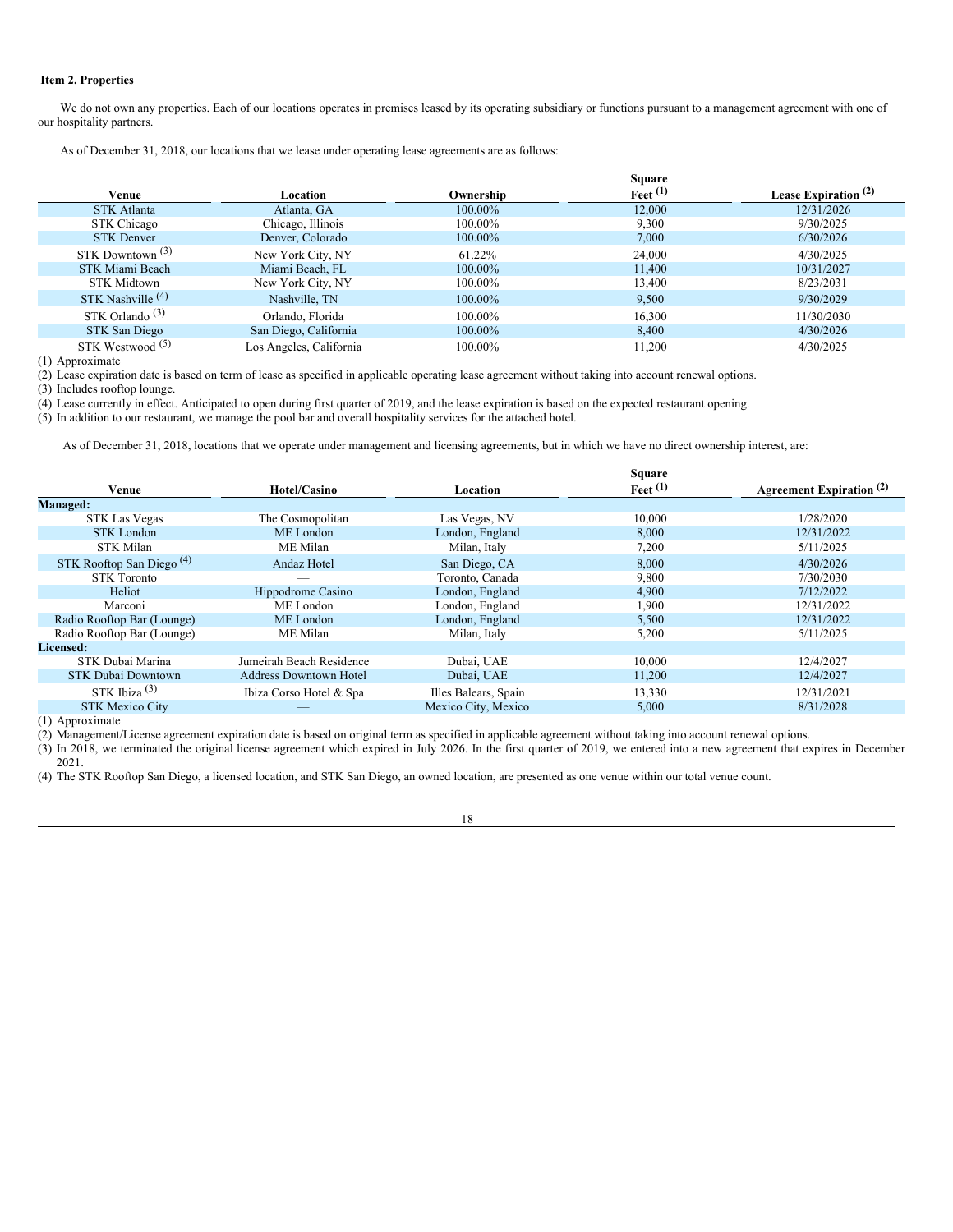### Item 2. Properties

We do not own any properties. Each of our locations operates in premises leased by its operating subsidiary or functions pursuant to a management agreement with one of our hospitality partners.

As of December 31, 2018, our locations that we lease under operating lease agreements are as follows:

| Venue | Location | Ownership | Square Feet (1) | Lease Expiration (2) |
|---|---|---|---|---|
| STK Atlanta | Atlanta, GA | 100.00% | 12,000 | 12/31/2026 |
| STK Chicago | Chicago, Illinois | 100.00% | 9,300 | 9/30/2025 |
| STK Denver | Denver, Colorado | 100.00% | 7,000 | 6/30/2026 |
| STK Downtown (3) | New York City, NY | 61.22% | 24,000 | 4/30/2025 |
| STK Miami Beach | Miami Beach, FL | 100.00% | 11,400 | 10/31/2027 |
| STK Midtown | New York City, NY | 100.00% | 13,400 | 8/23/2031 |
| STK Nashville (4) | Nashville, TN | 100.00% | 9,500 | 9/30/2029 |
| STK Orlando (3) | Orlando, Florida | 100.00% | 16,300 | 11/30/2030 |
| STK San Diego | San Diego, California | 100.00% | 8,400 | 4/30/2026 |
| STK Westwood (5) | Los Angeles, California | 100.00% | 11,200 | 4/30/2025 |

(1) Approximate

(2) Lease expiration date is based on term of lease as specified in applicable operating lease agreement without taking into account renewal options.

(3) Includes rooftop lounge.

(4) Lease currently in effect. Anticipated to open during first quarter of 2019, and the lease expiration is based on the expected restaurant opening.

(5) In addition to our restaurant, we manage the pool bar and overall hospitality services for the attached hotel.

As of December 31, 2018, locations that we operate under management and licensing agreements, but in which we have no direct ownership interest, are:

| Venue | Hotel/Casino | Location | Square Feet (1) | Agreement Expiration (2) |
|---|---|---|---|---|
| **Managed:** | | | | |
| STK Las Vegas | The Cosmopolitan | Las Vegas, NV | 10,000 | 1/28/2020 |
| STK London | ME London | London, England | 8,000 | 12/31/2022 |
| STK Milan | ME Milan | Milan, Italy | 7,200 | 5/11/2025 |
| STK Rooftop San Diego (4) | Andaz Hotel | San Diego, CA | 8,000 | 4/30/2026 |
| STK Toronto | — | Toronto, Canada | 9,800 | 7/30/2030 |
| Heliot | Hippodrome Casino | London, England | 4,900 | 7/12/2022 |
| Marconi | ME London | London, England | 1,900 | 12/31/2022 |
| Radio Rooftop Bar (Lounge) | ME London | London, England | 5,500 | 12/31/2022 |
| Radio Rooftop Bar (Lounge) | ME Milan | Milan, Italy | 5,200 | 5/11/2025 |
| **Licensed:** | | | | |
| STK Dubai Marina | Jumeirah Beach Residence | Dubai, UAE | 10,000 | 12/4/2027 |
| STK Dubai Downtown | Address Downtown Hotel | Dubai, UAE | 11,200 | 12/4/2027 |
| STK Ibiza (3) | Ibiza Corso Hotel & Spa | Illes Balears, Spain | 13,330 | 12/31/2021 |
| STK Mexico City | — | Mexico City, Mexico | 5,000 | 8/31/2028 |

(1) Approximate

(2) Management/License agreement expiration date is based on original term as specified in applicable agreement without taking into account renewal options.

(3) In 2018, we terminated the original license agreement which expired in July 2026. In the first quarter of 2019, we entered into a new agreement that expires in December 2021.

(4) The STK Rooftop San Diego, a licensed location, and STK San Diego, an owned location, are presented as one venue within our total venue count.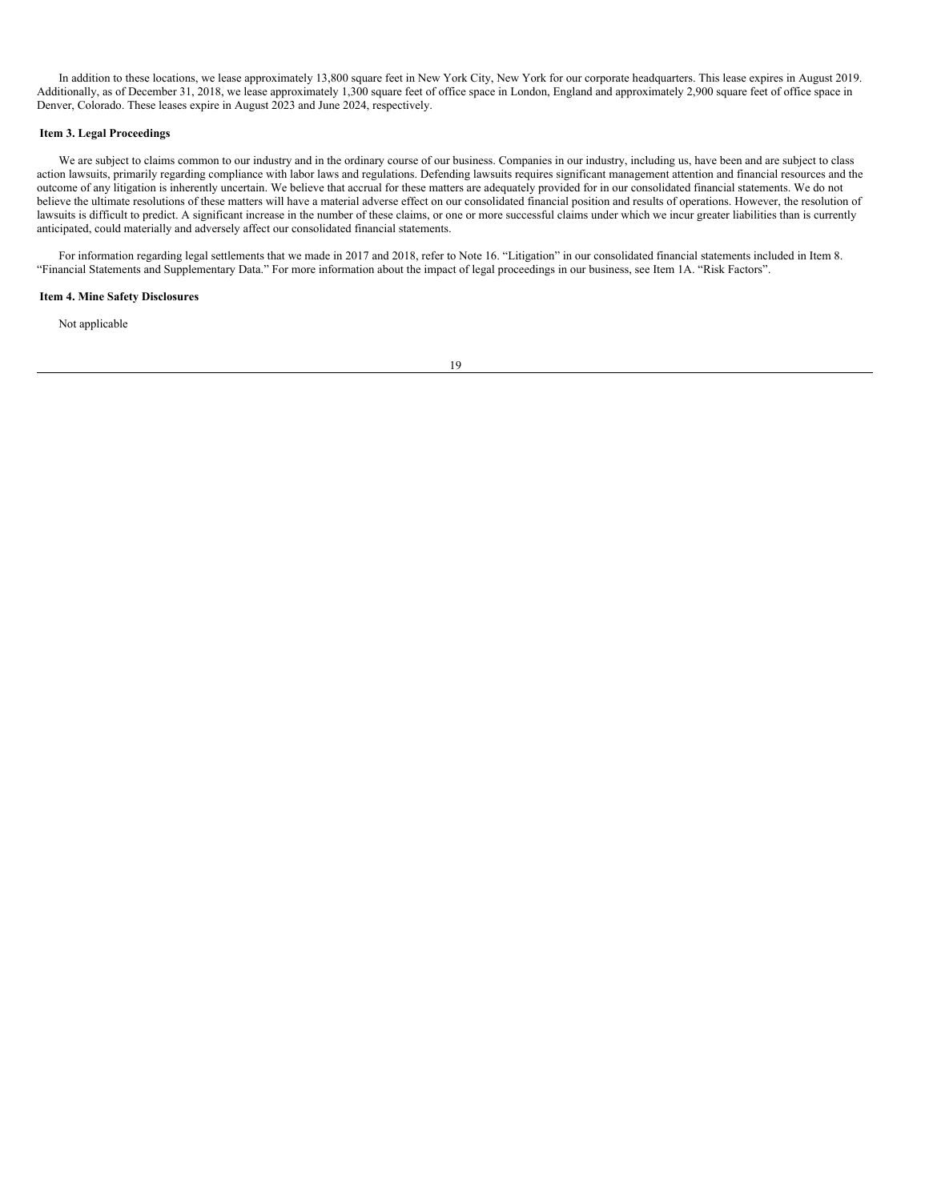In addition to these locations, we lease approximately 13,800 square feet in New York City, New York for our corporate headquarters. This lease expires in August 2019. Additionally, as of December 31, 2018, we lease approximately 1,300 square feet of office space in London, England and approximately 2,900 square feet of office space in Denver, Colorado. These leases expire in August 2023 and June 2024, respectively.

## Item 3. Legal Proceedings

We are subject to claims common to our industry and in the ordinary course of our business. Companies in our industry, including us, have been and are subject to class action lawsuits, primarily regarding compliance with labor laws and regulations. Defending lawsuits requires significant management attention and financial resources and the outcome of any litigation is inherently uncertain. We believe that accrual for these matters are adequately provided for in our consolidated financial statements. We do not believe the ultimate resolutions of these matters will have a material adverse effect on our consolidated financial position and results of operations. However, the resolution of lawsuits is difficult to predict. A significant increase in the number of these claims, or one or more successful claims under which we incur greater liabilities than is currently anticipated, could materially and adversely affect our consolidated financial statements.

For information regarding legal settlements that we made in 2017 and 2018, refer to Note 16. "Litigation" in our consolidated financial statements included in Item 8. "Financial Statements and Supplementary Data." For more information about the impact of legal proceedings in our business, see Item 1A. "Risk Factors".

## Item 4. Mine Safety Disclosures

Not applicable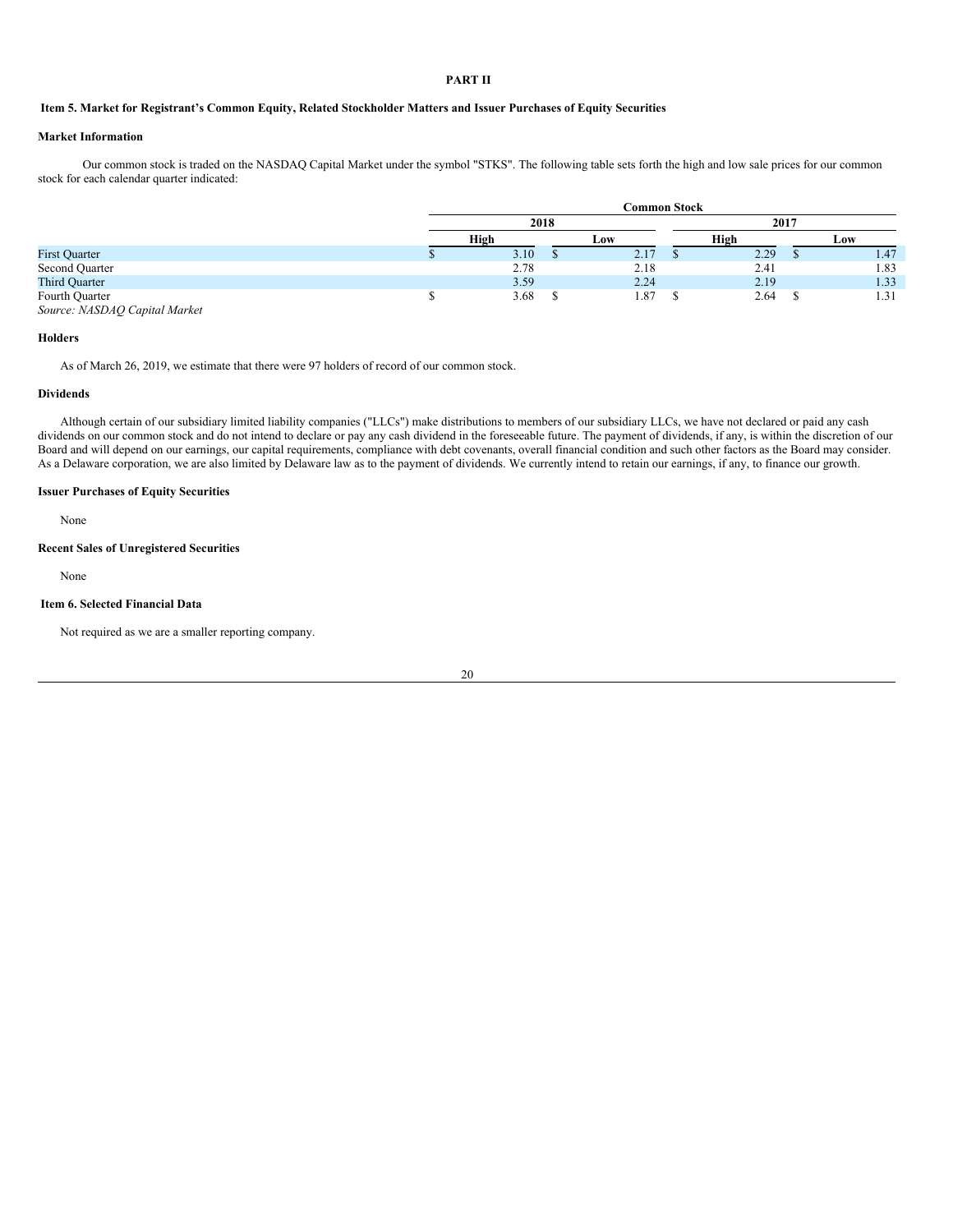# PART II

## Item 5. Market for Registrant's Common Equity, Related Stockholder Matters and Issuer Purchases of Equity Securities

### Market Information

Our common stock is traded on the NASDAQ Capital Market under the symbol "STKS". The following table sets forth the high and low sale prices for our common stock for each calendar quarter indicated:

| | Common Stock | | | |
|---|---|---|---|---|
| | 2018 | | 2017 | |
| | High | Low | High | Low |
| First Quarter | $ 3.10 | $ 2.17 | $ 2.29 | $ 1.47 |
| Second Quarter | 2.78 | 2.18 | 2.41 | 1.83 |
| Third Quarter | 3.59 | 2.24 | 2.19 | 1.33 |
| Fourth Quarter | $ 3.68 | $ 1.87 | $ 2.64 | $ 1.31 |

*Source: NASDAQ Capital Market*

### Holders

As of March 26, 2019, we estimate that there were 97 holders of record of our common stock.

### Dividends

Although certain of our subsidiary limited liability companies ("LLCs") make distributions to members of our subsidiary LLCs, we have not declared or paid any cash dividends on our common stock and do not intend to declare or pay any cash dividend in the foreseeable future. The payment of dividends, if any, is within the discretion of our Board and will depend on our earnings, our capital requirements, compliance with debt covenants, overall financial condition and such other factors as the Board may consider. As a Delaware corporation, we are also limited by Delaware law as to the payment of dividends. We currently intend to retain our earnings, if any, to finance our growth.

### Issuer Purchases of Equity Securities

None

### Recent Sales of Unregistered Securities

None

## Item 6. Selected Financial Data

Not required as we are a smaller reporting company.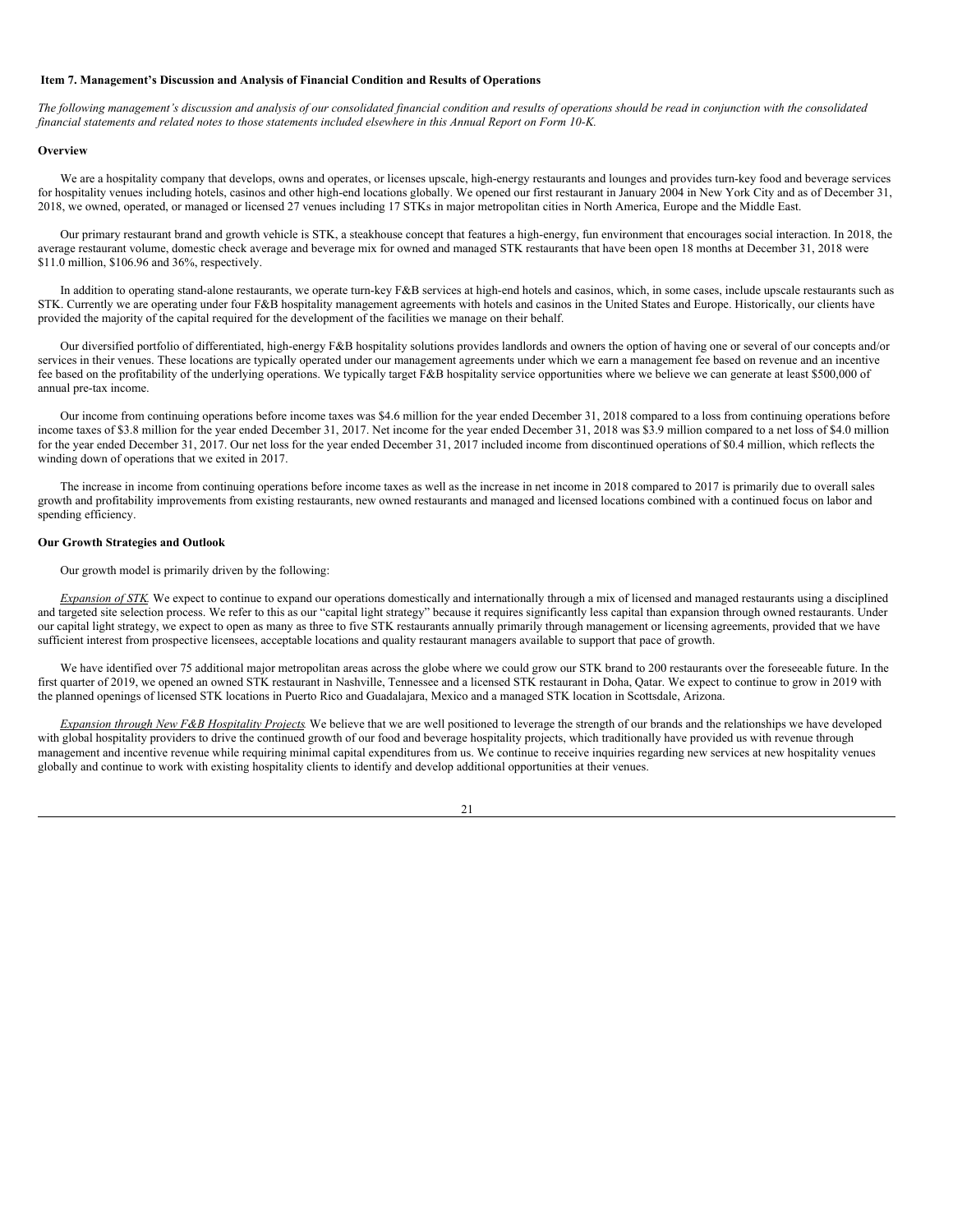### Item 7. Management's Discussion and Analysis of Financial Condition and Results of Operations

*The following management's discussion and analysis of our consolidated financial condition and results of operations should be read in conjunction with the consolidated financial statements and related notes to those statements included elsewhere in this Annual Report on Form 10-K.*

**Overview**

We are a hospitality company that develops, owns and operates, or licenses upscale, high-energy restaurants and lounges and provides turn-key food and beverage services for hospitality venues including hotels, casinos and other high-end locations globally. We opened our first restaurant in January 2004 in New York City and as of December 31, 2018, we owned, operated, or managed or licensed 27 venues including 17 STKs in major metropolitan cities in North America, Europe and the Middle East.

Our primary restaurant brand and growth vehicle is STK, a steakhouse concept that features a high-energy, fun environment that encourages social interaction. In 2018, the average restaurant volume, domestic check average and beverage mix for owned and managed STK restaurants that have been open 18 months at December 31, 2018 were $11.0 million, $106.96 and 36%, respectively.

In addition to operating stand-alone restaurants, we operate turn-key F&B services at high-end hotels and casinos, which, in some cases, include upscale restaurants such as STK. Currently we are operating under four F&B hospitality management agreements with hotels and casinos in the United States and Europe. Historically, our clients have provided the majority of the capital required for the development of the facilities we manage on their behalf.

Our diversified portfolio of differentiated, high-energy F&B hospitality solutions provides landlords and owners the option of having one or several of our concepts and/or services in their venues. These locations are typically operated under our management agreements under which we earn a management fee based on revenue and an incentive fee based on the profitability of the underlying operations. We typically target F&B hospitality service opportunities where we believe we can generate at least $500,000 of annual pre-tax income.

Our income from continuing operations before income taxes was $4.6 million for the year ended December 31, 2018 compared to a loss from continuing operations before income taxes of $3.8 million for the year ended December 31, 2017. Net income for the year ended December 31, 2018 was $3.9 million compared to a net loss of $4.0 million for the year ended December 31, 2017. Our net loss for the year ended December 31, 2017 included income from discontinued operations of $0.4 million, which reflects the winding down of operations that we exited in 2017.

The increase in income from continuing operations before income taxes as well as the increase in net income in 2018 compared to 2017 is primarily due to overall sales growth and profitability improvements from existing restaurants, new owned restaurants and managed and licensed locations combined with a continued focus on labor and spending efficiency.

**Our Growth Strategies and Outlook**

Our growth model is primarily driven by the following:

*Expansion of STK.* We expect to continue to expand our operations domestically and internationally through a mix of licensed and managed restaurants using a disciplined and targeted site selection process. We refer to this as our "capital light strategy" because it requires significantly less capital than expansion through owned restaurants. Under our capital light strategy, we expect to open as many as three to five STK restaurants annually primarily through management or licensing agreements, provided that we have sufficient interest from prospective licensees, acceptable locations and quality restaurant managers available to support that pace of growth.

We have identified over 75 additional major metropolitan areas across the globe where we could grow our STK brand to 200 restaurants over the foreseeable future. In the first quarter of 2019, we opened an owned STK restaurant in Nashville, Tennessee and a licensed STK restaurant in Doha, Qatar. We expect to continue to grow in 2019 with the planned openings of licensed STK locations in Puerto Rico and Guadalajara, Mexico and a managed STK location in Scottsdale, Arizona.

*Expansion through New F&B Hospitality Projects.* We believe that we are well positioned to leverage the strength of our brands and the relationships we have developed with global hospitality providers to drive the continued growth of our food and beverage hospitality projects, which traditionally have provided us with revenue through management and incentive revenue while requiring minimal capital expenditures from us. We continue to receive inquiries regarding new services at new hospitality venues globally and continue to work with existing hospitality clients to identify and develop additional opportunities at their venues.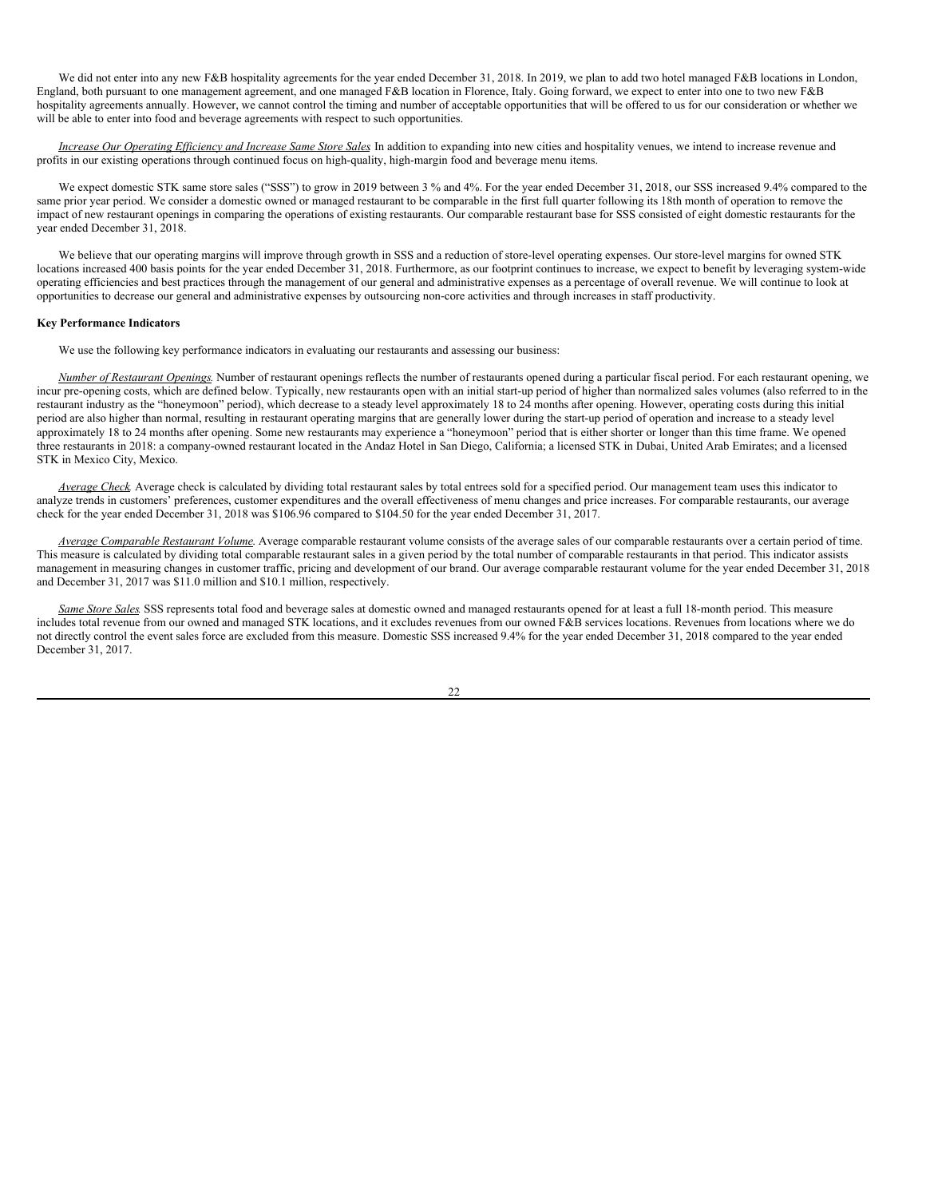We did not enter into any new F&B hospitality agreements for the year ended December 31, 2018. In 2019, we plan to add two hotel managed F&B locations in London, England, both pursuant to one management agreement, and one managed F&B location in Florence, Italy. Going forward, we expect to enter into one to two new F&B hospitality agreements annually. However, we cannot control the timing and number of acceptable opportunities that will be offered to us for our consideration or whether we will be able to enter into food and beverage agreements with respect to such opportunities.

*Increase Our Operating Efficiency and Increase Same Store Sales.* In addition to expanding into new cities and hospitality venues, we intend to increase revenue and profits in our existing operations through continued focus on high-quality, high-margin food and beverage menu items.

We expect domestic STK same store sales ("SSS") to grow in 2019 between 3 % and 4%. For the year ended December 31, 2018, our SSS increased 9.4% compared to the same prior year period. We consider a domestic owned or managed restaurant to be comparable in the first full quarter following its 18th month of operation to remove the impact of new restaurant openings in comparing the operations of existing restaurants. Our comparable restaurant base for SSS consisted of eight domestic restaurants for the year ended December 31, 2018.

We believe that our operating margins will improve through growth in SSS and a reduction of store-level operating expenses. Our store-level margins for owned STK locations increased 400 basis points for the year ended December 31, 2018. Furthermore, as our footprint continues to increase, we expect to benefit by leveraging system-wide operating efficiencies and best practices through the management of our general and administrative expenses as a percentage of overall revenue. We will continue to look at opportunities to decrease our general and administrative expenses by outsourcing non-core activities and through increases in staff productivity.

**Key Performance Indicators**

We use the following key performance indicators in evaluating our restaurants and assessing our business:

*Number of Restaurant Openings.* Number of restaurant openings reflects the number of restaurants opened during a particular fiscal period. For each restaurant opening, we incur pre-opening costs, which are defined below. Typically, new restaurants open with an initial start-up period of higher than normalized sales volumes (also referred to in the restaurant industry as the "honeymoon" period), which decrease to a steady level approximately 18 to 24 months after opening. However, operating costs during this initial period are also higher than normal, resulting in restaurant operating margins that are generally lower during the start-up period of operation and increase to a steady level approximately 18 to 24 months after opening. Some new restaurants may experience a "honeymoon" period that is either shorter or longer than this time frame. We opened three restaurants in 2018: a company-owned restaurant located in the Andaz Hotel in San Diego, California; a licensed STK in Dubai, United Arab Emirates; and a licensed STK in Mexico City, Mexico.

*Average Check.* Average check is calculated by dividing total restaurant sales by total entrees sold for a specified period. Our management team uses this indicator to analyze trends in customers' preferences, customer expenditures and the overall effectiveness of menu changes and price increases. For comparable restaurants, our average check for the year ended December 31, 2018 was $106.96 compared to $104.50 for the year ended December 31, 2017.

*Average Comparable Restaurant Volume.* Average comparable restaurant volume consists of the average sales of our comparable restaurants over a certain period of time. This measure is calculated by dividing total comparable restaurant sales in a given period by the total number of comparable restaurants in that period. This indicator assists management in measuring changes in customer traffic, pricing and development of our brand. Our average comparable restaurant volume for the year ended December 31, 2018 and December 31, 2017 was $11.0 million and $10.1 million, respectively.

*Same Store Sales.* SSS represents total food and beverage sales at domestic owned and managed restaurants opened for at least a full 18-month period. This measure includes total revenue from our owned and managed STK locations, and it excludes revenues from our owned F&B services locations. Revenues from locations where we do not directly control the event sales force are excluded from this measure. Domestic SSS increased 9.4% for the year ended December 31, 2018 compared to the year ended December 31, 2017.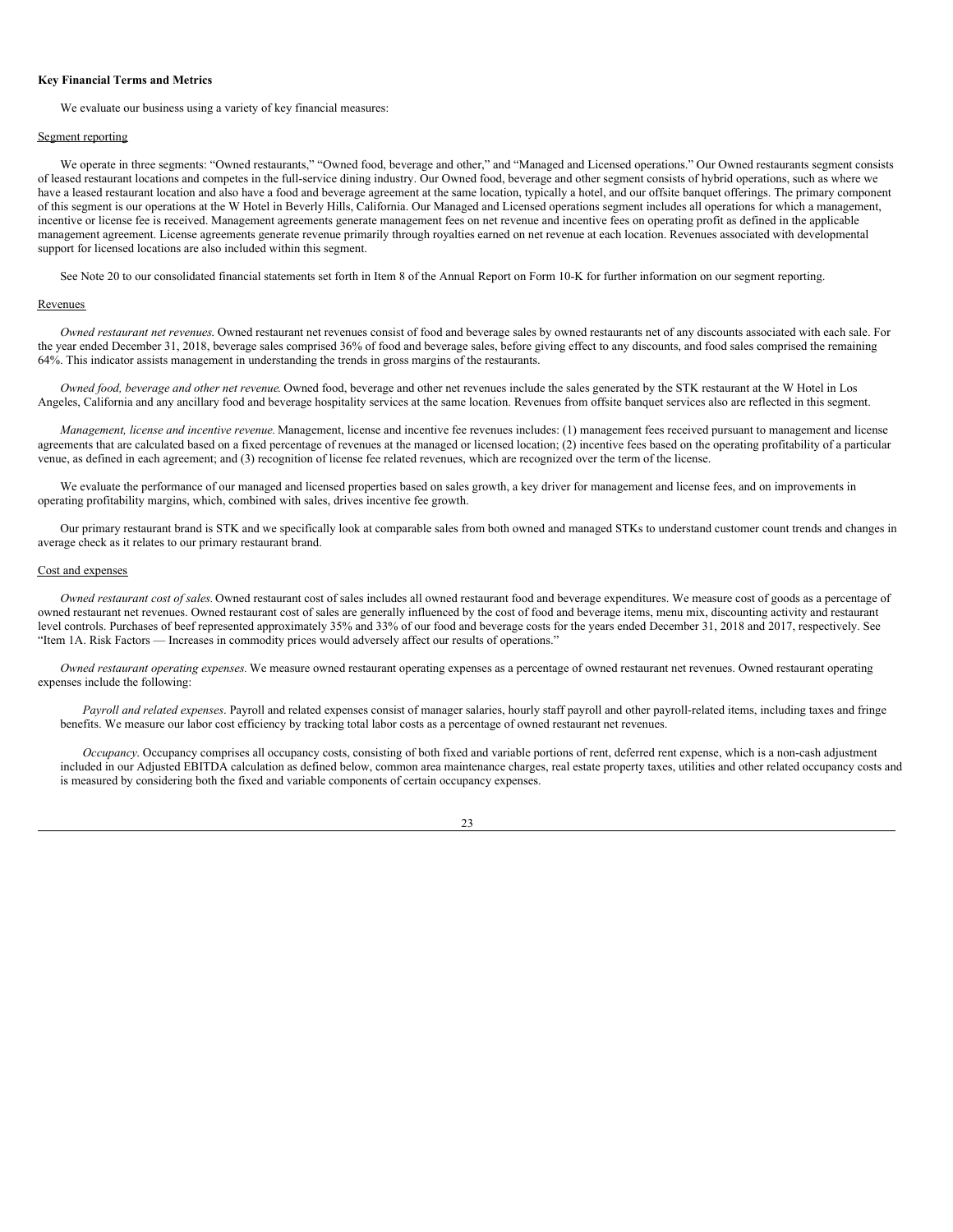**Key Financial Terms and Metrics**

We evaluate our business using a variety of key financial measures:

Segment reporting

We operate in three segments: "Owned restaurants," "Owned food, beverage and other," and "Managed and Licensed operations." Our Owned restaurants segment consists of leased restaurant locations and competes in the full-service dining industry. Our Owned food, beverage and other segment consists of hybrid operations, such as where we have a leased restaurant location and also have a food and beverage agreement at the same location, typically a hotel, and our offsite banquet offerings. The primary component of this segment is our operations at the W Hotel in Beverly Hills, California. Our Managed and Licensed operations segment includes all operations for which a management, incentive or license fee is received. Management agreements generate management fees on net revenue and incentive fees on operating profit as defined in the applicable management agreement. License agreements generate revenue primarily through royalties earned on net revenue at each location. Revenues associated with developmental support for licensed locations are also included within this segment.

See Note 20 to our consolidated financial statements set forth in Item 8 of the Annual Report on Form 10-K for further information on our segment reporting.

Revenues

*Owned restaurant net revenues.* Owned restaurant net revenues consist of food and beverage sales by owned restaurants net of any discounts associated with each sale. For the year ended December 31, 2018, beverage sales comprised 36% of food and beverage sales, before giving effect to any discounts, and food sales comprised the remaining 64%. This indicator assists management in understanding the trends in gross margins of the restaurants.

*Owned food, beverage and other net revenue.* Owned food, beverage and other net revenues include the sales generated by the STK restaurant at the W Hotel in Los Angeles, California and any ancillary food and beverage hospitality services at the same location. Revenues from offsite banquet services also are reflected in this segment.

*Management, license and incentive revenue.* Management, license and incentive fee revenues includes: (1) management fees received pursuant to management and license agreements that are calculated based on a fixed percentage of revenues at the managed or licensed location; (2) incentive fees based on the operating profitability of a particular venue, as defined in each agreement; and (3) recognition of license fee related revenues, which are recognized over the term of the license.

We evaluate the performance of our managed and licensed properties based on sales growth, a key driver for management and license fees, and on improvements in operating profitability margins, which, combined with sales, drives incentive fee growth.

Our primary restaurant brand is STK and we specifically look at comparable sales from both owned and managed STKs to understand customer count trends and changes in average check as it relates to our primary restaurant brand.

Cost and expenses

*Owned restaurant cost of sales.* Owned restaurant cost of sales includes all owned restaurant food and beverage expenditures. We measure cost of goods as a percentage of owned restaurant net revenues. Owned restaurant cost of sales are generally influenced by the cost of food and beverage items, menu mix, discounting activity and restaurant level controls. Purchases of beef represented approximately 35% and 33% of our food and beverage costs for the years ended December 31, 2018 and 2017, respectively. See "Item 1A. Risk Factors — Increases in commodity prices would adversely affect our results of operations."

*Owned restaurant operating expenses.* We measure owned restaurant operating expenses as a percentage of owned restaurant net revenues. Owned restaurant operating expenses include the following:

*Payroll and related expenses*. Payroll and related expenses consist of manager salaries, hourly staff payroll and other payroll-related items, including taxes and fringe benefits. We measure our labor cost efficiency by tracking total labor costs as a percentage of owned restaurant net revenues.

*Occupancy*. Occupancy comprises all occupancy costs, consisting of both fixed and variable portions of rent, deferred rent expense, which is a non-cash adjustment included in our Adjusted EBITDA calculation as defined below, common area maintenance charges, real estate property taxes, utilities and other related occupancy costs and is measured by considering both the fixed and variable components of certain occupancy expenses.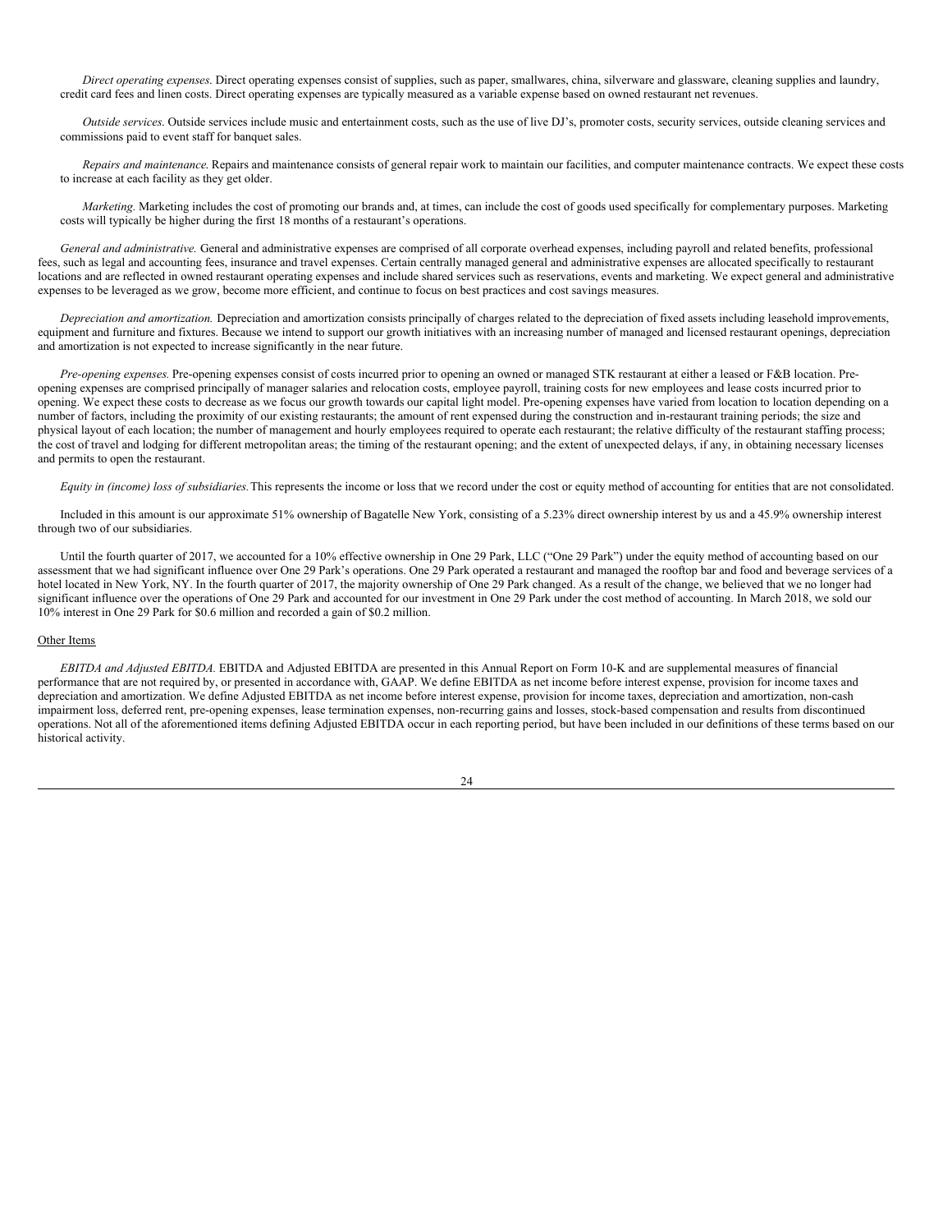*Direct operating expenses*. Direct operating expenses consist of supplies, such as paper, smallwares, china, silverware and glassware, cleaning supplies and laundry, credit card fees and linen costs. Direct operating expenses are typically measured as a variable expense based on owned restaurant net revenues.

*Outside services*. Outside services include music and entertainment costs, such as the use of live DJ's, promoter costs, security services, outside cleaning services and commissions paid to event staff for banquet sales.

*Repairs and maintenance*. Repairs and maintenance consists of general repair work to maintain our facilities, and computer maintenance contracts. We expect these costs to increase at each facility as they get older.

*Marketing*. Marketing includes the cost of promoting our brands and, at times, can include the cost of goods used specifically for complementary purposes. Marketing costs will typically be higher during the first 18 months of a restaurant's operations.

*General and administrative.* General and administrative expenses are comprised of all corporate overhead expenses, including payroll and related benefits, professional fees, such as legal and accounting fees, insurance and travel expenses. Certain centrally managed general and administrative expenses are allocated specifically to restaurant locations and are reflected in owned restaurant operating expenses and include shared services such as reservations, events and marketing. We expect general and administrative expenses to be leveraged as we grow, become more efficient, and continue to focus on best practices and cost savings measures.

*Depreciation and amortization.* Depreciation and amortization consists principally of charges related to the depreciation of fixed assets including leasehold improvements, equipment and furniture and fixtures. Because we intend to support our growth initiatives with an increasing number of managed and licensed restaurant openings, depreciation and amortization is not expected to increase significantly in the near future.

*Pre-opening expenses.* Pre-opening expenses consist of costs incurred prior to opening an owned or managed STK restaurant at either a leased or F&B location. Pre-opening expenses are comprised principally of manager salaries and relocation costs, employee payroll, training costs for new employees and lease costs incurred prior to opening. We expect these costs to decrease as we focus our growth towards our capital light model. Pre-opening expenses have varied from location to location depending on a number of factors, including the proximity of our existing restaurants; the amount of rent expensed during the construction and in-restaurant training periods; the size and physical layout of each location; the number of management and hourly employees required to operate each restaurant; the relative difficulty of the restaurant staffing process; the cost of travel and lodging for different metropolitan areas; the timing of the restaurant opening; and the extent of unexpected delays, if any, in obtaining necessary licenses and permits to open the restaurant.

*Equity in (income) loss of subsidiaries.* This represents the income or loss that we record under the cost or equity method of accounting for entities that are not consolidated.

Included in this amount is our approximate 51% ownership of Bagatelle New York, consisting of a 5.23% direct ownership interest by us and a 45.9% ownership interest through two of our subsidiaries.

Until the fourth quarter of 2017, we accounted for a 10% effective ownership in One 29 Park, LLC ("One 29 Park") under the equity method of accounting based on our assessment that we had significant influence over One 29 Park's operations. One 29 Park operated a restaurant and managed the rooftop bar and food and beverage services of a hotel located in New York, NY. In the fourth quarter of 2017, the majority ownership of One 29 Park changed. As a result of the change, we believed that we no longer had significant influence over the operations of One 29 Park and accounted for our investment in One 29 Park under the cost method of accounting. In March 2018, we sold our 10% interest in One 29 Park for $0.6 million and recorded a gain of $0.2 million.

Other Items

*EBITDA and Adjusted EBITDA.* EBITDA and Adjusted EBITDA are presented in this Annual Report on Form 10-K and are supplemental measures of financial performance that are not required by, or presented in accordance with, GAAP. We define EBITDA as net income before interest expense, provision for income taxes and depreciation and amortization. We define Adjusted EBITDA as net income before interest expense, provision for income taxes, depreciation and amortization, non-cash impairment loss, deferred rent, pre-opening expenses, lease termination expenses, non-recurring gains and losses, stock-based compensation and results from discontinued operations. Not all of the aforementioned items defining Adjusted EBITDA occur in each reporting period, but have been included in our definitions of these terms based on our historical activity.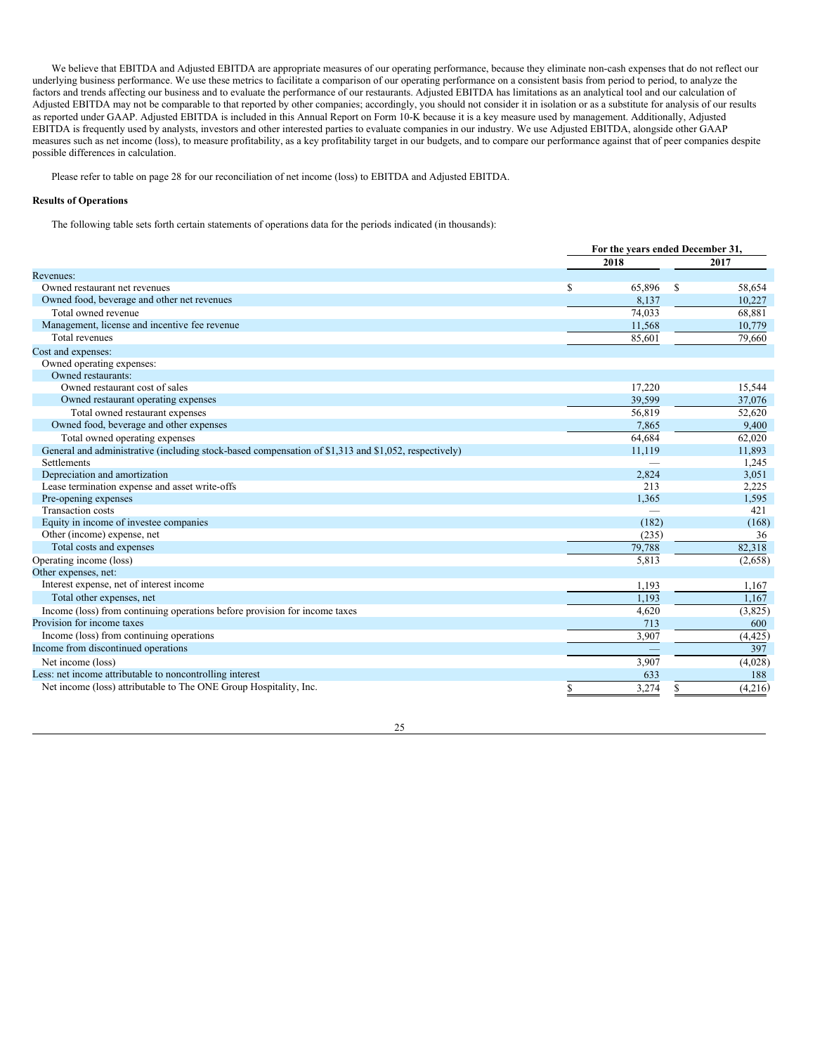We believe that EBITDA and Adjusted EBITDA are appropriate measures of our operating performance, because they eliminate non-cash expenses that do not reflect our underlying business performance. We use these metrics to facilitate a comparison of our operating performance on a consistent basis from period to period, to analyze the factors and trends affecting our business and to evaluate the performance of our restaurants. Adjusted EBITDA has limitations as an analytical tool and our calculation of Adjusted EBITDA may not be comparable to that reported by other companies; accordingly, you should not consider it in isolation or as a substitute for analysis of our results as reported under GAAP. Adjusted EBITDA is included in this Annual Report on Form 10-K because it is a key measure used by management. Additionally, Adjusted EBITDA is frequently used by analysts, investors and other interested parties to evaluate companies in our industry. We use Adjusted EBITDA, alongside other GAAP measures such as net income (loss), to measure profitability, as a key profitability target in our budgets, and to compare our performance against that of peer companies despite possible differences in calculation.

Please refer to table on page 28 for our reconciliation of net income (loss) to EBITDA and Adjusted EBITDA.

**Results of Operations**

The following table sets forth certain statements of operations data for the periods indicated (in thousands):

| | For the years ended December 31, | |
|---|---|---|
| | 2018 | 2017 |
| Revenues: | | |
| Owned restaurant net revenues | $ 65,896 | $ 58,654 |
| Owned food, beverage and other net revenues | 8,137 | 10,227 |
| Total owned revenue | 74,033 | 68,881 |
| Management, license and incentive fee revenue | 11,568 | 10,779 |
| Total revenues | 85,601 | 79,660 |
| Cost and expenses: | | |
| Owned operating expenses: | | |
| Owned restaurants: | | |
| Owned restaurant cost of sales | 17,220 | 15,544 |
| Owned restaurant operating expenses | 39,599 | 37,076 |
| Total owned restaurant expenses | 56,819 | 52,620 |
| Owned food, beverage and other expenses | 7,865 | 9,400 |
| Total owned operating expenses | 64,684 | 62,020 |
| General and administrative (including stock-based compensation of $1,313 and $1,052, respectively) | 11,119 | 11,893 |
| Settlements | — | 1,245 |
| Depreciation and amortization | 2,824 | 3,051 |
| Lease termination expense and asset write-offs | 213 | 2,225 |
| Pre-opening expenses | 1,365 | 1,595 |
| Transaction costs | — | 421 |
| Equity in income of investee companies | (182) | (168) |
| Other (income) expense, net | (235) | 36 |
| Total costs and expenses | 79,788 | 82,318 |
| Operating income (loss) | 5,813 | (2,658) |
| Other expenses, net: | | |
| Interest expense, net of interest income | 1,193 | 1,167 |
| Total other expenses, net | 1,193 | 1,167 |
| Income (loss) from continuing operations before provision for income taxes | 4,620 | (3,825) |
| Provision for income taxes | 713 | 600 |
| Income (loss) from continuing operations | 3,907 | (4,425) |
| Income from discontinued operations | — | 397 |
| Net income (loss) | 3,907 | (4,028) |
| Less: net income attributable to noncontrolling interest | 633 | 188 |
| Net income (loss) attributable to The ONE Group Hospitality, Inc. | $ 3,274 | $ (4,216) |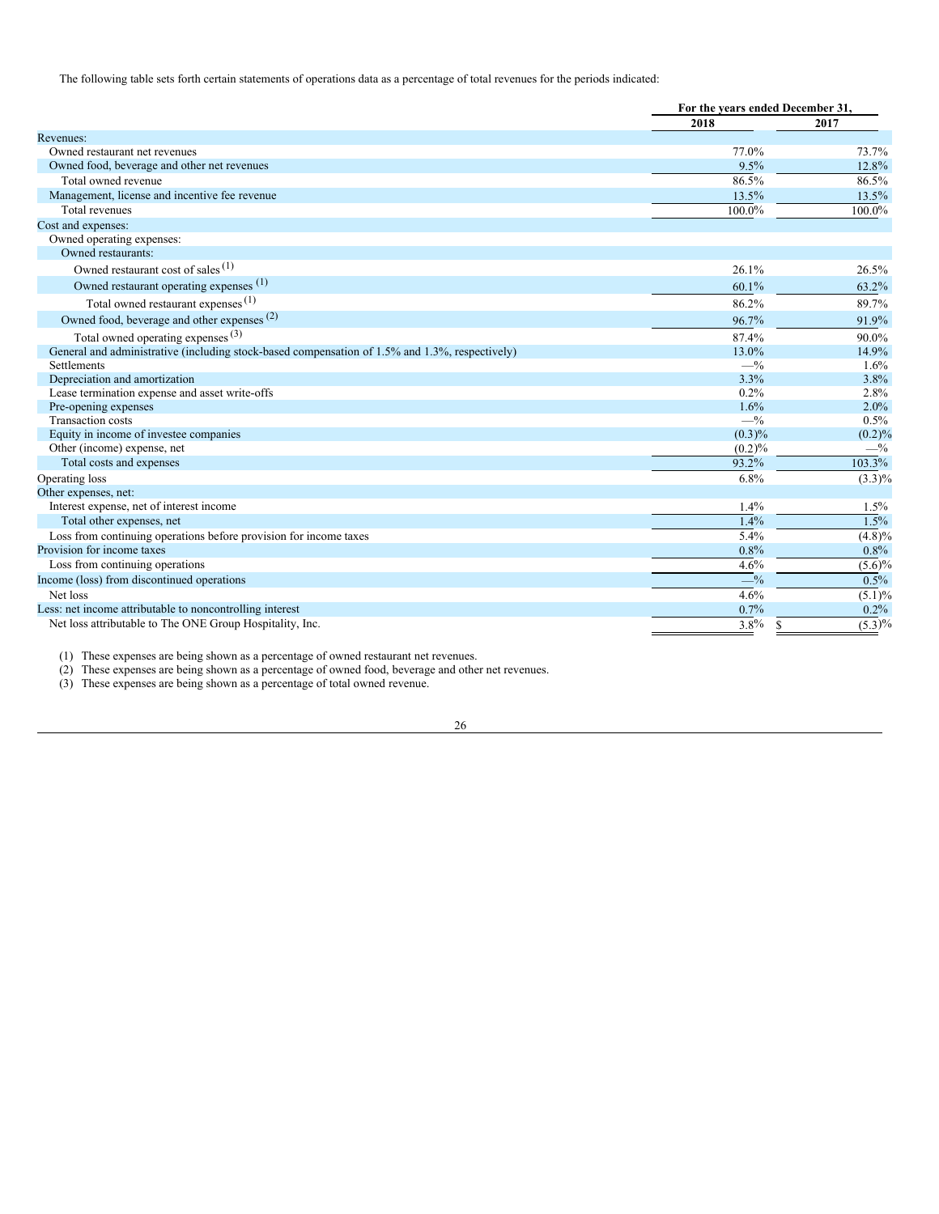The following table sets forth certain statements of operations data as a percentage of total revenues for the periods indicated:

| | For the years ended December 31, | |
|---|---|---|
| | 2018 | 2017 |
| Revenues: | | |
| Owned restaurant net revenues | 77.0% | 73.7% |
| Owned food, beverage and other net revenues | 9.5% | 12.8% |
| Total owned revenue | 86.5% | 86.5% |
| Management, license and incentive fee revenue | 13.5% | 13.5% |
| Total revenues | 100.0% | 100.0% |
| Cost and expenses: | | |
| Owned operating expenses: | | |
| Owned restaurants: | | |
| Owned restaurant cost of sales (1) | 26.1% | 26.5% |
| Owned restaurant operating expenses (1) | 60.1% | 63.2% |
| Total owned restaurant expenses (1) | 86.2% | 89.7% |
| Owned food, beverage and other expenses (2) | 96.7% | 91.9% |
| Total owned operating expenses (3) | 87.4% | 90.0% |
| General and administrative (including stock-based compensation of 1.5% and 1.3%, respectively) | 13.0% | 14.9% |
| Settlements | —% | 1.6% |
| Depreciation and amortization | 3.3% | 3.8% |
| Lease termination expense and asset write-offs | 0.2% | 2.8% |
| Pre-opening expenses | 1.6% | 2.0% |
| Transaction costs | —% | 0.5% |
| Equity in income of investee companies | (0.3)% | (0.2)% |
| Other (income) expense, net | (0.2)% | —% |
| Total costs and expenses | 93.2% | 103.3% |
| Operating loss | 6.8% | (3.3)% |
| Other expenses, net: | | |
| Interest expense, net of interest income | 1.4% | 1.5% |
| Total other expenses, net | 1.4% | 1.5% |
| Loss from continuing operations before provision for income taxes | 5.4% | (4.8)% |
| Provision for income taxes | 0.8% | 0.8% |
| Loss from continuing operations | 4.6% | (5.6)% |
| Income (loss) from discontinued operations | —% | 0.5% |
| Net loss | 4.6% | (5.1)% |
| Less: net income attributable to noncontrolling interest | 0.7% | 0.2% |
| Net loss attributable to The ONE Group Hospitality, Inc. | 3.8% | $ (5.3)% |

(1) These expenses are being shown as a percentage of owned restaurant net revenues.
(2) These expenses are being shown as a percentage of owned food, beverage and other net revenues.
(3) These expenses are being shown as a percentage of total owned revenue.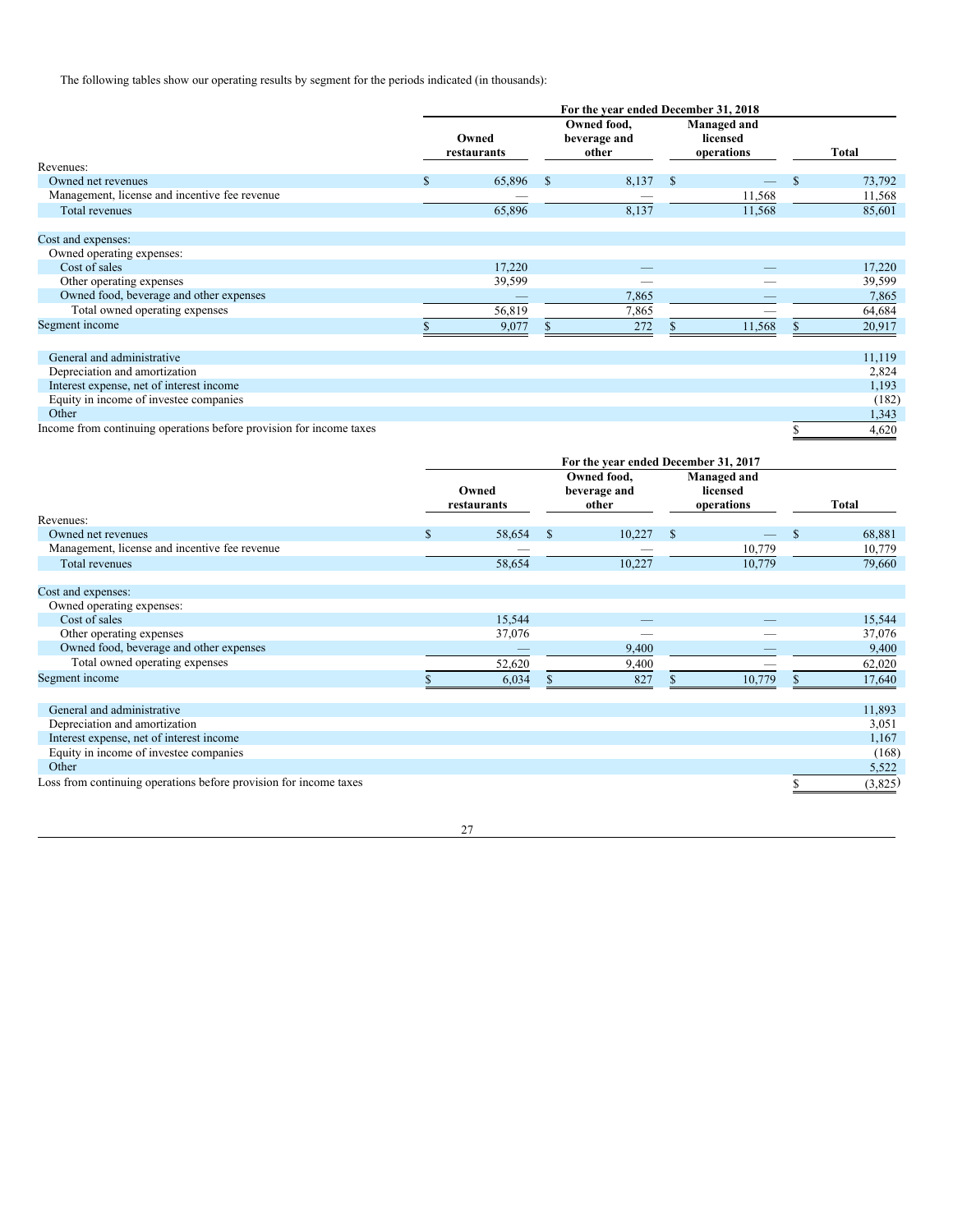The following tables show our operating results by segment for the periods indicated (in thousands):

| | For the year ended December 31, 2018 | | | |
|---|---|---|---|---|
| | Owned restaurants | Owned food, beverage and other | Managed and licensed operations | Total |
| Revenues: | | | | |
| Owned net revenues | $ 65,896 | $ 8,137 | $ — | $ 73,792 |
| Management, license and incentive fee revenue | — | — | 11,568 | 11,568 |
| Total revenues | 65,896 | 8,137 | 11,568 | 85,601 |
| Cost and expenses: | | | | |
| Owned operating expenses: | | | | |
| Cost of sales | 17,220 | — | — | 17,220 |
| Other operating expenses | 39,599 | — | — | 39,599 |
| Owned food, beverage and other expenses | — | 7,865 | — | 7,865 |
| Total owned operating expenses | 56,819 | 7,865 | — | 64,684 |
| Segment income | $ 9,077 | $ 272 | $ 11,568 | $ 20,917 |
| General and administrative | | | | 11,119 |
| Depreciation and amortization | | | | 2,824 |
| Interest expense, net of interest income | | | | 1,193 |
| Equity in income of investee companies | | | | (182) |
| Other | | | | 1,343 |
| Income from continuing operations before provision for income taxes | | | | $ 4,620 |

| | For the year ended December 31, 2017 | | | |
|---|---|---|---|---|
| | Owned restaurants | Owned food, beverage and other | Managed and licensed operations | Total |
| Revenues: | | | | |
| Owned net revenues | $ 58,654 | $ 10,227 | $ — | $ 68,881 |
| Management, license and incentive fee revenue | — | — | 10,779 | 10,779 |
| Total revenues | 58,654 | 10,227 | 10,779 | 79,660 |
| Cost and expenses: | | | | |
| Owned operating expenses: | | | | |
| Cost of sales | 15,544 | — | — | 15,544 |
| Other operating expenses | 37,076 | — | — | 37,076 |
| Owned food, beverage and other expenses | — | 9,400 | — | 9,400 |
| Total owned operating expenses | 52,620 | 9,400 | — | 62,020 |
| Segment income | $ 6,034 | $ 827 | $ 10,779 | $ 17,640 |
| General and administrative | | | | 11,893 |
| Depreciation and amortization | | | | 3,051 |
| Interest expense, net of interest income | | | | 1,167 |
| Equity in income of investee companies | | | | (168) |
| Other | | | | 5,522 |
| Loss from continuing operations before provision for income taxes | | | | $ (3,825) |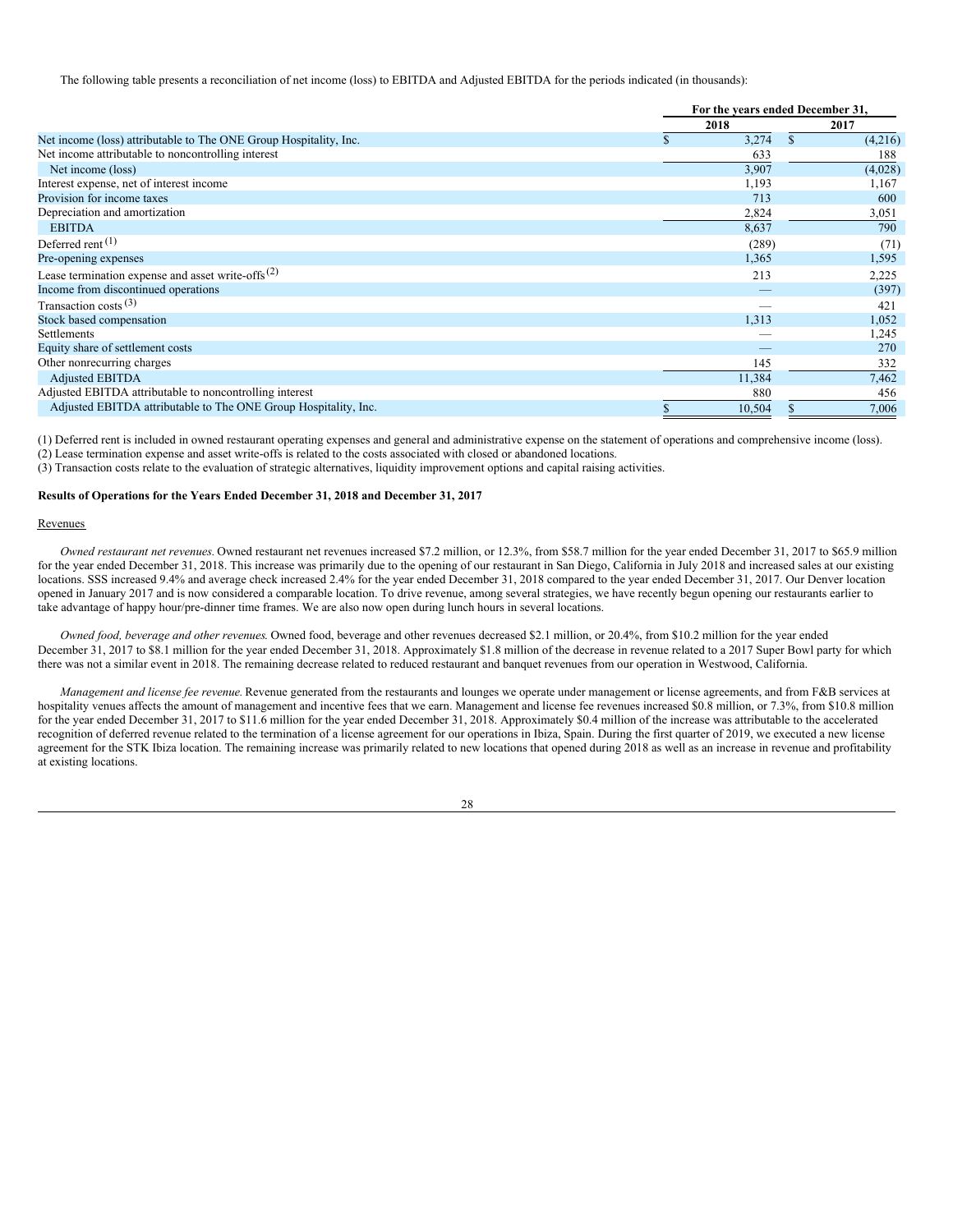The following table presents a reconciliation of net income (loss) to EBITDA and Adjusted EBITDA for the periods indicated (in thousands):

| | For the years ended December 31, | |
|---|---|---|
| | 2018 | 2017 |
| Net income (loss) attributable to The ONE Group Hospitality, Inc. | $ 3,274 | $ (4,216) |
| Net income attributable to noncontrolling interest | 633 | 188 |
| Net income (loss) | 3,907 | (4,028) |
| Interest expense, net of interest income | 1,193 | 1,167 |
| Provision for income taxes | 713 | 600 |
| Depreciation and amortization | 2,824 | 3,051 |
| EBITDA | 8,637 | 790 |
| Deferred rent (1) | (289) | (71) |
| Pre-opening expenses | 1,365 | 1,595 |
| Lease termination expense and asset write-offs (2) | 213 | 2,225 |
| Income from discontinued operations | — | (397) |
| Transaction costs (3) | — | 421 |
| Stock based compensation | 1,313 | 1,052 |
| Settlements | — | 1,245 |
| Equity share of settlement costs | — | 270 |
| Other nonrecurring charges | 145 | 332 |
| Adjusted EBITDA | 11,384 | 7,462 |
| Adjusted EBITDA attributable to noncontrolling interest | 880 | 456 |
| Adjusted EBITDA attributable to The ONE Group Hospitality, Inc. | $ 10,504 | $ 7,006 |

(1) Deferred rent is included in owned restaurant operating expenses and general and administrative expense on the statement of operations and comprehensive income (loss).

(2) Lease termination expense and asset write-offs is related to the costs associated with closed or abandoned locations.

(3) Transaction costs relate to the evaluation of strategic alternatives, liquidity improvement options and capital raising activities.

**Results of Operations for the Years Ended December 31, 2018 and December 31, 2017**

Revenues

*Owned restaurant net revenues.* Owned restaurant net revenues increased $7.2 million, or 12.3%, from $58.7 million for the year ended December 31, 2017 to $65.9 million for the year ended December 31, 2018. This increase was primarily due to the opening of our restaurant in San Diego, California in July 2018 and increased sales at our existing locations. SSS increased 9.4% and average check increased 2.4% for the year ended December 31, 2018 compared to the year ended December 31, 2017. Our Denver location opened in January 2017 and is now considered a comparable location. To drive revenue, among several strategies, we have recently begun opening our restaurants earlier to take advantage of happy hour/pre-dinner time frames. We are also now open during lunch hours in several locations.

*Owned food, beverage and other revenues.* Owned food, beverage and other revenues decreased $2.1 million, or 20.4%, from $10.2 million for the year ended December 31, 2017 to $8.1 million for the year ended December 31, 2018. Approximately $1.8 million of the decrease in revenue related to a 2017 Super Bowl party for which there was not a similar event in 2018. The remaining decrease related to reduced restaurant and banquet revenues from our operation in Westwood, California.

*Management and license fee revenue.* Revenue generated from the restaurants and lounges we operate under management or license agreements, and from F&B services at hospitality venues affects the amount of management and incentive fees that we earn. Management and license fee revenues increased $0.8 million, or 7.3%, from $10.8 million for the year ended December 31, 2017 to $11.6 million for the year ended December 31, 2018. Approximately $0.4 million of the increase was attributable to the accelerated recognition of deferred revenue related to the termination of a license agreement for our operations in Ibiza, Spain. During the first quarter of 2019, we executed a new license agreement for the STK Ibiza location. The remaining increase was primarily related to new locations that opened during 2018 as well as an increase in revenue and profitability at existing locations.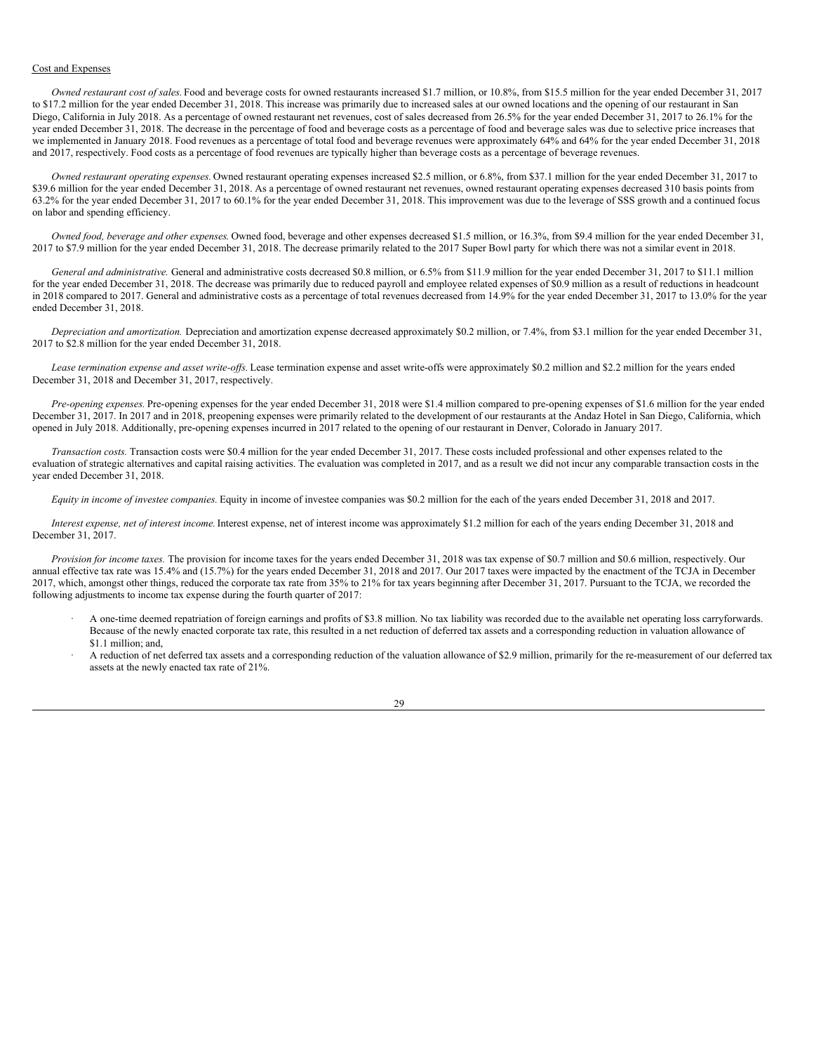Cost and Expenses

*Owned restaurant cost of sales.* Food and beverage costs for owned restaurants increased $1.7 million, or 10.8%, from $15.5 million for the year ended December 31, 2017 to $17.2 million for the year ended December 31, 2018. This increase was primarily due to increased sales at our owned locations and the opening of our restaurant in San Diego, California in July 2018. As a percentage of owned restaurant net revenues, cost of sales decreased from 26.5% for the year ended December 31, 2017 to 26.1% for the year ended December 31, 2018. The decrease in the percentage of food and beverage costs as a percentage of food and beverage sales was due to selective price increases that we implemented in January 2018. Food revenues as a percentage of total food and beverage revenues were approximately 64% and 64% for the year ended December 31, 2018 and 2017, respectively. Food costs as a percentage of food revenues are typically higher than beverage costs as a percentage of beverage revenues.

*Owned restaurant operating expenses.* Owned restaurant operating expenses increased $2.5 million, or 6.8%, from $37.1 million for the year ended December 31, 2017 to $39.6 million for the year ended December 31, 2018. As a percentage of owned restaurant net revenues, owned restaurant operating expenses decreased 310 basis points from 63.2% for the year ended December 31, 2017 to 60.1% for the year ended December 31, 2018. This improvement was due to the leverage of SSS growth and a continued focus on labor and spending efficiency.

*Owned food, beverage and other expenses.* Owned food, beverage and other expenses decreased $1.5 million, or 16.3%, from $9.4 million for the year ended December 31, 2017 to $7.9 million for the year ended December 31, 2018. The decrease primarily related to the 2017 Super Bowl party for which there was not a similar event in 2018.

*General and administrative.* General and administrative costs decreased $0.8 million, or 6.5% from $11.9 million for the year ended December 31, 2017 to $11.1 million for the year ended December 31, 2018. The decrease was primarily due to reduced payroll and employee related expenses of $0.9 million as a result of reductions in headcount in 2018 compared to 2017. General and administrative costs as a percentage of total revenues decreased from 14.9% for the year ended December 31, 2017 to 13.0% for the year ended December 31, 2018.

*Depreciation and amortization.* Depreciation and amortization expense decreased approximately $0.2 million, or 7.4%, from $3.1 million for the year ended December 31, 2017 to $2.8 million for the year ended December 31, 2018.

*Lease termination expense and asset write-offs.* Lease termination expense and asset write-offs were approximately $0.2 million and $2.2 million for the years ended December 31, 2018 and December 31, 2017, respectively.

*Pre-opening expenses.* Pre-opening expenses for the year ended December 31, 2018 were $1.4 million compared to pre-opening expenses of $1.6 million for the year ended December 31, 2017. In 2017 and in 2018, preopening expenses were primarily related to the development of our restaurants at the Andaz Hotel in San Diego, California, which opened in July 2018. Additionally, pre-opening expenses incurred in 2017 related to the opening of our restaurant in Denver, Colorado in January 2017.

*Transaction costs.* Transaction costs were $0.4 million for the year ended December 31, 2017. These costs included professional and other expenses related to the evaluation of strategic alternatives and capital raising activities. The evaluation was completed in 2017, and as a result we did not incur any comparable transaction costs in the year ended December 31, 2018.

*Equity in income of investee companies.* Equity in income of investee companies was $0.2 million for the each of the years ended December 31, 2018 and 2017.

*Interest expense, net of interest income.* Interest expense, net of interest income was approximately $1.2 million for each of the years ending December 31, 2018 and December 31, 2017.

*Provision for income taxes.* The provision for income taxes for the years ended December 31, 2018 was tax expense of $0.7 million and $0.6 million, respectively. Our annual effective tax rate was 15.4% and (15.7%) for the years ended December 31, 2018 and 2017. Our 2017 taxes were impacted by the enactment of the TCJA in December 2017, which, amongst other things, reduced the corporate tax rate from 35% to 21% for tax years beginning after December 31, 2017. Pursuant to the TCJA, we recorded the following adjustments to income tax expense during the fourth quarter of 2017:

- A one-time deemed repatriation of foreign earnings and profits of $3.8 million. No tax liability was recorded due to the available net operating loss carryforwards. Because of the newly enacted corporate tax rate, this resulted in a net reduction of deferred tax assets and a corresponding reduction in valuation allowance of $1.1 million; and,
- A reduction of net deferred tax assets and a corresponding reduction of the valuation allowance of $2.9 million, primarily for the re-measurement of our deferred tax assets at the newly enacted tax rate of 21%.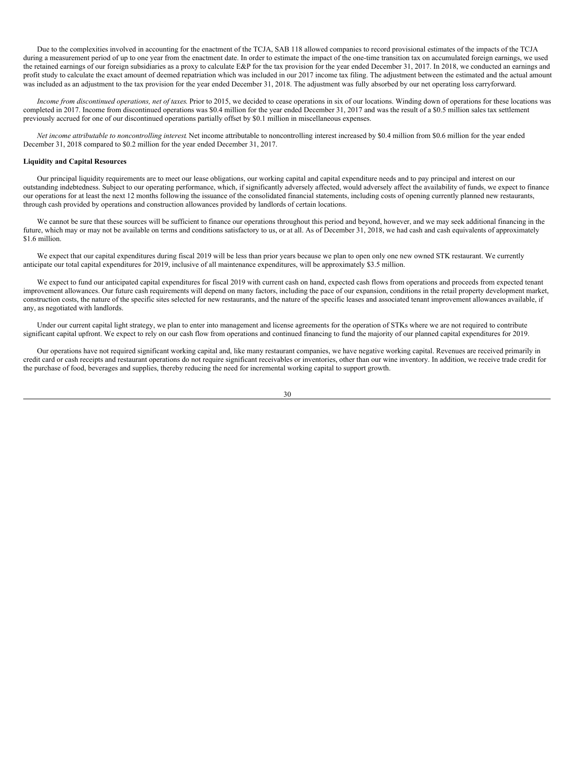Due to the complexities involved in accounting for the enactment of the TCJA, SAB 118 allowed companies to record provisional estimates of the impacts of the TCJA during a measurement period of up to one year from the enactment date. In order to estimate the impact of the one-time transition tax on accumulated foreign earnings, we used the retained earnings of our foreign subsidiaries as a proxy to calculate E&P for the tax provision for the year ended December 31, 2017. In 2018, we conducted an earnings and profit study to calculate the exact amount of deemed repatriation which was included in our 2017 income tax filing. The adjustment between the estimated and the actual amount was included as an adjustment to the tax provision for the year ended December 31, 2018. The adjustment was fully absorbed by our net operating loss carryforward.

*Income from discontinued operations, net of taxes*. Prior to 2015, we decided to cease operations in six of our locations. Winding down of operations for these locations was completed in 2017. Income from discontinued operations was $0.4 million for the year ended December 31, 2017 and was the result of a $0.5 million sales tax settlement previously accrued for one of our discontinued operations partially offset by $0.1 million in miscellaneous expenses.

*Net income attributable to noncontrolling interest*. Net income attributable to noncontrolling interest increased by $0.4 million from $0.6 million for the year ended December 31, 2018 compared to $0.2 million for the year ended December 31, 2017.

**Liquidity and Capital Resources**

Our principal liquidity requirements are to meet our lease obligations, our working capital and capital expenditure needs and to pay principal and interest on our outstanding indebtedness. Subject to our operating performance, which, if significantly adversely affected, would adversely affect the availability of funds, we expect to finance our operations for at least the next 12 months following the issuance of the consolidated financial statements, including costs of opening currently planned new restaurants, through cash provided by operations and construction allowances provided by landlords of certain locations.

We cannot be sure that these sources will be sufficient to finance our operations throughout this period and beyond, however, and we may seek additional financing in the future, which may or may not be available on terms and conditions satisfactory to us, or at all. As of December 31, 2018, we had cash and cash equivalents of approximately $1.6 million.

We expect that our capital expenditures during fiscal 2019 will be less than prior years because we plan to open only one new owned STK restaurant. We currently anticipate our total capital expenditures for 2019, inclusive of all maintenance expenditures, will be approximately $3.5 million.

We expect to fund our anticipated capital expenditures for fiscal 2019 with current cash on hand, expected cash flows from operations and proceeds from expected tenant improvement allowances. Our future cash requirements will depend on many factors, including the pace of our expansion, conditions in the retail property development market, construction costs, the nature of the specific sites selected for new restaurants, and the nature of the specific leases and associated tenant improvement allowances available, if any, as negotiated with landlords.

Under our current capital light strategy, we plan to enter into management and license agreements for the operation of STKs where we are not required to contribute significant capital upfront. We expect to rely on our cash flow from operations and continued financing to fund the majority of our planned capital expenditures for 2019.

Our operations have not required significant working capital and, like many restaurant companies, we have negative working capital. Revenues are received primarily in credit card or cash receipts and restaurant operations do not require significant receivables or inventories, other than our wine inventory. In addition, we receive trade credit for the purchase of food, beverages and supplies, thereby reducing the need for incremental working capital to support growth.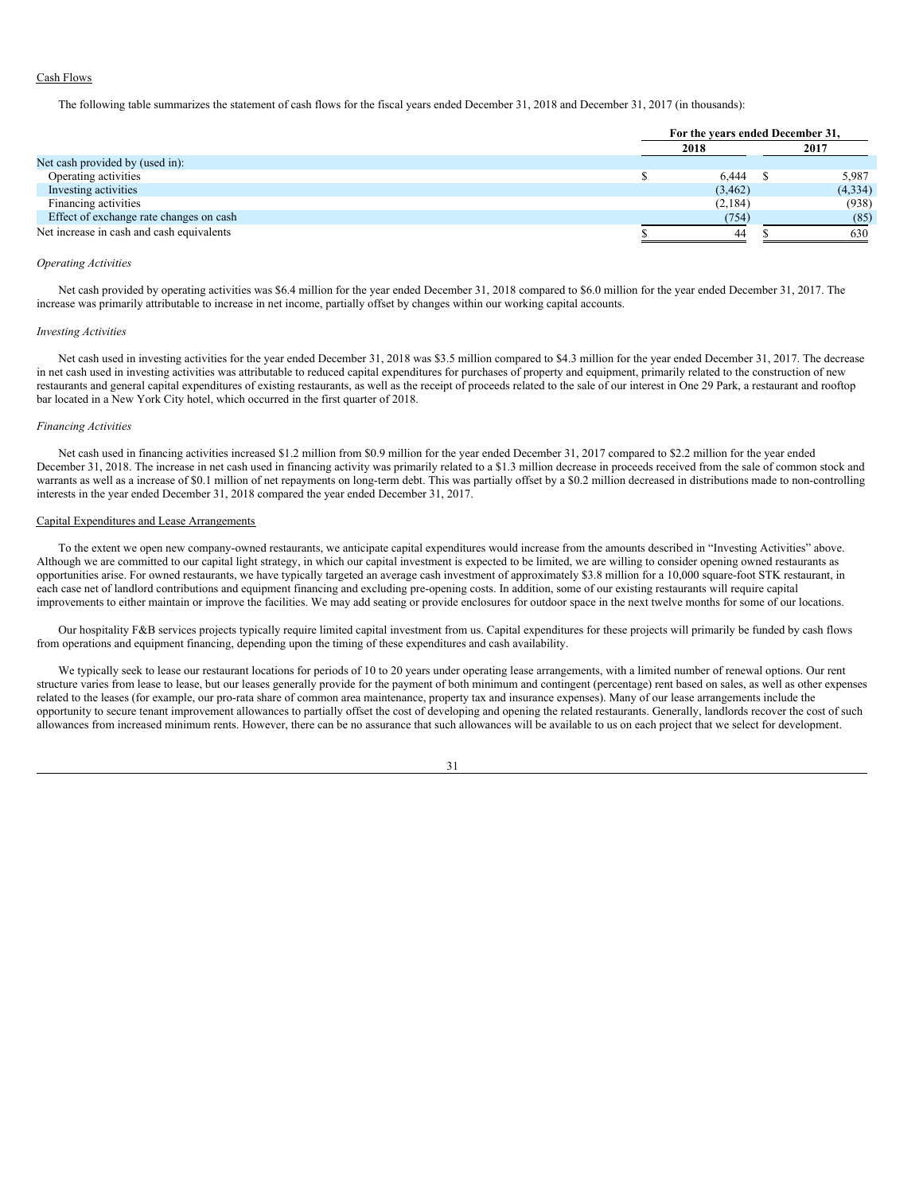Cash Flows

The following table summarizes the statement of cash flows for the fiscal years ended December 31, 2018 and December 31, 2017 (in thousands):

| | For the years ended December 31, | |
|---|---|---|
| | 2018 | 2017 |
| Net cash provided by (used in): | | |
| Operating activities | $ 6,444 | $ 5,987 |
| Investing activities | (3,462) | (4,334) |
| Financing activities | (2,184) | (938) |
| Effect of exchange rate changes on cash | (754) | (85) |
| Net increase in cash and cash equivalents | $ 44 | $ 630 |

*Operating Activities*

Net cash provided by operating activities was $6.4 million for the year ended December 31, 2018 compared to $6.0 million for the year ended December 31, 2017. The increase was primarily attributable to increase in net income, partially offset by changes within our working capital accounts.

*Investing Activities*

Net cash used in investing activities for the year ended December 31, 2018 was $3.5 million compared to $4.3 million for the year ended December 31, 2017. The decrease in net cash used in investing activities was attributable to reduced capital expenditures for purchases of property and equipment, primarily related to the construction of new restaurants and general capital expenditures of existing restaurants, as well as the receipt of proceeds related to the sale of our interest in One 29 Park, a restaurant and rooftop bar located in a New York City hotel, which occurred in the first quarter of 2018.

*Financing Activities*

Net cash used in financing activities increased $1.2 million from $0.9 million for the year ended December 31, 2017 compared to $2.2 million for the year ended December 31, 2018. The increase in net cash used in financing activity was primarily related to a $1.3 million decrease in proceeds received from the sale of common stock and warrants as well as a increase of $0.1 million of net repayments on long-term debt. This was partially offset by a $0.2 million decreased in distributions made to non-controlling interests in the year ended December 31, 2018 compared the year ended December 31, 2017.

Capital Expenditures and Lease Arrangements

To the extent we open new company-owned restaurants, we anticipate capital expenditures would increase from the amounts described in "Investing Activities" above. Although we are committed to our capital light strategy, in which our capital investment is expected to be limited, we are willing to consider opening owned restaurants as opportunities arise. For owned restaurants, we have typically targeted an average cash investment of approximately $3.8 million for a 10,000 square-foot STK restaurant, in each case net of landlord contributions and equipment financing and excluding pre-opening costs. In addition, some of our existing restaurants will require capital improvements to either maintain or improve the facilities. We may add seating or provide enclosures for outdoor space in the next twelve months for some of our locations.

Our hospitality F&B services projects typically require limited capital investment from us. Capital expenditures for these projects will primarily be funded by cash flows from operations and equipment financing, depending upon the timing of these expenditures and cash availability.

We typically seek to lease our restaurant locations for periods of 10 to 20 years under operating lease arrangements, with a limited number of renewal options. Our rent structure varies from lease to lease, but our leases generally provide for the payment of both minimum and contingent (percentage) rent based on sales, as well as other expenses related to the leases (for example, our pro-rata share of common area maintenance, property tax and insurance expenses). Many of our lease arrangements include the opportunity to secure tenant improvement allowances to partially offset the cost of developing and opening the related restaurants. Generally, landlords recover the cost of such allowances from increased minimum rents. However, there can be no assurance that such allowances will be available to us on each project that we select for development.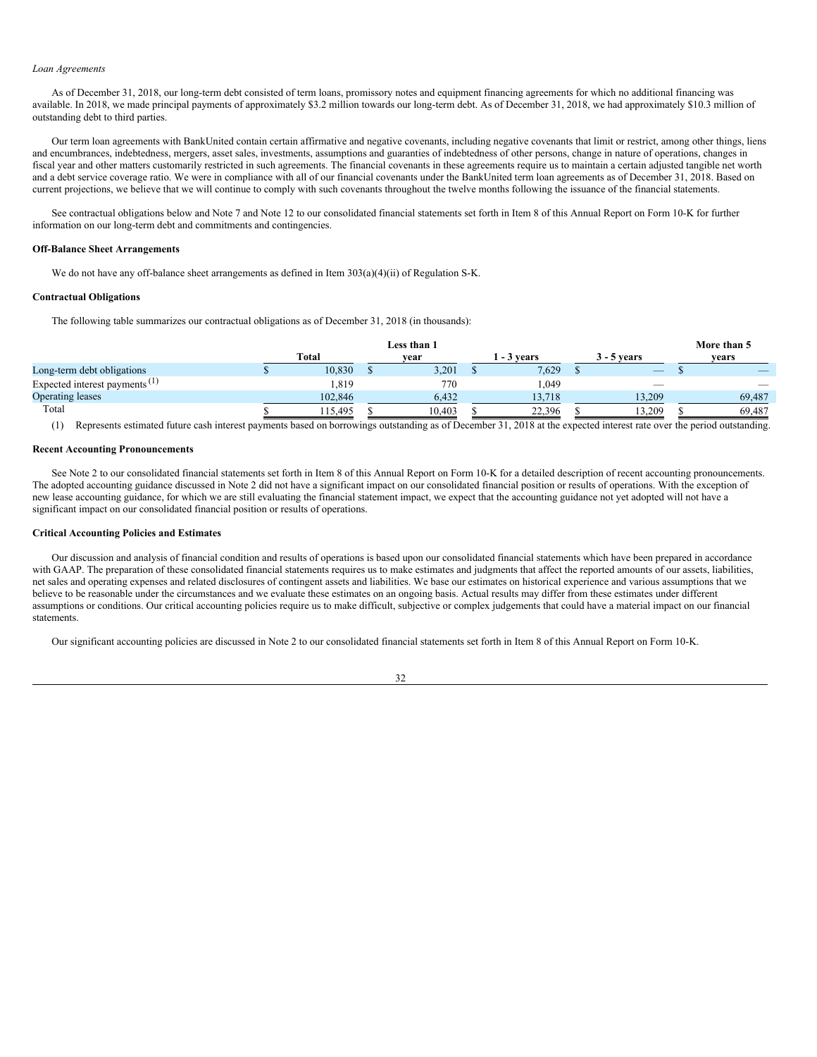*Loan Agreements*

As of December 31, 2018, our long-term debt consisted of term loans, promissory notes and equipment financing agreements for which no additional financing was available. In 2018, we made principal payments of approximately $3.2 million towards our long-term debt. As of December 31, 2018, we had approximately $10.3 million of outstanding debt to third parties.

Our term loan agreements with BankUnited contain certain affirmative and negative covenants, including negative covenants that limit or restrict, among other things, liens and encumbrances, indebtedness, mergers, asset sales, investments, assumptions and guaranties of indebtedness of other persons, change in nature of operations, changes in fiscal year and other matters customarily restricted in such agreements. The financial covenants in these agreements require us to maintain a certain adjusted tangible net worth and a debt service coverage ratio. We were in compliance with all of our financial covenants under the BankUnited term loan agreements as of December 31, 2018. Based on current projections, we believe that we will continue to comply with such covenants throughout the twelve months following the issuance of the financial statements.

See contractual obligations below and Note 7 and Note 12 to our consolidated financial statements set forth in Item 8 of this Annual Report on Form 10-K for further information on our long-term debt and commitments and contingencies.

**Off-Balance Sheet Arrangements**

We do not have any off-balance sheet arrangements as defined in Item 303(a)(4)(ii) of Regulation S-K.

**Contractual Obligations**

The following table summarizes our contractual obligations as of December 31, 2018 (in thousands):

| | Total | Less than 1 year | 1 - 3 years | 3 - 5 years | More than 5 years |
|---|---|---|---|---|---|
| Long-term debt obligations | $ 10,830 | $ 3,201 | $ 7,629 | $ — | $ — |
| Expected interest payments (1) | 1,819 | 770 | 1,049 | — | — |
| Operating leases | 102,846 | 6,432 | 13,718 | 13,209 | 69,487 |
| Total | $ 115,495 | $ 10,403 | $ 22,396 | $ 13,209 | $ 69,487 |

(1) Represents estimated future cash interest payments based on borrowings outstanding as of December 31, 2018 at the expected interest rate over the period outstanding.

**Recent Accounting Pronouncements**

See Note 2 to our consolidated financial statements set forth in Item 8 of this Annual Report on Form 10-K for a detailed description of recent accounting pronouncements. The adopted accounting guidance discussed in Note 2 did not have a significant impact on our consolidated financial position or results of operations. With the exception of new lease accounting guidance, for which we are still evaluating the financial statement impact, we expect that the accounting guidance not yet adopted will not have a significant impact on our consolidated financial position or results of operations.

**Critical Accounting Policies and Estimates**

Our discussion and analysis of financial condition and results of operations is based upon our consolidated financial statements which have been prepared in accordance with GAAP. The preparation of these consolidated financial statements requires us to make estimates and judgments that affect the reported amounts of our assets, liabilities, net sales and operating expenses and related disclosures of contingent assets and liabilities. We base our estimates on historical experience and various assumptions that we believe to be reasonable under the circumstances and we evaluate these estimates on an ongoing basis. Actual results may differ from these estimates under different assumptions or conditions. Our critical accounting policies require us to make difficult, subjective or complex judgements that could have a material impact on our financial statements.

Our significant accounting policies are discussed in Note 2 to our consolidated financial statements set forth in Item 8 of this Annual Report on Form 10-K.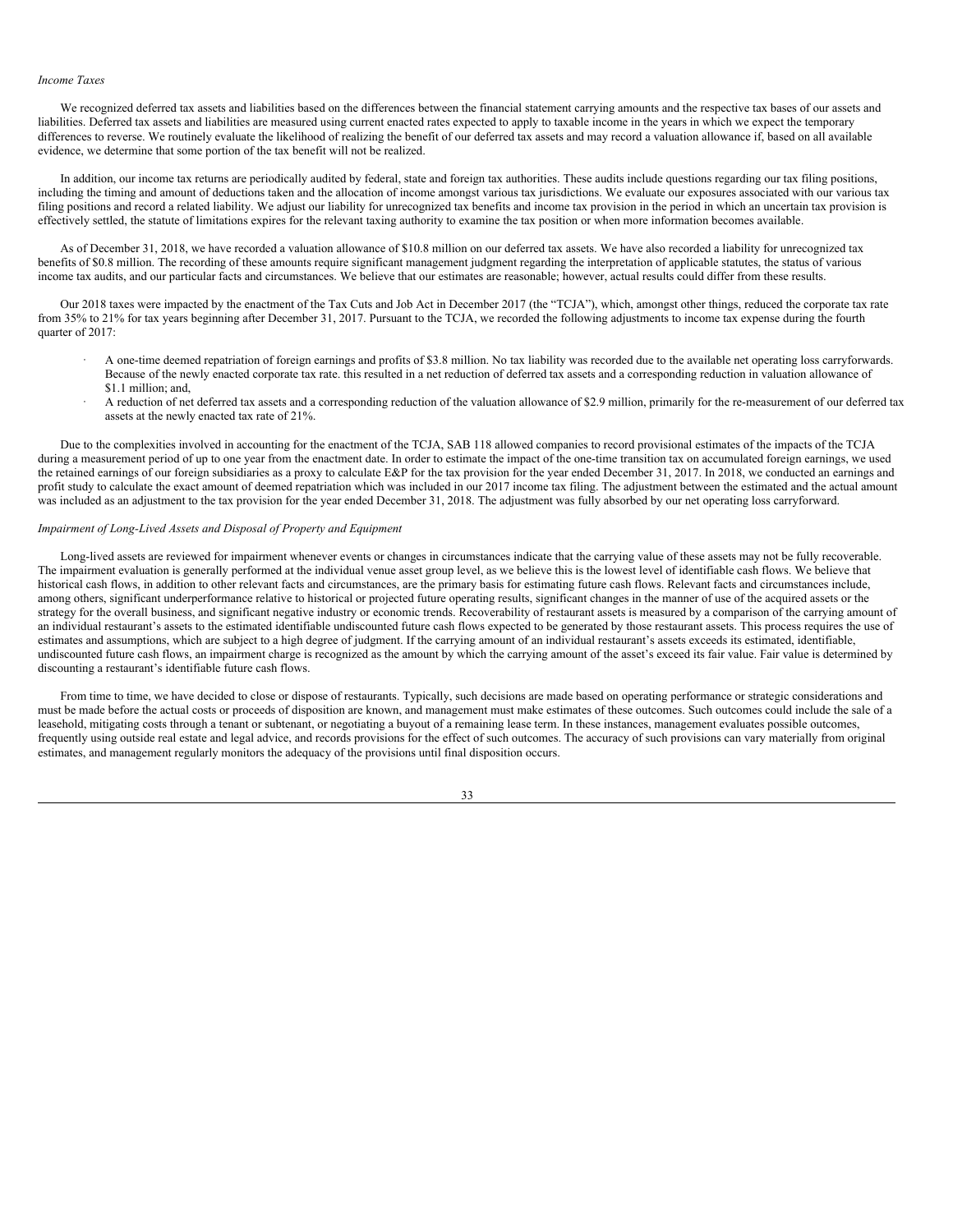*Income Taxes*

We recognized deferred tax assets and liabilities based on the differences between the financial statement carrying amounts and the respective tax bases of our assets and liabilities. Deferred tax assets and liabilities are measured using current enacted rates expected to apply to taxable income in the years in which we expect the temporary differences to reverse. We routinely evaluate the likelihood of realizing the benefit of our deferred tax assets and may record a valuation allowance if, based on all available evidence, we determine that some portion of the tax benefit will not be realized.

In addition, our income tax returns are periodically audited by federal, state and foreign tax authorities. These audits include questions regarding our tax filing positions, including the timing and amount of deductions taken and the allocation of income amongst various tax jurisdictions. We evaluate our exposures associated with our various tax filing positions and record a related liability. We adjust our liability for unrecognized tax benefits and income tax provision in the period in which an uncertain tax provision is effectively settled, the statute of limitations expires for the relevant taxing authority to examine the tax position or when more information becomes available.

As of December 31, 2018, we have recorded a valuation allowance of $10.8 million on our deferred tax assets. We have also recorded a liability for unrecognized tax benefits of $0.8 million. The recording of these amounts require significant management judgment regarding the interpretation of applicable statutes, the status of various income tax audits, and our particular facts and circumstances. We believe that our estimates are reasonable; however, actual results could differ from these results.

Our 2018 taxes were impacted by the enactment of the Tax Cuts and Job Act in December 2017 (the "TCJA"), which, amongst other things, reduced the corporate tax rate from 35% to 21% for tax years beginning after December 31, 2017. Pursuant to the TCJA, we recorded the following adjustments to income tax expense during the fourth quarter of 2017:

- A one-time deemed repatriation of foreign earnings and profits of $3.8 million. No tax liability was recorded due to the available net operating loss carryforwards. Because of the newly enacted corporate tax rate. this resulted in a net reduction of deferred tax assets and a corresponding reduction in valuation allowance of $1.1 million; and,
- A reduction of net deferred tax assets and a corresponding reduction of the valuation allowance of $2.9 million, primarily for the re-measurement of our deferred tax assets at the newly enacted tax rate of 21%.

Due to the complexities involved in accounting for the enactment of the TCJA, SAB 118 allowed companies to record provisional estimates of the impacts of the TCJA during a measurement period of up to one year from the enactment date. In order to estimate the impact of the one-time transition tax on accumulated foreign earnings, we used the retained earnings of our foreign subsidiaries as a proxy to calculate E&P for the tax provision for the year ended December 31, 2017. In 2018, we conducted an earnings and profit study to calculate the exact amount of deemed repatriation which was included in our 2017 income tax filing. The adjustment between the estimated and the actual amount was included as an adjustment to the tax provision for the year ended December 31, 2018. The adjustment was fully absorbed by our net operating loss carryforward.

*Impairment of Long-Lived Assets and Disposal of Property and Equipment*

Long-lived assets are reviewed for impairment whenever events or changes in circumstances indicate that the carrying value of these assets may not be fully recoverable. The impairment evaluation is generally performed at the individual venue asset group level, as we believe this is the lowest level of identifiable cash flows. We believe that historical cash flows, in addition to other relevant facts and circumstances, are the primary basis for estimating future cash flows. Relevant facts and circumstances include, among others, significant underperformance relative to historical or projected future operating results, significant changes in the manner of use of the acquired assets or the strategy for the overall business, and significant negative industry or economic trends. Recoverability of restaurant assets is measured by a comparison of the carrying amount of an individual restaurant's assets to the estimated identifiable undiscounted future cash flows expected to be generated by those restaurant assets. This process requires the use of estimates and assumptions, which are subject to a high degree of judgment. If the carrying amount of an individual restaurant's assets exceeds its estimated, identifiable, undiscounted future cash flows, an impairment charge is recognized as the amount by which the carrying amount of the asset's exceed its fair value. Fair value is determined by discounting a restaurant's identifiable future cash flows.

From time to time, we have decided to close or dispose of restaurants. Typically, such decisions are made based on operating performance or strategic considerations and must be made before the actual costs or proceeds of disposition are known, and management must make estimates of these outcomes. Such outcomes could include the sale of a leasehold, mitigating costs through a tenant or subtenant, or negotiating a buyout of a remaining lease term. In these instances, management evaluates possible outcomes, frequently using outside real estate and legal advice, and records provisions for the effect of such outcomes. The accuracy of such provisions can vary materially from original estimates, and management regularly monitors the adequacy of the provisions until final disposition occurs.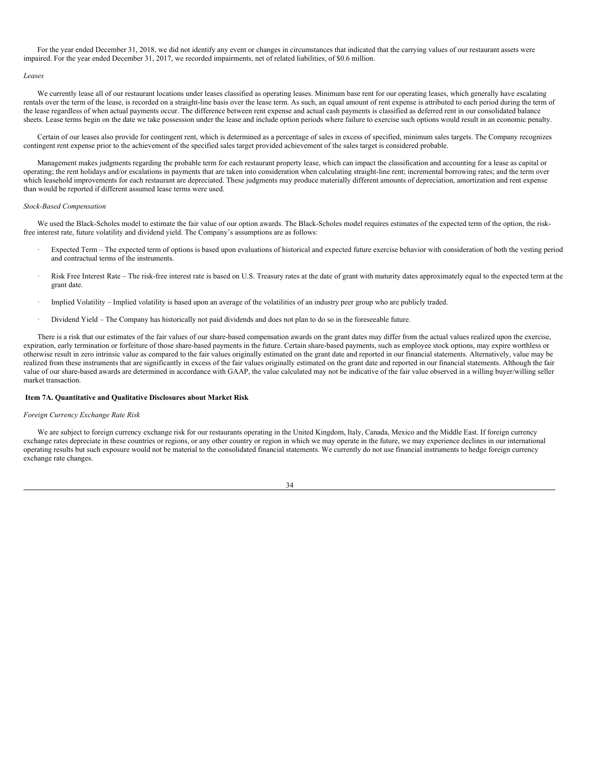For the year ended December 31, 2018, we did not identify any event or changes in circumstances that indicated that the carrying values of our restaurant assets were impaired. For the year ended December 31, 2017, we recorded impairments, net of related liabilities, of $0.6 million.

*Leases*

We currently lease all of our restaurant locations under leases classified as operating leases. Minimum base rent for our operating leases, which generally have escalating rentals over the term of the lease, is recorded on a straight-line basis over the lease term. As such, an equal amount of rent expense is attributed to each period during the term of the lease regardless of when actual payments occur. The difference between rent expense and actual cash payments is classified as deferred rent in our consolidated balance sheets. Lease terms begin on the date we take possession under the lease and include option periods where failure to exercise such options would result in an economic penalty.

Certain of our leases also provide for contingent rent, which is determined as a percentage of sales in excess of specified, minimum sales targets. The Company recognizes contingent rent expense prior to the achievement of the specified sales target provided achievement of the sales target is considered probable.

Management makes judgments regarding the probable term for each restaurant property lease, which can impact the classification and accounting for a lease as capital or operating; the rent holidays and/or escalations in payments that are taken into consideration when calculating straight-line rent; incremental borrowing rates; and the term over which leasehold improvements for each restaurant are depreciated. These judgments may produce materially different amounts of depreciation, amortization and rent expense than would be reported if different assumed lease terms were used.

*Stock-Based Compensation*

We used the Black-Scholes model to estimate the fair value of our option awards. The Black-Scholes model requires estimates of the expected term of the option, the risk-free interest rate, future volatility and dividend yield. The Company's assumptions are as follows:

- Expected Term – The expected term of options is based upon evaluations of historical and expected future exercise behavior with consideration of both the vesting period and contractual terms of the instruments.
- Risk Free Interest Rate – The risk-free interest rate is based on U.S. Treasury rates at the date of grant with maturity dates approximately equal to the expected term at the grant date.
- Implied Volatility – Implied volatility is based upon an average of the volatilities of an industry peer group who are publicly traded.
- Dividend Yield – The Company has historically not paid dividends and does not plan to do so in the foreseeable future.

There is a risk that our estimates of the fair values of our share-based compensation awards on the grant dates may differ from the actual values realized upon the exercise, expiration, early termination or forfeiture of those share-based payments in the future. Certain share-based payments, such as employee stock options, may expire worthless or otherwise result in zero intrinsic value as compared to the fair values originally estimated on the grant date and reported in our financial statements. Alternatively, value may be realized from these instruments that are significantly in excess of the fair values originally estimated on the grant date and reported in our financial statements. Although the fair value of our share-based awards are determined in accordance with GAAP, the value calculated may not be indicative of the fair value observed in a willing buyer/willing seller market transaction.

## Item 7A. Quantitative and Qualitative Disclosures about Market Risk

*Foreign Currency Exchange Rate Risk*

We are subject to foreign currency exchange risk for our restaurants operating in the United Kingdom, Italy, Canada, Mexico and the Middle East. If foreign currency exchange rates depreciate in these countries or regions, or any other country or region in which we may operate in the future, we may experience declines in our international operating results but such exposure would not be material to the consolidated financial statements. We currently do not use financial instruments to hedge foreign currency exchange rate changes.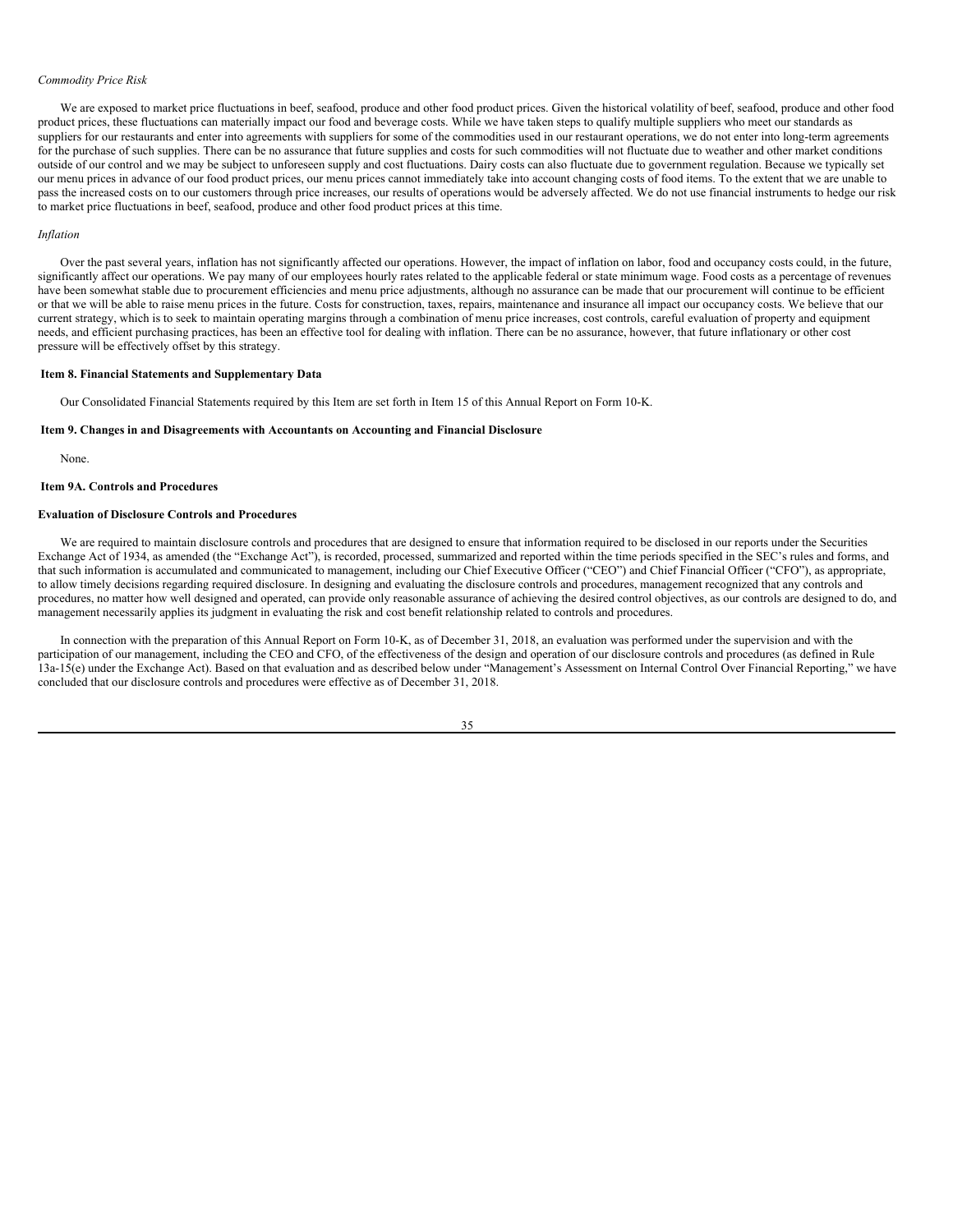*Commodity Price Risk*

We are exposed to market price fluctuations in beef, seafood, produce and other food product prices. Given the historical volatility of beef, seafood, produce and other food product prices, these fluctuations can materially impact our food and beverage costs. While we have taken steps to qualify multiple suppliers who meet our standards as suppliers for our restaurants and enter into agreements with suppliers for some of the commodities used in our restaurant operations, we do not enter into long-term agreements for the purchase of such supplies. There can be no assurance that future supplies and costs for such commodities will not fluctuate due to weather and other market conditions outside of our control and we may be subject to unforeseen supply and cost fluctuations. Dairy costs can also fluctuate due to government regulation. Because we typically set our menu prices in advance of our food product prices, our menu prices cannot immediately take into account changing costs of food items. To the extent that we are unable to pass the increased costs on to our customers through price increases, our results of operations would be adversely affected. We do not use financial instruments to hedge our risk to market price fluctuations in beef, seafood, produce and other food product prices at this time.

*Inflation*

Over the past several years, inflation has not significantly affected our operations. However, the impact of inflation on labor, food and occupancy costs could, in the future, significantly affect our operations. We pay many of our employees hourly rates related to the applicable federal or state minimum wage. Food costs as a percentage of revenues have been somewhat stable due to procurement efficiencies and menu price adjustments, although no assurance can be made that our procurement will continue to be efficient or that we will be able to raise menu prices in the future. Costs for construction, taxes, repairs, maintenance and insurance all impact our occupancy costs. We believe that our current strategy, which is to seek to maintain operating margins through a combination of menu price increases, cost controls, careful evaluation of property and equipment needs, and efficient purchasing practices, has been an effective tool for dealing with inflation. There can be no assurance, however, that future inflationary or other cost pressure will be effectively offset by this strategy.

## Item 8. Financial Statements and Supplementary Data

Our Consolidated Financial Statements required by this Item are set forth in Item 15 of this Annual Report on Form 10-K.

## Item 9. Changes in and Disagreements with Accountants on Accounting and Financial Disclosure

None.

## Item 9A. Controls and Procedures

### Evaluation of Disclosure Controls and Procedures

We are required to maintain disclosure controls and procedures that are designed to ensure that information required to be disclosed in our reports under the Securities Exchange Act of 1934, as amended (the "Exchange Act"), is recorded, processed, summarized and reported within the time periods specified in the SEC's rules and forms, and that such information is accumulated and communicated to management, including our Chief Executive Officer ("CEO") and Chief Financial Officer ("CFO"), as appropriate, to allow timely decisions regarding required disclosure. In designing and evaluating the disclosure controls and procedures, management recognized that any controls and procedures, no matter how well designed and operated, can provide only reasonable assurance of achieving the desired control objectives, as our controls are designed to do, and management necessarily applies its judgment in evaluating the risk and cost benefit relationship related to controls and procedures.

In connection with the preparation of this Annual Report on Form 10-K, as of December 31, 2018, an evaluation was performed under the supervision and with the participation of our management, including the CEO and CFO, of the effectiveness of the design and operation of our disclosure controls and procedures (as defined in Rule 13a-15(e) under the Exchange Act). Based on that evaluation and as described below under "Management's Assessment on Internal Control Over Financial Reporting," we have concluded that our disclosure controls and procedures were effective as of December 31, 2018.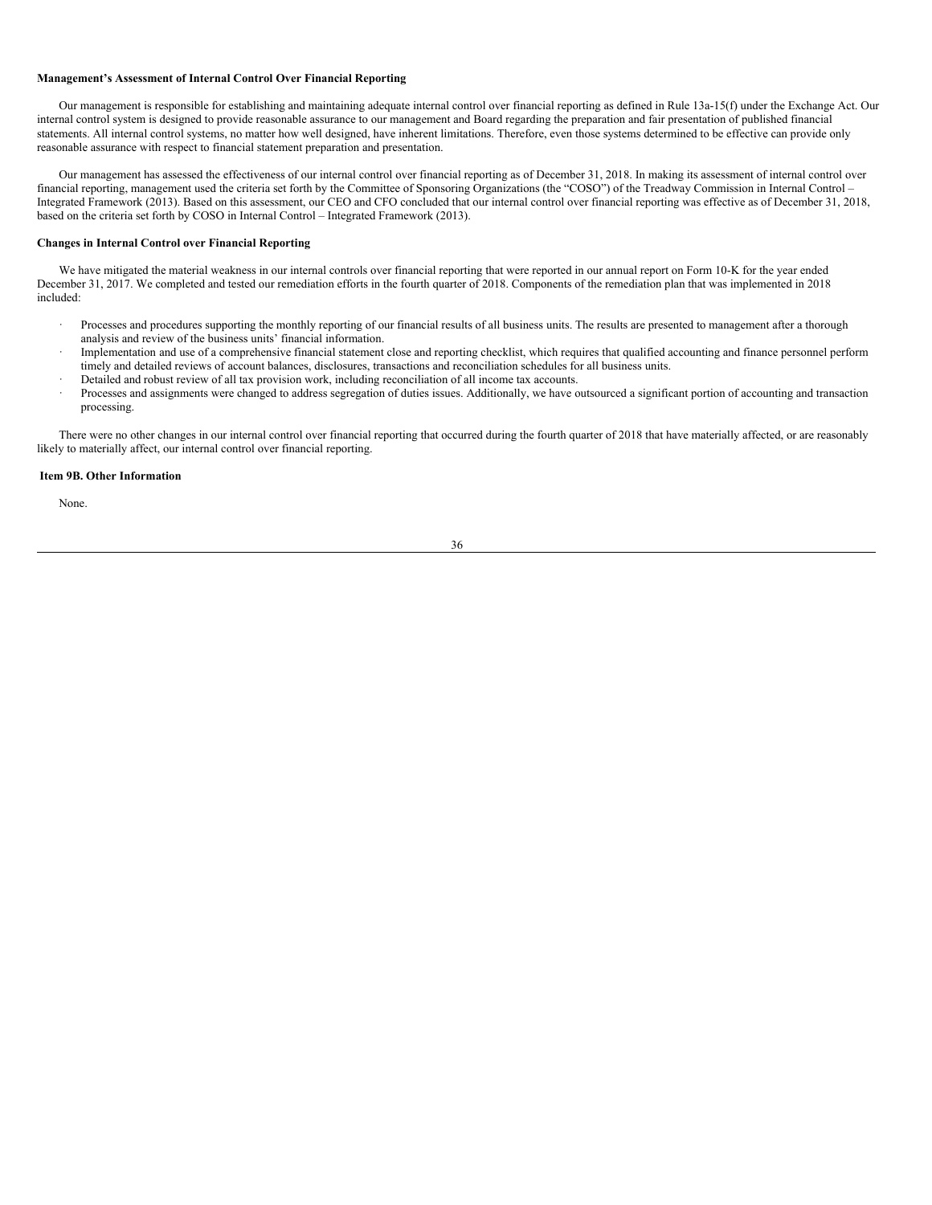**Management's Assessment of Internal Control Over Financial Reporting**

Our management is responsible for establishing and maintaining adequate internal control over financial reporting as defined in Rule 13a-15(f) under the Exchange Act. Our internal control system is designed to provide reasonable assurance to our management and Board regarding the preparation and fair presentation of published financial statements. All internal control systems, no matter how well designed, have inherent limitations. Therefore, even those systems determined to be effective can provide only reasonable assurance with respect to financial statement preparation and presentation.

Our management has assessed the effectiveness of our internal control over financial reporting as of December 31, 2018. In making its assessment of internal control over financial reporting, management used the criteria set forth by the Committee of Sponsoring Organizations (the "COSO") of the Treadway Commission in Internal Control – Integrated Framework (2013). Based on this assessment, our CEO and CFO concluded that our internal control over financial reporting was effective as of December 31, 2018, based on the criteria set forth by COSO in Internal Control – Integrated Framework (2013).

**Changes in Internal Control over Financial Reporting**

We have mitigated the material weakness in our internal controls over financial reporting that were reported in our annual report on Form 10-K for the year ended December 31, 2017. We completed and tested our remediation efforts in the fourth quarter of 2018. Components of the remediation plan that was implemented in 2018 included:

- Processes and procedures supporting the monthly reporting of our financial results of all business units. The results are presented to management after a thorough analysis and review of the business units' financial information.
- Implementation and use of a comprehensive financial statement close and reporting checklist, which requires that qualified accounting and finance personnel perform timely and detailed reviews of account balances, disclosures, transactions and reconciliation schedules for all business units.
- Detailed and robust review of all tax provision work, including reconciliation of all income tax accounts.
- Processes and assignments were changed to address segregation of duties issues. Additionally, we have outsourced a significant portion of accounting and transaction processing.

There were no other changes in our internal control over financial reporting that occurred during the fourth quarter of 2018 that have materially affected, or are reasonably likely to materially affect, our internal control over financial reporting.

**Item 9B. Other Information**

None.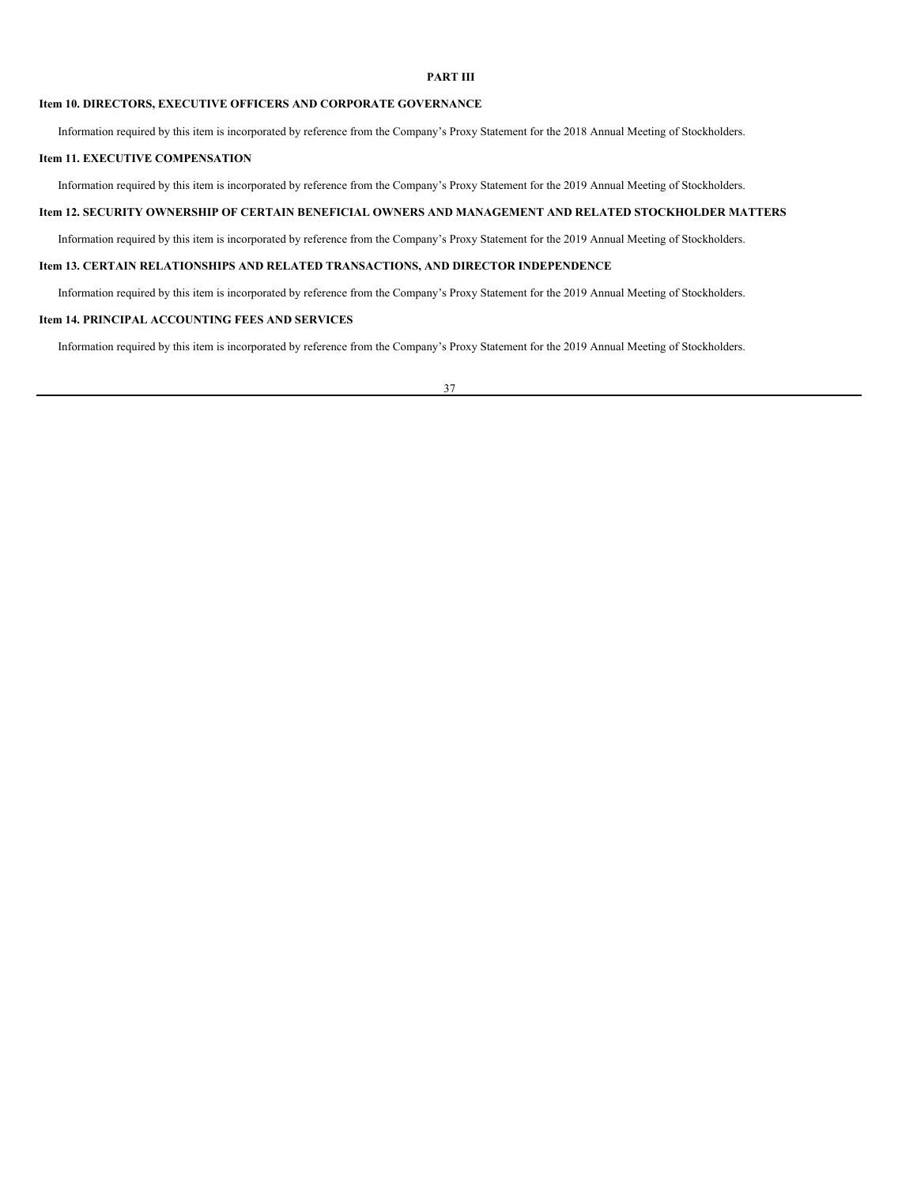# PART III

## Item 10. DIRECTORS, EXECUTIVE OFFICERS AND CORPORATE GOVERNANCE

Information required by this item is incorporated by reference from the Company's Proxy Statement for the 2018 Annual Meeting of Stockholders.

## Item 11. EXECUTIVE COMPENSATION

Information required by this item is incorporated by reference from the Company's Proxy Statement for the 2019 Annual Meeting of Stockholders.

## Item 12. SECURITY OWNERSHIP OF CERTAIN BENEFICIAL OWNERS AND MANAGEMENT AND RELATED STOCKHOLDER MATTERS

Information required by this item is incorporated by reference from the Company's Proxy Statement for the 2019 Annual Meeting of Stockholders.

## Item 13. CERTAIN RELATIONSHIPS AND RELATED TRANSACTIONS, AND DIRECTOR INDEPENDENCE

Information required by this item is incorporated by reference from the Company's Proxy Statement for the 2019 Annual Meeting of Stockholders.

## Item 14. PRINCIPAL ACCOUNTING FEES AND SERVICES

Information required by this item is incorporated by reference from the Company's Proxy Statement for the 2019 Annual Meeting of Stockholders.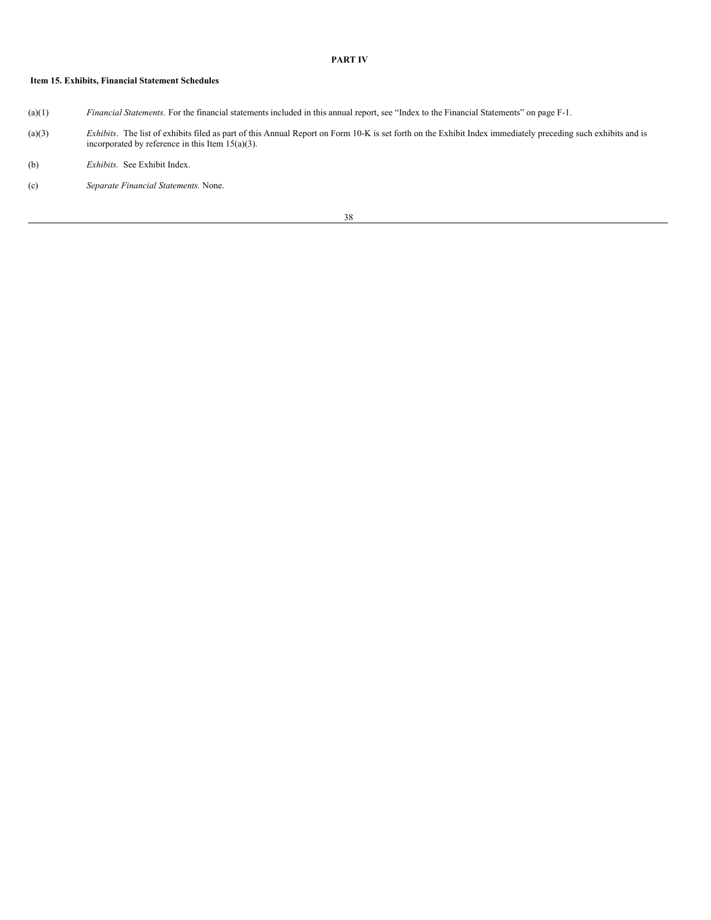# PART IV

## Item 15. Exhibits, Financial Statement Schedules

(a)(1) *Financial Statements.* For the financial statements included in this annual report, see “Index to the Financial Statements” on page F-1.

(a)(3) *Exhibits*. The list of exhibits filed as part of this Annual Report on Form 10-K is set forth on the Exhibit Index immediately preceding such exhibits and is incorporated by reference in this Item 15(a)(3).

(b) *Exhibits.* See Exhibit Index.

(c) *Separate Financial Statements.* None.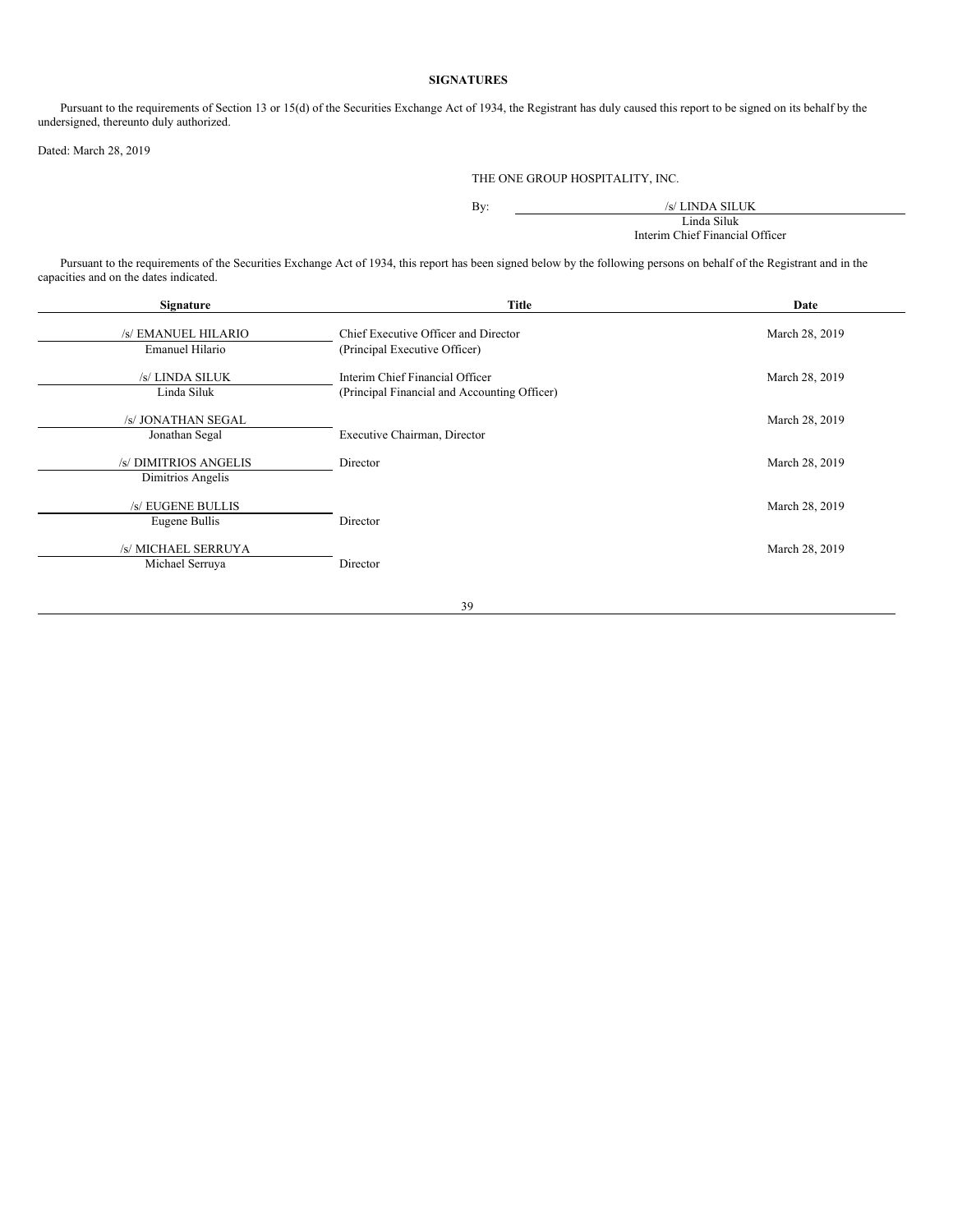## SIGNATURES

Pursuant to the requirements of Section 13 or 15(d) of the Securities Exchange Act of 1934, the Registrant has duly caused this report to be signed on its behalf by the undersigned, thereunto duly authorized.

Dated: March 28, 2019

THE ONE GROUP HOSPITALITY, INC.

By: /s/ LINDA SILUK
Linda Siluk
Interim Chief Financial Officer

Pursuant to the requirements of the Securities Exchange Act of 1934, this report has been signed below by the following persons on behalf of the Registrant and in the capacities and on the dates indicated.

| Signature | Title | Date |
|---|---|---|
| /s/ EMANUEL HILARIO<br>Emanuel Hilario | Chief Executive Officer and Director<br>(Principal Executive Officer) | March 28, 2019 |
| /s/ LINDA SILUK<br>Linda Siluk | Interim Chief Financial Officer<br>(Principal Financial and Accounting Officer) | March 28, 2019 |
| /s/ JONATHAN SEGAL<br>Jonathan Segal | Executive Chairman, Director | March 28, 2019 |
| /s/ DIMITRIOS ANGELIS<br>Dimitrios Angelis | Director | March 28, 2019 |
| /s/ EUGENE BULLIS<br>Eugene Bullis | Director | March 28, 2019 |
| /s/ MICHAEL SERRUYA<br>Michael Serruya | Director | March 28, 2019 |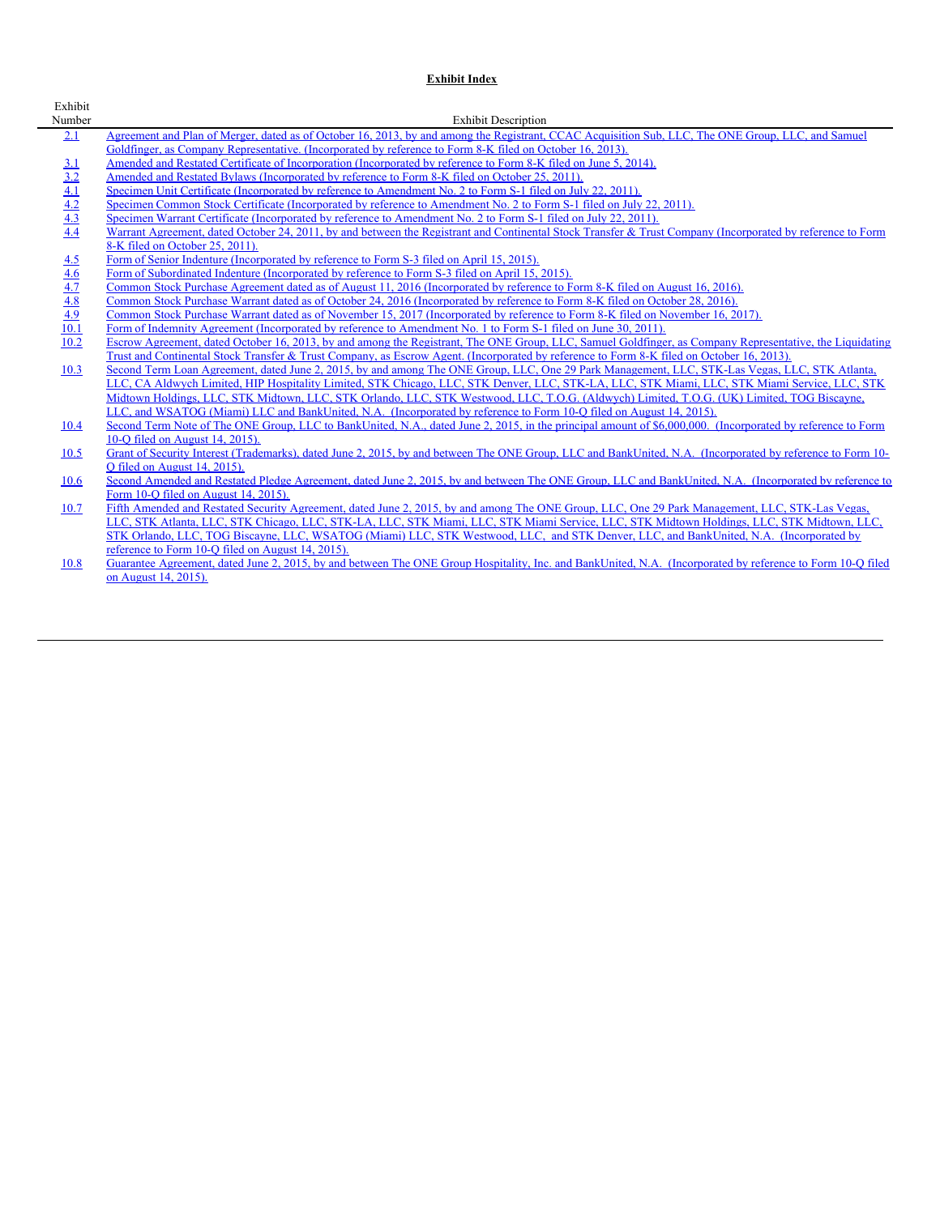**Exhibit Index**

| Exhibit Number | Exhibit Description |
| --- | --- |
| 2.1 | Agreement and Plan of Merger, dated as of October 16, 2013, by and among the Registrant, CCAC Acquisition Sub, LLC, The ONE Group, LLC, and Samuel Goldfinger, as Company Representative. (Incorporated by reference to Form 8-K filed on October 16, 2013). |
| 3.1 | Amended and Restated Certificate of Incorporation (Incorporated by reference to Form 8-K filed on June 5, 2014). |
| 3.2 | Amended and Restated Bylaws (Incorporated by reference to Form 8-K filed on October 25, 2011). |
| 4.1 | Specimen Unit Certificate (Incorporated by reference to Amendment No. 2 to Form S-1 filed on July 22, 2011). |
| 4.2 | Specimen Common Stock Certificate (Incorporated by reference to Amendment No. 2 to Form S-1 filed on July 22, 2011). |
| 4.3 | Specimen Warrant Certificate (Incorporated by reference to Amendment No. 2 to Form S-1 filed on July 22, 2011). |
| 4.4 | Warrant Agreement, dated October 24, 2011, by and between the Registrant and Continental Stock Transfer & Trust Company (Incorporated by reference to Form 8-K filed on October 25, 2011). |
| 4.5 | Form of Senior Indenture (Incorporated by reference to Form S-3 filed on April 15, 2015). |
| 4.6 | Form of Subordinated Indenture (Incorporated by reference to Form S-3 filed on April 15, 2015). |
| 4.7 | Common Stock Purchase Agreement dated as of August 11, 2016 (Incorporated by reference to Form 8-K filed on August 16, 2016). |
| 4.8 | Common Stock Purchase Warrant dated as of October 24, 2016 (Incorporated by reference to Form 8-K filed on October 28, 2016). |
| 4.9 | Common Stock Purchase Warrant dated as of November 15, 2017 (Incorporated by reference to Form 8-K filed on November 16, 2017). |
| 10.1 | Form of Indemnity Agreement (Incorporated by reference to Amendment No. 1 to Form S-1 filed on June 30, 2011). |
| 10.2 | Escrow Agreement, dated October 16, 2013, by and among the Registrant, The ONE Group, LLC, Samuel Goldfinger, as Company Representative, the Liquidating Trust and Continental Stock Transfer & Trust Company, as Escrow Agent. (Incorporated by reference to Form 8-K filed on October 16, 2013). |
| 10.3 | Second Term Loan Agreement, dated June 2, 2015, by and among The ONE Group, LLC, One 29 Park Management, LLC, STK-Las Vegas, LLC, STK Atlanta, LLC, CA Aldwych Limited, HIP Hospitality Limited, STK Chicago, LLC, STK Denver, LLC, STK-LA, LLC, STK Miami, LLC, STK Miami Service, LLC, STK Midtown Holdings, LLC, STK Midtown, LLC, STK Orlando, LLC, STK Westwood, LLC, T.O.G. (Aldwych) Limited, T.O.G. (UK) Limited, TOG Biscayne, LLC, and WSATOG (Miami) LLC and BankUnited, N.A. (Incorporated by reference to Form 10-Q filed on August 14, 2015). |
| 10.4 | Second Term Note of The ONE Group, LLC to BankUnited, N.A., dated June 2, 2015, in the principal amount of $6,000,000. (Incorporated by reference to Form 10-Q filed on August 14, 2015). |
| 10.5 | Grant of Security Interest (Trademarks), dated June 2, 2015, by and between The ONE Group, LLC and BankUnited, N.A. (Incorporated by reference to Form 10-Q filed on August 14, 2015). |
| 10.6 | Second Amended and Restated Pledge Agreement, dated June 2, 2015, by and between The ONE Group, LLC and BankUnited, N.A. (Incorporated by reference to Form 10-Q filed on August 14, 2015). |
| 10.7 | Fifth Amended and Restated Security Agreement, dated June 2, 2015, by and among The ONE Group, LLC, One 29 Park Management, LLC, STK-Las Vegas, LLC, STK Atlanta, LLC, STK Chicago, LLC, STK-LA, LLC, STK Miami, LLC, STK Miami Service, LLC, STK Midtown Holdings, LLC, STK Midtown, LLC, STK Orlando, LLC, TOG Biscayne, LLC, WSATOG (Miami) LLC, STK Westwood, LLC, and STK Denver, LLC, and BankUnited, N.A. (Incorporated by reference to Form 10-Q filed on August 14, 2015). |
| 10.8 | Guarantee Agreement, dated June 2, 2015, by and between The ONE Group Hospitality, Inc. and BankUnited, N.A. (Incorporated by reference to Form 10-Q filed on August 14, 2015). |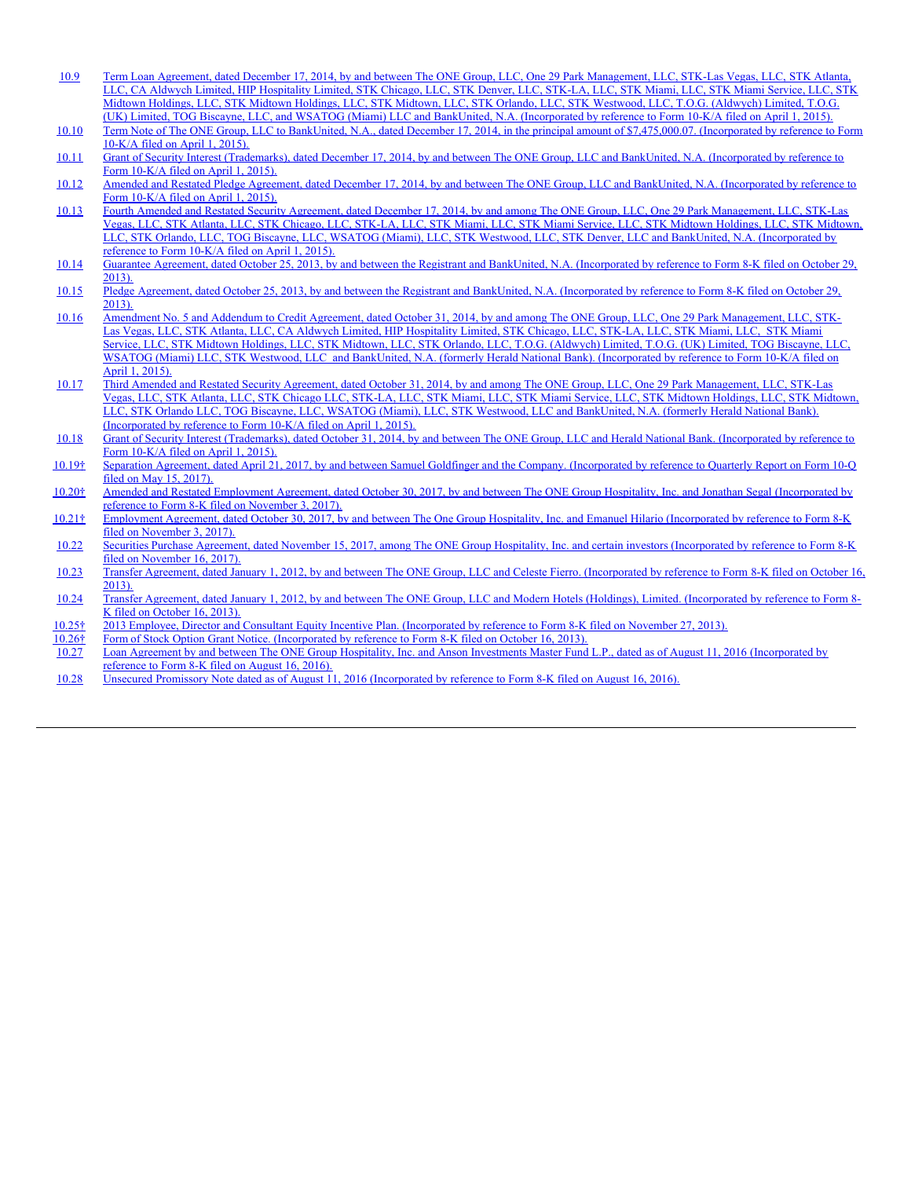| | |
|---|---|
| 10.9 | Term Loan Agreement, dated December 17, 2014, by and between The ONE Group, LLC, One 29 Park Management, LLC, STK-Las Vegas, LLC, STK Atlanta, LLC, CA Aldwych Limited, HIP Hospitality Limited, STK Chicago, LLC, STK Denver, LLC, STK-LA, LLC, STK Miami, LLC, STK Miami Service, LLC, STK Midtown Holdings, LLC, STK Midtown Holdings, LLC, STK Midtown, LLC, STK Orlando, LLC, STK Westwood, LLC, T.O.G. (Aldwych) Limited, T.O.G. (UK) Limited, TOG Biscayne, LLC, and WSATOG (Miami) LLC and BankUnited, N.A. (Incorporated by reference to Form 10-K/A filed on April 1, 2015). |
| 10.10 | Term Note of The ONE Group, LLC to BankUnited, N.A., dated December 17, 2014, in the principal amount of $7,475,000.07. (Incorporated by reference to Form 10-K/A filed on April 1, 2015). |
| 10.11 | Grant of Security Interest (Trademarks), dated December 17, 2014, by and between The ONE Group, LLC and BankUnited, N.A. (Incorporated by reference to Form 10-K/A filed on April 1, 2015). |
| 10.12 | Amended and Restated Pledge Agreement, dated December 17, 2014, by and between The ONE Group, LLC and BankUnited, N.A. (Incorporated by reference to Form 10-K/A filed on April 1, 2015). |
| 10.13 | Fourth Amended and Restated Security Agreement, dated December 17, 2014, by and among The ONE Group, LLC, One 29 Park Management, LLC, STK-Las Vegas, LLC, STK Atlanta, LLC, STK Chicago, LLC, STK-LA, LLC, STK Miami, LLC, STK Miami Service, LLC, STK Midtown Holdings, LLC, STK Midtown, LLC, STK Orlando, LLC, TOG Biscayne, LLC, WSATOG (Miami), LLC, STK Westwood, LLC, STK Denver, LLC and BankUnited, N.A. (Incorporated by reference to Form 10-K/A filed on April 1, 2015). |
| 10.14 | Guarantee Agreement, dated October 25, 2013, by and between the Registrant and BankUnited, N.A. (Incorporated by reference to Form 8-K filed on October 29, 2013). |
| 10.15 | Pledge Agreement, dated October 25, 2013, by and between the Registrant and BankUnited, N.A. (Incorporated by reference to Form 8-K filed on October 29, 2013). |
| 10.16 | Amendment No. 5 and Addendum to Credit Agreement, dated October 31, 2014, by and among The ONE Group, LLC, One 29 Park Management, LLC, STK-Las Vegas, LLC, STK Atlanta, LLC, CA Aldwych Limited, HIP Hospitality Limited, STK Chicago, LLC, STK-LA, LLC, STK Miami, LLC, STK Miami Service, LLC, STK Midtown Holdings, LLC, STK Midtown, LLC, STK Orlando, LLC, T.O.G. (Aldwych) Limited, T.O.G. (UK) Limited, TOG Biscayne, LLC, WSATOG (Miami) LLC, STK Westwood, LLC and BankUnited, N.A. (formerly Herald National Bank). (Incorporated by reference to Form 10-K/A filed on April 1, 2015). |
| 10.17 | Third Amended and Restated Security Agreement, dated October 31, 2014, by and among The ONE Group, LLC, One 29 Park Management, LLC, STK-Las Vegas, LLC, STK Atlanta, LLC, STK Chicago LLC, STK-LA, LLC, STK Miami, LLC, STK Miami Service, LLC, STK Midtown Holdings, LLC, STK Midtown, LLC, STK Orlando LLC, TOG Biscayne, LLC, WSATOG (Miami), LLC, STK Westwood, LLC and BankUnited, N.A. (formerly Herald National Bank). (Incorporated by reference to Form 10-K/A filed on April 1, 2015). |
| 10.18 | Grant of Security Interest (Trademarks), dated October 31, 2014, by and between The ONE Group, LLC and Herald National Bank. (Incorporated by reference to Form 10-K/A filed on April 1, 2015). |
| 10.19† | Separation Agreement, dated April 21, 2017, by and between Samuel Goldfinger and the Company. (Incorporated by reference to Quarterly Report on Form 10-Q filed on May 15, 2017). |
| 10.20† | Amended and Restated Employment Agreement, dated October 30, 2017, by and between The ONE Group Hospitality, Inc. and Jonathan Segal (Incorporated by reference to Form 8-K filed on November 3, 2017). |
| 10.21† | Employment Agreement, dated October 30, 2017, by and between The One Group Hospitality, Inc. and Emanuel Hilario (Incorporated by reference to Form 8-K filed on November 3, 2017). |
| 10.22 | Securities Purchase Agreement, dated November 15, 2017, among The ONE Group Hospitality, Inc. and certain investors (Incorporated by reference to Form 8-K filed on November 16, 2017). |
| 10.23 | Transfer Agreement, dated January 1, 2012, by and between The ONE Group, LLC and Celeste Fierro. (Incorporated by reference to Form 8-K filed on October 16, 2013). |
| 10.24 | Transfer Agreement, dated January 1, 2012, by and between The ONE Group, LLC and Modern Hotels (Holdings), Limited. (Incorporated by reference to Form 8-K filed on October 16, 2013). |
| 10.25† | 2013 Employee, Director and Consultant Equity Incentive Plan. (Incorporated by reference to Form 8-K filed on November 27, 2013). |
| 10.26† | Form of Stock Option Grant Notice. (Incorporated by reference to Form 8-K filed on October 16, 2013). |
| 10.27 | Loan Agreement by and between The ONE Group Hospitality, Inc. and Anson Investments Master Fund L.P., dated as of August 11, 2016 (Incorporated by reference to Form 8-K filed on August 16, 2016). |
| 10.28 | Unsecured Promissory Note dated as of August 11, 2016 (Incorporated by reference to Form 8-K filed on August 16, 2016). |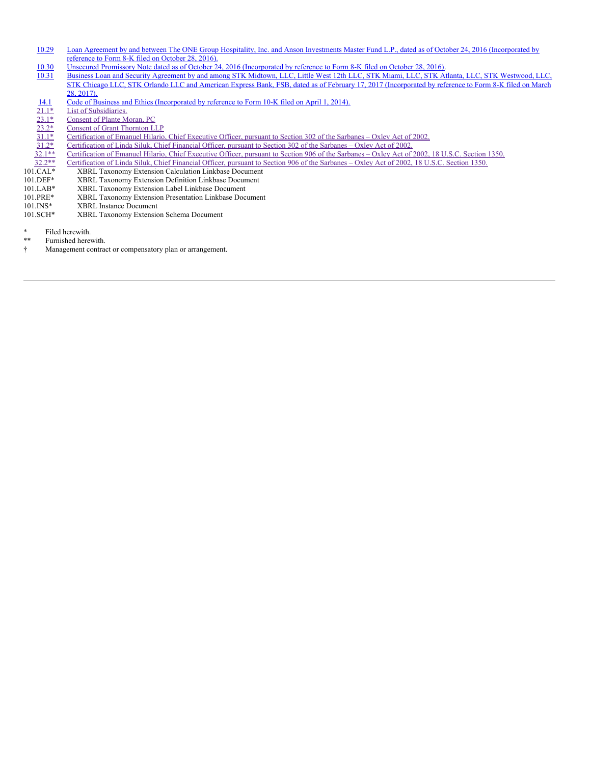| | |
|---|---|
| 10.29 | Loan Agreement by and between The ONE Group Hospitality, Inc. and Anson Investments Master Fund L.P., dated as of October 24, 2016 (Incorporated by reference to Form 8-K filed on October 28, 2016). |
| 10.30 | Unsecured Promissory Note dated as of October 24, 2016 (Incorporated by reference to Form 8-K filed on October 28, 2016). |
| 10.31 | Business Loan and Security Agreement by and among STK Midtown, LLC, Little West 12th LLC, STK Miami, LLC, STK Atlanta, LLC, STK Westwood, LLC, STK Chicago LLC, STK Orlando LLC and American Express Bank, FSB, dated as of February 17, 2017 (Incorporated by reference to Form 8-K filed on March 28, 2017). |
| 14.1 | Code of Business and Ethics (Incorporated by reference to Form 10-K filed on April 1, 2014). |
| 21.1* | List of Subsidiaries. |
| 23.1* | Consent of Plante Moran, PC |
| 23.2* | Consent of Grant Thornton LLP |
| 31.1* | Certification of Emanuel Hilario, Chief Executive Officer, pursuant to Section 302 of the Sarbanes – Oxley Act of 2002. |
| 31.2* | Certification of Linda Siluk, Chief Financial Officer, pursuant to Section 302 of the Sarbanes – Oxley Act of 2002. |
| 32.1** | Certification of Emanuel Hilario, Chief Executive Officer, pursuant to Section 906 of the Sarbanes – Oxley Act of 2002, 18 U.S.C. Section 1350. |
| 32.2** | Certification of Linda Siluk, Chief Financial Officer, pursuant to Section 906 of the Sarbanes – Oxley Act of 2002, 18 U.S.C. Section 1350. |
| 101.CAL* | XBRL Taxonomy Extension Calculation Linkbase Document |
| 101.DEF* | XBRL Taxonomy Extension Definition Linkbase Document |
| 101.LAB* | XBRL Taxonomy Extension Label Linkbase Document |
| 101.PRE* | XBRL Taxonomy Extension Presentation Linkbase Document |
| 101.INS* | XBRL Instance Document |
| 101.SCH* | XBRL Taxonomy Extension Schema Document |

\* Filed herewith.

\** Furnished herewith.

† Management contract or compensatory plan or arrangement.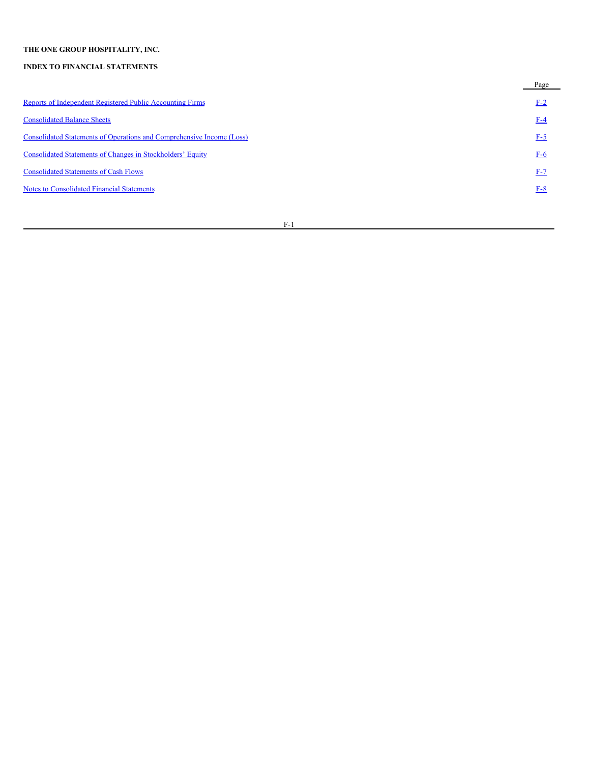**THE ONE GROUP HOSPITALITY, INC.**

**INDEX TO FINANCIAL STATEMENTS**

| | Page |
|---|---|
| Reports of Independent Registered Public Accounting Firms | F-2 |
| Consolidated Balance Sheets | F-4 |
| Consolidated Statements of Operations and Comprehensive Income (Loss) | F-5 |
| Consolidated Statements of Changes in Stockholders' Equity | F-6 |
| Consolidated Statements of Cash Flows | F-7 |
| Notes to Consolidated Financial Statements | F-8 |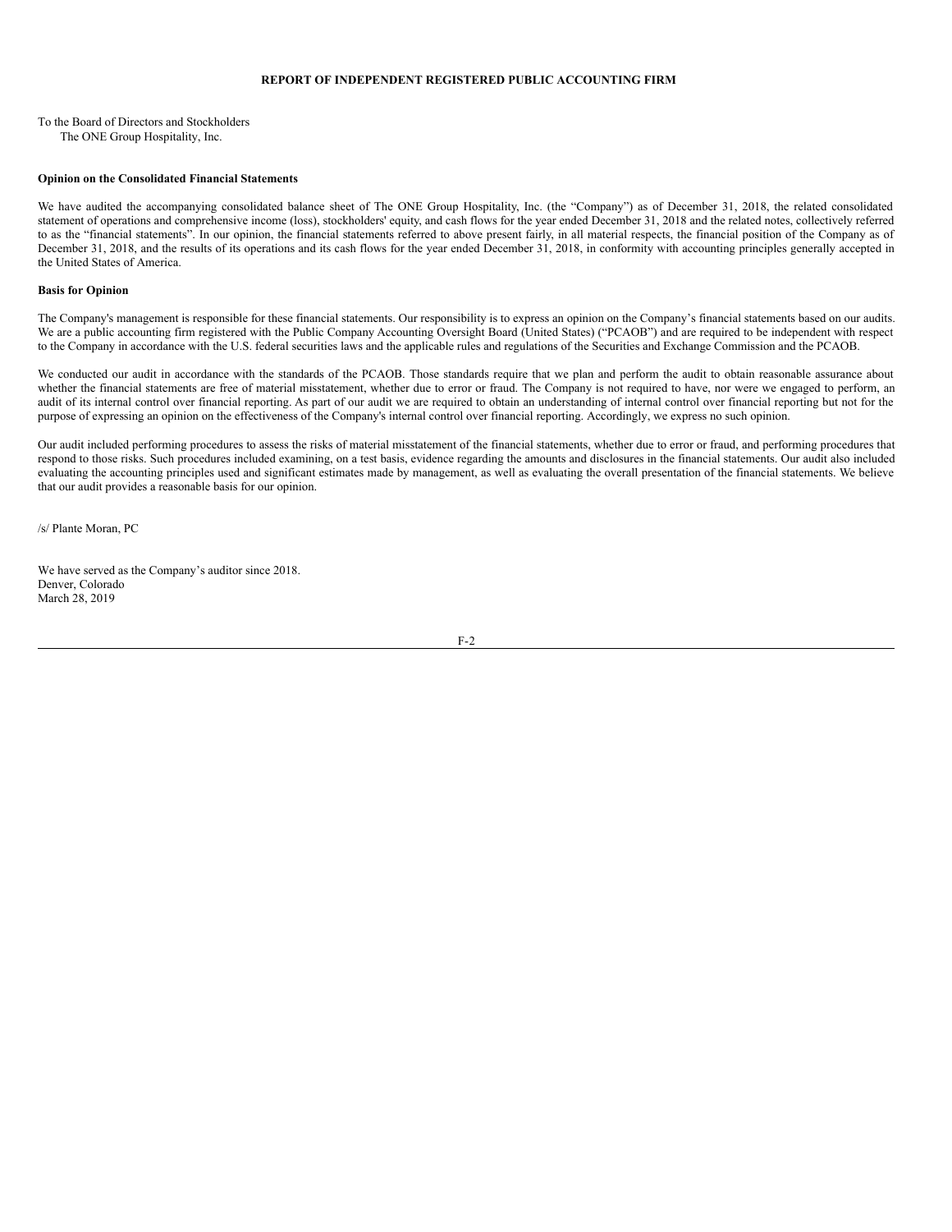## REPORT OF INDEPENDENT REGISTERED PUBLIC ACCOUNTING FIRM

To the Board of Directors and Stockholders
The ONE Group Hospitality, Inc.

**Opinion on the Consolidated Financial Statements**

We have audited the accompanying consolidated balance sheet of The ONE Group Hospitality, Inc. (the "Company") as of December 31, 2018, the related consolidated statement of operations and comprehensive income (loss), stockholders' equity, and cash flows for the year ended December 31, 2018 and the related notes, collectively referred to as the "financial statements". In our opinion, the financial statements referred to above present fairly, in all material respects, the financial position of the Company as of December 31, 2018, and the results of its operations and its cash flows for the year ended December 31, 2018, in conformity with accounting principles generally accepted in the United States of America.

**Basis for Opinion**

The Company's management is responsible for these financial statements. Our responsibility is to express an opinion on the Company's financial statements based on our audits. We are a public accounting firm registered with the Public Company Accounting Oversight Board (United States) ("PCAOB") and are required to be independent with respect to the Company in accordance with the U.S. federal securities laws and the applicable rules and regulations of the Securities and Exchange Commission and the PCAOB.

We conducted our audit in accordance with the standards of the PCAOB. Those standards require that we plan and perform the audit to obtain reasonable assurance about whether the financial statements are free of material misstatement, whether due to error or fraud. The Company is not required to have, nor were we engaged to perform, an audit of its internal control over financial reporting. As part of our audit we are required to obtain an understanding of internal control over financial reporting but not for the purpose of expressing an opinion on the effectiveness of the Company's internal control over financial reporting. Accordingly, we express no such opinion.

Our audit included performing procedures to assess the risks of material misstatement of the financial statements, whether due to error or fraud, and performing procedures that respond to those risks. Such procedures included examining, on a test basis, evidence regarding the amounts and disclosures in the financial statements. Our audit also included evaluating the accounting principles used and significant estimates made by management, as well as evaluating the overall presentation of the financial statements. We believe that our audit provides a reasonable basis for our opinion.

/s/ Plante Moran, PC

We have served as the Company's auditor since 2018.
Denver, Colorado
March 28, 2019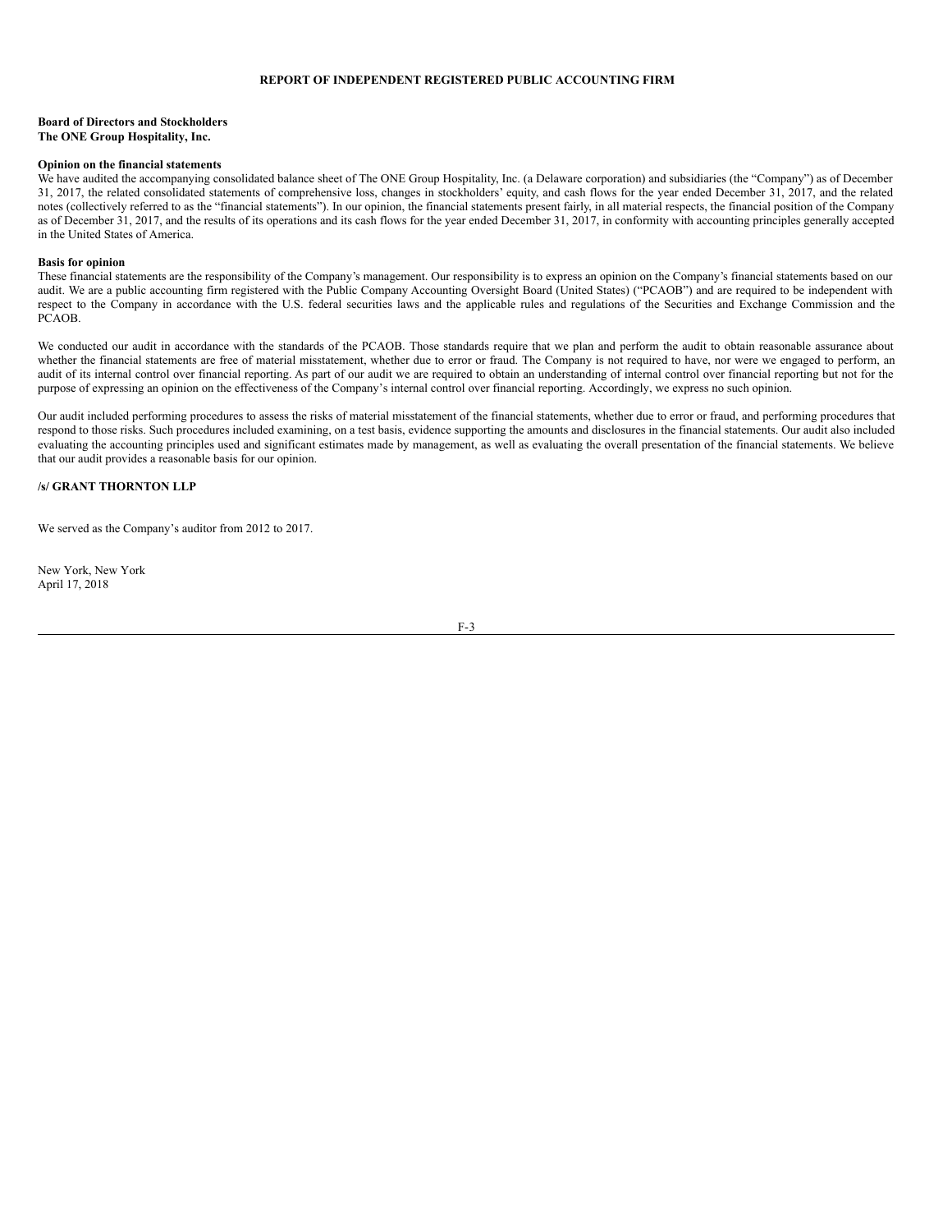## REPORT OF INDEPENDENT REGISTERED PUBLIC ACCOUNTING FIRM

**Board of Directors and Stockholders**
**The ONE Group Hospitality, Inc.**

**Opinion on the financial statements**

We have audited the accompanying consolidated balance sheet of The ONE Group Hospitality, Inc. (a Delaware corporation) and subsidiaries (the "Company") as of December 31, 2017, the related consolidated statements of comprehensive loss, changes in stockholders' equity, and cash flows for the year ended December 31, 2017, and the related notes (collectively referred to as the "financial statements"). In our opinion, the financial statements present fairly, in all material respects, the financial position of the Company as of December 31, 2017, and the results of its operations and its cash flows for the year ended December 31, 2017, in conformity with accounting principles generally accepted in the United States of America.

**Basis for opinion**

These financial statements are the responsibility of the Company's management. Our responsibility is to express an opinion on the Company's financial statements based on our audit. We are a public accounting firm registered with the Public Company Accounting Oversight Board (United States) ("PCAOB") and are required to be independent with respect to the Company in accordance with the U.S. federal securities laws and the applicable rules and regulations of the Securities and Exchange Commission and the PCAOB.

We conducted our audit in accordance with the standards of the PCAOB. Those standards require that we plan and perform the audit to obtain reasonable assurance about whether the financial statements are free of material misstatement, whether due to error or fraud. The Company is not required to have, nor were we engaged to perform, an audit of its internal control over financial reporting. As part of our audit we are required to obtain an understanding of internal control over financial reporting but not for the purpose of expressing an opinion on the effectiveness of the Company's internal control over financial reporting. Accordingly, we express no such opinion.

Our audit included performing procedures to assess the risks of material misstatement of the financial statements, whether due to error or fraud, and performing procedures that respond to those risks. Such procedures included examining, on a test basis, evidence supporting the amounts and disclosures in the financial statements. Our audit also included evaluating the accounting principles used and significant estimates made by management, as well as evaluating the overall presentation of the financial statements. We believe that our audit provides a reasonable basis for our opinion.

**/s/ GRANT THORNTON LLP**

We served as the Company's auditor from 2012 to 2017.

New York, New York
April 17, 2018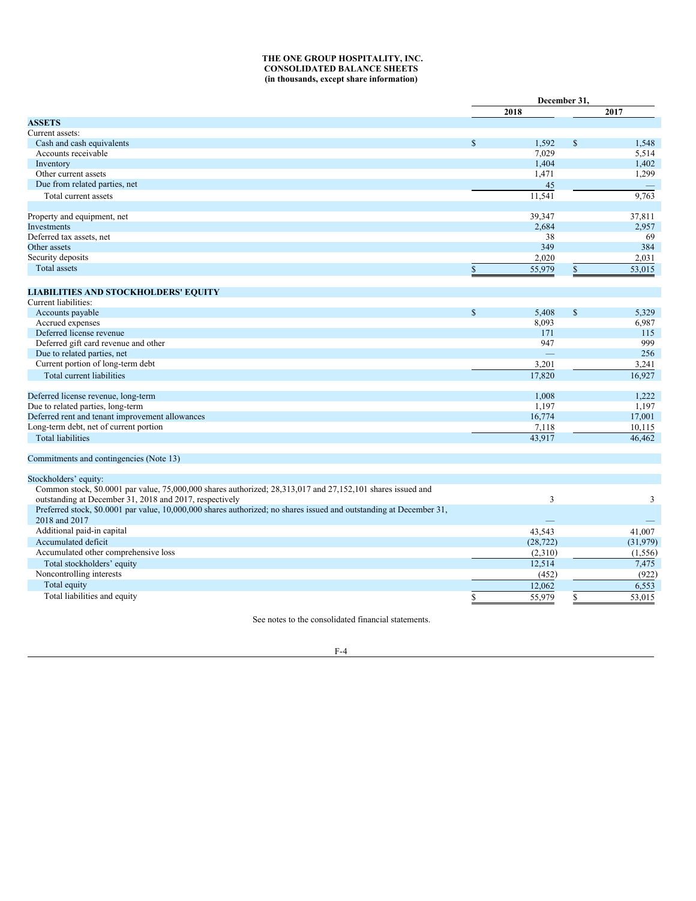**THE ONE GROUP HOSPITALITY, INC.**
**CONSOLIDATED BALANCE SHEETS**
**(in thousands, except share information)**

| | December 31, | |
|---|---|---|
| | 2018 | 2017 |
| **ASSETS** | | |
| Current assets: | | |
| Cash and cash equivalents | $ 1,592 | $ 1,548 |
| Accounts receivable | 7,029 | 5,514 |
| Inventory | 1,404 | 1,402 |
| Other current assets | 1,471 | 1,299 |
| Due from related parties, net | 45 | — |
| Total current assets | 11,541 | 9,763 |
| | | |
| Property and equipment, net | 39,347 | 37,811 |
| Investments | 2,684 | 2,957 |
| Deferred tax assets, net | 38 | 69 |
| Other assets | 349 | 384 |
| Security deposits | 2,020 | 2,031 |
| Total assets | $ 55,979 | $ 53,015 |
| | | |
| **LIABILITIES AND STOCKHOLDERS' EQUITY** | | |
| Current liabilities: | | |
| Accounts payable | $ 5,408 | $ 5,329 |
| Accrued expenses | 8,093 | 6,987 |
| Deferred license revenue | 171 | 115 |
| Deferred gift card revenue and other | 947 | 999 |
| Due to related parties, net | — | 256 |
| Current portion of long-term debt | 3,201 | 3,241 |
| Total current liabilities | 17,820 | 16,927 |
| | | |
| Deferred license revenue, long-term | 1,008 | 1,222 |
| Due to related parties, long-term | 1,197 | 1,197 |
| Deferred rent and tenant improvement allowances | 16,774 | 17,001 |
| Long-term debt, net of current portion | 7,118 | 10,115 |
| Total liabilities | 43,917 | 46,462 |
| | | |
| Commitments and contingencies (Note 13) | | |
| | | |
| Stockholders' equity: | | |
| Common stock, $0.0001 par value, 75,000,000 shares authorized; 28,313,017 and 27,152,101 shares issued and outstanding at December 31, 2018 and 2017, respectively | 3 | 3 |
| Preferred stock, $0.0001 par value, 10,000,000 shares authorized; no shares issued and outstanding at December 31, 2018 and 2017 | — | — |
| Additional paid-in capital | 43,543 | 41,007 |
| Accumulated deficit | (28,722) | (31,979) |
| Accumulated other comprehensive loss | (2,310) | (1,556) |
| Total stockholders' equity | 12,514 | 7,475 |
| Noncontrolling interests | (452) | (922) |
| Total equity | 12,062 | 6,553 |
| Total liabilities and equity | $ 55,979 | $ 53,015 |

See notes to the consolidated financial statements.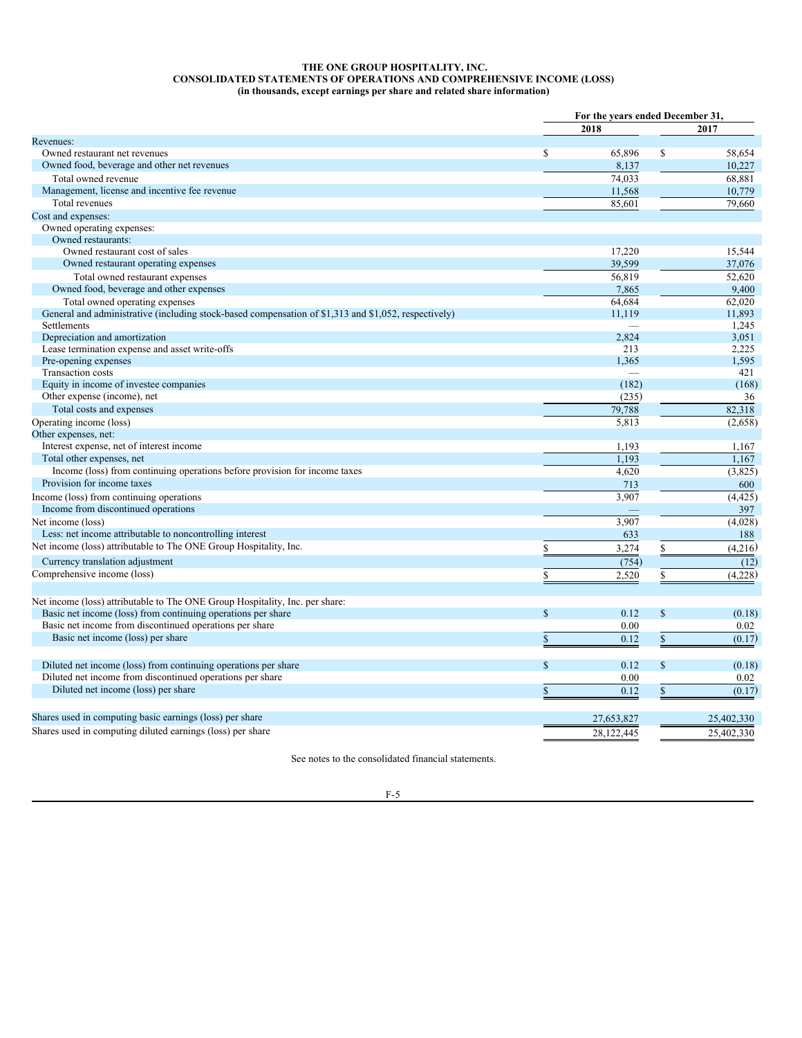# THE ONE GROUP HOSPITALITY, INC.
## CONSOLIDATED STATEMENTS OF OPERATIONS AND COMPREHENSIVE INCOME (LOSS)
### (in thousands, except earnings per share and related share information)

| | For the years ended December 31, | |
|---|---|---|
| | 2018 | 2017 |
| Revenues: | | |
| Owned restaurant net revenues | $ 65,896 | $ 58,654 |
| Owned food, beverage and other net revenues | 8,137 | 10,227 |
| Total owned revenue | 74,033 | 68,881 |
| Management, license and incentive fee revenue | 11,568 | 10,779 |
| Total revenues | 85,601 | 79,660 |
| Cost and expenses: | | |
| Owned operating expenses: | | |
| Owned restaurants: | | |
| Owned restaurant cost of sales | 17,220 | 15,544 |
| Owned restaurant operating expenses | 39,599 | 37,076 |
| Total owned restaurant expenses | 56,819 | 52,620 |
| Owned food, beverage and other expenses | 7,865 | 9,400 |
| Total owned operating expenses | 64,684 | 62,020 |
| General and administrative (including stock-based compensation of $1,313 and $1,052, respectively) | 11,119 | 11,893 |
| Settlements | — | 1,245 |
| Depreciation and amortization | 2,824 | 3,051 |
| Lease termination expense and asset write-offs | 213 | 2,225 |
| Pre-opening expenses | 1,365 | 1,595 |
| Transaction costs | — | 421 |
| Equity in income of investee companies | (182) | (168) |
| Other expense (income), net | (235) | 36 |
| Total costs and expenses | 79,788 | 82,318 |
| Operating income (loss) | 5,813 | (2,658) |
| Other expenses, net: | | |
| Interest expense, net of interest income | 1,193 | 1,167 |
| Total other expenses, net | 1,193 | 1,167 |
| Income (loss) from continuing operations before provision for income taxes | 4,620 | (3,825) |
| Provision for income taxes | 713 | 600 |
| Income (loss) from continuing operations | 3,907 | (4,425) |
| Income from discontinued operations | — | 397 |
| Net income (loss) | 3,907 | (4,028) |
| Less: net income attributable to noncontrolling interest | 633 | 188 |
| Net income (loss) attributable to The ONE Group Hospitality, Inc. | $ 3,274 | $ (4,216) |
| Currency translation adjustment | (754) | (12) |
| Comprehensive income (loss) | $ 2,520 | $ (4,228) |
| | | |
| Net income (loss) attributable to The ONE Group Hospitality, Inc. per share: | | |
| Basic net income (loss) from continuing operations per share | $ 0.12 | $ (0.18) |
| Basic net income from discontinued operations per share | 0.00 | 0.02 |
| Basic net income (loss) per share | $ 0.12 | $ (0.17) |
| | | |
| Diluted net income (loss) from continuing operations per share | $ 0.12 | $ (0.18) |
| Diluted net income from discontinued operations per share | 0.00 | 0.02 |
| Diluted net income (loss) per share | $ 0.12 | $ (0.17) |
| | | |
| Shares used in computing basic earnings (loss) per share | 27,653,827 | 25,402,330 |
| Shares used in computing diluted earnings (loss) per share | 28,122,445 | 25,402,330 |

See notes to the consolidated financial statements.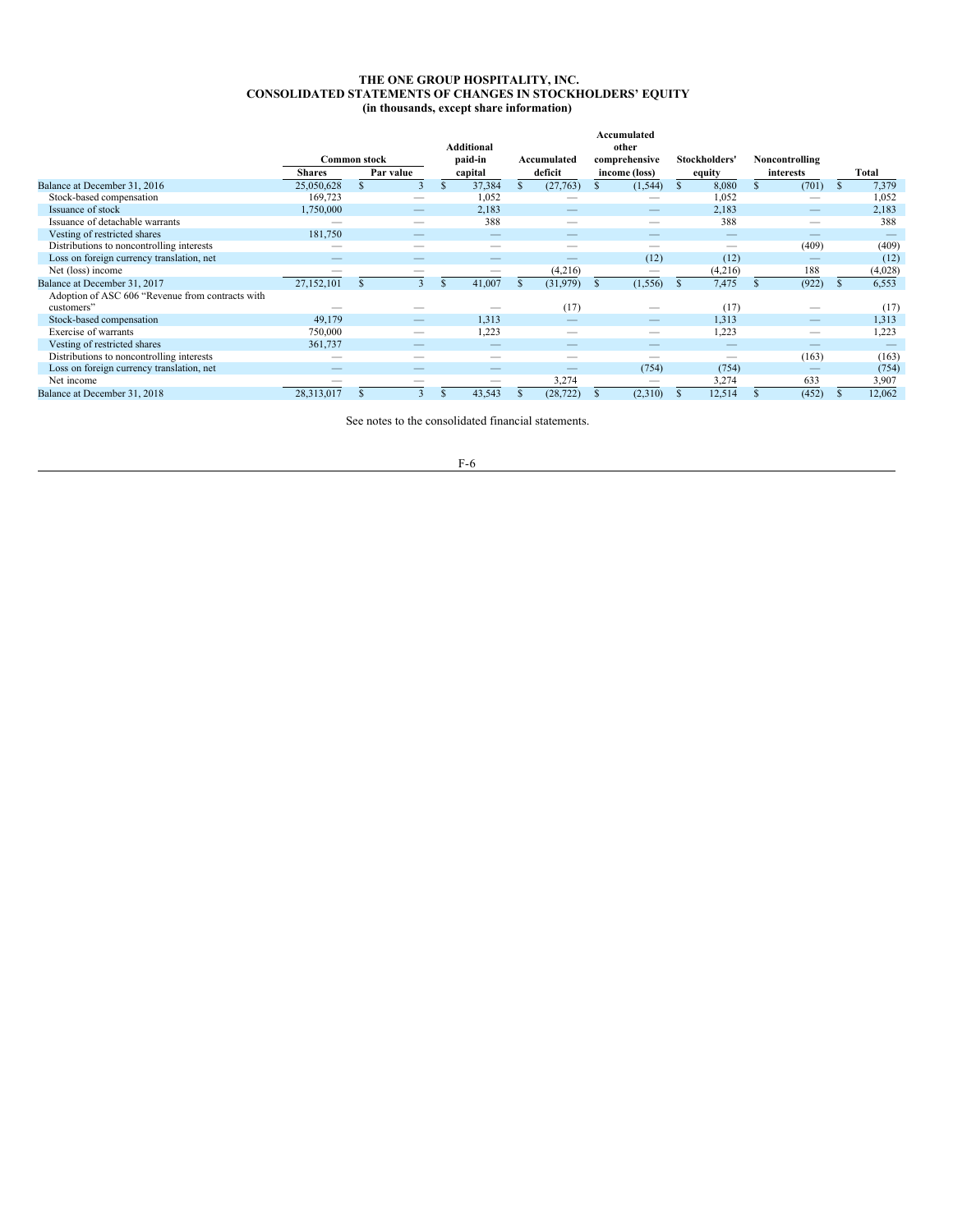# THE ONE GROUP HOSPITALITY, INC.
## CONSOLIDATED STATEMENTS OF CHANGES IN STOCKHOLDERS' EQUITY
### (in thousands, except share information)

| | Common stock | | Additional paid-in capital | Accumulated deficit | Accumulated other comprehensive income (loss) | Stockholders' equity | Noncontrolling interests | Total |
|---|---|---|---|---|---|---|---|---|
| | Shares | Par value | | | | | | |
| Balance at December 31, 2016 | 25,050,628 | $ 3 | $ 37,384 | $ (27,763) | $ (1,544) | $ 8,080 | $ (701) | $ 7,379 |
| Stock-based compensation | 169,723 | — | 1,052 | — | — | 1,052 | — | 1,052 |
| Issuance of stock | 1,750,000 | — | 2,183 | — | — | 2,183 | — | 2,183 |
| Issuance of detachable warrants | — | — | 388 | — | — | 388 | — | 388 |
| Vesting of restricted shares | 181,750 | — | — | — | — | — | — | — |
| Distributions to noncontrolling interests | — | — | — | — | — | — | (409) | (409) |
| Loss on foreign currency translation, net | — | — | — | — | (12) | (12) | — | (12) |
| Net (loss) income | — | — | — | (4,216) | — | (4,216) | 188 | (4,028) |
| Balance at December 31, 2017 | 27,152,101 | $ 3 | $ 41,007 | $ (31,979) | $ (1,556) | $ 7,475 | $ (922) | $ 6,553 |
| Adoption of ASC 606 "Revenue from contracts with customers" | — | — | — | (17) | — | (17) | — | (17) |
| Stock-based compensation | 49,179 | — | 1,313 | — | — | 1,313 | — | 1,313 |
| Exercise of warrants | 750,000 | — | 1,223 | — | — | 1,223 | — | 1,223 |
| Vesting of restricted shares | 361,737 | — | — | — | — | — | — | — |
| Distributions to noncontrolling interests | — | — | — | — | — | — | (163) | (163) |
| Loss on foreign currency translation, net | — | — | — | — | (754) | (754) | — | (754) |
| Net income | — | — | — | 3,274 | — | 3,274 | 633 | 3,907 |
| Balance at December 31, 2018 | 28,313,017 | $ 3 | $ 43,543 | $ (28,722) | $ (2,310) | $ 12,514 | $ (452) | $ 12,062 |

See notes to the consolidated financial statements.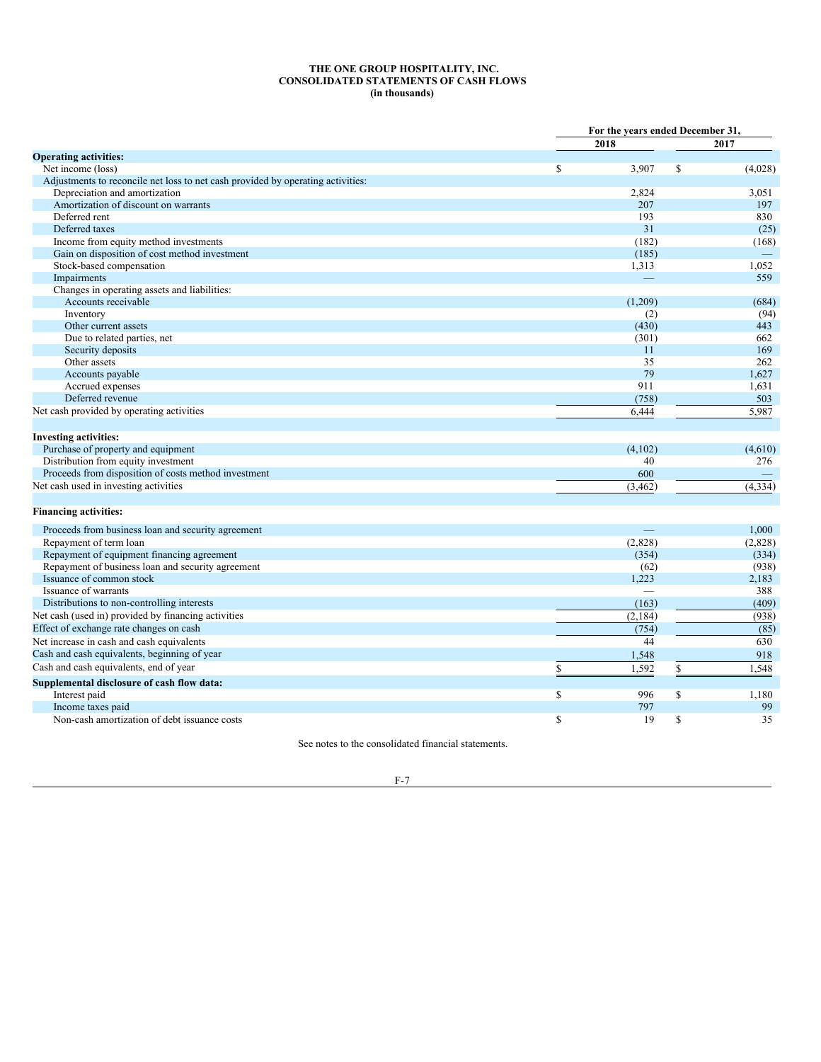**THE ONE GROUP HOSPITALITY, INC.**
**CONSOLIDATED STATEMENTS OF CASH FLOWS**
**(in thousands)**

| | For the years ended December 31, | |
|---|---|---|
| | 2018 | 2017 |
| **Operating activities:** | | |
| Net income (loss) | $ 3,907 | $ (4,028) |
| Adjustments to reconcile net loss to net cash provided by operating activities: | | |
| Depreciation and amortization | 2,824 | 3,051 |
| Amortization of discount on warrants | 207 | 197 |
| Deferred rent | 193 | 830 |
| Deferred taxes | 31 | (25) |
| Income from equity method investments | (182) | (168) |
| Gain on disposition of cost method investment | (185) | — |
| Stock-based compensation | 1,313 | 1,052 |
| Impairments | — | 559 |
| Changes in operating assets and liabilities: | | |
| Accounts receivable | (1,209) | (684) |
| Inventory | (2) | (94) |
| Other current assets | (430) | 443 |
| Due to related parties, net | (301) | 662 |
| Security deposits | 11 | 169 |
| Other assets | 35 | 262 |
| Accounts payable | 79 | 1,627 |
| Accrued expenses | 911 | 1,631 |
| Deferred revenue | (758) | 503 |
| Net cash provided by operating activities | 6,444 | 5,987 |
| **Investing activities:** | | |
| Purchase of property and equipment | (4,102) | (4,610) |
| Distribution from equity investment | 40 | 276 |
| Proceeds from disposition of costs method investment | 600 | — |
| Net cash used in investing activities | (3,462) | (4,334) |
| **Financing activities:** | | |
| Proceeds from business loan and security agreement | — | 1,000 |
| Repayment of term loan | (2,828) | (2,828) |
| Repayment of equipment financing agreement | (354) | (334) |
| Repayment of business loan and security agreement | (62) | (938) |
| Issuance of common stock | 1,223 | 2,183 |
| Issuance of warrants | — | 388 |
| Distributions to non-controlling interests | (163) | (409) |
| Net cash (used in) provided by financing activities | (2,184) | (938) |
| Effect of exchange rate changes on cash | (754) | (85) |
| Net increase in cash and cash equivalents | 44 | 630 |
| Cash and cash equivalents, beginning of year | 1,548 | 918 |
| Cash and cash equivalents, end of year | $ 1,592 | $ 1,548 |
| **Supplemental disclosure of cash flow data:** | | |
| Interest paid | $ 996 | $ 1,180 |
| Income taxes paid | 797 | 99 |
| Non-cash amortization of debt issuance costs | $ 19 | $ 35 |

See notes to the consolidated financial statements.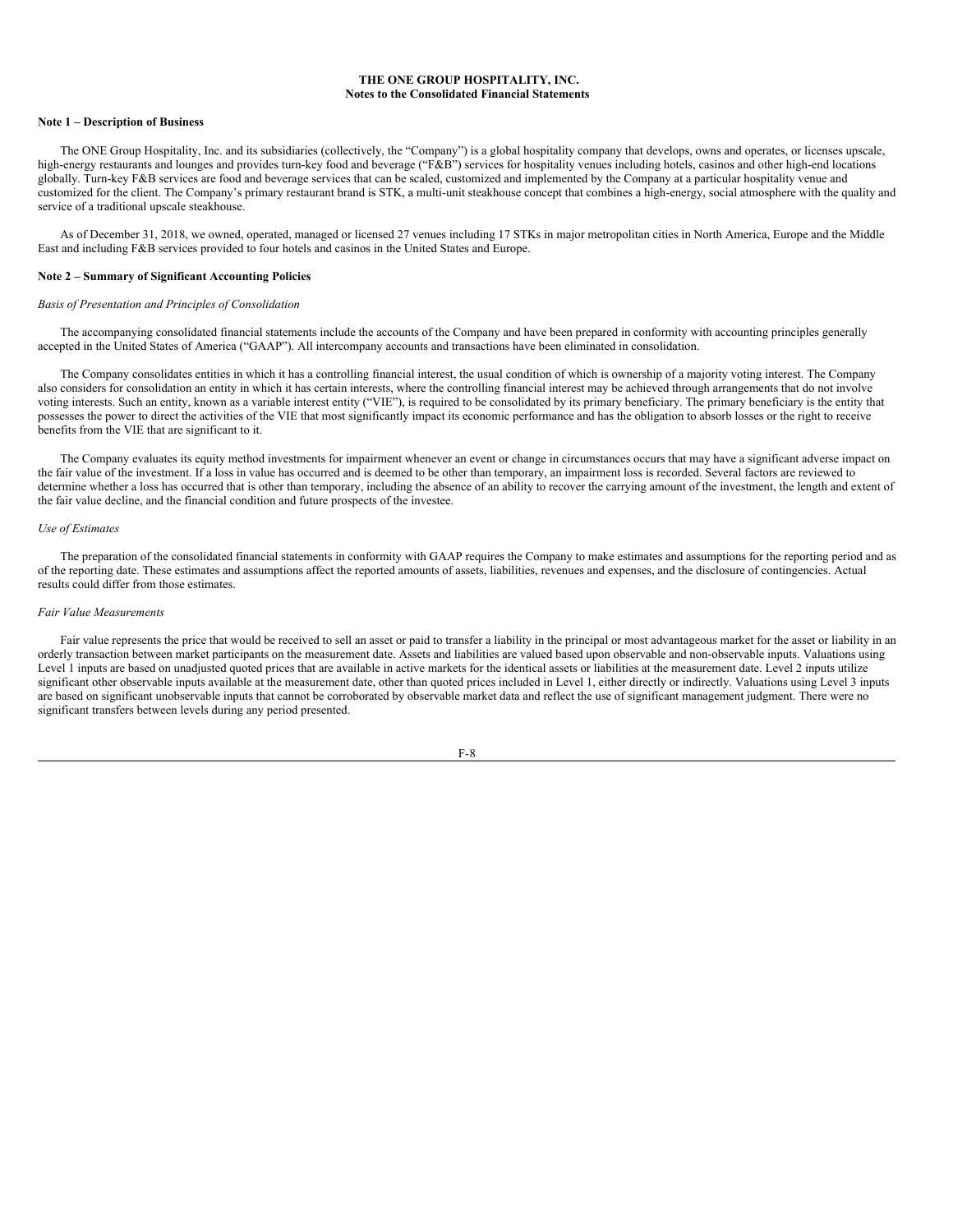**THE ONE GROUP HOSPITALITY, INC.**
**Notes to the Consolidated Financial Statements**

**Note 1 – Description of Business**

The ONE Group Hospitality, Inc. and its subsidiaries (collectively, the "Company") is a global hospitality company that develops, owns and operates, or licenses upscale, high-energy restaurants and lounges and provides turn-key food and beverage ("F&B") services for hospitality venues including hotels, casinos and other high-end locations globally. Turn-key F&B services are food and beverage services that can be scaled, customized and implemented by the Company at a particular hospitality venue and customized for the client. The Company's primary restaurant brand is STK, a multi-unit steakhouse concept that combines a high-energy, social atmosphere with the quality and service of a traditional upscale steakhouse.

As of December 31, 2018, we owned, operated, managed or licensed 27 venues including 17 STKs in major metropolitan cities in North America, Europe and the Middle East and including F&B services provided to four hotels and casinos in the United States and Europe.

**Note 2 – Summary of Significant Accounting Policies**

*Basis of Presentation and Principles of Consolidation*

The accompanying consolidated financial statements include the accounts of the Company and have been prepared in conformity with accounting principles generally accepted in the United States of America ("GAAP"). All intercompany accounts and transactions have been eliminated in consolidation.

The Company consolidates entities in which it has a controlling financial interest, the usual condition of which is ownership of a majority voting interest. The Company also considers for consolidation an entity in which it has certain interests, where the controlling financial interest may be achieved through arrangements that do not involve voting interests. Such an entity, known as a variable interest entity ("VIE"), is required to be consolidated by its primary beneficiary. The primary beneficiary is the entity that possesses the power to direct the activities of the VIE that most significantly impact its economic performance and has the obligation to absorb losses or the right to receive benefits from the VIE that are significant to it.

The Company evaluates its equity method investments for impairment whenever an event or change in circumstances occurs that may have a significant adverse impact on the fair value of the investment. If a loss in value has occurred and is deemed to be other than temporary, an impairment loss is recorded. Several factors are reviewed to determine whether a loss has occurred that is other than temporary, including the absence of an ability to recover the carrying amount of the investment, the length and extent of the fair value decline, and the financial condition and future prospects of the investee.

*Use of Estimates*

The preparation of the consolidated financial statements in conformity with GAAP requires the Company to make estimates and assumptions for the reporting period and as of the reporting date. These estimates and assumptions affect the reported amounts of assets, liabilities, revenues and expenses, and the disclosure of contingencies. Actual results could differ from those estimates.

*Fair Value Measurements*

Fair value represents the price that would be received to sell an asset or paid to transfer a liability in the principal or most advantageous market for the asset or liability in an orderly transaction between market participants on the measurement date. Assets and liabilities are valued based upon observable and non-observable inputs. Valuations using Level 1 inputs are based on unadjusted quoted prices that are available in active markets for the identical assets or liabilities at the measurement date. Level 2 inputs utilize significant other observable inputs available at the measurement date, other than quoted prices included in Level 1, either directly or indirectly. Valuations using Level 3 inputs are based on significant unobservable inputs that cannot be corroborated by observable market data and reflect the use of significant management judgment. There were no significant transfers between levels during any period presented.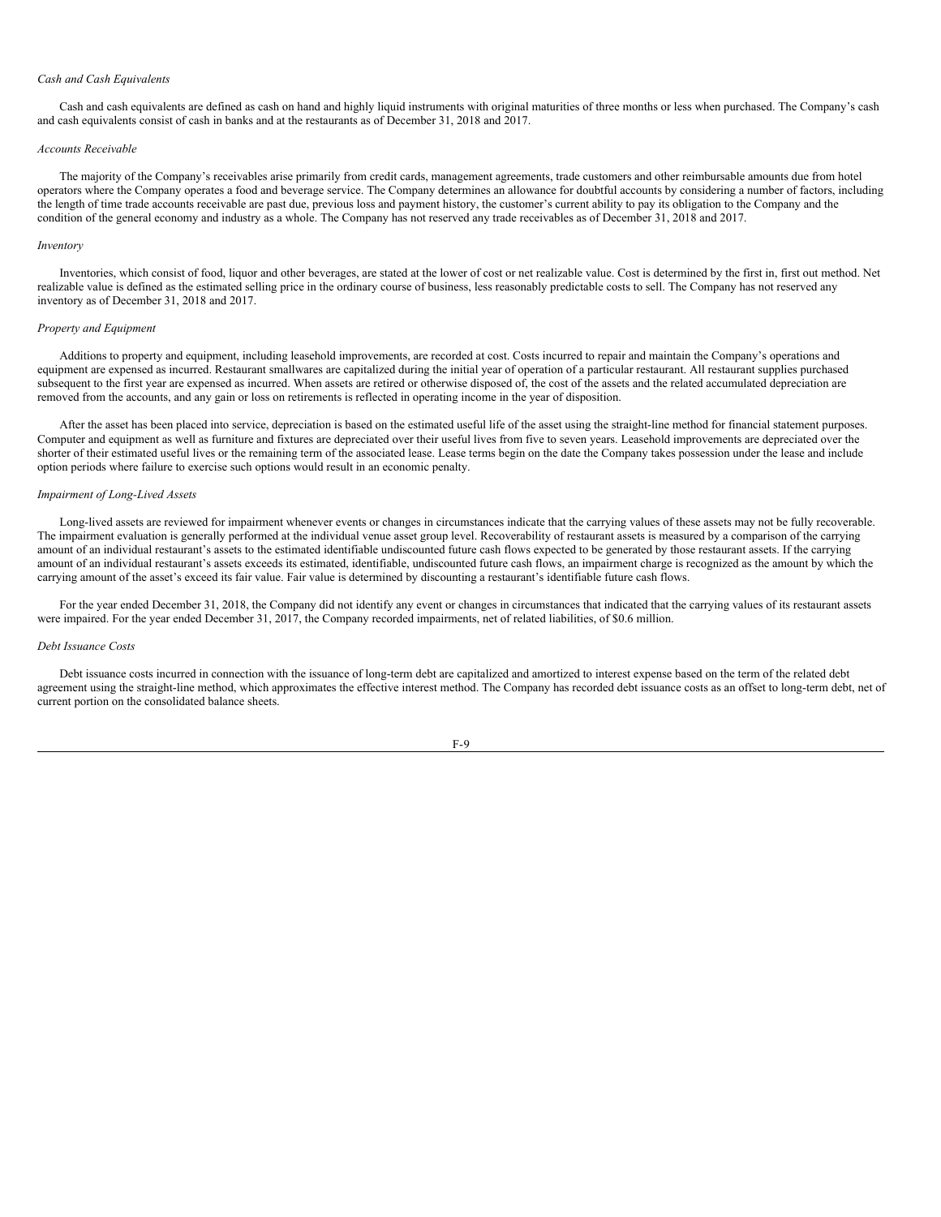*Cash and Cash Equivalents*

Cash and cash equivalents are defined as cash on hand and highly liquid instruments with original maturities of three months or less when purchased. The Company's cash and cash equivalents consist of cash in banks and at the restaurants as of December 31, 2018 and 2017.

*Accounts Receivable*

The majority of the Company's receivables arise primarily from credit cards, management agreements, trade customers and other reimbursable amounts due from hotel operators where the Company operates a food and beverage service. The Company determines an allowance for doubtful accounts by considering a number of factors, including the length of time trade accounts receivable are past due, previous loss and payment history, the customer's current ability to pay its obligation to the Company and the condition of the general economy and industry as a whole. The Company has not reserved any trade receivables as of December 31, 2018 and 2017.

*Inventory*

Inventories, which consist of food, liquor and other beverages, are stated at the lower of cost or net realizable value. Cost is determined by the first in, first out method. Net realizable value is defined as the estimated selling price in the ordinary course of business, less reasonably predictable costs to sell. The Company has not reserved any inventory as of December 31, 2018 and 2017.

*Property and Equipment*

Additions to property and equipment, including leasehold improvements, are recorded at cost. Costs incurred to repair and maintain the Company's operations and equipment are expensed as incurred. Restaurant smallwares are capitalized during the initial year of operation of a particular restaurant. All restaurant supplies purchased subsequent to the first year are expensed as incurred. When assets are retired or otherwise disposed of, the cost of the assets and the related accumulated depreciation are removed from the accounts, and any gain or loss on retirements is reflected in operating income in the year of disposition.

After the asset has been placed into service, depreciation is based on the estimated useful life of the asset using the straight-line method for financial statement purposes. Computer and equipment as well as furniture and fixtures are depreciated over their useful lives from five to seven years. Leasehold improvements are depreciated over the shorter of their estimated useful lives or the remaining term of the associated lease. Lease terms begin on the date the Company takes possession under the lease and include option periods where failure to exercise such options would result in an economic penalty.

*Impairment of Long-Lived Assets*

Long-lived assets are reviewed for impairment whenever events or changes in circumstances indicate that the carrying values of these assets may not be fully recoverable. The impairment evaluation is generally performed at the individual venue asset group level. Recoverability of restaurant assets is measured by a comparison of the carrying amount of an individual restaurant's assets to the estimated identifiable undiscounted future cash flows expected to be generated by those restaurant assets. If the carrying amount of an individual restaurant's assets exceeds its estimated, identifiable, undiscounted future cash flows, an impairment charge is recognized as the amount by which the carrying amount of the asset's exceed its fair value. Fair value is determined by discounting a restaurant's identifiable future cash flows.

For the year ended December 31, 2018, the Company did not identify any event or changes in circumstances that indicated that the carrying values of its restaurant assets were impaired. For the year ended December 31, 2017, the Company recorded impairments, net of related liabilities, of $0.6 million.

*Debt Issuance Costs*

Debt issuance costs incurred in connection with the issuance of long-term debt are capitalized and amortized to interest expense based on the term of the related debt agreement using the straight-line method, which approximates the effective interest method. The Company has recorded debt issuance costs as an offset to long-term debt, net of current portion on the consolidated balance sheets.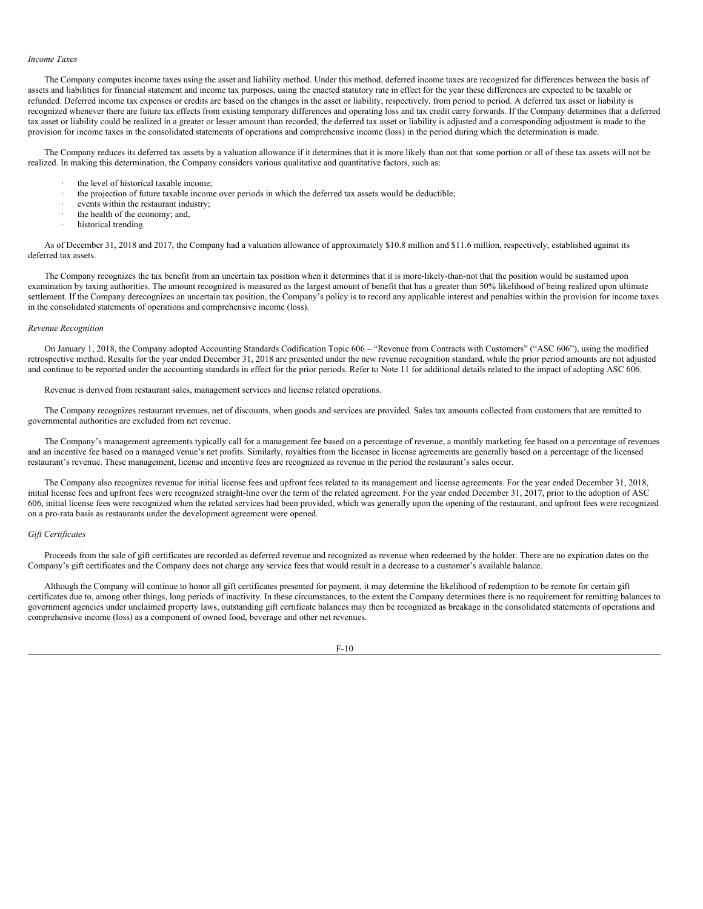*Income Taxes*

The Company computes income taxes using the asset and liability method. Under this method, deferred income taxes are recognized for differences between the basis of assets and liabilities for financial statement and income tax purposes, using the enacted statutory rate in effect for the year these differences are expected to be taxable or refunded. Deferred income tax expenses or credits are based on the changes in the asset or liability, respectively, from period to period. A deferred tax asset or liability is recognized whenever there are future tax effects from existing temporary differences and operating loss and tax credit carry forwards. If the Company determines that a deferred tax asset or liability could be realized in a greater or lesser amount than recorded, the deferred tax asset or liability is adjusted and a corresponding adjustment is made to the provision for income taxes in the consolidated statements of operations and comprehensive income (loss) in the period during which the determination is made.

The Company reduces its deferred tax assets by a valuation allowance if it determines that it is more likely than not that some portion or all of these tax assets will not be realized. In making this determination, the Company considers various qualitative and quantitative factors, such as:

- the level of historical taxable income;
- the projection of future taxable income over periods in which the deferred tax assets would be deductible;
- events within the restaurant industry;
- the health of the economy; and,
- historical trending.

As of December 31, 2018 and 2017, the Company had a valuation allowance of approximately $10.8 million and $11.6 million, respectively, established against its deferred tax assets.

The Company recognizes the tax benefit from an uncertain tax position when it determines that it is more-likely-than-not that the position would be sustained upon examination by taxing authorities. The amount recognized is measured as the largest amount of benefit that has a greater than 50% likelihood of being realized upon ultimate settlement. If the Company derecognizes an uncertain tax position, the Company's policy is to record any applicable interest and penalties within the provision for income taxes in the consolidated statements of operations and comprehensive income (loss).

*Revenue Recognition*

On January 1, 2018, the Company adopted Accounting Standards Codification Topic 606 – "Revenue from Contracts with Customers" ("ASC 606"), using the modified retrospective method. Results for the year ended December 31, 2018 are presented under the new revenue recognition standard, while the prior period amounts are not adjusted and continue to be reported under the accounting standards in effect for the prior periods. Refer to Note 11 for additional details related to the impact of adopting ASC 606.

Revenue is derived from restaurant sales, management services and license related operations.

The Company recognizes restaurant revenues, net of discounts, when goods and services are provided. Sales tax amounts collected from customers that are remitted to governmental authorities are excluded from net revenue.

The Company's management agreements typically call for a management fee based on a percentage of revenue, a monthly marketing fee based on a percentage of revenues and an incentive fee based on a managed venue's net profits. Similarly, royalties from the licensee in license agreements are generally based on a percentage of the licensed restaurant's revenue. These management, license and incentive fees are recognized as revenue in the period the restaurant's sales occur.

The Company also recognizes revenue for initial license fees and upfront fees related to its management and license agreements. For the year ended December 31, 2018, initial license fees and upfront fees were recognized straight-line over the term of the related agreement. For the year ended December 31, 2017, prior to the adoption of ASC 606, initial license fees were recognized when the related services had been provided, which was generally upon the opening of the restaurant, and upfront fees were recognized on a pro-rata basis as restaurants under the development agreement were opened.

*Gift Certificates*

Proceeds from the sale of gift certificates are recorded as deferred revenue and recognized as revenue when redeemed by the holder. There are no expiration dates on the Company's gift certificates and the Company does not charge any service fees that would result in a decrease to a customer's available balance.

Although the Company will continue to honor all gift certificates presented for payment, it may determine the likelihood of redemption to be remote for certain gift certificates due to, among other things, long periods of inactivity. In these circumstances, to the extent the Company determines there is no requirement for remitting balances to government agencies under unclaimed property laws, outstanding gift certificate balances may then be recognized as breakage in the consolidated statements of operations and comprehensive income (loss) as a component of owned food, beverage and other net revenues.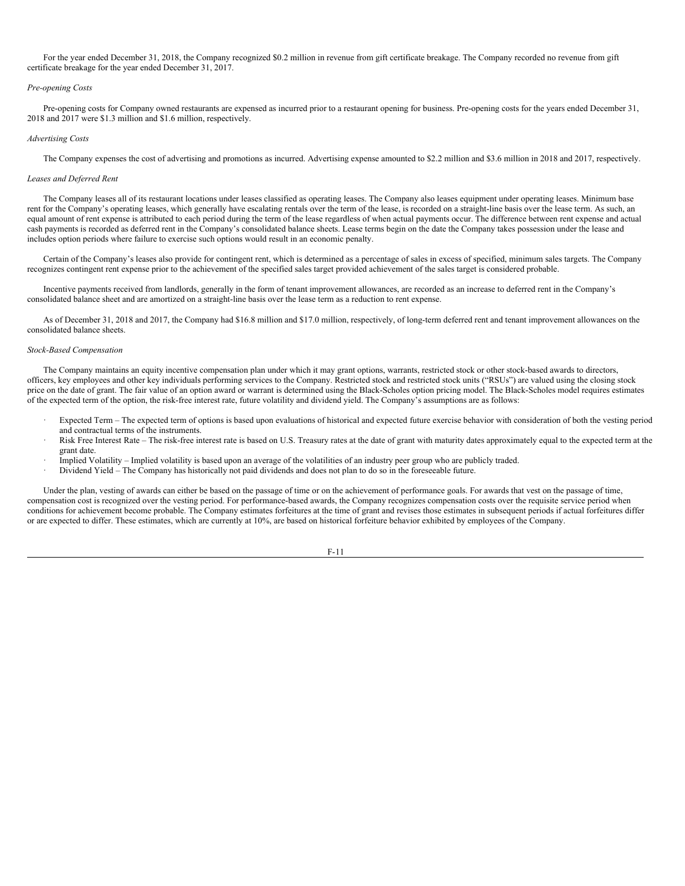For the year ended December 31, 2018, the Company recognized $0.2 million in revenue from gift certificate breakage. The Company recorded no revenue from gift certificate breakage for the year ended December 31, 2017.

*Pre-opening Costs*

Pre-opening costs for Company owned restaurants are expensed as incurred prior to a restaurant opening for business. Pre-opening costs for the years ended December 31, 2018 and 2017 were $1.3 million and $1.6 million, respectively.

*Advertising Costs*

The Company expenses the cost of advertising and promotions as incurred. Advertising expense amounted to $2.2 million and $3.6 million in 2018 and 2017, respectively.

*Leases and Deferred Rent*

The Company leases all of its restaurant locations under leases classified as operating leases. The Company also leases equipment under operating leases. Minimum base rent for the Company's operating leases, which generally have escalating rentals over the term of the lease, is recorded on a straight-line basis over the lease term. As such, an equal amount of rent expense is attributed to each period during the term of the lease regardless of when actual payments occur. The difference between rent expense and actual cash payments is recorded as deferred rent in the Company's consolidated balance sheets. Lease terms begin on the date the Company takes possession under the lease and includes option periods where failure to exercise such options would result in an economic penalty.

Certain of the Company's leases also provide for contingent rent, which is determined as a percentage of sales in excess of specified, minimum sales targets. The Company recognizes contingent rent expense prior to the achievement of the specified sales target provided achievement of the sales target is considered probable.

Incentive payments received from landlords, generally in the form of tenant improvement allowances, are recorded as an increase to deferred rent in the Company's consolidated balance sheet and are amortized on a straight-line basis over the lease term as a reduction to rent expense.

As of December 31, 2018 and 2017, the Company had $16.8 million and $17.0 million, respectively, of long-term deferred rent and tenant improvement allowances on the consolidated balance sheets.

*Stock-Based Compensation*

The Company maintains an equity incentive compensation plan under which it may grant options, warrants, restricted stock or other stock-based awards to directors, officers, key employees and other key individuals performing services to the Company. Restricted stock and restricted stock units ("RSUs") are valued using the closing stock price on the date of grant. The fair value of an option award or warrant is determined using the Black-Scholes option pricing model. The Black-Scholes model requires estimates of the expected term of the option, the risk-free interest rate, future volatility and dividend yield. The Company's assumptions are as follows:

- Expected Term – The expected term of options is based upon evaluations of historical and expected future exercise behavior with consideration of both the vesting period and contractual terms of the instruments.
- Risk Free Interest Rate – The risk-free interest rate is based on U.S. Treasury rates at the date of grant with maturity dates approximately equal to the expected term at the grant date.
- Implied Volatility – Implied volatility is based upon an average of the volatilities of an industry peer group who are publicly traded.
- Dividend Yield – The Company has historically not paid dividends and does not plan to do so in the foreseeable future.

Under the plan, vesting of awards can either be based on the passage of time or on the achievement of performance goals. For awards that vest on the passage of time, compensation cost is recognized over the vesting period. For performance-based awards, the Company recognizes compensation costs over the requisite service period when conditions for achievement become probable. The Company estimates forfeitures at the time of grant and revises those estimates in subsequent periods if actual forfeitures differ or are expected to differ. These estimates, which are currently at 10%, are based on historical forfeiture behavior exhibited by employees of the Company.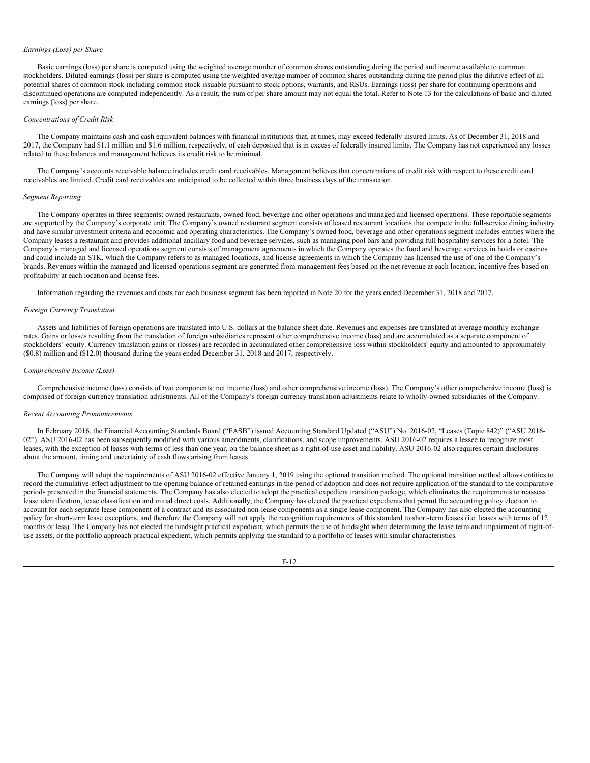*Earnings (Loss) per Share*

Basic earnings (loss) per share is computed using the weighted average number of common shares outstanding during the period and income available to common stockholders. Diluted earnings (loss) per share is computed using the weighted average number of common shares outstanding during the period plus the dilutive effect of all potential shares of common stock including common stock issuable pursuant to stock options, warrants, and RSUs. Earnings (loss) per share for continuing operations and discontinued operations are computed independently. As a result, the sum of per share amount may not equal the total. Refer to Note 13 for the calculations of basic and diluted earnings (loss) per share.

*Concentrations of Credit Risk*

The Company maintains cash and cash equivalent balances with financial institutions that, at times, may exceed federally insured limits. As of December 31, 2018 and 2017, the Company had $1.1 million and $1.6 million, respectively, of cash deposited that is in excess of federally insured limits. The Company has not experienced any losses related to these balances and management believes its credit risk to be minimal.

The Company's accounts receivable balance includes credit card receivables. Management believes that concentrations of credit risk with respect to these credit card receivables are limited. Credit card receivables are anticipated to be collected within three business days of the transaction.

*Segment Reporting*

The Company operates in three segments: owned restaurants, owned food, beverage and other operations and managed and licensed operations. These reportable segments are supported by the Company's corporate unit. The Company's owned restaurant segment consists of leased restaurant locations that compete in the full-service dining industry and have similar investment criteria and economic and operating characteristics. The Company's owned food, beverage and other operations segment includes entities where the Company leases a restaurant and provides additional ancillary food and beverage services, such as managing pool bars and providing full hospitality services for a hotel. The Company's managed and licensed operations segment consists of management agreements in which the Company operates the food and beverage services in hotels or casinos and could include an STK, which the Company refers to as managed locations, and license agreements in which the Company has licensed the use of one of the Company's brands. Revenues within the managed and licensed operations segment are generated from management fees based on the net revenue at each location, incentive fees based on profitability at each location and license fees.

Information regarding the revenues and costs for each business segment has been reported in Note 20 for the years ended December 31, 2018 and 2017.

*Foreign Currency Translation*

Assets and liabilities of foreign operations are translated into U.S. dollars at the balance sheet date. Revenues and expenses are translated at average monthly exchange rates. Gains or losses resulting from the translation of foreign subsidiaries represent other comprehensive income (loss) and are accumulated as a separate component of stockholders' equity. Currency translation gains or (losses) are recorded in accumulated other comprehensive loss within stockholders' equity and amounted to approximately ($0.8) million and ($12.0) thousand during the years ended December 31, 2018 and 2017, respectively.

*Comprehensive Income (Loss)*

Comprehensive income (loss) consists of two components: net income (loss) and other comprehensive income (loss). The Company's other comprehensive income (loss) is comprised of foreign currency translation adjustments. All of the Company's foreign currency translation adjustments relate to wholly-owned subsidiaries of the Company.

*Recent Accounting Pronouncements*

In February 2016, the Financial Accounting Standards Board ("FASB") issued Accounting Standard Updated ("ASU") No. 2016-02, "Leases (Topic 842)" ("ASU 2016-02"). ASU 2016-02 has been subsequently modified with various amendments, clarifications, and scope improvements. ASU 2016-02 requires a lessee to recognize most leases, with the exception of leases with terms of less than one year, on the balance sheet as a right-of-use asset and liability. ASU 2016-02 also requires certain disclosures about the amount, timing and uncertainty of cash flows arising from leases.

The Company will adopt the requirements of ASU 2016-02 effective January 1, 2019 using the optional transition method. The optional transition method allows entities to record the cumulative-effect adjustment to the opening balance of retained earnings in the period of adoption and does not require application of the standard to the comparative periods presented in the financial statements. The Company has also elected to adopt the practical expedient transition package, which eliminates the requirements to reassess lease identification, lease classification and initial direct costs. Additionally, the Company has elected the practical expedients that permit the accounting policy election to account for each separate lease component of a contract and its associated non-lease components as a single lease component. The Company has also elected the accounting policy for short-term lease exceptions, and therefore the Company will not apply the recognition requirements of this standard to short-term leases (i.e. leases with terms of 12 months or less). The Company has not elected the hindsight practical expedient, which permits the use of hindsight when determining the lease term and impairment of right-of-use assets, or the portfolio approach practical expedient, which permits applying the standard to a portfolio of leases with similar characteristics.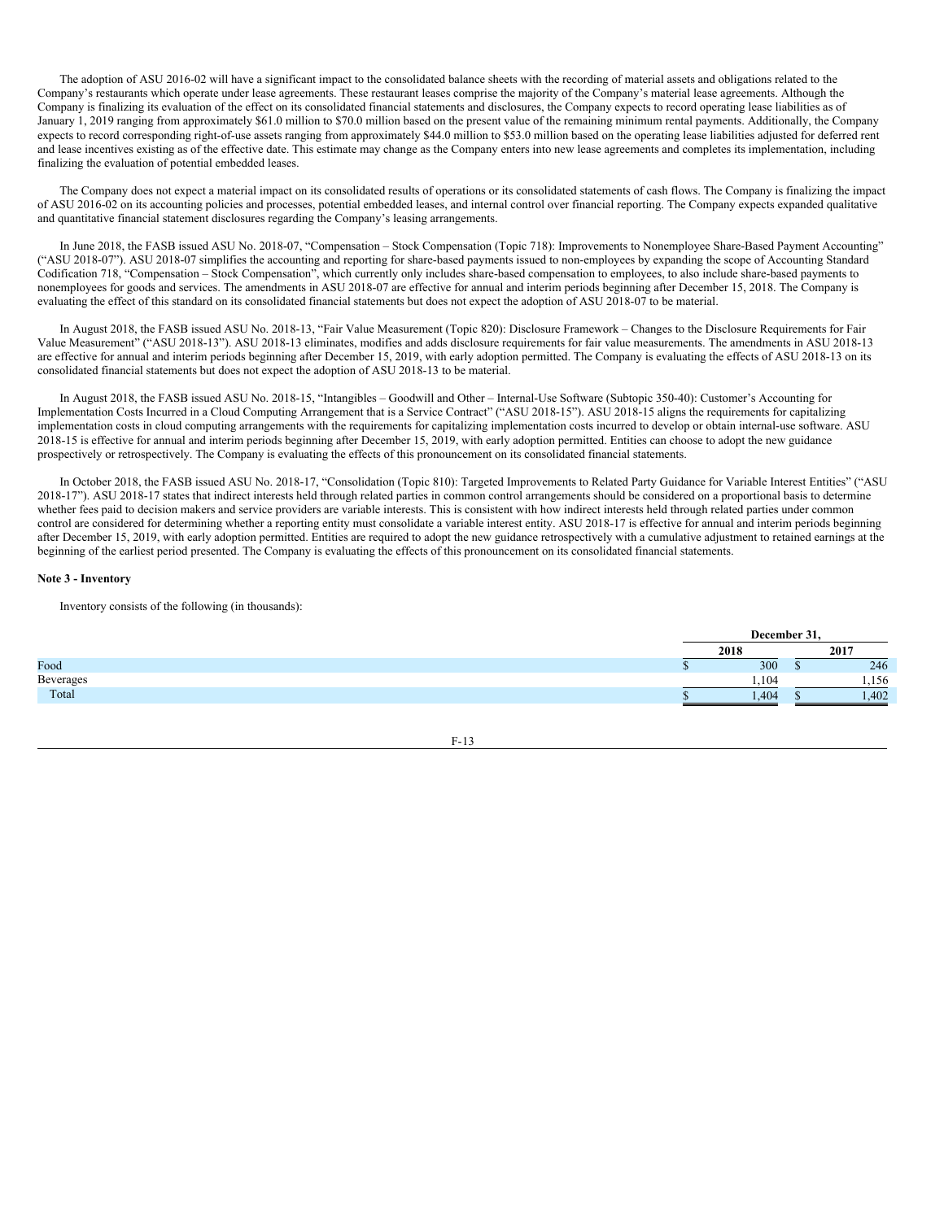The adoption of ASU 2016-02 will have a significant impact to the consolidated balance sheets with the recording of material assets and obligations related to the Company's restaurants which operate under lease agreements. These restaurant leases comprise the majority of the Company's material lease agreements. Although the Company is finalizing its evaluation of the effect on its consolidated financial statements and disclosures, the Company expects to record operating lease liabilities as of January 1, 2019 ranging from approximately $61.0 million to $70.0 million based on the present value of the remaining minimum rental payments. Additionally, the Company expects to record corresponding right-of-use assets ranging from approximately $44.0 million to $53.0 million based on the operating lease liabilities adjusted for deferred rent and lease incentives existing as of the effective date. This estimate may change as the Company enters into new lease agreements and completes its implementation, including finalizing the evaluation of potential embedded leases.

The Company does not expect a material impact on its consolidated results of operations or its consolidated statements of cash flows. The Company is finalizing the impact of ASU 2016-02 on its accounting policies and processes, potential embedded leases, and internal control over financial reporting. The Company expects expanded qualitative and quantitative financial statement disclosures regarding the Company's leasing arrangements.

In June 2018, the FASB issued ASU No. 2018-07, "Compensation – Stock Compensation (Topic 718): Improvements to Nonemployee Share-Based Payment Accounting" ("ASU 2018-07"). ASU 2018-07 simplifies the accounting and reporting for share-based payments issued to non-employees by expanding the scope of Accounting Standard Codification 718, "Compensation – Stock Compensation", which currently only includes share-based compensation to employees, to also include share-based payments to nonemployees for goods and services. The amendments in ASU 2018-07 are effective for annual and interim periods beginning after December 15, 2018. The Company is evaluating the effect of this standard on its consolidated financial statements but does not expect the adoption of ASU 2018-07 to be material.

In August 2018, the FASB issued ASU No. 2018-13, "Fair Value Measurement (Topic 820): Disclosure Framework – Changes to the Disclosure Requirements for Fair Value Measurement" ("ASU 2018-13"). ASU 2018-13 eliminates, modifies and adds disclosure requirements for fair value measurements. The amendments in ASU 2018-13 are effective for annual and interim periods beginning after December 15, 2019, with early adoption permitted. The Company is evaluating the effects of ASU 2018-13 on its consolidated financial statements but does not expect the adoption of ASU 2018-13 to be material.

In August 2018, the FASB issued ASU No. 2018-15, "Intangibles – Goodwill and Other – Internal-Use Software (Subtopic 350-40): Customer's Accounting for Implementation Costs Incurred in a Cloud Computing Arrangement that is a Service Contract" ("ASU 2018-15"). ASU 2018-15 aligns the requirements for capitalizing implementation costs in cloud computing arrangements with the requirements for capitalizing implementation costs incurred to develop or obtain internal-use software. ASU 2018-15 is effective for annual and interim periods beginning after December 15, 2019, with early adoption permitted. Entities can choose to adopt the new guidance prospectively or retrospectively. The Company is evaluating the effects of this pronouncement on its consolidated financial statements.

In October 2018, the FASB issued ASU No. 2018-17, "Consolidation (Topic 810): Targeted Improvements to Related Party Guidance for Variable Interest Entities" ("ASU 2018-17"). ASU 2018-17 states that indirect interests held through related parties in common control arrangements should be considered on a proportional basis to determine whether fees paid to decision makers and service providers are variable interests. This is consistent with how indirect interests held through related parties under common control are considered for determining whether a reporting entity must consolidate a variable interest entity. ASU 2018-17 is effective for annual and interim periods beginning after December 15, 2019, with early adoption permitted. Entities are required to adopt the new guidance retrospectively with a cumulative adjustment to retained earnings at the beginning of the earliest period presented. The Company is evaluating the effects of this pronouncement on its consolidated financial statements.

**Note 3 - Inventory**

Inventory consists of the following (in thousands):

| | December 31, | |
|---|---|---|
| | 2018 | 2017 |
| Food | $ 300 | $ 246 |
| Beverages | 1,104 | 1,156 |
| Total | $ 1,404 | $ 1,402 |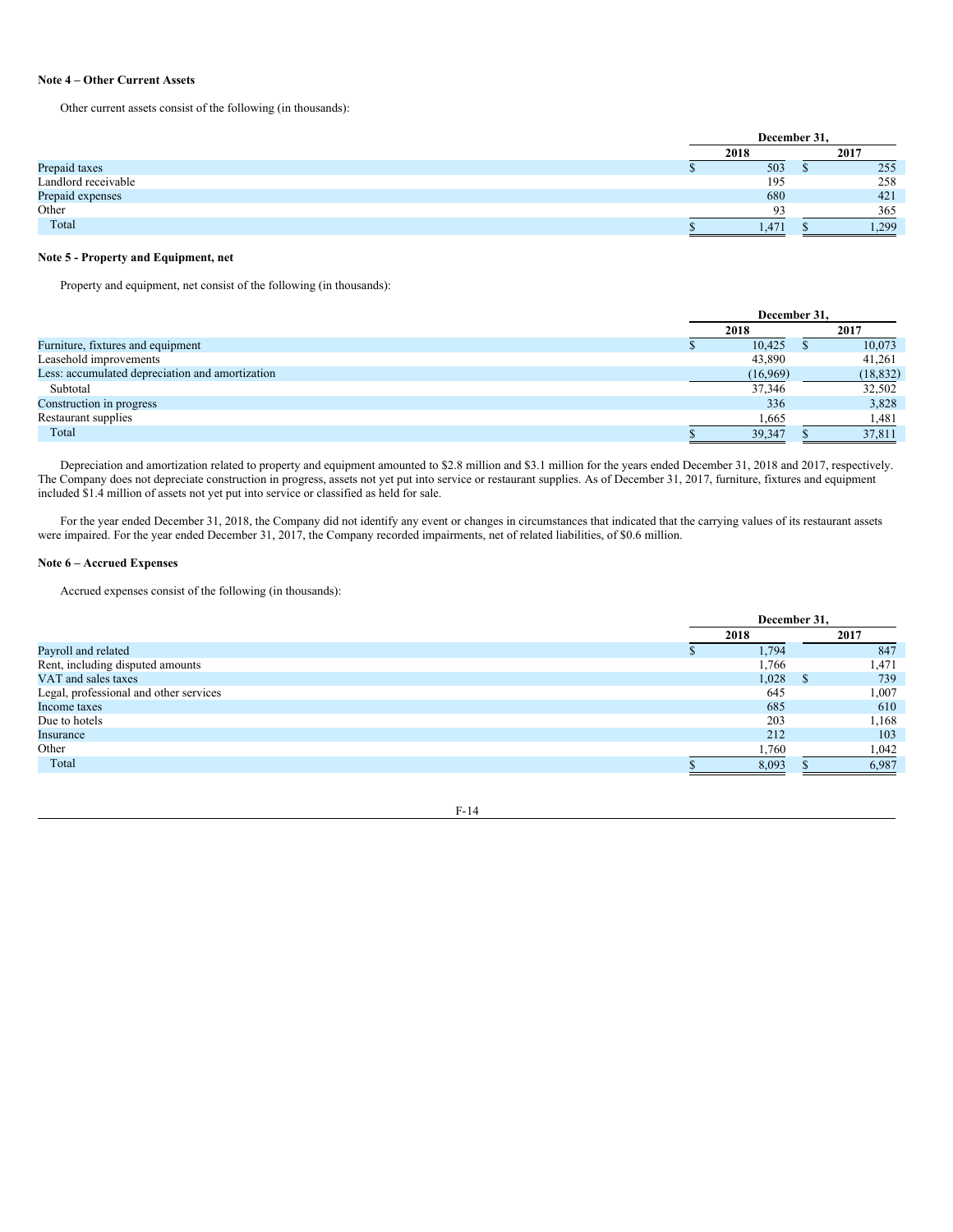**Note 4 – Other Current Assets**

Other current assets consist of the following (in thousands):

| | December 31, | |
|---|---|---|
| | 2018 | 2017 |
| Prepaid taxes | $ 503 | $ 255 |
| Landlord receivable | 195 | 258 |
| Prepaid expenses | 680 | 421 |
| Other | 93 | 365 |
| Total | $ 1,471 | $ 1,299 |

**Note 5 - Property and Equipment, net**

Property and equipment, net consist of the following (in thousands):

| | December 31, | |
|---|---|---|
| | 2018 | 2017 |
| Furniture, fixtures and equipment | $ 10,425 | $ 10,073 |
| Leasehold improvements | 43,890 | 41,261 |
| Less: accumulated depreciation and amortization | (16,969) | (18,832) |
| Subtotal | 37,346 | 32,502 |
| Construction in progress | 336 | 3,828 |
| Restaurant supplies | 1,665 | 1,481 |
| Total | $ 39,347 | $ 37,811 |

Depreciation and amortization related to property and equipment amounted to $2.8 million and $3.1 million for the years ended December 31, 2018 and 2017, respectively. The Company does not depreciate construction in progress, assets not yet put into service or restaurant supplies. As of December 31, 2017, furniture, fixtures and equipment included $1.4 million of assets not yet put into service or classified as held for sale.

For the year ended December 31, 2018, the Company did not identify any event or changes in circumstances that indicated that the carrying values of its restaurant assets were impaired. For the year ended December 31, 2017, the Company recorded impairments, net of related liabilities, of $0.6 million.

**Note 6 – Accrued Expenses**

Accrued expenses consist of the following (in thousands):

| | December 31, | |
|---|---|---|
| | 2018 | 2017 |
| Payroll and related | $ 1,794 | 847 |
| Rent, including disputed amounts | 1,766 | 1,471 |
| VAT and sales taxes | 1,028 | $ 739 |
| Legal, professional and other services | 645 | 1,007 |
| Income taxes | 685 | 610 |
| Due to hotels | 203 | 1,168 |
| Insurance | 212 | 103 |
| Other | 1,760 | 1,042 |
| Total | $ 8,093 | $ 6,987 |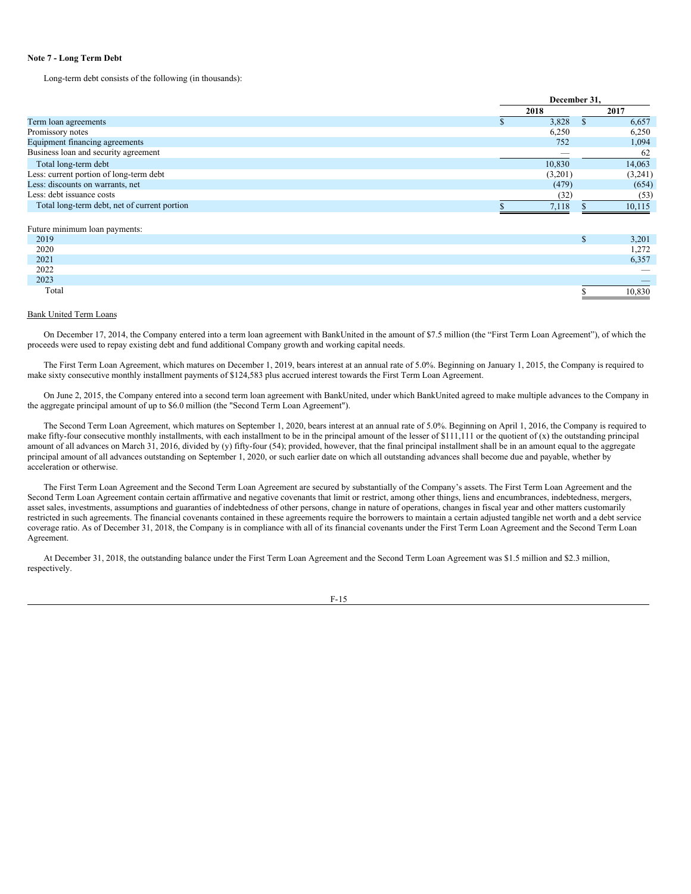**Note 7 - Long Term Debt**

Long-term debt consists of the following (in thousands):

| | December 31, 2018 | December 31, 2017 |
|---|---|---|
| Term loan agreements | $ 3,828 | $ 6,657 |
| Promissory notes | 6,250 | 6,250 |
| Equipment financing agreements | 752 | 1,094 |
| Business loan and security agreement | — | 62 |
| Total long-term debt | 10,830 | 14,063 |
| Less: current portion of long-term debt | (3,201) | (3,241) |
| Less: discounts on warrants, net | (479) | (654) |
| Less: debt issuance costs | (32) | (53) |
| Total long-term debt, net of current portion | $ 7,118 | $ 10,115 |

| Future minimum loan payments: | |
|---|---|
| 2019 | $ 3,201 |
| 2020 | 1,272 |
| 2021 | 6,357 |
| 2022 | — |
| 2023 | — |
| Total | $ 10,830 |

Bank United Term Loans

On December 17, 2014, the Company entered into a term loan agreement with BankUnited in the amount of $7.5 million (the "First Term Loan Agreement"), of which the proceeds were used to repay existing debt and fund additional Company growth and working capital needs.

The First Term Loan Agreement, which matures on December 1, 2019, bears interest at an annual rate of 5.0%. Beginning on January 1, 2015, the Company is required to make sixty consecutive monthly installment payments of $124,583 plus accrued interest towards the First Term Loan Agreement.

On June 2, 2015, the Company entered into a second term loan agreement with BankUnited, under which BankUnited agreed to make multiple advances to the Company in the aggregate principal amount of up to $6.0 million (the "Second Term Loan Agreement").

The Second Term Loan Agreement, which matures on September 1, 2020, bears interest at an annual rate of 5.0%. Beginning on April 1, 2016, the Company is required to make fifty-four consecutive monthly installments, with each installment to be in the principal amount of the lesser of $111,111 or the quotient of (x) the outstanding principal amount of all advances on March 31, 2016, divided by (y) fifty-four (54); provided, however, that the final principal installment shall be in an amount equal to the aggregate principal amount of all advances outstanding on September 1, 2020, or such earlier date on which all outstanding advances shall become due and payable, whether by acceleration or otherwise.

The First Term Loan Agreement and the Second Term Loan Agreement are secured by substantially of the Company's assets. The First Term Loan Agreement and the Second Term Loan Agreement contain certain affirmative and negative covenants that limit or restrict, among other things, liens and encumbrances, indebtedness, mergers, asset sales, investments, assumptions and guaranties of indebtedness of other persons, change in nature of operations, changes in fiscal year and other matters customarily restricted in such agreements. The financial covenants contained in these agreements require the borrowers to maintain a certain adjusted tangible net worth and a debt service coverage ratio. As of December 31, 2018, the Company is in compliance with all of its financial covenants under the First Term Loan Agreement and the Second Term Loan Agreement.

At December 31, 2018, the outstanding balance under the First Term Loan Agreement and the Second Term Loan Agreement was $1.5 million and $2.3 million, respectively.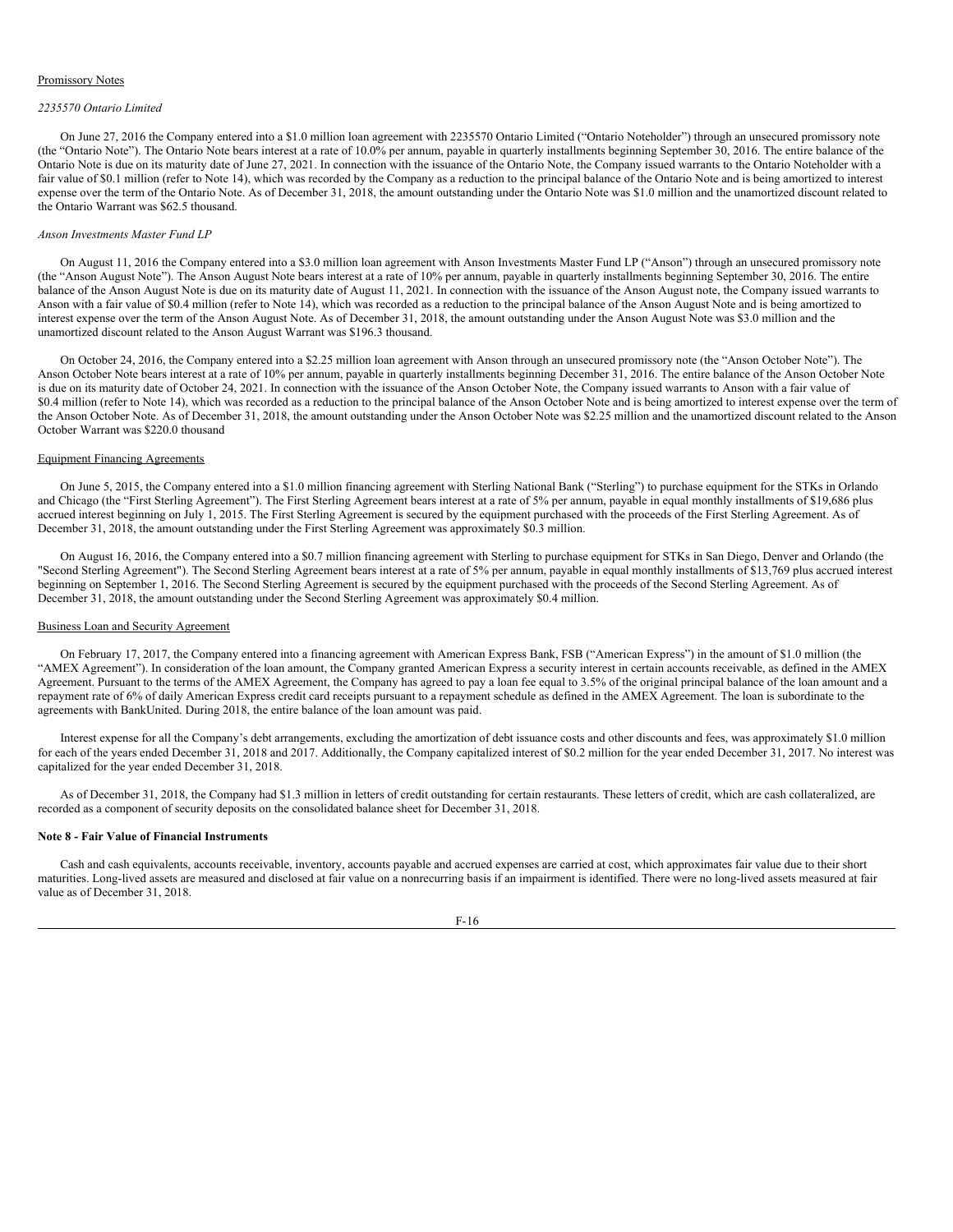Promissory Notes

*2235570 Ontario Limited*

On June 27, 2016 the Company entered into a $1.0 million loan agreement with 2235570 Ontario Limited ("Ontario Noteholder") through an unsecured promissory note (the "Ontario Note"). The Ontario Note bears interest at a rate of 10.0% per annum, payable in quarterly installments beginning September 30, 2016. The entire balance of the Ontario Note is due on its maturity date of June 27, 2021. In connection with the issuance of the Ontario Note, the Company issued warrants to the Ontario Noteholder with a fair value of $0.1 million (refer to Note 14), which was recorded by the Company as a reduction to the principal balance of the Ontario Note and is being amortized to interest expense over the term of the Ontario Note. As of December 31, 2018, the amount outstanding under the Ontario Note was $1.0 million and the unamortized discount related to the Ontario Warrant was $62.5 thousand.

*Anson Investments Master Fund LP*

On August 11, 2016 the Company entered into a $3.0 million loan agreement with Anson Investments Master Fund LP ("Anson") through an unsecured promissory note (the "Anson August Note"). The Anson August Note bears interest at a rate of 10% per annum, payable in quarterly installments beginning September 30, 2016. The entire balance of the Anson August Note is due on its maturity date of August 11, 2021. In connection with the issuance of the Anson August note, the Company issued warrants to Anson with a fair value of $0.4 million (refer to Note 14), which was recorded as a reduction to the principal balance of the Anson August Note and is being amortized to interest expense over the term of the Anson August Note. As of December 31, 2018, the amount outstanding under the Anson August Note was $3.0 million and the unamortized discount related to the Anson August Warrant was $196.3 thousand.

On October 24, 2016, the Company entered into a $2.25 million loan agreement with Anson through an unsecured promissory note (the "Anson October Note"). The Anson October Note bears interest at a rate of 10% per annum, payable in quarterly installments beginning December 31, 2016. The entire balance of the Anson October Note is due on its maturity date of October 24, 2021. In connection with the issuance of the Anson October Note, the Company issued warrants to Anson with a fair value of $0.4 million (refer to Note 14), which was recorded as a reduction to the principal balance of the Anson October Note and is being amortized to interest expense over the term of the Anson October Note. As of December 31, 2018, the amount outstanding under the Anson October Note was $2.25 million and the unamortized discount related to the Anson October Warrant was $220.0 thousand

Equipment Financing Agreements

On June 5, 2015, the Company entered into a $1.0 million financing agreement with Sterling National Bank ("Sterling") to purchase equipment for the STKs in Orlando and Chicago (the "First Sterling Agreement"). The First Sterling Agreement bears interest at a rate of 5% per annum, payable in equal monthly installments of $19,686 plus accrued interest beginning on July 1, 2015. The First Sterling Agreement is secured by the equipment purchased with the proceeds of the First Sterling Agreement. As of December 31, 2018, the amount outstanding under the First Sterling Agreement was approximately $0.3 million.

On August 16, 2016, the Company entered into a $0.7 million financing agreement with Sterling to purchase equipment for STKs in San Diego, Denver and Orlando (the "Second Sterling Agreement"). The Second Sterling Agreement bears interest at a rate of 5% per annum, payable in equal monthly installments of $13,769 plus accrued interest beginning on September 1, 2016. The Second Sterling Agreement is secured by the equipment purchased with the proceeds of the Second Sterling Agreement. As of December 31, 2018, the amount outstanding under the Second Sterling Agreement was approximately $0.4 million.

Business Loan and Security Agreement

On February 17, 2017, the Company entered into a financing agreement with American Express Bank, FSB ("American Express") in the amount of $1.0 million (the "AMEX Agreement"). In consideration of the loan amount, the Company granted American Express a security interest in certain accounts receivable, as defined in the AMEX Agreement. Pursuant to the terms of the AMEX Agreement, the Company has agreed to pay a loan fee equal to 3.5% of the original principal balance of the loan amount and a repayment rate of 6% of daily American Express credit card receipts pursuant to a repayment schedule as defined in the AMEX Agreement. The loan is subordinate to the agreements with BankUnited. During 2018, the entire balance of the loan amount was paid.

Interest expense for all the Company's debt arrangements, excluding the amortization of debt issuance costs and other discounts and fees, was approximately $1.0 million for each of the years ended December 31, 2018 and 2017. Additionally, the Company capitalized interest of $0.2 million for the year ended December 31, 2017. No interest was capitalized for the year ended December 31, 2018.

As of December 31, 2018, the Company had $1.3 million in letters of credit outstanding for certain restaurants. These letters of credit, which are cash collateralized, are recorded as a component of security deposits on the consolidated balance sheet for December 31, 2018.

**Note 8 - Fair Value of Financial Instruments**

Cash and cash equivalents, accounts receivable, inventory, accounts payable and accrued expenses are carried at cost, which approximates fair value due to their short maturities. Long-lived assets are measured and disclosed at fair value on a nonrecurring basis if an impairment is identified. There were no long-lived assets measured at fair value as of December 31, 2018.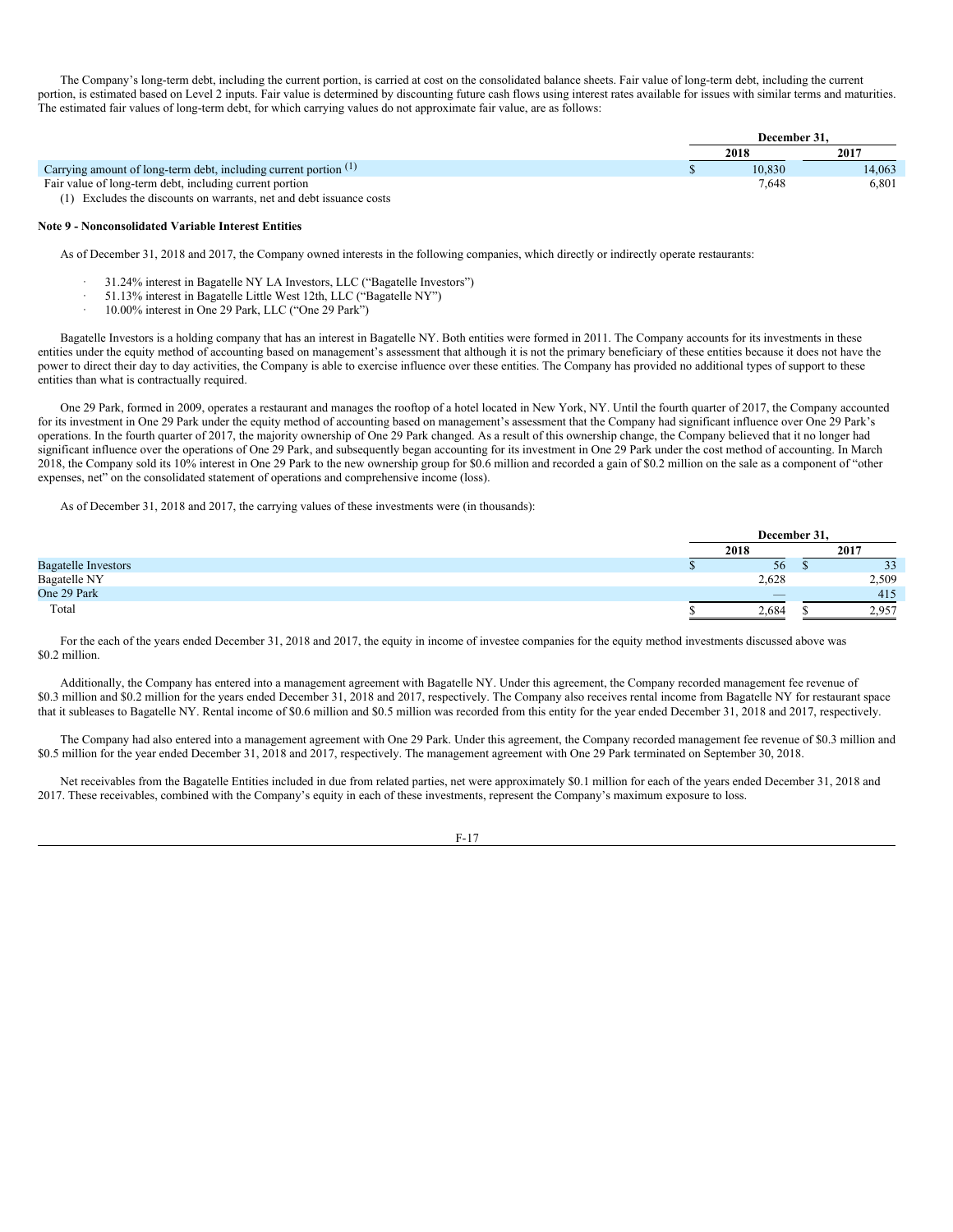The Company's long-term debt, including the current portion, is carried at cost on the consolidated balance sheets. Fair value of long-term debt, including the current portion, is estimated based on Level 2 inputs. Fair value is determined by discounting future cash flows using interest rates available for issues with similar terms and maturities. The estimated fair values of long-term debt, for which carrying values do not approximate fair value, are as follows:

| | December 31, | |
|---|---|---|
| | 2018 | 2017 |
| Carrying amount of long-term debt, including current portion (1) | $ 10,830 | 14,063 |
| Fair value of long-term debt, including current portion | 7,648 | 6,801 |

(1) Excludes the discounts on warrants, net and debt issuance costs

**Note 9 - Nonconsolidated Variable Interest Entities**

As of December 31, 2018 and 2017, the Company owned interests in the following companies, which directly or indirectly operate restaurants:

- 31.24% interest in Bagatelle NY LA Investors, LLC ("Bagatelle Investors")
- 51.13% interest in Bagatelle Little West 12th, LLC ("Bagatelle NY")
- 10.00% interest in One 29 Park, LLC ("One 29 Park")

Bagatelle Investors is a holding company that has an interest in Bagatelle NY. Both entities were formed in 2011. The Company accounts for its investments in these entities under the equity method of accounting based on management's assessment that although it is not the primary beneficiary of these entities because it does not have the power to direct their day to day activities, the Company is able to exercise influence over these entities. The Company has provided no additional types of support to these entities than what is contractually required.

One 29 Park, formed in 2009, operates a restaurant and manages the rooftop of a hotel located in New York, NY. Until the fourth quarter of 2017, the Company accounted for its investment in One 29 Park under the equity method of accounting based on management's assessment that the Company had significant influence over One 29 Park's operations. In the fourth quarter of 2017, the majority ownership of One 29 Park changed. As a result of this ownership change, the Company believed that it no longer had significant influence over the operations of One 29 Park, and subsequently began accounting for its investment in One 29 Park under the cost method of accounting. In March 2018, the Company sold its 10% interest in One 29 Park to the new ownership group for $0.6 million and recorded a gain of $0.2 million on the sale as a component of "other expenses, net" on the consolidated statement of operations and comprehensive income (loss).

As of December 31, 2018 and 2017, the carrying values of these investments were (in thousands):

| | December 31, | |
|---|---|---|
| | 2018 | 2017 |
| Bagatelle Investors | $ 56 | $ 33 |
| Bagatelle NY | 2,628 | 2,509 |
| One 29 Park | — | 415 |
| Total | $ 2,684 | $ 2,957 |

For the each of the years ended December 31, 2018 and 2017, the equity in income of investee companies for the equity method investments discussed above was $0.2 million.

Additionally, the Company has entered into a management agreement with Bagatelle NY. Under this agreement, the Company recorded management fee revenue of $0.3 million and $0.2 million for the years ended December 31, 2018 and 2017, respectively. The Company also receives rental income from Bagatelle NY for restaurant space that it subleases to Bagatelle NY. Rental income of $0.6 million and $0.5 million was recorded from this entity for the year ended December 31, 2018 and 2017, respectively.

The Company had also entered into a management agreement with One 29 Park. Under this agreement, the Company recorded management fee revenue of $0.3 million and $0.5 million for the year ended December 31, 2018 and 2017, respectively. The management agreement with One 29 Park terminated on September 30, 2018.

Net receivables from the Bagatelle Entities included in due from related parties, net were approximately $0.1 million for each of the years ended December 31, 2018 and 2017. These receivables, combined with the Company's equity in each of these investments, represent the Company's maximum exposure to loss.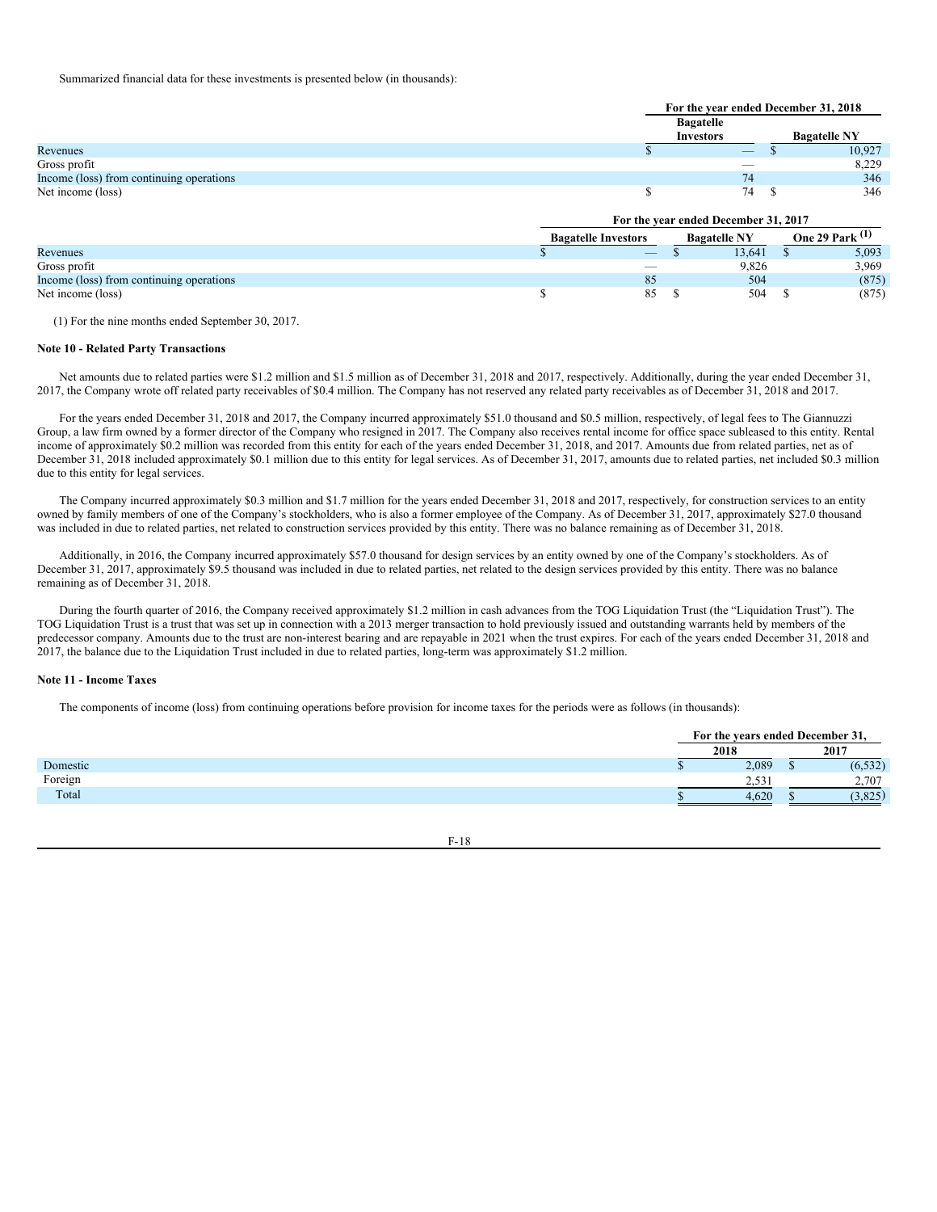Summarized financial data for these investments is presented below (in thousands):

| | For the year ended December 31, 2018 | |
|---|---|---|
| | Bagatelle Investors | Bagatelle NY |
| Revenues | $ — | $ 10,927 |
| Gross profit | — | 8,229 |
| Income (loss) from continuing operations | 74 | 346 |
| Net income (loss) | $ 74 | $ 346 |

| | For the year ended December 31, 2017 | | |
|---|---|---|---|
| | Bagatelle Investors | Bagatelle NY | One 29 Park [(1)] |
| Revenues | $ — | $ 13,641 | $ 5,093 |
| Gross profit | — | 9,826 | 3,969 |
| Income (loss) from continuing operations | 85 | 504 | (875) |
| Net income (loss) | $ 85 | $ 504 | $ (875) |

(1) For the nine months ended September 30, 2017.

**Note 10 - Related Party Transactions**

Net amounts due to related parties were $1.2 million and $1.5 million as of December 31, 2018 and 2017, respectively. Additionally, during the year ended December 31, 2017, the Company wrote off related party receivables of $0.4 million. The Company has not reserved any related party receivables as of December 31, 2018 and 2017.

For the years ended December 31, 2018 and 2017, the Company incurred approximately $51.0 thousand and $0.5 million, respectively, of legal fees to The Giannuzzi Group, a law firm owned by a former director of the Company who resigned in 2017. The Company also receives rental income for office space subleased to this entity. Rental income of approximately $0.2 million was recorded from this entity for each of the years ended December 31, 2018, and 2017. Amounts due from related parties, net as of December 31, 2018 included approximately $0.1 million due to this entity for legal services. As of December 31, 2017, amounts due to related parties, net included $0.3 million due to this entity for legal services.

The Company incurred approximately $0.3 million and $1.7 million for the years ended December 31, 2018 and 2017, respectively, for construction services to an entity owned by family members of one of the Company's stockholders, who is also a former employee of the Company. As of December 31, 2017, approximately $27.0 thousand was included in due to related parties, net related to construction services provided by this entity. There was no balance remaining as of December 31, 2018.

Additionally, in 2016, the Company incurred approximately $57.0 thousand for design services by an entity owned by one of the Company's stockholders. As of December 31, 2017, approximately $9.5 thousand was included in due to related parties, net related to the design services provided by this entity. There was no balance remaining as of December 31, 2018.

During the fourth quarter of 2016, the Company received approximately $1.2 million in cash advances from the TOG Liquidation Trust (the "Liquidation Trust"). The TOG Liquidation Trust is a trust that was set up in connection with a 2013 merger transaction to hold previously issued and outstanding warrants held by members of the predecessor company. Amounts due to the trust are non-interest bearing and are repayable in 2021 when the trust expires. For each of the years ended December 31, 2018 and 2017, the balance due to the Liquidation Trust included in due to related parties, long-term was approximately $1.2 million.

**Note 11 - Income Taxes**

The components of income (loss) from continuing operations before provision for income taxes for the periods were as follows (in thousands):

| | For the years ended December 31, | |
|---|---|---|
| | 2018 | 2017 |
| Domestic | $ 2,089 | $ (6,532) |
| Foreign | 2,531 | 2,707 |
| Total | $ 4,620 | $ (3,825) |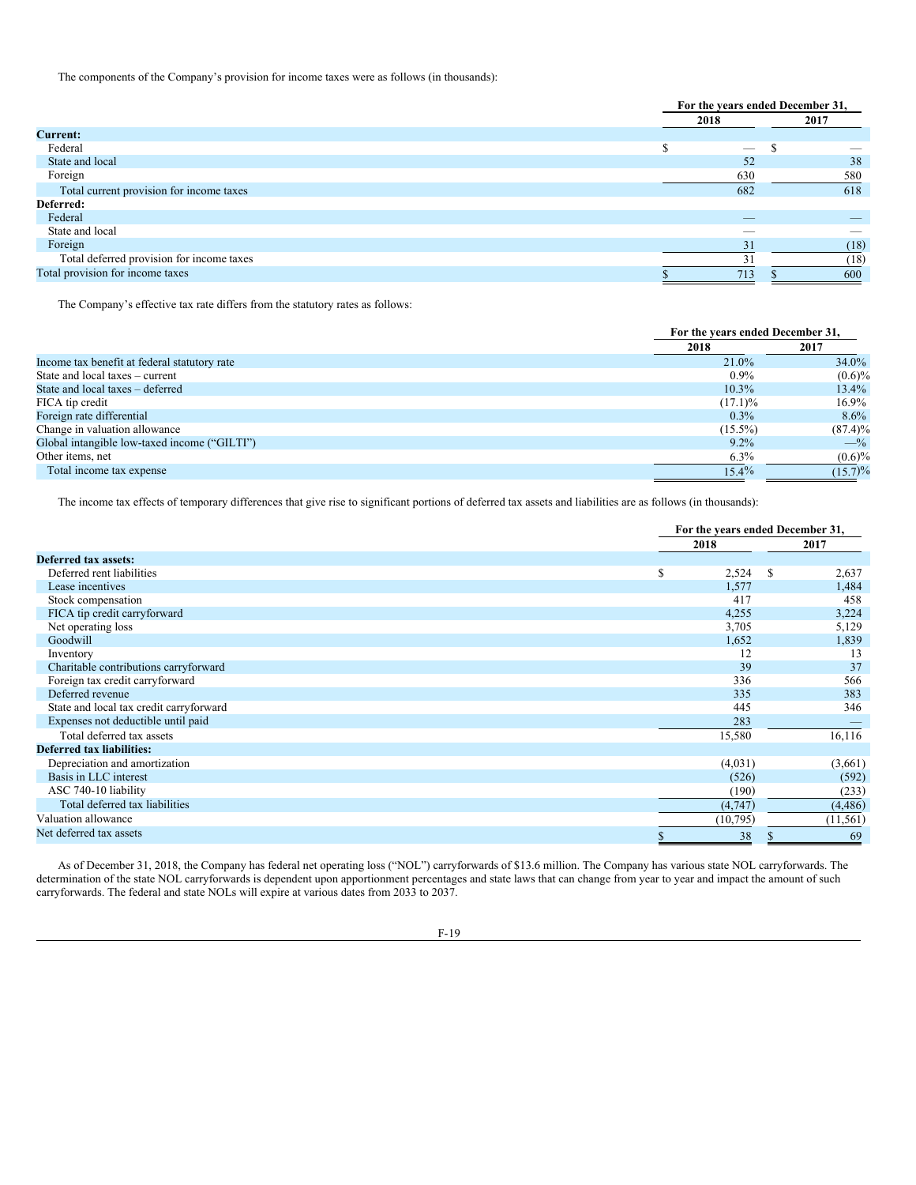The components of the Company's provision for income taxes were as follows (in thousands):

| | For the years ended December 31, | |
|---|---|---|
| | 2018 | 2017 |
| **Current:** | | |
| Federal | $ — | $ — |
| State and local | 52 | 38 |
| Foreign | 630 | 580 |
| Total current provision for income taxes | 682 | 618 |
| **Deferred:** | | |
| Federal | — | — |
| State and local | — | — |
| Foreign | 31 | (18) |
| Total deferred provision for income taxes | 31 | (18) |
| Total provision for income taxes | $ 713 | $ 600 |

The Company's effective tax rate differs from the statutory rates as follows:

| | For the years ended December 31, | |
|---|---|---|
| | 2018 | 2017 |
| Income tax benefit at federal statutory rate | 21.0% | 34.0% |
| State and local taxes – current | 0.9% | (0.6)% |
| State and local taxes – deferred | 10.3% | 13.4% |
| FICA tip credit | (17.1)% | 16.9% |
| Foreign rate differential | 0.3% | 8.6% |
| Change in valuation allowance | (15.5%) | (87.4)% |
| Global intangible low-taxed income ("GILTI") | 9.2% | —% |
| Other items, net | 6.3% | (0.6)% |
| Total income tax expense | 15.4% | (15.7)% |

The income tax effects of temporary differences that give rise to significant portions of deferred tax assets and liabilities are as follows (in thousands):

| | For the years ended December 31, | |
|---|---|---|
| | 2018 | 2017 |
| **Deferred tax assets:** | | |
| Deferred rent liabilities | $ 2,524 | $ 2,637 |
| Lease incentives | 1,577 | 1,484 |
| Stock compensation | 417 | 458 |
| FICA tip credit carryforward | 4,255 | 3,224 |
| Net operating loss | 3,705 | 5,129 |
| Goodwill | 1,652 | 1,839 |
| Inventory | 12 | 13 |
| Charitable contributions carryforward | 39 | 37 |
| Foreign tax credit carryforward | 336 | 566 |
| Deferred revenue | 335 | 383 |
| State and local tax credit carryforward | 445 | 346 |
| Expenses not deductible until paid | 283 | — |
| Total deferred tax assets | 15,580 | 16,116 |
| **Deferred tax liabilities:** | | |
| Depreciation and amortization | (4,031) | (3,661) |
| Basis in LLC interest | (526) | (592) |
| ASC 740-10 liability | (190) | (233) |
| Total deferred tax liabilities | (4,747) | (4,486) |
| Valuation allowance | (10,795) | (11,561) |
| Net deferred tax assets | $ 38 | $ 69 |

As of December 31, 2018, the Company has federal net operating loss ("NOL") carryforwards of $13.6 million. The Company has various state NOL carryforwards. The determination of the state NOL carryforwards is dependent upon apportionment percentages and state laws that can change from year to year and impact the amount of such carryforwards. The federal and state NOLs will expire at various dates from 2033 to 2037.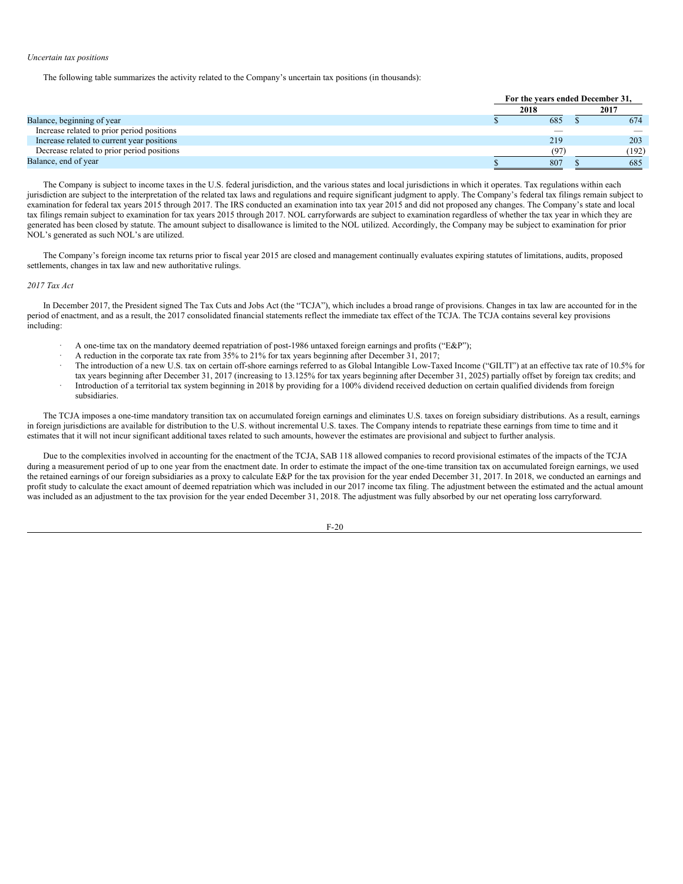*Uncertain tax positions*

The following table summarizes the activity related to the Company's uncertain tax positions (in thousands):

| | For the years ended December 31, | |
|---|---|---|
| | 2018 | 2017 |
| Balance, beginning of year | $ 685 | $ 674 |
| Increase related to prior period positions | — | — |
| Increase related to current year positions | 219 | 203 |
| Decrease related to prior period positions | (97) | (192) |
| Balance, end of year | $ 807 | $ 685 |

The Company is subject to income taxes in the U.S. federal jurisdiction, and the various states and local jurisdictions in which it operates. Tax regulations within each jurisdiction are subject to the interpretation of the related tax laws and regulations and require significant judgment to apply. The Company's federal tax filings remain subject to examination for federal tax years 2015 through 2017. The IRS conducted an examination into tax year 2015 and did not proposed any changes. The Company's state and local tax filings remain subject to examination for tax years 2015 through 2017. NOL carryforwards are subject to examination regardless of whether the tax year in which they are generated has been closed by statute. The amount subject to disallowance is limited to the NOL utilized. Accordingly, the Company may be subject to examination for prior NOL's generated as such NOL's are utilized.

The Company's foreign income tax returns prior to fiscal year 2015 are closed and management continually evaluates expiring statutes of limitations, audits, proposed settlements, changes in tax law and new authoritative rulings.

*2017 Tax Act*

In December 2017, the President signed The Tax Cuts and Jobs Act (the "TCJA"), which includes a broad range of provisions. Changes in tax law are accounted for in the period of enactment, and as a result, the 2017 consolidated financial statements reflect the immediate tax effect of the TCJA. The TCJA contains several key provisions including:

- A one-time tax on the mandatory deemed repatriation of post-1986 untaxed foreign earnings and profits ("E&P");
- A reduction in the corporate tax rate from 35% to 21% for tax years beginning after December 31, 2017;
- The introduction of a new U.S. tax on certain off-shore earnings referred to as Global Intangible Low-Taxed Income ("GILTI") at an effective tax rate of 10.5% for tax years beginning after December 31, 2017 (increasing to 13.125% for tax years beginning after December 31, 2025) partially offset by foreign tax credits; and
- Introduction of a territorial tax system beginning in 2018 by providing for a 100% dividend received deduction on certain qualified dividends from foreign subsidiaries.

The TCJA imposes a one-time mandatory transition tax on accumulated foreign earnings and eliminates U.S. taxes on foreign subsidiary distributions. As a result, earnings in foreign jurisdictions are available for distribution to the U.S. without incremental U.S. taxes. The Company intends to repatriate these earnings from time to time and it estimates that it will not incur significant additional taxes related to such amounts, however the estimates are provisional and subject to further analysis.

Due to the complexities involved in accounting for the enactment of the TCJA, SAB 118 allowed companies to record provisional estimates of the impacts of the TCJA during a measurement period of up to one year from the enactment date. In order to estimate the impact of the one-time transition tax on accumulated foreign earnings, we used the retained earnings of our foreign subsidiaries as a proxy to calculate E&P for the tax provision for the year ended December 31, 2017. In 2018, we conducted an earnings and profit study to calculate the exact amount of deemed repatriation which was included in our 2017 income tax filing. The adjustment between the estimated and the actual amount was included as an adjustment to the tax provision for the year ended December 31, 2018. The adjustment was fully absorbed by our net operating loss carryforward.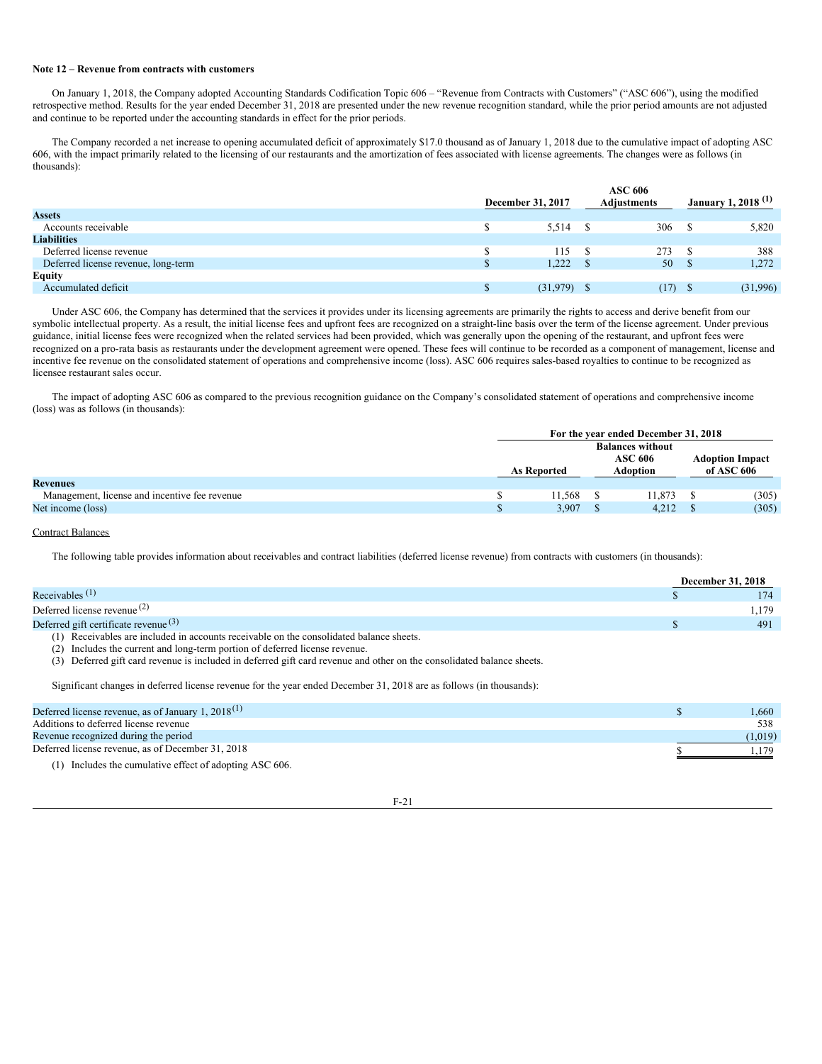**Note 12 – Revenue from contracts with customers**

On January 1, 2018, the Company adopted Accounting Standards Codification Topic 606 – "Revenue from Contracts with Customers" ("ASC 606"), using the modified retrospective method. Results for the year ended December 31, 2018 are presented under the new revenue recognition standard, while the prior period amounts are not adjusted and continue to be reported under the accounting standards in effect for the prior periods.

The Company recorded a net increase to opening accumulated deficit of approximately $17.0 thousand as of January 1, 2018 due to the cumulative impact of adopting ASC 606, with the impact primarily related to the licensing of our restaurants and the amortization of fees associated with license agreements. The changes were as follows (in thousands):

| | December 31, 2017 | ASC 606 Adjustments | January 1, 2018 [(1)] |
|---|---|---|---|
| **Assets** | | | |
| Accounts receivable | $ 5,514 | $ 306 | $ 5,820 |
| **Liabilities** | | | |
| Deferred license revenue | $ 115 | $ 273 | $ 388 |
| Deferred license revenue, long-term | $ 1,222 | $ 50 | $ 1,272 |
| **Equity** | | | |
| Accumulated deficit | $ (31,979) | $ (17) | $ (31,996) |

Under ASC 606, the Company has determined that the services it provides under its licensing agreements are primarily the rights to access and derive benefit from our symbolic intellectual property. As a result, the initial license fees and upfront fees are recognized on a straight-line basis over the term of the license agreement. Under previous guidance, initial license fees were recognized when the related services had been provided, which was generally upon the opening of the restaurant, and upfront fees were recognized on a pro-rata basis as restaurants under the development agreement were opened. These fees will continue to be recorded as a component of management, license and incentive fee revenue on the consolidated statement of operations and comprehensive income (loss). ASC 606 requires sales-based royalties to continue to be recognized as licensee restaurant sales occur.

The impact of adopting ASC 606 as compared to the previous recognition guidance on the Company's consolidated statement of operations and comprehensive income (loss) was as follows (in thousands):

| | For the year ended December 31, 2018 | | |
|---|---|---|---|
| | As Reported | Balances without ASC 606 Adoption | Adoption Impact of ASC 606 |
| **Revenues** | | | |
| Management, license and incentive fee revenue | $ 11,568 | $ 11,873 | $ (305) |
| Net income (loss) | $ 3,907 | $ 4,212 | $ (305) |

Contract Balances

The following table provides information about receivables and contract liabilities (deferred license revenue) from contracts with customers (in thousands):

| | December 31, 2018 |
|---|---|
| Receivables [(1)] | $ 174 |
| Deferred license revenue [(2)] | 1,179 |
| Deferred gift certificate revenue [(3)] | $ 491 |

(1) Receivables are included in accounts receivable on the consolidated balance sheets.
(2) Includes the current and long-term portion of deferred license revenue.
(3) Deferred gift card revenue is included in deferred gift card revenue and other on the consolidated balance sheets.

Significant changes in deferred license revenue for the year ended December 31, 2018 are as follows (in thousands):

| | |
|---|---|
| Deferred license revenue, as of January 1, 2018[(1)] | $ 1,660 |
| Additions to deferred license revenue | 538 |
| Revenue recognized during the period | (1,019) |
| Deferred license revenue, as of December 31, 2018 | $ 1,179 |

(1) Includes the cumulative effect of adopting ASC 606.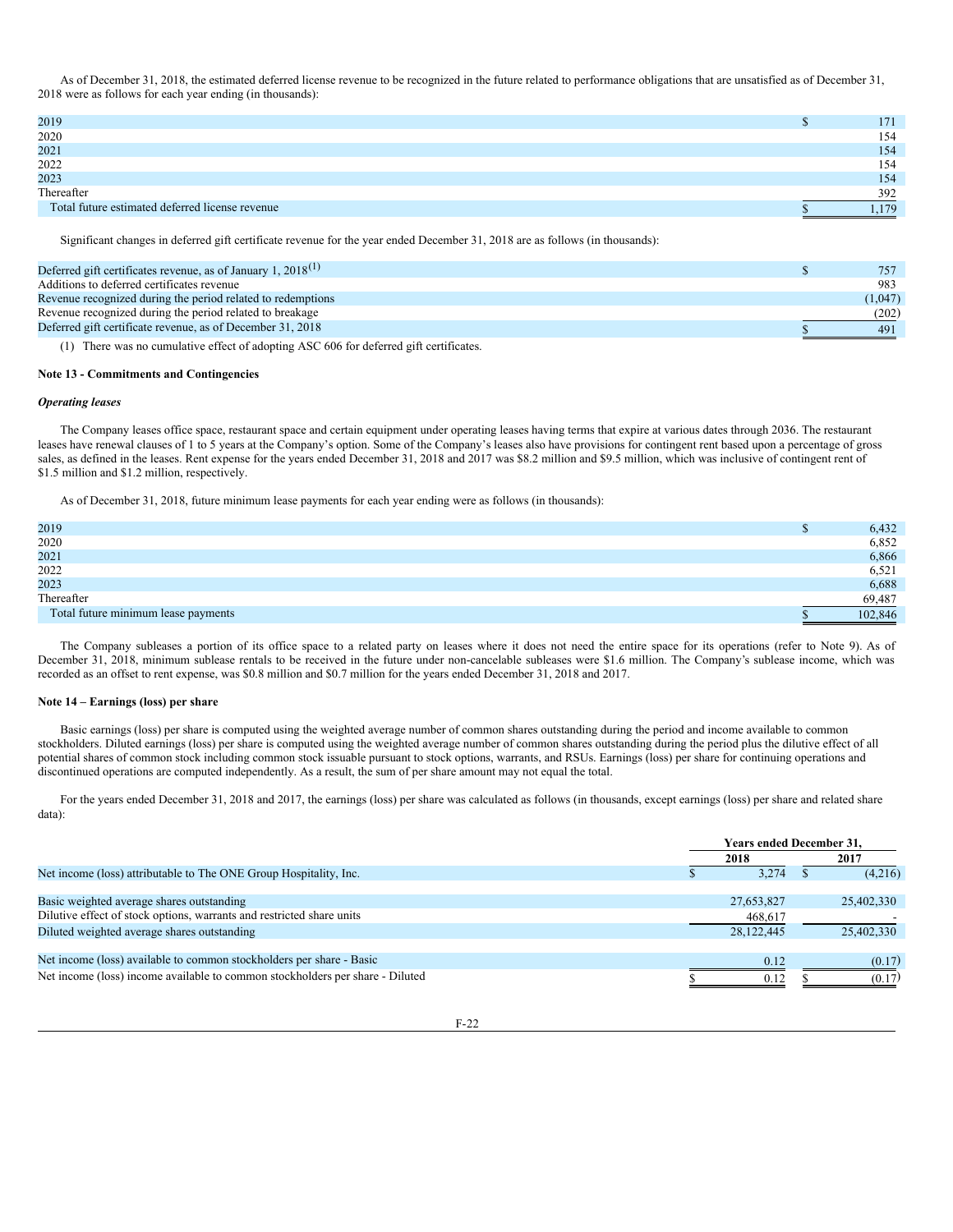As of December 31, 2018, the estimated deferred license revenue to be recognized in the future related to performance obligations that are unsatisfied as of December 31, 2018 were as follows for each year ending (in thousands):

| | |
|---|---|
| 2019 | $ 171 |
| 2020 | 154 |
| 2021 | 154 |
| 2022 | 154 |
| 2023 | 154 |
| Thereafter | 392 |
| Total future estimated deferred license revenue | $ 1,179 |

Significant changes in deferred gift certificate revenue for the year ended December 31, 2018 are as follows (in thousands):

| | |
|---|---|
| Deferred gift certificates revenue, as of January 1, 2018(1) | $ 757 |
| Additions to deferred certificates revenue | 983 |
| Revenue recognized during the period related to redemptions | (1,047) |
| Revenue recognized during the period related to breakage | (202) |
| Deferred gift certificate revenue, as of December 31, 2018 | $ 491 |

(1) There was no cumulative effect of adopting ASC 606 for deferred gift certificates.

**Note 13 - Commitments and Contingencies**

***Operating leases***

The Company leases office space, restaurant space and certain equipment under operating leases having terms that expire at various dates through 2036. The restaurant leases have renewal clauses of 1 to 5 years at the Company's option. Some of the Company's leases also have provisions for contingent rent based upon a percentage of gross sales, as defined in the leases. Rent expense for the years ended December 31, 2018 and 2017 was $8.2 million and $9.5 million, which was inclusive of contingent rent of $1.5 million and $1.2 million, respectively.

As of December 31, 2018, future minimum lease payments for each year ending were as follows (in thousands):

| | |
|---|---|
| 2019 | $ 6,432 |
| 2020 | 6,852 |
| 2021 | 6,866 |
| 2022 | 6,521 |
| 2023 | 6,688 |
| Thereafter | 69,487 |
| Total future minimum lease payments | $ 102,846 |

The Company subleases a portion of its office space to a related party on leases where it does not need the entire space for its operations (refer to Note 9). As of December 31, 2018, minimum sublease rentals to be received in the future under non-cancelable subleases were $1.6 million. The Company's sublease income, which was recorded as an offset to rent expense, was $0.8 million and $0.7 million for the years ended December 31, 2018 and 2017.

**Note 14 – Earnings (loss) per share**

Basic earnings (loss) per share is computed using the weighted average number of common shares outstanding during the period and income available to common stockholders. Diluted earnings (loss) per share is computed using the weighted average number of common shares outstanding during the period plus the dilutive effect of all potential shares of common stock including common stock issuable pursuant to stock options, warrants, and RSUs. Earnings (loss) per share for continuing operations and discontinued operations are computed independently. As a result, the sum of per share amount may not equal the total.

For the years ended December 31, 2018 and 2017, the earnings (loss) per share was calculated as follows (in thousands, except earnings (loss) per share and related share data):

| | Years ended December 31, | |
|---|---|---|
| | 2018 | 2017 |
| Net income (loss) attributable to The ONE Group Hospitality, Inc. | $ 3,274 | $ (4,216) |
| | | |
| Basic weighted average shares outstanding | 27,653,827 | 25,402,330 |
| Dilutive effect of stock options, warrants and restricted share units | 468,617 | - |
| Diluted weighted average shares outstanding | 28,122,445 | 25,402,330 |
| | | |
| Net income (loss) available to common stockholders per share - Basic | 0.12 | (0.17) |
| Net income (loss) income available to common stockholders per share - Diluted | $ 0.12 | $ (0.17) |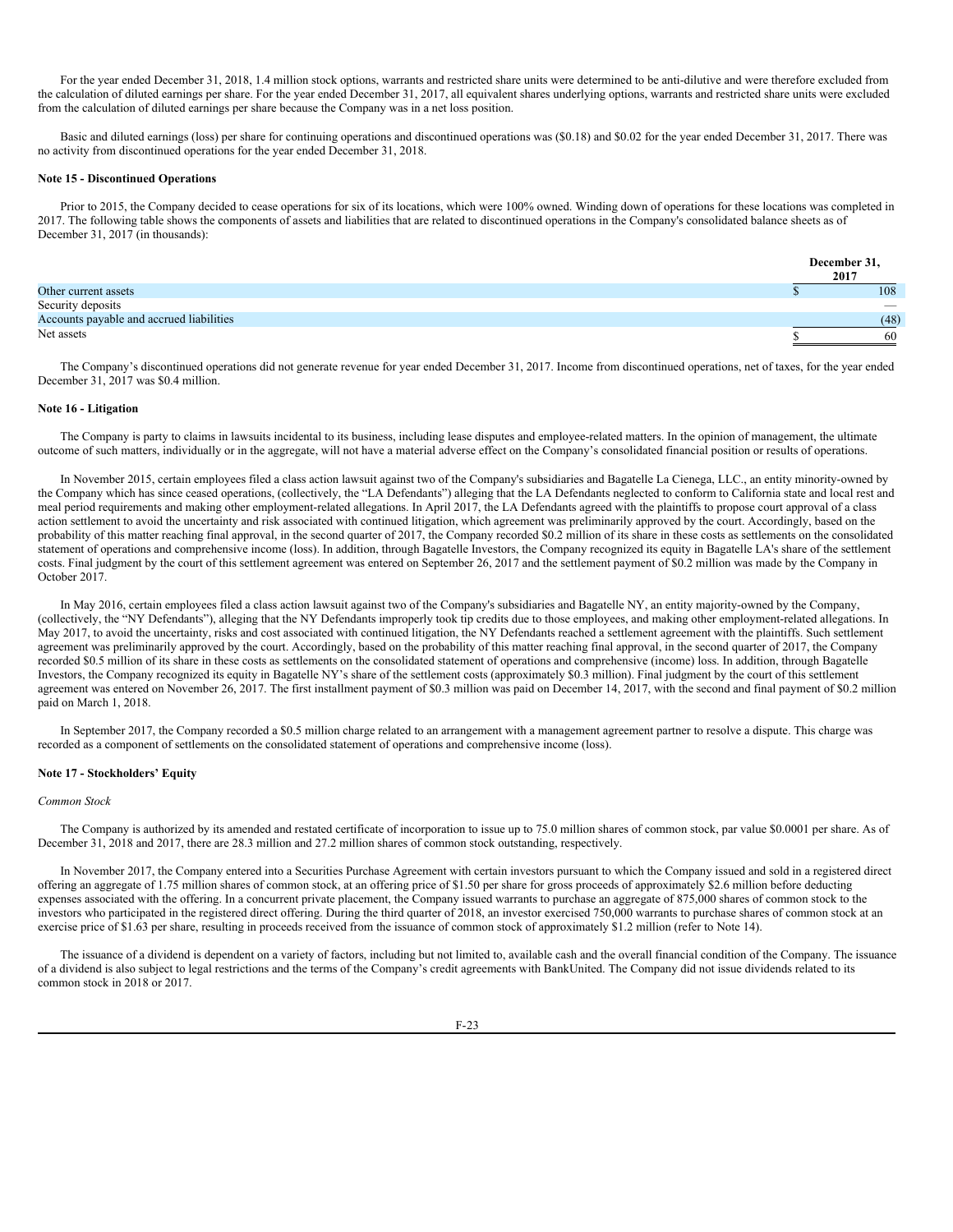For the year ended December 31, 2018, 1.4 million stock options, warrants and restricted share units were determined to be anti-dilutive and were therefore excluded from the calculation of diluted earnings per share. For the year ended December 31, 2017, all equivalent shares underlying options, warrants and restricted share units were excluded from the calculation of diluted earnings per share because the Company was in a net loss position.

Basic and diluted earnings (loss) per share for continuing operations and discontinued operations was ($0.18) and $0.02 for the year ended December 31, 2017. There was no activity from discontinued operations for the year ended December 31, 2018.

**Note 15 - Discontinued Operations**

Prior to 2015, the Company decided to cease operations for six of its locations, which were 100% owned. Winding down of operations for these locations was completed in 2017. The following table shows the components of assets and liabilities that are related to discontinued operations in the Company's consolidated balance sheets as of December 31, 2017 (in thousands):

| | December 31, 2017 |
|---|---|
| Other current assets | $ 108 |
| Security deposits | — |
| Accounts payable and accrued liabilities | (48) |
| Net assets | $ 60 |

The Company's discontinued operations did not generate revenue for year ended December 31, 2017. Income from discontinued operations, net of taxes, for the year ended December 31, 2017 was $0.4 million.

**Note 16 - Litigation**

The Company is party to claims in lawsuits incidental to its business, including lease disputes and employee-related matters. In the opinion of management, the ultimate outcome of such matters, individually or in the aggregate, will not have a material adverse effect on the Company's consolidated financial position or results of operations.

In November 2015, certain employees filed a class action lawsuit against two of the Company's subsidiaries and Bagatelle La Cienega, LLC., an entity minority-owned by the Company which has since ceased operations, (collectively, the "LA Defendants") alleging that the LA Defendants neglected to conform to California state and local rest and meal period requirements and making other employment-related allegations. In April 2017, the LA Defendants agreed with the plaintiffs to propose court approval of a class action settlement to avoid the uncertainty and risk associated with continued litigation, which agreement was preliminarily approved by the court. Accordingly, based on the probability of this matter reaching final approval, in the second quarter of 2017, the Company recorded $0.2 million of its share in these costs as settlements on the consolidated statement of operations and comprehensive income (loss). In addition, through Bagatelle Investors, the Company recognized its equity in Bagatelle LA's share of the settlement costs. Final judgment by the court of this settlement agreement was entered on September 26, 2017 and the settlement payment of $0.2 million was made by the Company in October 2017.

In May 2016, certain employees filed a class action lawsuit against two of the Company's subsidiaries and Bagatelle NY, an entity majority-owned by the Company, (collectively, the "NY Defendants"), alleging that the NY Defendants improperly took tip credits due to those employees, and making other employment-related allegations. In May 2017, to avoid the uncertainty, risks and cost associated with continued litigation, the NY Defendants reached a settlement agreement with the plaintiffs. Such settlement agreement was preliminarily approved by the court. Accordingly, based on the probability of this matter reaching final approval, in the second quarter of 2017, the Company recorded $0.5 million of its share in these costs as settlements on the consolidated statement of operations and comprehensive (income) loss. In addition, through Bagatelle Investors, the Company recognized its equity in Bagatelle NY's share of the settlement costs (approximately $0.3 million). Final judgment by the court of this settlement agreement was entered on November 26, 2017. The first installment payment of $0.3 million was paid on December 14, 2017, with the second and final payment of $0.2 million paid on March 1, 2018.

In September 2017, the Company recorded a $0.5 million charge related to an arrangement with a management agreement partner to resolve a dispute. This charge was recorded as a component of settlements on the consolidated statement of operations and comprehensive income (loss).

**Note 17 - Stockholders' Equity**

*Common Stock*

The Company is authorized by its amended and restated certificate of incorporation to issue up to 75.0 million shares of common stock, par value $0.0001 per share. As of December 31, 2018 and 2017, there are 28.3 million and 27.2 million shares of common stock outstanding, respectively.

In November 2017, the Company entered into a Securities Purchase Agreement with certain investors pursuant to which the Company issued and sold in a registered direct offering an aggregate of 1.75 million shares of common stock, at an offering price of $1.50 per share for gross proceeds of approximately $2.6 million before deducting expenses associated with the offering. In a concurrent private placement, the Company issued warrants to purchase an aggregate of 875,000 shares of common stock to the investors who participated in the registered direct offering. During the third quarter of 2018, an investor exercised 750,000 warrants to purchase shares of common stock at an exercise price of $1.63 per share, resulting in proceeds received from the issuance of common stock of approximately $1.2 million (refer to Note 14).

The issuance of a dividend is dependent on a variety of factors, including but not limited to, available cash and the overall financial condition of the Company. The issuance of a dividend is also subject to legal restrictions and the terms of the Company's credit agreements with BankUnited. The Company did not issue dividends related to its common stock in 2018 or 2017.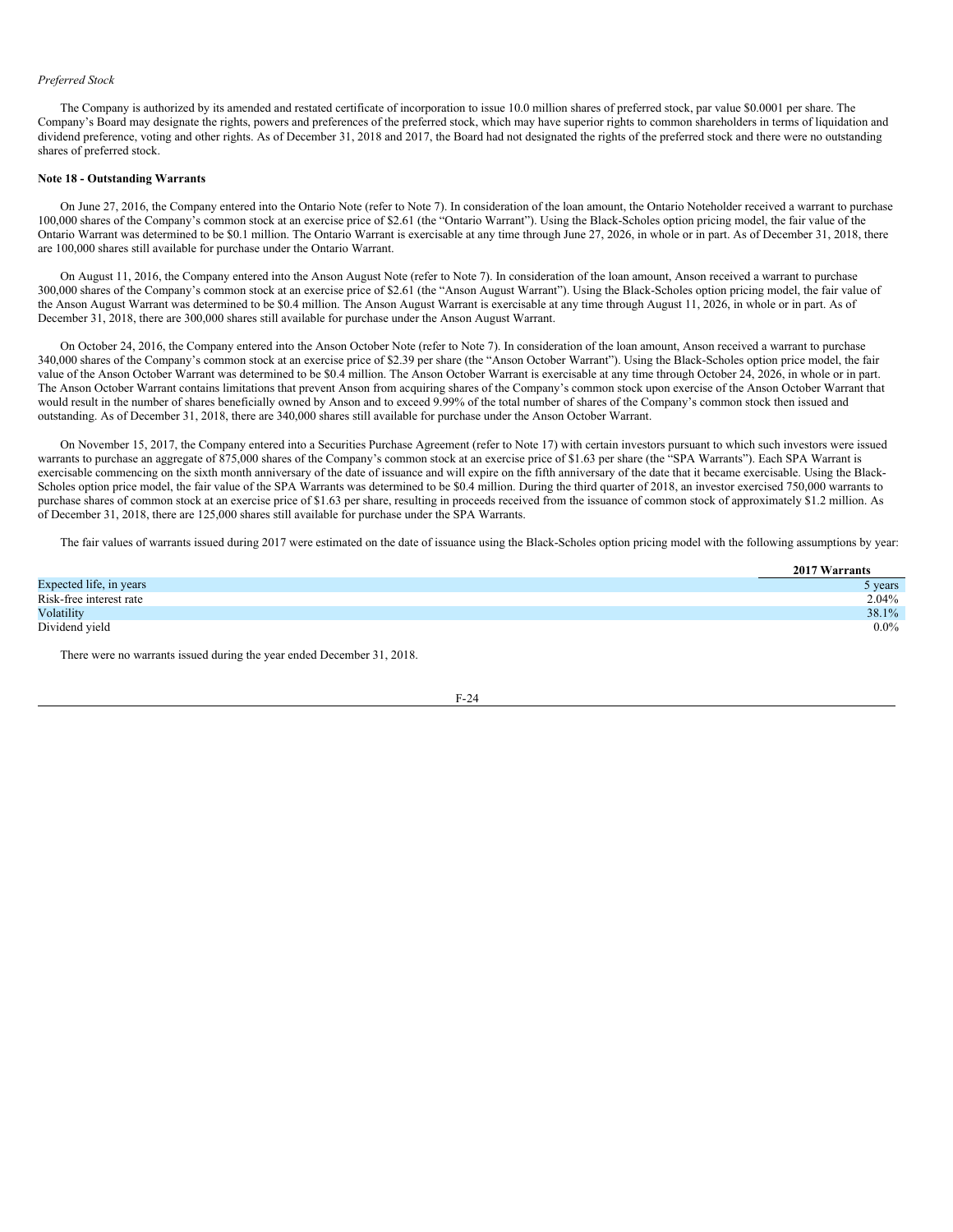*Preferred Stock*

The Company is authorized by its amended and restated certificate of incorporation to issue 10.0 million shares of preferred stock, par value $0.0001 per share. The Company's Board may designate the rights, powers and preferences of the preferred stock, which may have superior rights to common shareholders in terms of liquidation and dividend preference, voting and other rights. As of December 31, 2018 and 2017, the Board had not designated the rights of the preferred stock and there were no outstanding shares of preferred stock.

**Note 18 - Outstanding Warrants**

On June 27, 2016, the Company entered into the Ontario Note (refer to Note 7). In consideration of the loan amount, the Ontario Noteholder received a warrant to purchase 100,000 shares of the Company's common stock at an exercise price of $2.61 (the "Ontario Warrant"). Using the Black-Scholes option pricing model, the fair value of the Ontario Warrant was determined to be $0.1 million. The Ontario Warrant is exercisable at any time through June 27, 2026, in whole or in part. As of December 31, 2018, there are 100,000 shares still available for purchase under the Ontario Warrant.

On August 11, 2016, the Company entered into the Anson August Note (refer to Note 7). In consideration of the loan amount, Anson received a warrant to purchase 300,000 shares of the Company's common stock at an exercise price of $2.61 (the "Anson August Warrant"). Using the Black-Scholes option pricing model, the fair value of the Anson August Warrant was determined to be $0.4 million. The Anson August Warrant is exercisable at any time through August 11, 2026, in whole or in part. As of December 31, 2018, there are 300,000 shares still available for purchase under the Anson August Warrant.

On October 24, 2016, the Company entered into the Anson October Note (refer to Note 7). In consideration of the loan amount, Anson received a warrant to purchase 340,000 shares of the Company's common stock at an exercise price of $2.39 per share (the "Anson October Warrant"). Using the Black-Scholes option price model, the fair value of the Anson October Warrant was determined to be $0.4 million. The Anson October Warrant is exercisable at any time through October 24, 2026, in whole or in part. The Anson October Warrant contains limitations that prevent Anson from acquiring shares of the Company's common stock upon exercise of the Anson October Warrant that would result in the number of shares beneficially owned by Anson and to exceed 9.99% of the total number of shares of the Company's common stock then issued and outstanding. As of December 31, 2018, there are 340,000 shares still available for purchase under the Anson October Warrant.

On November 15, 2017, the Company entered into a Securities Purchase Agreement (refer to Note 17) with certain investors pursuant to which such investors were issued warrants to purchase an aggregate of 875,000 shares of the Company's common stock at an exercise price of $1.63 per share (the "SPA Warrants"). Each SPA Warrant is exercisable commencing on the sixth month anniversary of the date of issuance and will expire on the fifth anniversary of the date that it became exercisable. Using the Black-Scholes option price model, the fair value of the SPA Warrants was determined to be $0.4 million. During the third quarter of 2018, an investor exercised 750,000 warrants to purchase shares of common stock at an exercise price of $1.63 per share, resulting in proceeds received from the issuance of common stock of approximately $1.2 million. As of December 31, 2018, there are 125,000 shares still available for purchase under the SPA Warrants.

The fair values of warrants issued during 2017 were estimated on the date of issuance using the Black-Scholes option pricing model with the following assumptions by year:

| | 2017 Warrants |
|---|---|
| Expected life, in years | 5 years |
| Risk-free interest rate | 2.04% |
| Volatility | 38.1% |
| Dividend yield | 0.0% |

There were no warrants issued during the year ended December 31, 2018.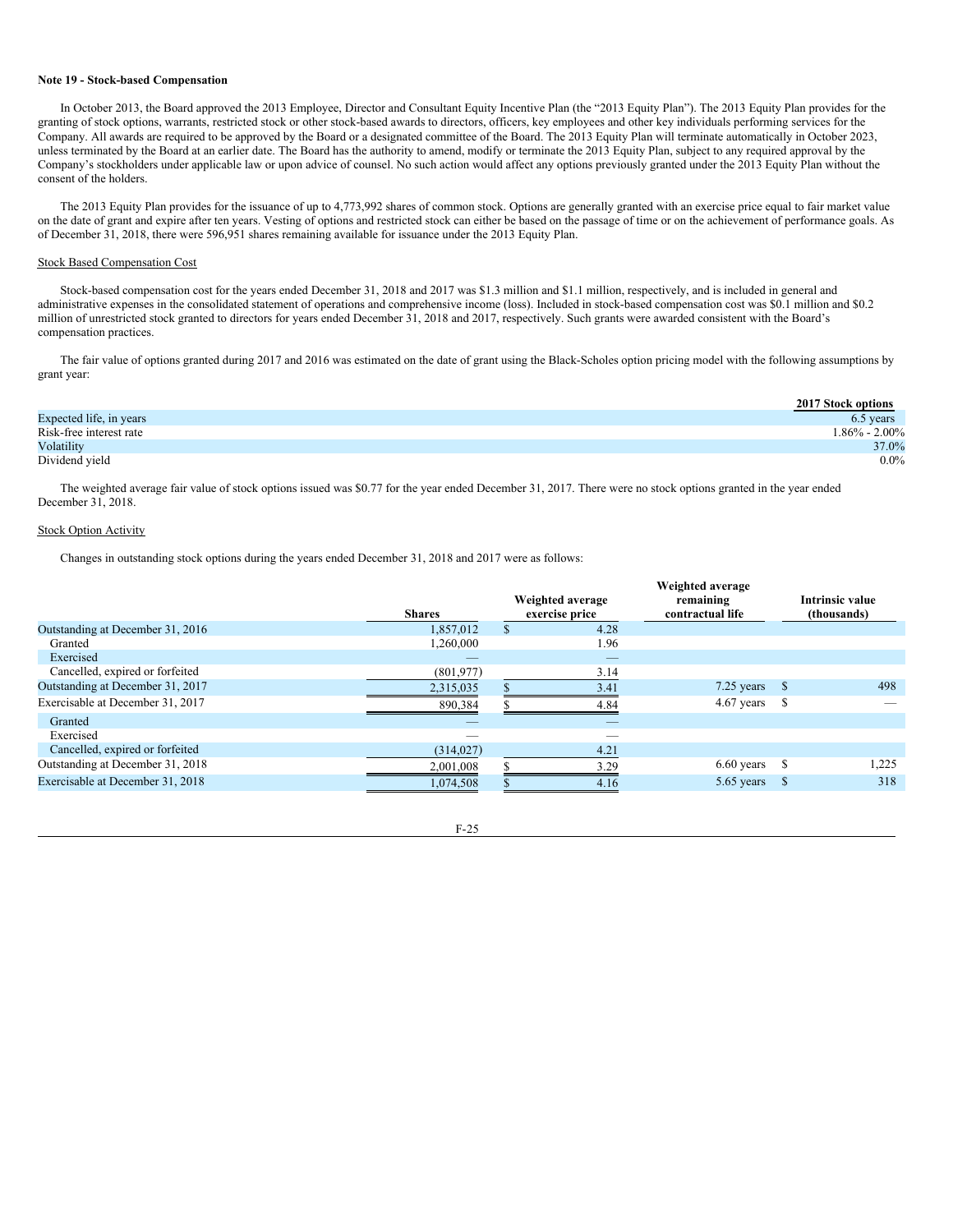**Note 19 - Stock-based Compensation**

In October 2013, the Board approved the 2013 Employee, Director and Consultant Equity Incentive Plan (the "2013 Equity Plan"). The 2013 Equity Plan provides for the granting of stock options, warrants, restricted stock or other stock-based awards to directors, officers, key employees and other key individuals performing services for the Company. All awards are required to be approved by the Board or a designated committee of the Board. The 2013 Equity Plan will terminate automatically in October 2023, unless terminated by the Board at an earlier date. The Board has the authority to amend, modify or terminate the 2013 Equity Plan, subject to any required approval by the Company's stockholders under applicable law or upon advice of counsel. No such action would affect any options previously granted under the 2013 Equity Plan without the consent of the holders.

The 2013 Equity Plan provides for the issuance of up to 4,773,992 shares of common stock. Options are generally granted with an exercise price equal to fair market value on the date of grant and expire after ten years. Vesting of options and restricted stock can either be based on the passage of time or on the achievement of performance goals. As of December 31, 2018, there were 596,951 shares remaining available for issuance under the 2013 Equity Plan.

Stock Based Compensation Cost

Stock-based compensation cost for the years ended December 31, 2018 and 2017 was $1.3 million and $1.1 million, respectively, and is included in general and administrative expenses in the consolidated statement of operations and comprehensive income (loss). Included in stock-based compensation cost was $0.1 million and $0.2 million of unrestricted stock granted to directors for years ended December 31, 2018 and 2017, respectively. Such grants were awarded consistent with the Board's compensation practices.

The fair value of options granted during 2017 and 2016 was estimated on the date of grant using the Black-Scholes option pricing model with the following assumptions by grant year:

| | 2017 Stock options |
|---|---|
| Expected life, in years | 6.5 years |
| Risk-free interest rate | 1.86% - 2.00% |
| Volatility | 37.0% |
| Dividend yield | 0.0% |

The weighted average fair value of stock options issued was $0.77 for the year ended December 31, 2017. There were no stock options granted in the year ended December 31, 2018.

Stock Option Activity

Changes in outstanding stock options during the years ended December 31, 2018 and 2017 were as follows:

| | Shares | Weighted average exercise price | Weighted average remaining contractual life | Intrinsic value (thousands) |
|---|---|---|---|---|
| Outstanding at December 31, 2016 | 1,857,012 | $ 4.28 | | |
| Granted | 1,260,000 | 1.96 | | |
| Exercised | — | — | | |
| Cancelled, expired or forfeited | (801,977) | 3.14 | | |
| Outstanding at December 31, 2017 | 2,315,035 | $ 3.41 | 7.25 years | $ 498 |
| Exercisable at December 31, 2017 | 890,384 | $ 4.84 | 4.67 years | $ — |
| Granted | — | — | | |
| Exercised | — | — | | |
| Cancelled, expired or forfeited | (314,027) | 4.21 | | |
| Outstanding at December 31, 2018 | 2,001,008 | $ 3.29 | 6.60 years | $ 1,225 |
| Exercisable at December 31, 2018 | 1,074,508 | $ 4.16 | 5.65 years | $ 318 |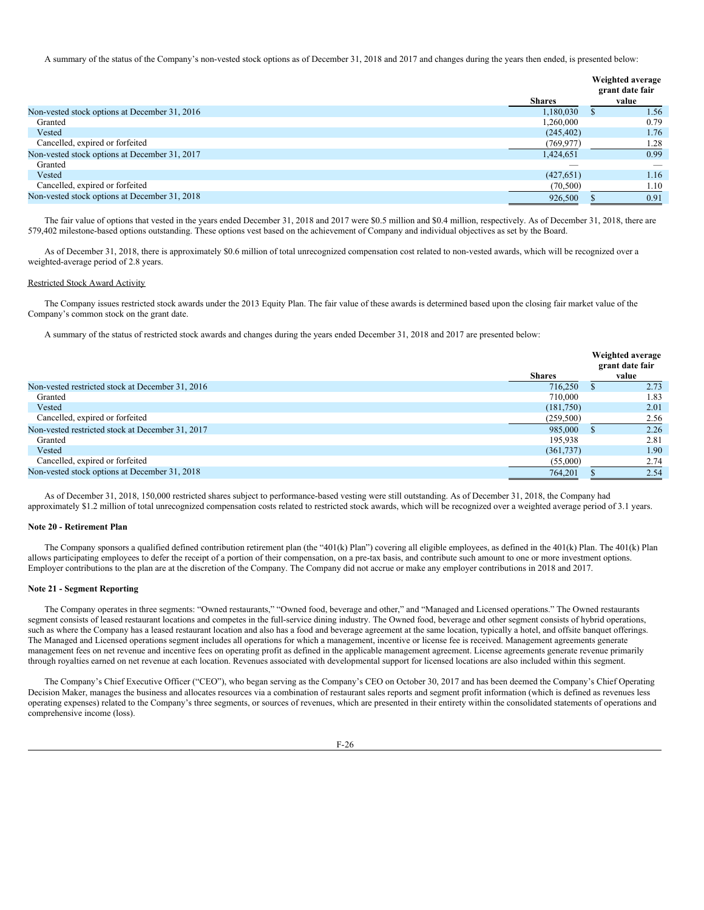A summary of the status of the Company's non-vested stock options as of December 31, 2018 and 2017 and changes during the years then ended, is presented below:

| | Shares | Weighted average grant date fair value |
|---|---|---|
| Non-vested stock options at December 31, 2016 | 1,180,030 | $ 1.56 |
| Granted | 1,260,000 | 0.79 |
| Vested | (245,402) | 1.76 |
| Cancelled, expired or forfeited | (769,977) | 1.28 |
| Non-vested stock options at December 31, 2017 | 1,424,651 | 0.99 |
| Granted | — | — |
| Vested | (427,651) | 1.16 |
| Cancelled, expired or forfeited | (70,500) | 1.10 |
| Non-vested stock options at December 31, 2018 | 926,500 | $ 0.91 |

The fair value of options that vested in the years ended December 31, 2018 and 2017 were $0.5 million and $0.4 million, respectively. As of December 31, 2018, there are 579,402 milestone-based options outstanding. These options vest based on the achievement of Company and individual objectives as set by the Board.

As of December 31, 2018, there is approximately $0.6 million of total unrecognized compensation cost related to non-vested awards, which will be recognized over a weighted-average period of 2.8 years.

Restricted Stock Award Activity

The Company issues restricted stock awards under the 2013 Equity Plan. The fair value of these awards is determined based upon the closing fair market value of the Company's common stock on the grant date.

A summary of the status of restricted stock awards and changes during the years ended December 31, 2018 and 2017 are presented below:

| | Shares | Weighted average grant date fair value |
|---|---|---|
| Non-vested restricted stock at December 31, 2016 | 716,250 | $ 2.73 |
| Granted | 710,000 | 1.83 |
| Vested | (181,750) | 2.01 |
| Cancelled, expired or forfeited | (259,500) | 2.56 |
| Non-vested restricted stock at December 31, 2017 | 985,000 | $ 2.26 |
| Granted | 195,938 | 2.81 |
| Vested | (361,737) | 1.90 |
| Cancelled, expired or forfeited | (55,000) | 2.74 |
| Non-vested stock options at December 31, 2018 | 764,201 | $ 2.54 |

As of December 31, 2018, 150,000 restricted shares subject to performance-based vesting were still outstanding. As of December 31, 2018, the Company had approximately $1.2 million of total unrecognized compensation costs related to restricted stock awards, which will be recognized over a weighted average period of 3.1 years.

**Note 20 - Retirement Plan**

The Company sponsors a qualified defined contribution retirement plan (the "401(k) Plan") covering all eligible employees, as defined in the 401(k) Plan. The 401(k) Plan allows participating employees to defer the receipt of a portion of their compensation, on a pre-tax basis, and contribute such amount to one or more investment options. Employer contributions to the plan are at the discretion of the Company. The Company did not accrue or make any employer contributions in 2018 and 2017.

**Note 21 - Segment Reporting**

The Company operates in three segments: "Owned restaurants," "Owned food, beverage and other," and "Managed and Licensed operations." The Owned restaurants segment consists of leased restaurant locations and competes in the full-service dining industry. The Owned food, beverage and other segment consists of hybrid operations, such as where the Company has a leased restaurant location and also has a food and beverage agreement at the same location, typically a hotel, and offsite banquet offerings. The Managed and Licensed operations segment includes all operations for which a management, incentive or license fee is received. Management agreements generate management fees on net revenue and incentive fees on operating profit as defined in the applicable management agreement. License agreements generate revenue primarily through royalties earned on net revenue at each location. Revenues associated with developmental support for licensed locations are also included within this segment.

The Company's Chief Executive Officer ("CEO"), who began serving as the Company's CEO on October 30, 2017 and has been deemed the Company's Chief Operating Decision Maker, manages the business and allocates resources via a combination of restaurant sales reports and segment profit information (which is defined as revenues less operating expenses) related to the Company's three segments, or sources of revenues, which are presented in their entirety within the consolidated statements of operations and comprehensive income (loss).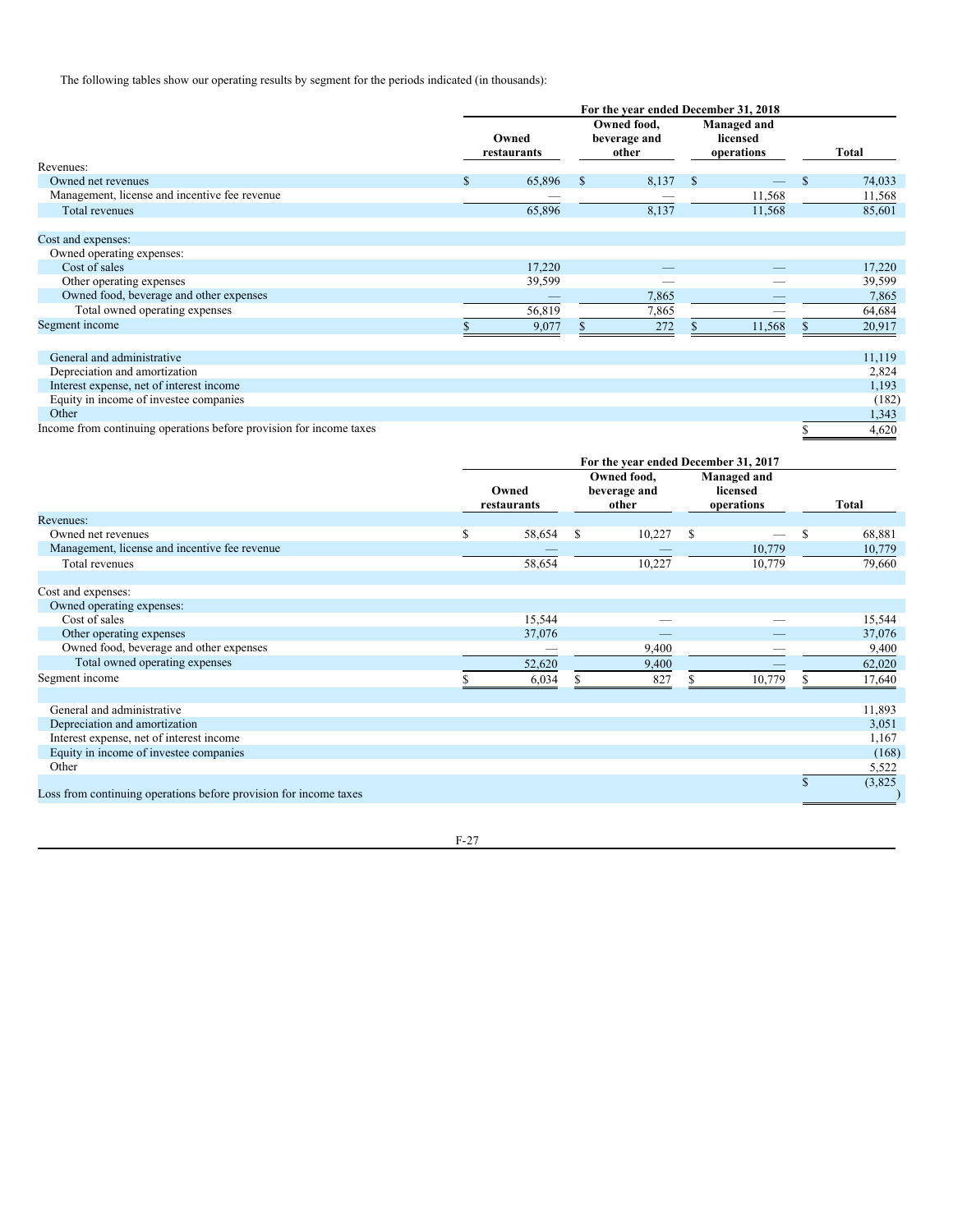The following tables show our operating results by segment for the periods indicated (in thousands):

| | For the year ended December 31, 2018 | | | |
|---|---|---|---|---|
| | Owned restaurants | Owned food, beverage and other | Managed and licensed operations | Total |
| Revenues: | | | | |
| Owned net revenues | $ 65,896 | $ 8,137 | $ — | $ 74,033 |
| Management, license and incentive fee revenue | — | — | 11,568 | 11,568 |
| Total revenues | 65,896 | 8,137 | 11,568 | 85,601 |
| Cost and expenses: | | | | |
| Owned operating expenses: | | | | |
| Cost of sales | 17,220 | — | — | 17,220 |
| Other operating expenses | 39,599 | — | — | 39,599 |
| Owned food, beverage and other expenses | — | 7,865 | — | 7,865 |
| Total owned operating expenses | 56,819 | 7,865 | — | 64,684 |
| Segment income | $ 9,077 | $ 272 | $ 11,568 | $ 20,917 |
| General and administrative | | | | 11,119 |
| Depreciation and amortization | | | | 2,824 |
| Interest expense, net of interest income | | | | 1,193 |
| Equity in income of investee companies | | | | (182) |
| Other | | | | 1,343 |
| Income from continuing operations before provision for income taxes | | | | $ 4,620 |

| | For the year ended December 31, 2017 | | | |
|---|---|---|---|---|
| | Owned restaurants | Owned food, beverage and other | Managed and licensed operations | Total |
| Revenues: | | | | |
| Owned net revenues | $ 58,654 | $ 10,227 | $ — | $ 68,881 |
| Management, license and incentive fee revenue | — | — | 10,779 | 10,779 |
| Total revenues | 58,654 | 10,227 | 10,779 | 79,660 |
| Cost and expenses: | | | | |
| Owned operating expenses: | | | | |
| Cost of sales | 15,544 | — | — | 15,544 |
| Other operating expenses | 37,076 | — | — | 37,076 |
| Owned food, beverage and other expenses | — | 9,400 | — | 9,400 |
| Total owned operating expenses | 52,620 | 9,400 | — | 62,020 |
| Segment income | $ 6,034 | $ 827 | $ 10,779 | $ 17,640 |
| General and administrative | | | | 11,893 |
| Depreciation and amortization | | | | 3,051 |
| Interest expense, net of interest income | | | | 1,167 |
| Equity in income of investee companies | | | | (168) |
| Other | | | | 5,522 |
| Loss from continuing operations before provision for income taxes | | | | $ (3,825) |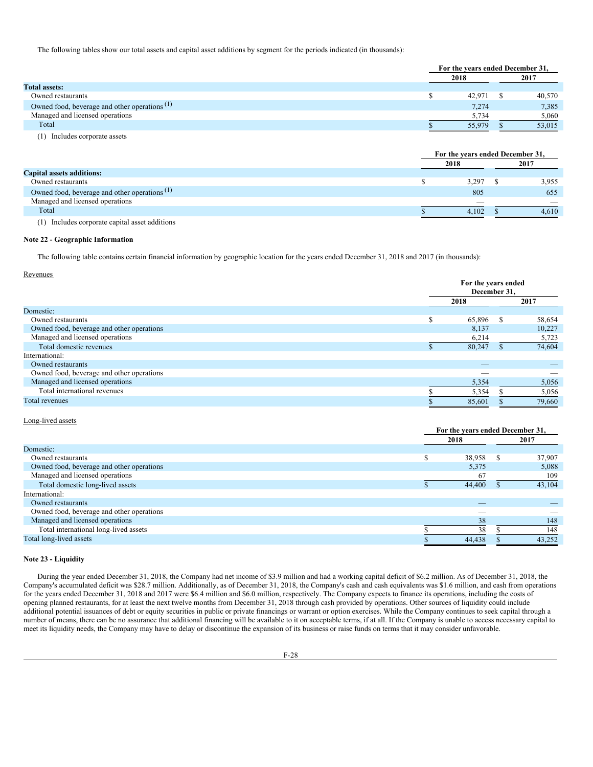The following tables show our total assets and capital asset additions by segment for the periods indicated (in thousands):

| | For the years ended December 31, | |
|---|---|---|
| | 2018 | 2017 |
| **Total assets:** | | |
| Owned restaurants | $ 42,971 | $ 40,570 |
| Owned food, beverage and other operations [(1)] | 7,274 | 7,385 |
| Managed and licensed operations | 5,734 | 5,060 |
| Total | $ 55,979 | $ 53,015 |

(1) Includes corporate assets

| | For the years ended December 31, | |
|---|---|---|
| | 2018 | 2017 |
| **Capital assets additions:** | | |
| Owned restaurants | $ 3,297 | $ 3,955 |
| Owned food, beverage and other operations [(1)] | 805 | 655 |
| Managed and licensed operations | — | — |
| Total | $ 4,102 | $ 4,610 |

(1) Includes corporate capital asset additions

**Note 22 - Geographic Information**

The following table contains certain financial information by geographic location for the years ended December 31, 2018 and 2017 (in thousands):

Revenues

| | For the years ended December 31, | |
|---|---|---|
| | 2018 | 2017 |
| Domestic: | | |
| Owned restaurants | $ 65,896 | $ 58,654 |
| Owned food, beverage and other operations | 8,137 | 10,227 |
| Managed and licensed operations | 6,214 | 5,723 |
| Total domestic revenues | $ 80,247 | $ 74,604 |
| International: | | |
| Owned restaurants | — | — |
| Owned food, beverage and other operations | — | — |
| Managed and licensed operations | 5,354 | 5,056 |
| Total international revenues | $ 5,354 | $ 5,056 |
| Total revenues | $ 85,601 | $ 79,660 |

Long-lived assets

| | For the years ended December 31, | |
|---|---|---|
| | 2018 | 2017 |
| Domestic: | | |
| Owned restaurants | $ 38,958 | $ 37,907 |
| Owned food, beverage and other operations | 5,375 | 5,088 |
| Managed and licensed operations | 67 | 109 |
| Total domestic long-lived assets | $ 44,400 | $ 43,104 |
| International: | | |
| Owned restaurants | — | — |
| Owned food, beverage and other operations | — | — |
| Managed and licensed operations | 38 | 148 |
| Total international long-lived assets | $ 38 | $ 148 |
| Total long-lived assets | $ 44,438 | $ 43,252 |

**Note 23 - Liquidity**

During the year ended December 31, 2018, the Company had net income of $3.9 million and had a working capital deficit of $6.2 million. As of December 31, 2018, the Company's accumulated deficit was $28.7 million. Additionally, as of December 31, 2018, the Company's cash and cash equivalents was $1.6 million, and cash from operations for the years ended December 31, 2018 and 2017 were $6.4 million and $6.0 million, respectively. The Company expects to finance its operations, including the costs of opening planned restaurants, for at least the next twelve months from December 31, 2018 through cash provided by operations. Other sources of liquidity could include additional potential issuances of debt or equity securities in public or private financings or warrant or option exercises. While the Company continues to seek capital through a number of means, there can be no assurance that additional financing will be available to it on acceptable terms, if at all. If the Company is unable to access necessary capital to meet its liquidity needs, the Company may have to delay or discontinue the expansion of its business or raise funds on terms that it may consider unfavorable.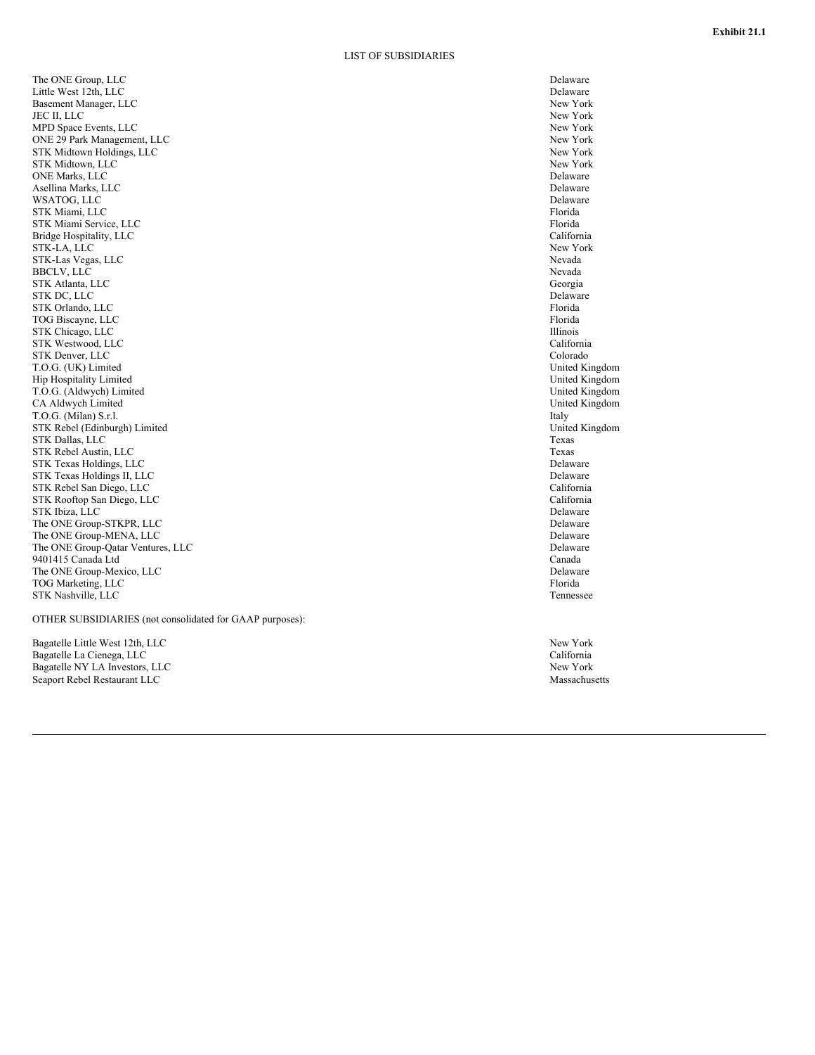**Exhibit 21.1**

# LIST OF SUBSIDIARIES

| | |
|---|---|
| The ONE Group, LLC | Delaware |
| Little West 12th, LLC | Delaware |
| Basement Manager, LLC | New York |
| JEC II, LLC | New York |
| MPD Space Events, LLC | New York |
| ONE 29 Park Management, LLC | New York |
| STK Midtown Holdings, LLC | New York |
| STK Midtown, LLC | New York |
| ONE Marks, LLC | Delaware |
| Asellina Marks, LLC | Delaware |
| WSATOG, LLC | Delaware |
| STK Miami, LLC | Florida |
| STK Miami Service, LLC | Florida |
| Bridge Hospitality, LLC | California |
| STK-LA, LLC | New York |
| STK-Las Vegas, LLC | Nevada |
| BBCLV, LLC | Nevada |
| STK Atlanta, LLC | Georgia |
| STK DC, LLC | Delaware |
| STK Orlando, LLC | Florida |
| TOG Biscayne, LLC | Florida |
| STK Chicago, LLC | Illinois |
| STK Westwood, LLC | California |
| STK Denver, LLC | Colorado |
| T.O.G. (UK) Limited | United Kingdom |
| Hip Hospitality Limited | United Kingdom |
| T.O.G. (Aldwych) Limited | United Kingdom |
| CA Aldwych Limited | United Kingdom |
| T.O.G. (Milan) S.r.l. | Italy |
| STK Rebel (Edinburgh) Limited | United Kingdom |
| STK Dallas, LLC | Texas |
| STK Rebel Austin, LLC | Texas |
| STK Texas Holdings, LLC | Delaware |
| STK Texas Holdings II, LLC | Delaware |
| STK Rebel San Diego, LLC | California |
| STK Rooftop San Diego, LLC | California |
| STK Ibiza, LLC | Delaware |
| The ONE Group-STKPR, LLC | Delaware |
| The ONE Group-MENA, LLC | Delaware |
| The ONE Group-Qatar Ventures, LLC | Delaware |
| 9401415 Canada Ltd | Canada |
| The ONE Group-Mexico, LLC | Delaware |
| TOG Marketing, LLC | Florida |
| STK Nashville, LLC | Tennessee |

OTHER SUBSIDIARIES (not consolidated for GAAP purposes):

| | |
|---|---|
| Bagatelle Little West 12th, LLC | New York |
| Bagatelle La Cienega, LLC | California |
| Bagatelle NY LA Investors, LLC | New York |
| Seaport Rebel Restaurant LLC | Massachusetts |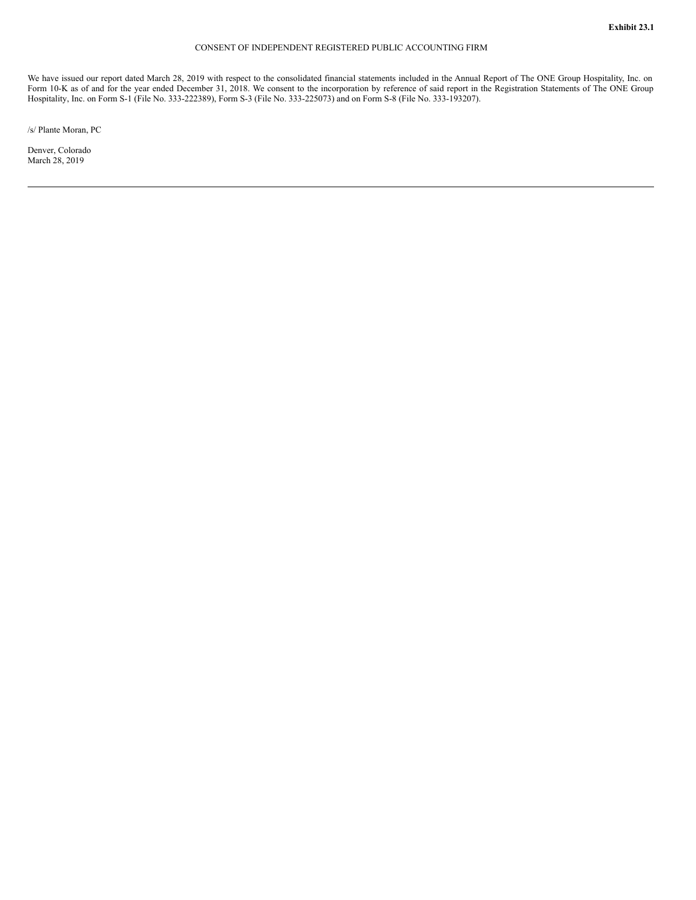**Exhibit 23.1**

CONSENT OF INDEPENDENT REGISTERED PUBLIC ACCOUNTING FIRM

We have issued our report dated March 28, 2019 with respect to the consolidated financial statements included in the Annual Report of The ONE Group Hospitality, Inc. on Form 10-K as of and for the year ended December 31, 2018. We consent to the incorporation by reference of said report in the Registration Statements of The ONE Group Hospitality, Inc. on Form S-1 (File No. 333-222389), Form S-3 (File No. 333-225073) and on Form S-8 (File No. 333-193207).

/s/ Plante Moran, PC

Denver, Colorado
March 28, 2019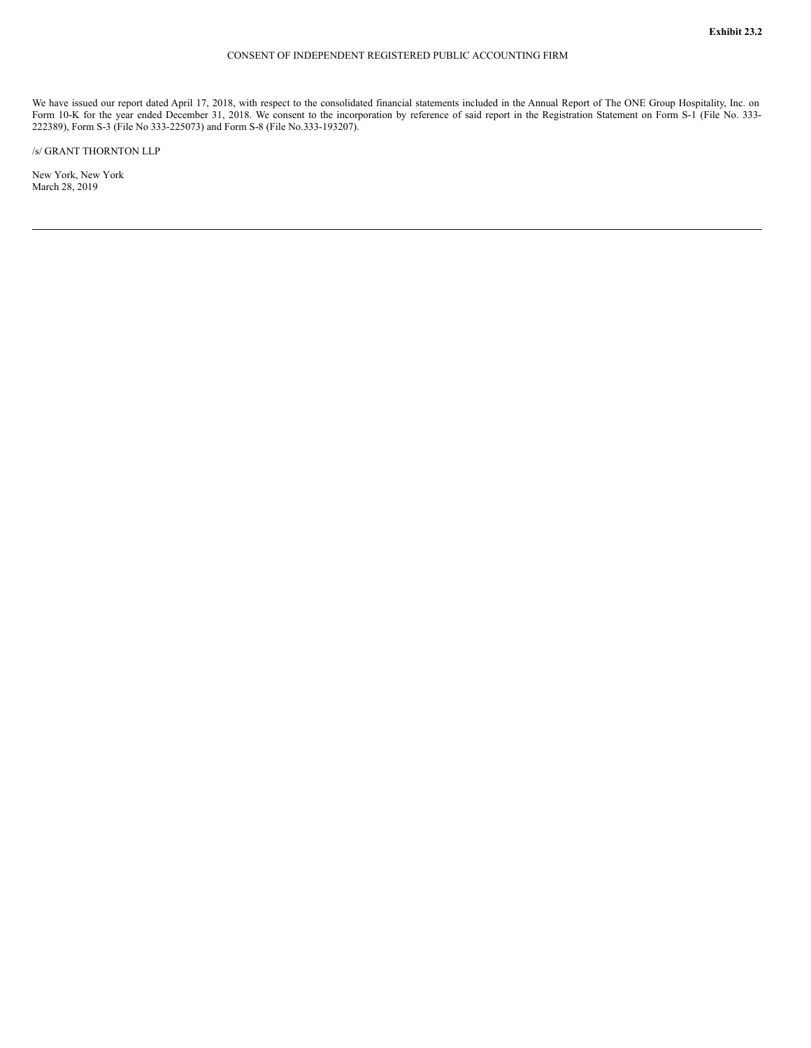**Exhibit 23.2**

CONSENT OF INDEPENDENT REGISTERED PUBLIC ACCOUNTING FIRM

We have issued our report dated April 17, 2018, with respect to the consolidated financial statements included in the Annual Report of The ONE Group Hospitality, Inc. on Form 10-K for the year ended December 31, 2018. We consent to the incorporation by reference of said report in the Registration Statement on Form S-1 (File No. 333-222389), Form S-3 (File No 333-225073) and Form S-8 (File No.333-193207).

/s/ GRANT THORNTON LLP

New York, New York
March 28, 2019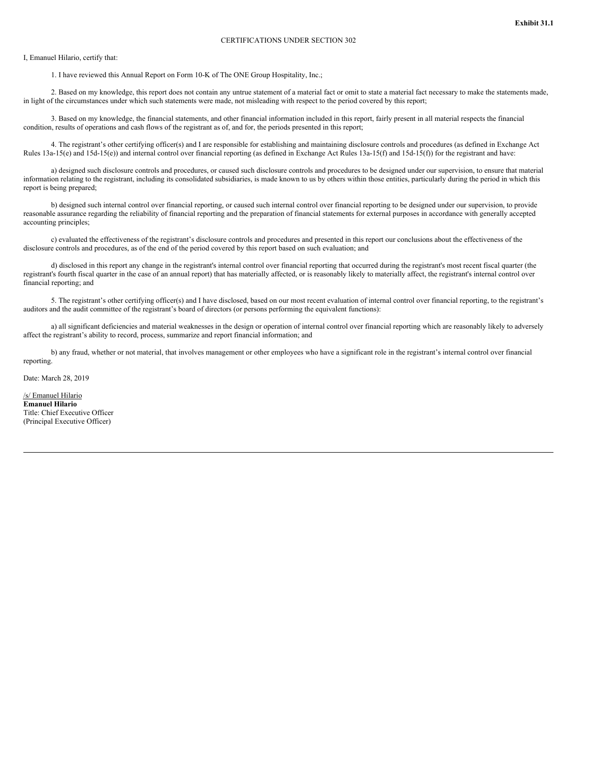**Exhibit 31.1**

CERTIFICATIONS UNDER SECTION 302

I, Emanuel Hilario, certify that:

1. I have reviewed this Annual Report on Form 10-K of The ONE Group Hospitality, Inc.;

2. Based on my knowledge, this report does not contain any untrue statement of a material fact or omit to state a material fact necessary to make the statements made, in light of the circumstances under which such statements were made, not misleading with respect to the period covered by this report;

3. Based on my knowledge, the financial statements, and other financial information included in this report, fairly present in all material respects the financial condition, results of operations and cash flows of the registrant as of, and for, the periods presented in this report;

4. The registrant's other certifying officer(s) and I are responsible for establishing and maintaining disclosure controls and procedures (as defined in Exchange Act Rules 13a-15(e) and 15d-15(e)) and internal control over financial reporting (as defined in Exchange Act Rules 13a-15(f) and 15d-15(f)) for the registrant and have:

a) designed such disclosure controls and procedures, or caused such disclosure controls and procedures to be designed under our supervision, to ensure that material information relating to the registrant, including its consolidated subsidiaries, is made known to us by others within those entities, particularly during the period in which this report is being prepared;

b) designed such internal control over financial reporting, or caused such internal control over financial reporting to be designed under our supervision, to provide reasonable assurance regarding the reliability of financial reporting and the preparation of financial statements for external purposes in accordance with generally accepted accounting principles;

c) evaluated the effectiveness of the registrant's disclosure controls and procedures and presented in this report our conclusions about the effectiveness of the disclosure controls and procedures, as of the end of the period covered by this report based on such evaluation; and

d) disclosed in this report any change in the registrant's internal control over financial reporting that occurred during the registrant's most recent fiscal quarter (the registrant's fourth fiscal quarter in the case of an annual report) that has materially affected, or is reasonably likely to materially affect, the registrant's internal control over financial reporting; and

5. The registrant's other certifying officer(s) and I have disclosed, based on our most recent evaluation of internal control over financial reporting, to the registrant's auditors and the audit committee of the registrant's board of directors (or persons performing the equivalent functions):

a) all significant deficiencies and material weaknesses in the design or operation of internal control over financial reporting which are reasonably likely to adversely affect the registrant's ability to record, process, summarize and report financial information; and

b) any fraud, whether or not material, that involves management or other employees who have a significant role in the registrant's internal control over financial reporting.

Date: March 28, 2019

/s/ Emanuel Hilario
**Emanuel Hilario**
Title: Chief Executive Officer
(Principal Executive Officer)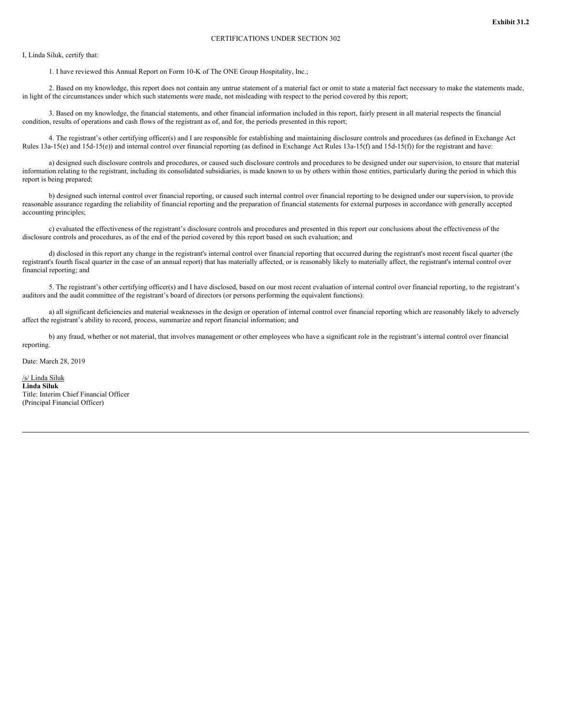**Exhibit 31.2**

CERTIFICATIONS UNDER SECTION 302

I, Linda Siluk, certify that:

1. I have reviewed this Annual Report on Form 10-K of The ONE Group Hospitality, Inc.;

2. Based on my knowledge, this report does not contain any untrue statement of a material fact or omit to state a material fact necessary to make the statements made, in light of the circumstances under which such statements were made, not misleading with respect to the period covered by this report;

3. Based on my knowledge, the financial statements, and other financial information included in this report, fairly present in all material respects the financial condition, results of operations and cash flows of the registrant as of, and for, the periods presented in this report;

4. The registrant's other certifying officer(s) and I are responsible for establishing and maintaining disclosure controls and procedures (as defined in Exchange Act Rules 13a-15(e) and 15d-15(e)) and internal control over financial reporting (as defined in Exchange Act Rules 13a-15(f) and 15d-15(f)) for the registrant and have:

a) designed such disclosure controls and procedures, or caused such disclosure controls and procedures to be designed under our supervision, to ensure that material information relating to the registrant, including its consolidated subsidiaries, is made known to us by others within those entities, particularly during the period in which this report is being prepared;

b) designed such internal control over financial reporting, or caused such internal control over financial reporting to be designed under our supervision, to provide reasonable assurance regarding the reliability of financial reporting and the preparation of financial statements for external purposes in accordance with generally accepted accounting principles;

c) evaluated the effectiveness of the registrant's disclosure controls and procedures and presented in this report our conclusions about the effectiveness of the disclosure controls and procedures, as of the end of the period covered by this report based on such evaluation; and

d) disclosed in this report any change in the registrant's internal control over financial reporting that occurred during the registrant's most recent fiscal quarter (the registrant's fourth fiscal quarter in the case of an annual report) that has materially affected, or is reasonably likely to materially affect, the registrant's internal control over financial reporting; and

5. The registrant's other certifying officer(s) and I have disclosed, based on our most recent evaluation of internal control over financial reporting, to the registrant's auditors and the audit committee of the registrant's board of directors (or persons performing the equivalent functions):

a) all significant deficiencies and material weaknesses in the design or operation of internal control over financial reporting which are reasonably likely to adversely affect the registrant's ability to record, process, summarize and report financial information; and

b) any fraud, whether or not material, that involves management or other employees who have a significant role in the registrant's internal control over financial reporting.

Date: March 28, 2019

/s/ Linda Siluk
**Linda Siluk**
Title: Interim Chief Financial Officer
(Principal Financial Officer)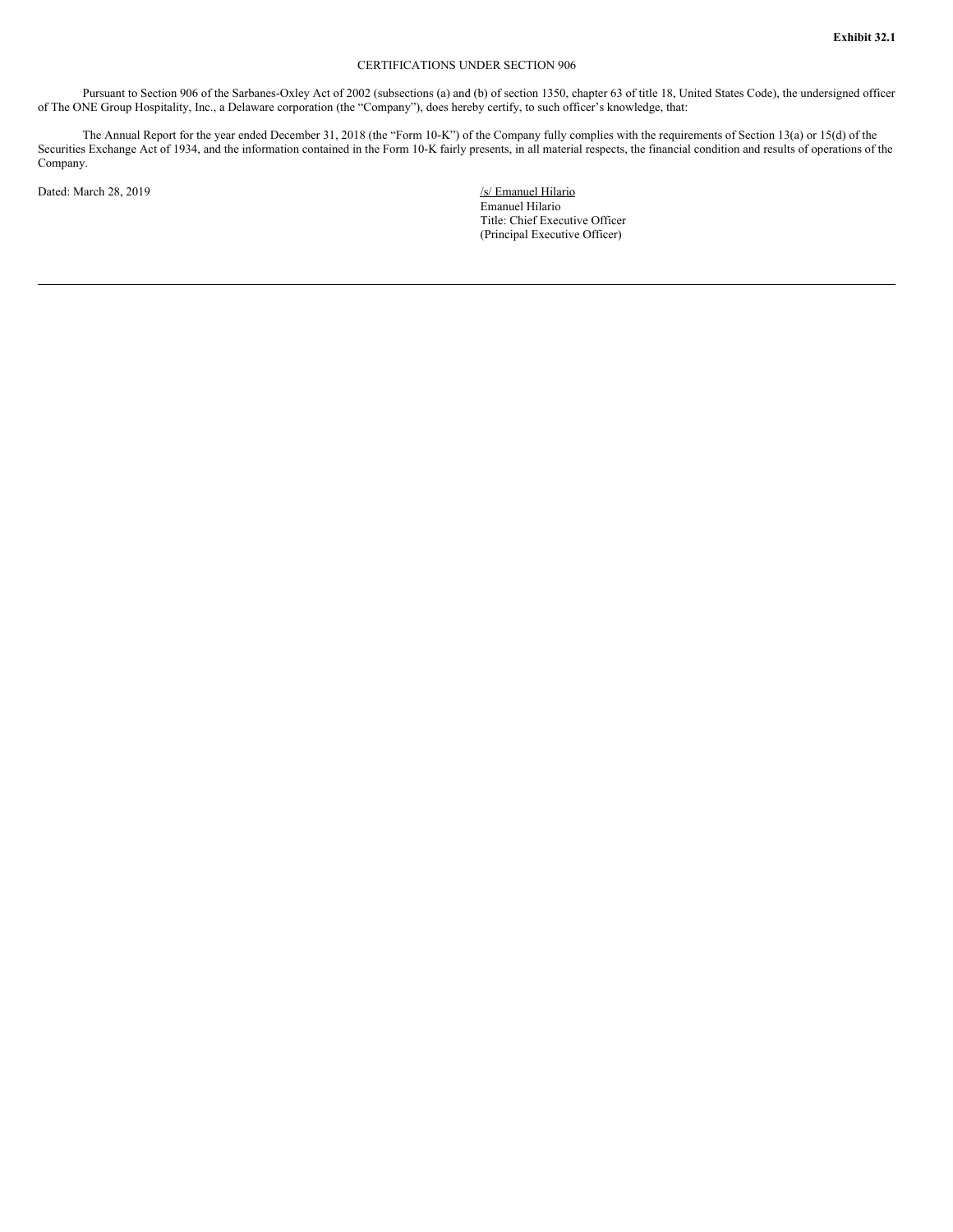**Exhibit 32.1**

CERTIFICATIONS UNDER SECTION 906

Pursuant to Section 906 of the Sarbanes-Oxley Act of 2002 (subsections (a) and (b) of section 1350, chapter 63 of title 18, United States Code), the undersigned officer of The ONE Group Hospitality, Inc., a Delaware corporation (the "Company"), does hereby certify, to such officer's knowledge, that:

The Annual Report for the year ended December 31, 2018 (the "Form 10-K") of the Company fully complies with the requirements of Section 13(a) or 15(d) of the Securities Exchange Act of 1934, and the information contained in the Form 10-K fairly presents, in all material respects, the financial condition and results of operations of the Company.

Dated: March 28, 2019

/s/ Emanuel Hilario
Emanuel Hilario
Title: Chief Executive Officer
(Principal Executive Officer)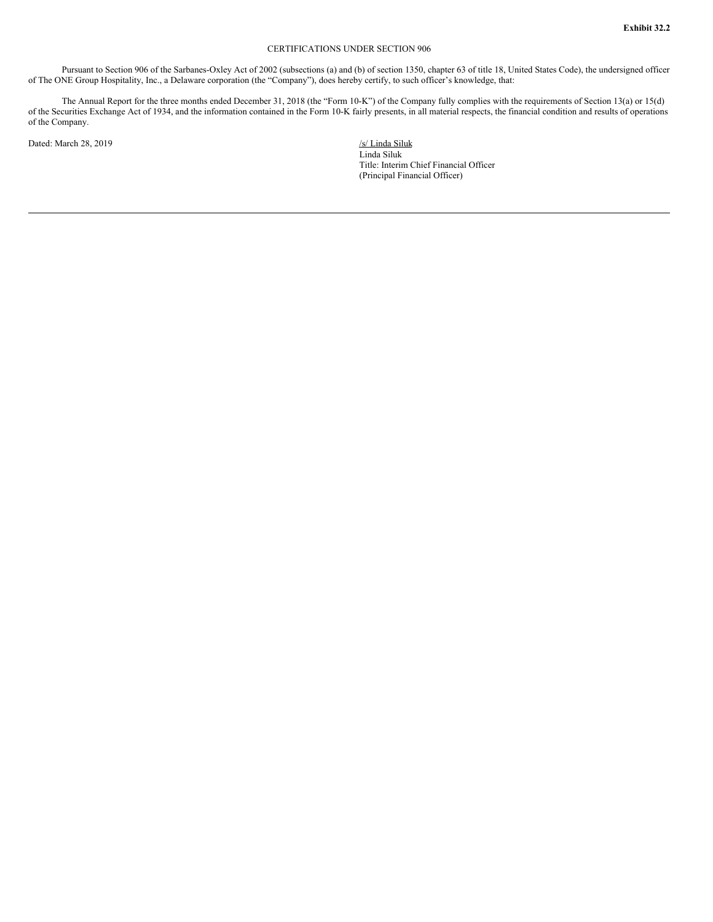**Exhibit 32.2**

CERTIFICATIONS UNDER SECTION 906

Pursuant to Section 906 of the Sarbanes-Oxley Act of 2002 (subsections (a) and (b) of section 1350, chapter 63 of title 18, United States Code), the undersigned officer of The ONE Group Hospitality, Inc., a Delaware corporation (the "Company"), does hereby certify, to such officer's knowledge, that:

The Annual Report for the three months ended December 31, 2018 (the "Form 10-K") of the Company fully complies with the requirements of Section 13(a) or 15(d) of the Securities Exchange Act of 1934, and the information contained in the Form 10-K fairly presents, in all material respects, the financial condition and results of operations of the Company.

Dated: March 28, 2019

/s/ Linda Siluk
Linda Siluk
Title: Interim Chief Financial Officer
(Principal Financial Officer)